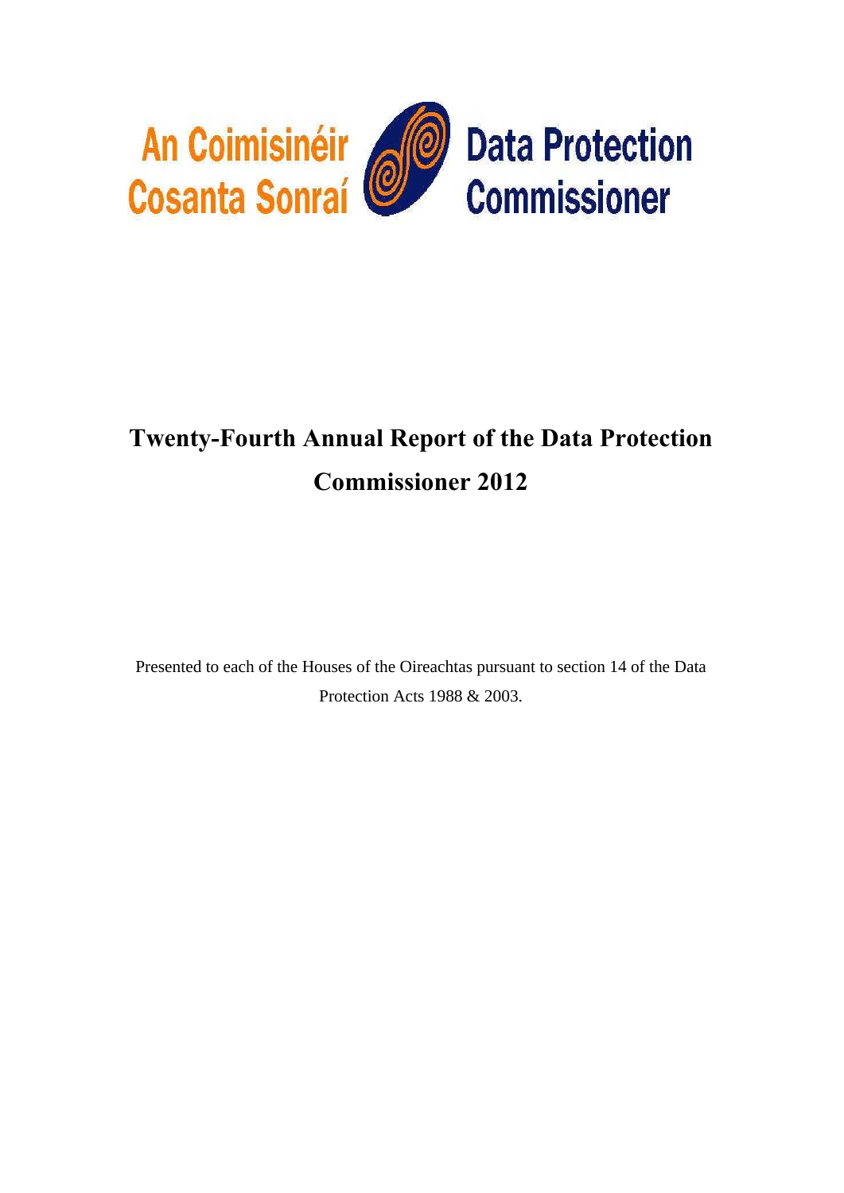An Coimisinéir Cosanta Sonraí

Data Protection Commissioner

# Twenty-Fourth Annual Report of the Data Protection Commissioner 2012

Presented to each of the Houses of the Oireachtas pursuant to section 14 of the Data Protection Acts 1988 & 2003.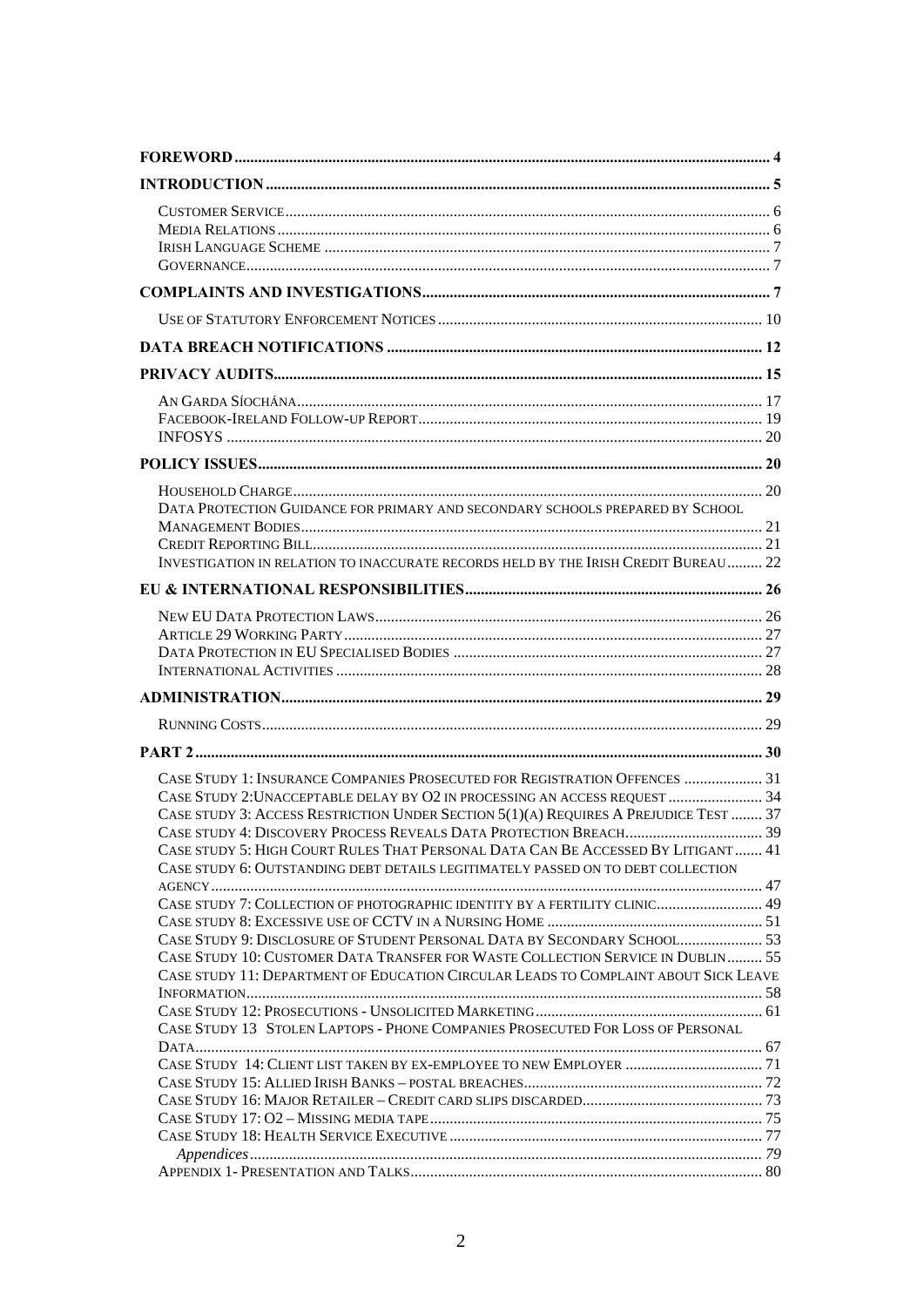**FOREWORD** .......... 4

**INTRODUCTION** .......... 5

- CUSTOMER SERVICE .......... 6
- MEDIA RELATIONS .......... 6
- IRISH LANGUAGE SCHEME .......... 7
- GOVERNANCE .......... 7

**COMPLAINTS AND INVESTIGATIONS** .......... 7

- USE OF STATUTORY ENFORCEMENT NOTICES .......... 10

**DATA BREACH NOTIFICATIONS** .......... 12

**PRIVACY AUDITS** .......... 15

- AN GARDA SÍOCHÁNA .......... 17
- FACEBOOK-IRELAND FOLLOW-UP REPORT .......... 19
- INFOSYS .......... 20

**POLICY ISSUES** .......... 20

- HOUSEHOLD CHARGE .......... 20
- DATA PROTECTION GUIDANCE FOR PRIMARY AND SECONDARY SCHOOLS PREPARED BY SCHOOL MANAGEMENT BODIES .......... 21
- CREDIT REPORTING BILL .......... 21
- INVESTIGATION IN RELATION TO INACCURATE RECORDS HELD BY THE IRISH CREDIT BUREAU .......... 22

**EU & INTERNATIONAL RESPONSIBILITIES** .......... 26

- NEW EU DATA PROTECTION LAWS .......... 26
- ARTICLE 29 WORKING PARTY .......... 27
- DATA PROTECTION IN EU SPECIALISED BODIES .......... 27
- INTERNATIONAL ACTIVITIES .......... 28

**ADMINISTRATION** .......... 29

- RUNNING COSTS .......... 29

**PART 2** .......... 30

- CASE STUDY 1: INSURANCE COMPANIES PROSECUTED FOR REGISTRATION OFFENCES .......... 31
- CASE STUDY 2: UNACCEPTABLE DELAY BY O2 IN PROCESSING AN ACCESS REQUEST .......... 34
- CASE STUDY 3: ACCESS RESTRICTION UNDER SECTION 5(1)(A) REQUIRES A PREJUDICE TEST .......... 37
- CASE STUDY 4: DISCOVERY PROCESS REVEALS DATA PROTECTION BREACH .......... 39
- CASE STUDY 5: HIGH COURT RULES THAT PERSONAL DATA CAN BE ACCESSED BY LITIGANT .......... 41
- CASE STUDY 6: OUTSTANDING DEBT DETAILS LEGITIMATELY PASSED ON TO DEBT COLLECTION AGENCY .......... 47
- CASE STUDY 7: COLLECTION OF PHOTOGRAPHIC IDENTITY BY A FERTILITY CLINIC .......... 49
- CASE STUDY 8: EXCESSIVE USE OF CCTV IN A NURSING HOME .......... 51
- CASE STUDY 9: DISCLOSURE OF STUDENT PERSONAL DATA BY SECONDARY SCHOOL .......... 53
- CASE STUDY 10: CUSTOMER DATA TRANSFER FOR WASTE COLLECTION SERVICE IN DUBLIN .......... 55
- CASE STUDY 11: DEPARTMENT OF EDUCATION CIRCULAR LEADS TO COMPLAINT ABOUT SICK LEAVE INFORMATION .......... 58
- CASE STUDY 12: PROSECUTIONS - UNSOLICITED MARKETING .......... 61
- CASE STUDY 13 STOLEN LAPTOPS - PHONE COMPANIES PROSECUTED FOR LOSS OF PERSONAL DATA .......... 67
- CASE STUDY 14: CLIENT LIST TAKEN BY EX-EMPLOYEE TO NEW EMPLOYER .......... 71
- CASE STUDY 15: ALLIED IRISH BANKS – POSTAL BREACHES .......... 72
- CASE STUDY 16: MAJOR RETAILER – CREDIT CARD SLIPS DISCARDED .......... 73
- CASE STUDY 17: O2 – MISSING MEDIA TAPE .......... 75
- CASE STUDY 18: HEALTH SERVICE EXECUTIVE .......... 77
  - *Appendices* .......... 79
- APPENDIX 1- PRESENTATION AND TALKS .......... 80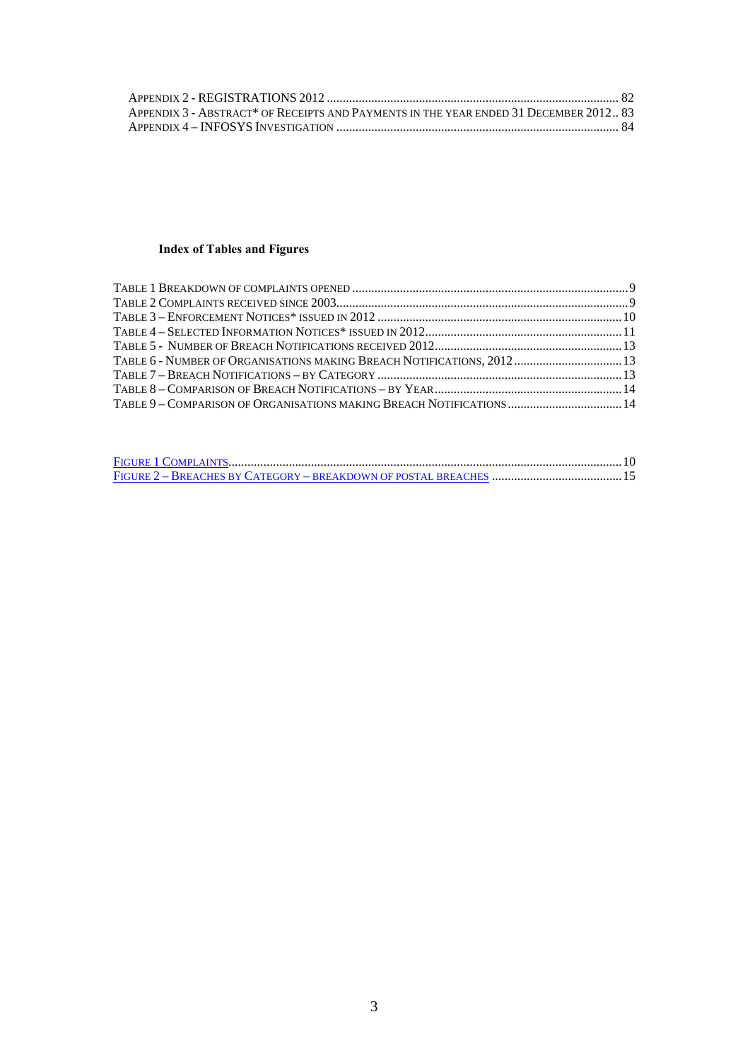Appendix 2 - REGISTRATIONS 2012 .......................................................................................... 82
Appendix 3 - Abstract* of Receipts and Payments in the year ended 31 December 2012.. 83
Appendix 4 – INFOSYS Investigation ....................................................................................... 84

**Index of Tables and Figures**

Table 1 Breakdown of complaints opened ....................................................................................9
Table 2 Complaints received since 2003.........................................................................................9
Table 3 – Enforcement Notices* issued in 2012 ...........................................................................10
Table 4 – Selected Information Notices* issued in 2012..............................................................11
Table 5 - Number of Breach Notifications received 2012.............................................................13
Table 6 - Number of Organisations making Breach Notifications, 2012 ......................................13
Table 7 – Breach Notifications – by Category ..............................................................................13
Table 8 – Comparison of Breach Notifications – by Year.............................................................14
Table 9 – Comparison of Organisations making Breach Notifications .........................................14

Figure 1 Complaints...................................................................................................................10
Figure 2 – Breaches by Category – breakdown of postal breaches ..........................................15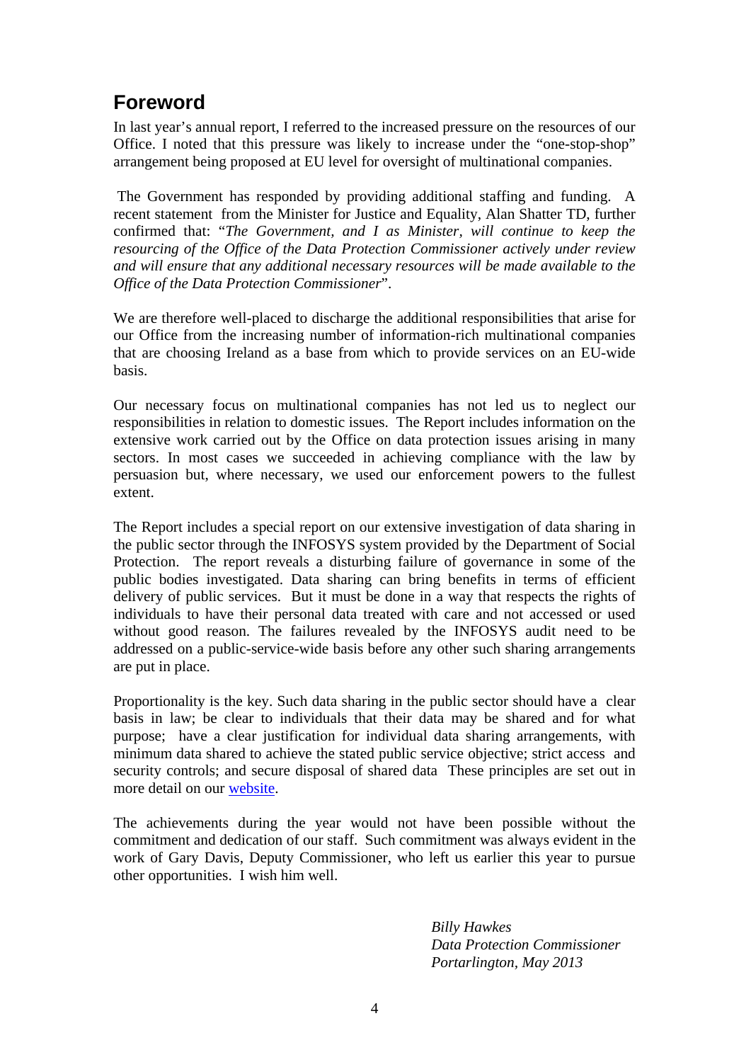## Foreword

In last year's annual report, I referred to the increased pressure on the resources of our Office. I noted that this pressure was likely to increase under the "one-stop-shop" arrangement being proposed at EU level for oversight of multinational companies.

The Government has responded by providing additional staffing and funding. A recent statement from the Minister for Justice and Equality, Alan Shatter TD, further confirmed that: "*The Government, and I as Minister, will continue to keep the resourcing of the Office of the Data Protection Commissioner actively under review and will ensure that any additional necessary resources will be made available to the Office of the Data Protection Commissioner*".

We are therefore well-placed to discharge the additional responsibilities that arise for our Office from the increasing number of information-rich multinational companies that are choosing Ireland as a base from which to provide services on an EU-wide basis.

Our necessary focus on multinational companies has not led us to neglect our responsibilities in relation to domestic issues. The Report includes information on the extensive work carried out by the Office on data protection issues arising in many sectors. In most cases we succeeded in achieving compliance with the law by persuasion but, where necessary, we used our enforcement powers to the fullest extent.

The Report includes a special report on our extensive investigation of data sharing in the public sector through the INFOSYS system provided by the Department of Social Protection. The report reveals a disturbing failure of governance in some of the public bodies investigated. Data sharing can bring benefits in terms of efficient delivery of public services. But it must be done in a way that respects the rights of individuals to have their personal data treated with care and not accessed or used without good reason. The failures revealed by the INFOSYS audit need to be addressed on a public-service-wide basis before any other such sharing arrangements are put in place.

Proportionality is the key. Such data sharing in the public sector should have a clear basis in law; be clear to individuals that their data may be shared and for what purpose; have a clear justification for individual data sharing arrangements, with minimum data shared to achieve the stated public service objective; strict access and security controls; and secure disposal of shared data These principles are set out in more detail on our website.

The achievements during the year would not have been possible without the commitment and dedication of our staff. Such commitment was always evident in the work of Gary Davis, Deputy Commissioner, who left us earlier this year to pursue other opportunities. I wish him well.

*Billy Hawkes*
*Data Protection Commissioner*
*Portarlington, May 2013*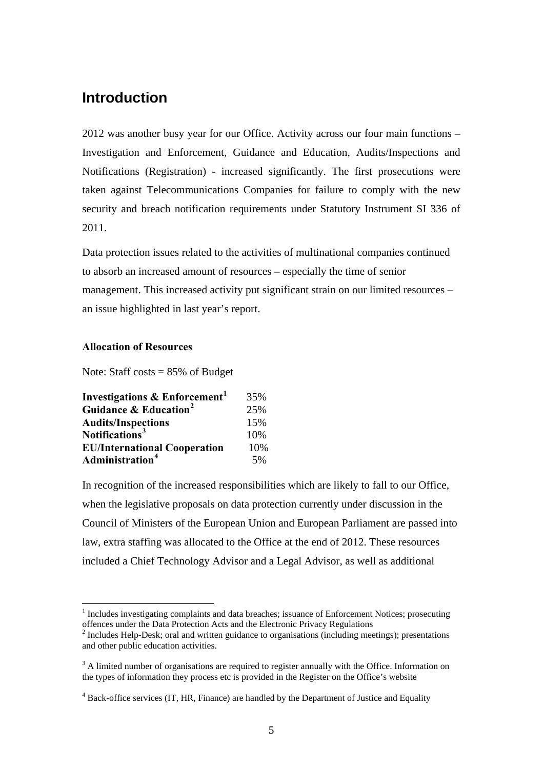## Introduction

2012 was another busy year for our Office. Activity across our four main functions – Investigation and Enforcement, Guidance and Education, Audits/Inspections and Notifications (Registration) - increased significantly. The first prosecutions were taken against Telecommunications Companies for failure to comply with the new security and breach notification requirements under Statutory Instrument SI 336 of 2011.

Data protection issues related to the activities of multinational companies continued to absorb an increased amount of resources – especially the time of senior management. This increased activity put significant strain on our limited resources – an issue highlighted in last year's report.

**Allocation of Resources**

Note: Staff costs = 85% of Budget

| | |
|---|---|
| **Investigations & Enforcement**[1] | 35% |
| **Guidance & Education**[2] | 25% |
| **Audits/Inspections** | 15% |
| **Notifications**[3] | 10% |
| **EU/International Cooperation** | 10% |
| **Administration**[4] | 5% |

In recognition of the increased responsibilities which are likely to fall to our Office, when the legislative proposals on data protection currently under discussion in the Council of Ministers of the European Union and European Parliament are passed into law, extra staffing was allocated to the Office at the end of 2012. These resources included a Chief Technology Advisor and a Legal Advisor, as well as additional

---

[1] Includes investigating complaints and data breaches; issuance of Enforcement Notices; prosecuting offences under the Data Protection Acts and the Electronic Privacy Regulations

[2] Includes Help-Desk; oral and written guidance to organisations (including meetings); presentations and other public education activities.

[3] A limited number of organisations are required to register annually with the Office. Information on the types of information they process etc is provided in the Register on the Office's website

[4] Back-office services (IT, HR, Finance) are handled by the Department of Justice and Equality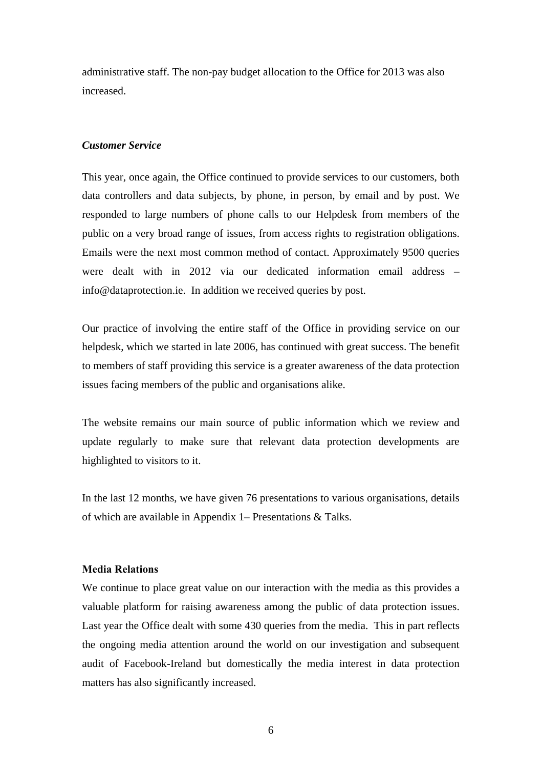administrative staff. The non-pay budget allocation to the Office for 2013 was also increased.

### *Customer Service*

This year, once again, the Office continued to provide services to our customers, both data controllers and data subjects, by phone, in person, by email and by post. We responded to large numbers of phone calls to our Helpdesk from members of the public on a very broad range of issues, from access rights to registration obligations. Emails were the next most common method of contact. Approximately 9500 queries were dealt with in 2012 via our dedicated information email address – info@dataprotection.ie. In addition we received queries by post.

Our practice of involving the entire staff of the Office in providing service on our helpdesk, which we started in late 2006, has continued with great success. The benefit to members of staff providing this service is a greater awareness of the data protection issues facing members of the public and organisations alike.

The website remains our main source of public information which we review and update regularly to make sure that relevant data protection developments are highlighted to visitors to it.

In the last 12 months, we have given 76 presentations to various organisations, details of which are available in Appendix 1– Presentations & Talks.

### Media Relations

We continue to place great value on our interaction with the media as this provides a valuable platform for raising awareness among the public of data protection issues. Last year the Office dealt with some 430 queries from the media. This in part reflects the ongoing media attention around the world on our investigation and subsequent audit of Facebook-Ireland but domestically the media interest in data protection matters has also significantly increased.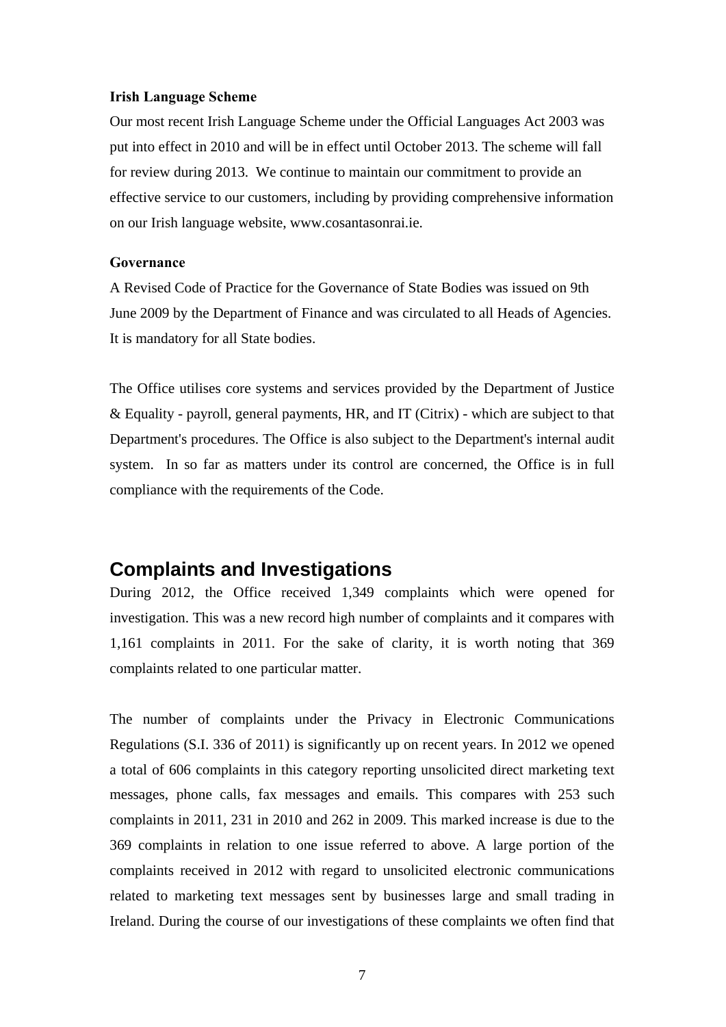**Irish Language Scheme**

Our most recent Irish Language Scheme under the Official Languages Act 2003 was put into effect in 2010 and will be in effect until October 2013. The scheme will fall for review during 2013. We continue to maintain our commitment to provide an effective service to our customers, including by providing comprehensive information on our Irish language website, www.cosantasonrai.ie.

**Governance**

A Revised Code of Practice for the Governance of State Bodies was issued on 9th June 2009 by the Department of Finance and was circulated to all Heads of Agencies. It is mandatory for all State bodies.

The Office utilises core systems and services provided by the Department of Justice & Equality - payroll, general payments, HR, and IT (Citrix) - which are subject to that Department's procedures. The Office is also subject to the Department's internal audit system. In so far as matters under its control are concerned, the Office is in full compliance with the requirements of the Code.

## Complaints and Investigations

During 2012, the Office received 1,349 complaints which were opened for investigation. This was a new record high number of complaints and it compares with 1,161 complaints in 2011. For the sake of clarity, it is worth noting that 369 complaints related to one particular matter.

The number of complaints under the Privacy in Electronic Communications Regulations (S.I. 336 of 2011) is significantly up on recent years. In 2012 we opened a total of 606 complaints in this category reporting unsolicited direct marketing text messages, phone calls, fax messages and emails. This compares with 253 such complaints in 2011, 231 in 2010 and 262 in 2009. This marked increase is due to the 369 complaints in relation to one issue referred to above. A large portion of the complaints received in 2012 with regard to unsolicited electronic communications related to marketing text messages sent by businesses large and small trading in Ireland. During the course of our investigations of these complaints we often find that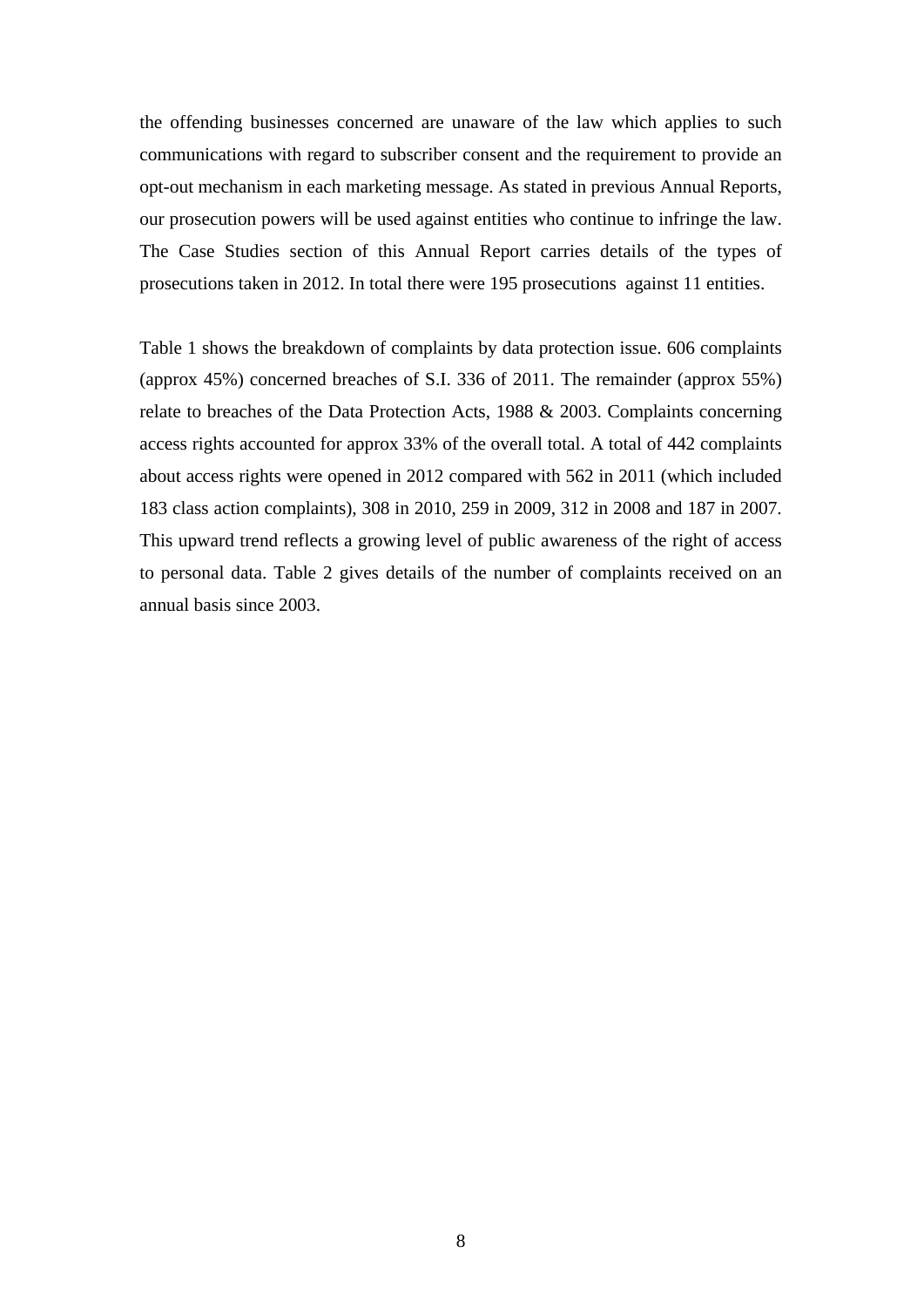the offending businesses concerned are unaware of the law which applies to such communications with regard to subscriber consent and the requirement to provide an opt-out mechanism in each marketing message. As stated in previous Annual Reports, our prosecution powers will be used against entities who continue to infringe the law. The Case Studies section of this Annual Report carries details of the types of prosecutions taken in 2012. In total there were 195 prosecutions against 11 entities.

Table 1 shows the breakdown of complaints by data protection issue. 606 complaints (approx 45%) concerned breaches of S.I. 336 of 2011. The remainder (approx 55%) relate to breaches of the Data Protection Acts, 1988 & 2003. Complaints concerning access rights accounted for approx 33% of the overall total. A total of 442 complaints about access rights were opened in 2012 compared with 562 in 2011 (which included 183 class action complaints), 308 in 2010, 259 in 2009, 312 in 2008 and 187 in 2007. This upward trend reflects a growing level of public awareness of the right of access to personal data. Table 2 gives details of the number of complaints received on an annual basis since 2003.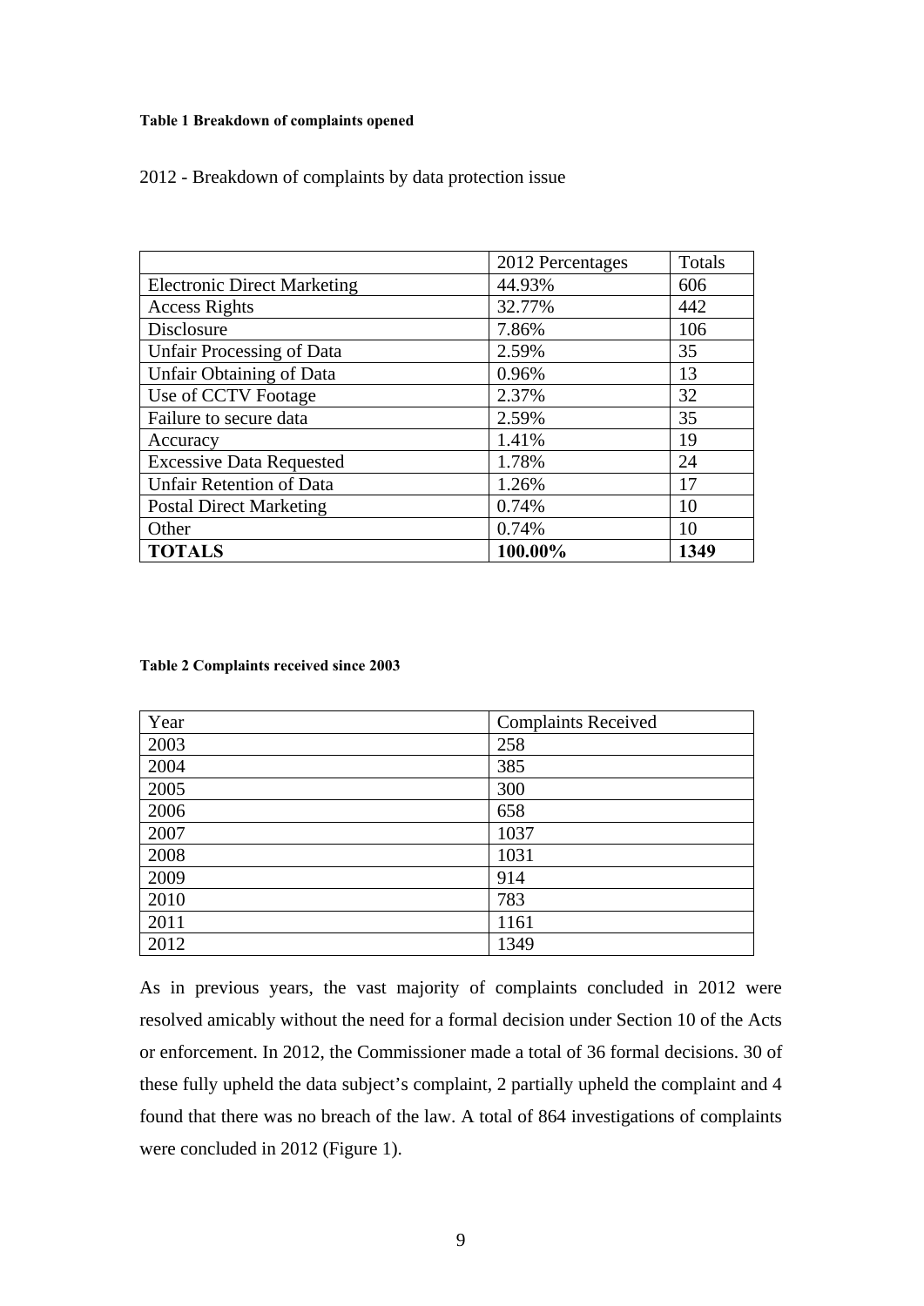**Table 1 Breakdown of complaints opened**

2012 - Breakdown of complaints by data protection issue

| | 2012 Percentages | Totals |
|---|---|---|
| Electronic Direct Marketing | 44.93% | 606 |
| Access Rights | 32.77% | 442 |
| Disclosure | 7.86% | 106 |
| Unfair Processing of Data | 2.59% | 35 |
| Unfair Obtaining of Data | 0.96% | 13 |
| Use of CCTV Footage | 2.37% | 32 |
| Failure to secure data | 2.59% | 35 |
| Accuracy | 1.41% | 19 |
| Excessive Data Requested | 1.78% | 24 |
| Unfair Retention of Data | 1.26% | 17 |
| Postal Direct Marketing | 0.74% | 10 |
| Other | 0.74% | 10 |
| **TOTALS** | **100.00%** | **1349** |

**Table 2 Complaints received since 2003**

| Year | Complaints Received |
|---|---|
| 2003 | 258 |
| 2004 | 385 |
| 2005 | 300 |
| 2006 | 658 |
| 2007 | 1037 |
| 2008 | 1031 |
| 2009 | 914 |
| 2010 | 783 |
| 2011 | 1161 |
| 2012 | 1349 |

As in previous years, the vast majority of complaints concluded in 2012 were resolved amicably without the need for a formal decision under Section 10 of the Acts or enforcement. In 2012, the Commissioner made a total of 36 formal decisions. 30 of these fully upheld the data subject's complaint, 2 partially upheld the complaint and 4 found that there was no breach of the law. A total of 864 investigations of complaints were concluded in 2012 (Figure 1).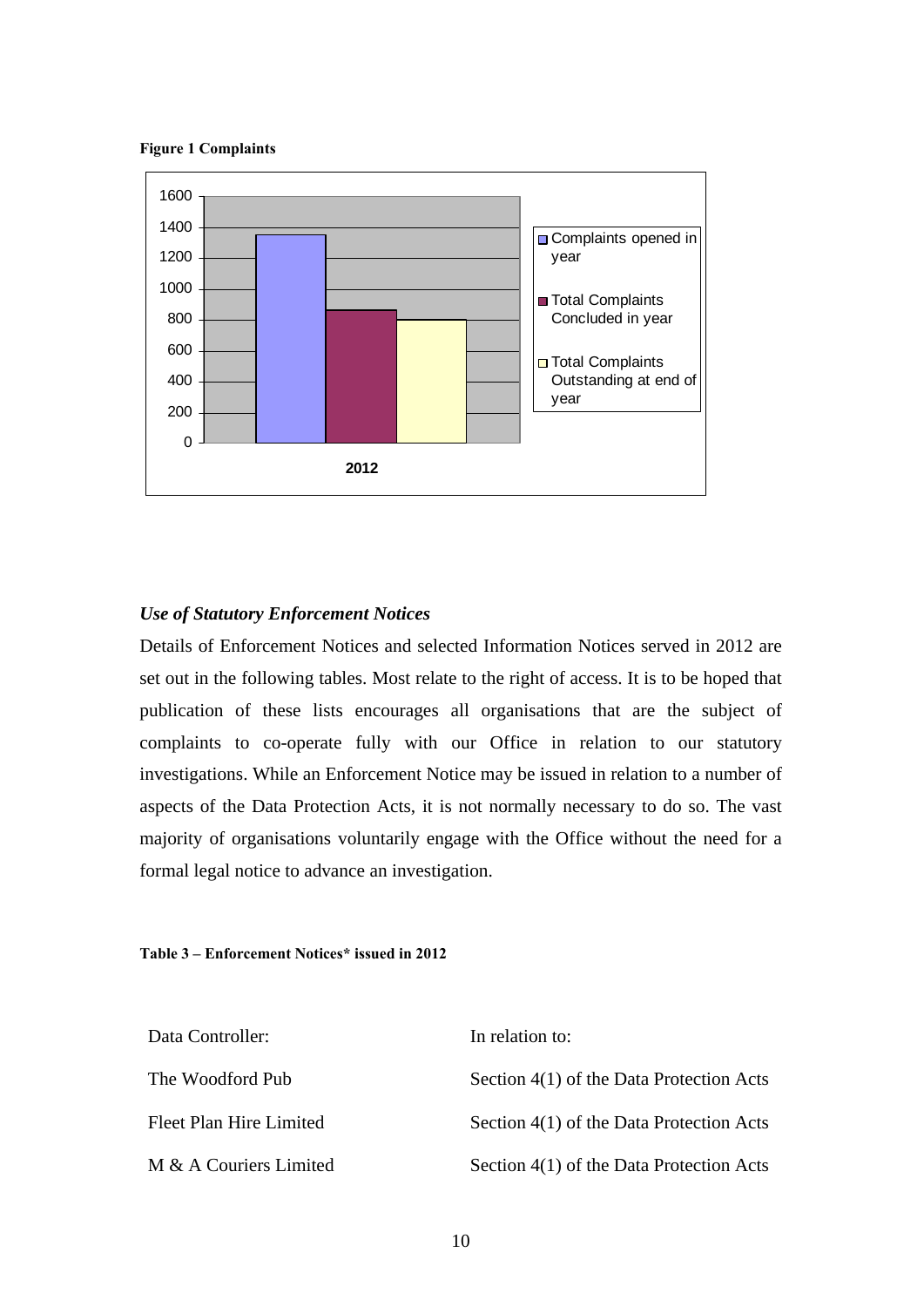**Figure 1 Complaints**

### *Use of Statutory Enforcement Notices*

Details of Enforcement Notices and selected Information Notices served in 2012 are set out in the following tables. Most relate to the right of access. It is to be hoped that publication of these lists encourages all organisations that are the subject of complaints to co-operate fully with our Office in relation to our statutory investigations. While an Enforcement Notice may be issued in relation to a number of aspects of the Data Protection Acts, it is not normally necessary to do so. The vast majority of organisations voluntarily engage with the Office without the need for a formal legal notice to advance an investigation.

**Table 3 – Enforcement Notices* issued in 2012**

| Data Controller: | In relation to: |
|---|---|
| The Woodford Pub | Section 4(1) of the Data Protection Acts |
| Fleet Plan Hire Limited | Section 4(1) of the Data Protection Acts |
| M & A Couriers Limited | Section 4(1) of the Data Protection Acts |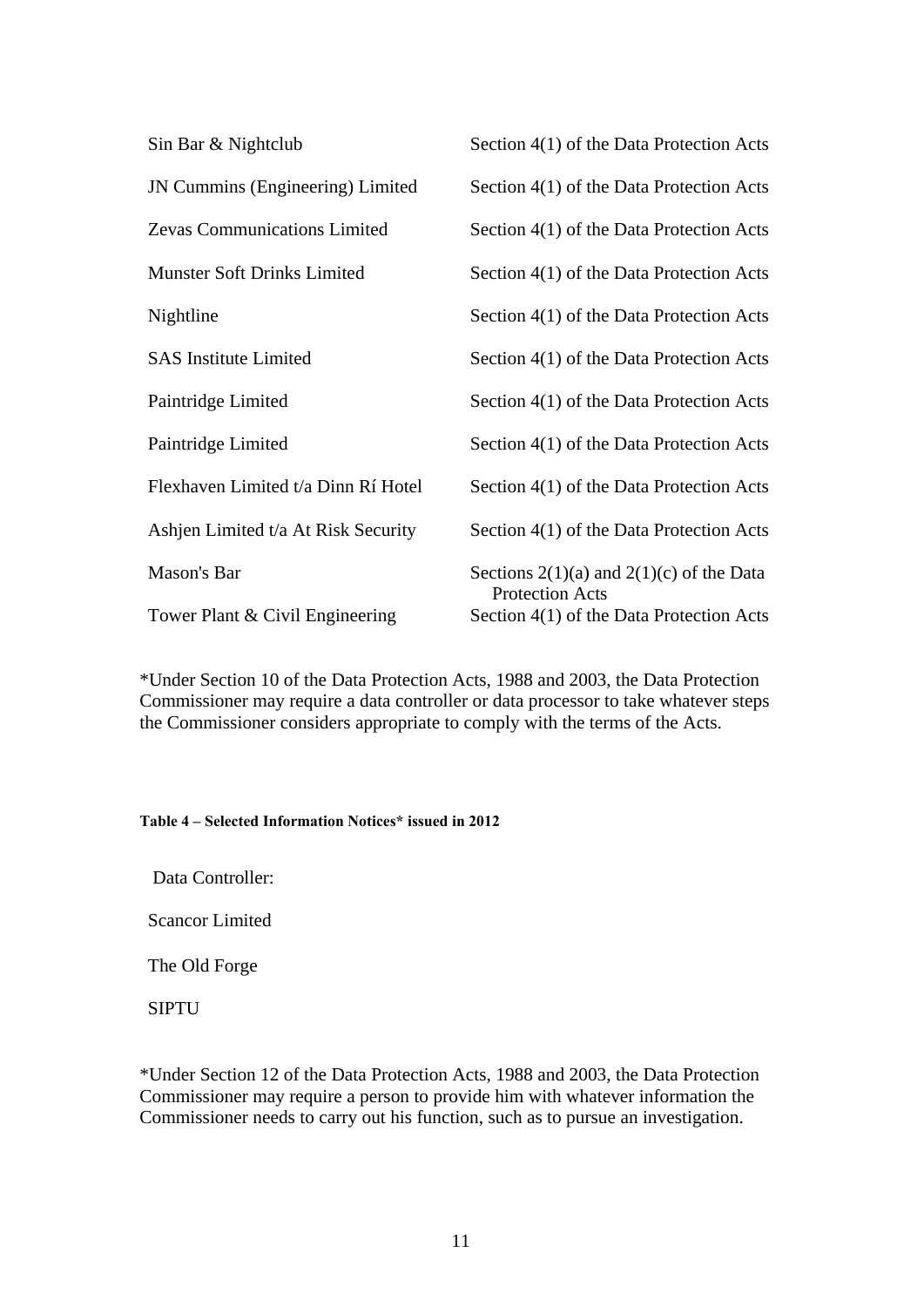| | |
|---|---|
| Sin Bar & Nightclub | Section 4(1) of the Data Protection Acts |
| JN Cummins (Engineering) Limited | Section 4(1) of the Data Protection Acts |
| Zevas Communications Limited | Section 4(1) of the Data Protection Acts |
| Munster Soft Drinks Limited | Section 4(1) of the Data Protection Acts |
| Nightline | Section 4(1) of the Data Protection Acts |
| SAS Institute Limited | Section 4(1) of the Data Protection Acts |
| Paintridge Limited | Section 4(1) of the Data Protection Acts |
| Paintridge Limited | Section 4(1) of the Data Protection Acts |
| Flexhaven Limited t/a Dinn Rí Hotel | Section 4(1) of the Data Protection Acts |
| Ashjen Limited t/a At Risk Security | Section 4(1) of the Data Protection Acts |
| Mason's Bar | Sections 2(1)(a) and 2(1)(c) of the Data Protection Acts |
| Tower Plant & Civil Engineering | Section 4(1) of the Data Protection Acts |

*Under Section 10 of the Data Protection Acts, 1988 and 2003, the Data Protection Commissioner may require a data controller or data processor to take whatever steps the Commissioner considers appropriate to comply with the terms of the Acts.

**Table 4 – Selected Information Notices* issued in 2012**

| Data Controller: |
|---|
| Scancor Limited |
| The Old Forge |
| SIPTU |

*Under Section 12 of the Data Protection Acts, 1988 and 2003, the Data Protection Commissioner may require a person to provide him with whatever information the Commissioner needs to carry out his function, such as to pursue an investigation.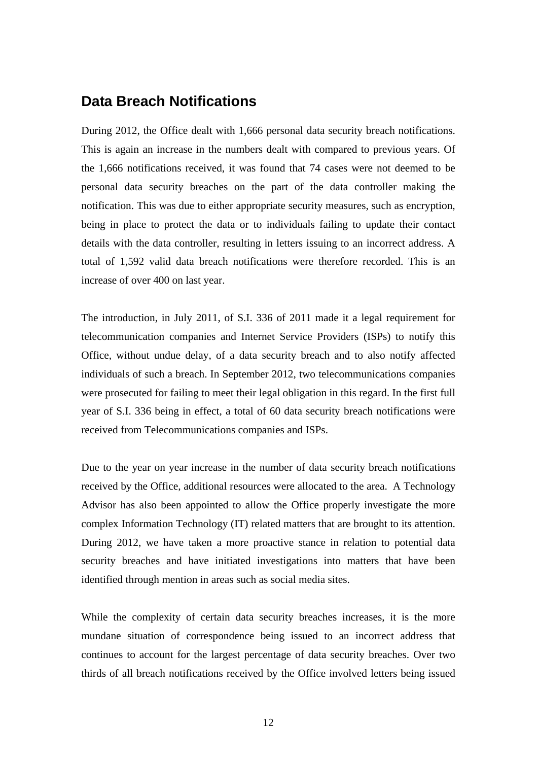## Data Breach Notifications

During 2012, the Office dealt with 1,666 personal data security breach notifications. This is again an increase in the numbers dealt with compared to previous years. Of the 1,666 notifications received, it was found that 74 cases were not deemed to be personal data security breaches on the part of the data controller making the notification. This was due to either appropriate security measures, such as encryption, being in place to protect the data or to individuals failing to update their contact details with the data controller, resulting in letters issuing to an incorrect address. A total of 1,592 valid data breach notifications were therefore recorded. This is an increase of over 400 on last year.

The introduction, in July 2011, of S.I. 336 of 2011 made it a legal requirement for telecommunication companies and Internet Service Providers (ISPs) to notify this Office, without undue delay, of a data security breach and to also notify affected individuals of such a breach. In September 2012, two telecommunications companies were prosecuted for failing to meet their legal obligation in this regard. In the first full year of S.I. 336 being in effect, a total of 60 data security breach notifications were received from Telecommunications companies and ISPs.

Due to the year on year increase in the number of data security breach notifications received by the Office, additional resources were allocated to the area. A Technology Advisor has also been appointed to allow the Office properly investigate the more complex Information Technology (IT) related matters that are brought to its attention. During 2012, we have taken a more proactive stance in relation to potential data security breaches and have initiated investigations into matters that have been identified through mention in areas such as social media sites.

While the complexity of certain data security breaches increases, it is the more mundane situation of correspondence being issued to an incorrect address that continues to account for the largest percentage of data security breaches. Over two thirds of all breach notifications received by the Office involved letters being issued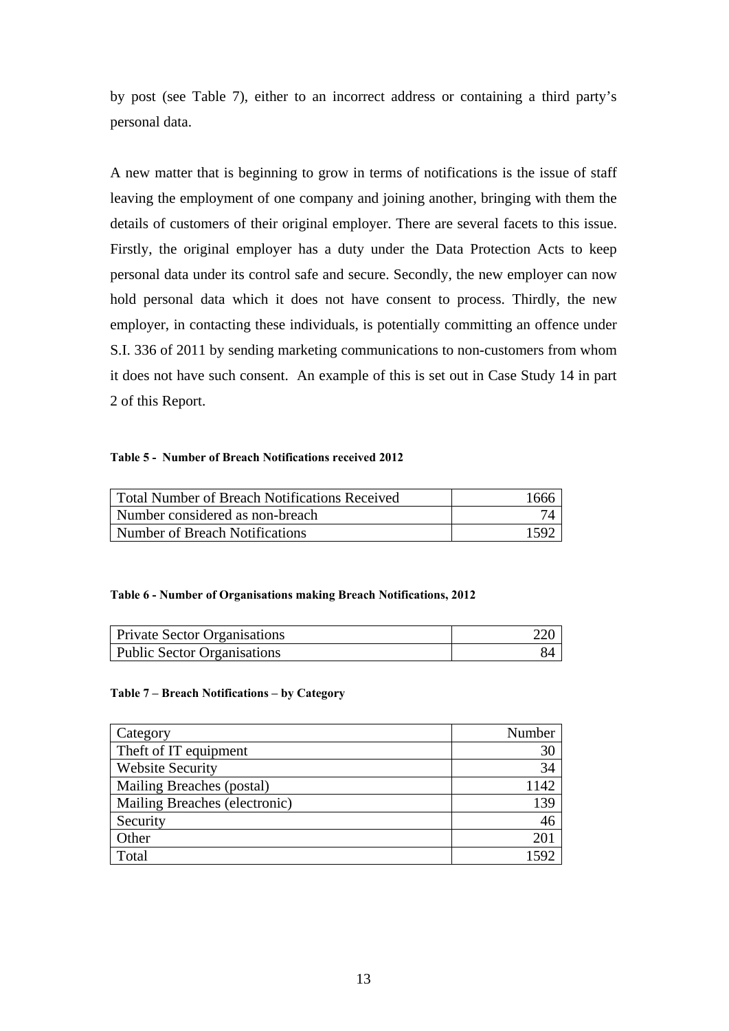by post (see Table 7), either to an incorrect address or containing a third party's personal data.

A new matter that is beginning to grow in terms of notifications is the issue of staff leaving the employment of one company and joining another, bringing with them the details of customers of their original employer. There are several facets to this issue. Firstly, the original employer has a duty under the Data Protection Acts to keep personal data under its control safe and secure. Secondly, the new employer can now hold personal data which it does not have consent to process. Thirdly, the new employer, in contacting these individuals, is potentially committing an offence under S.I. 336 of 2011 by sending marketing communications to non-customers from whom it does not have such consent. An example of this is set out in Case Study 14 in part 2 of this Report.

**Table 5 - Number of Breach Notifications received 2012**

| | |
|---|---:|
| Total Number of Breach Notifications Received | 1666 |
| Number considered as non-breach | 74 |
| Number of Breach Notifications | 1592 |

**Table 6 - Number of Organisations making Breach Notifications, 2012**

| | |
|---|---:|
| Private Sector Organisations | 220 |
| Public Sector Organisations | 84 |

**Table 7 – Breach Notifications – by Category**

| Category | Number |
|---|---:|
| Theft of IT equipment | 30 |
| Website Security | 34 |
| Mailing Breaches (postal) | 1142 |
| Mailing Breaches (electronic) | 139 |
| Security | 46 |
| Other | 201 |
| Total | 1592 |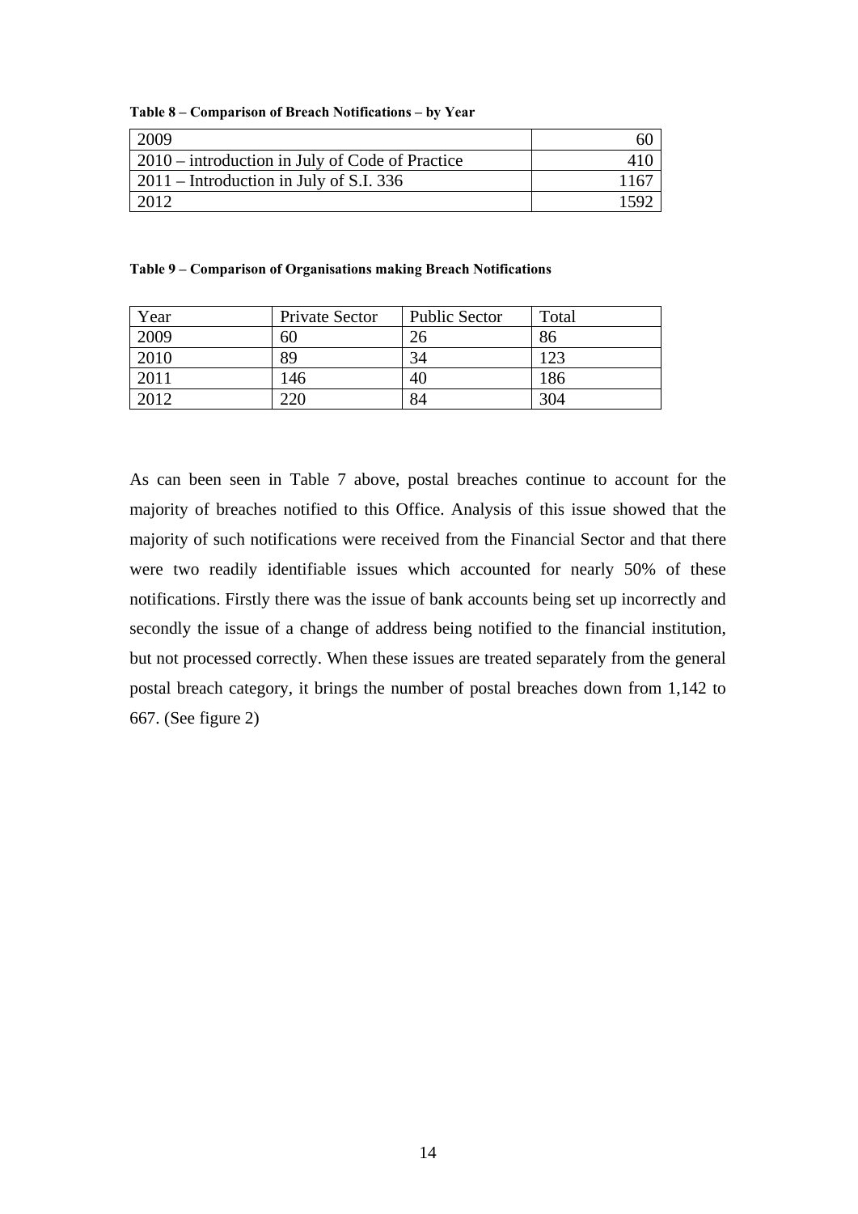**Table 8 – Comparison of Breach Notifications – by Year**

| | |
|---|---|
| 2009 | 60 |
| 2010 – introduction in July of Code of Practice | 410 |
| 2011 – Introduction in July of S.I. 336 | 1167 |
| 2012 | 1592 |

**Table 9 – Comparison of Organisations making Breach Notifications**

| Year | Private Sector | Public Sector | Total |
|---|---|---|---|
| 2009 | 60 | 26 | 86 |
| 2010 | 89 | 34 | 123 |
| 2011 | 146 | 40 | 186 |
| 2012 | 220 | 84 | 304 |

As can been seen in Table 7 above, postal breaches continue to account for the majority of breaches notified to this Office. Analysis of this issue showed that the majority of such notifications were received from the Financial Sector and that there were two readily identifiable issues which accounted for nearly 50% of these notifications. Firstly there was the issue of bank accounts being set up incorrectly and secondly the issue of a change of address being notified to the financial institution, but not processed correctly. When these issues are treated separately from the general postal breach category, it brings the number of postal breaches down from 1,142 to 667. (See figure 2)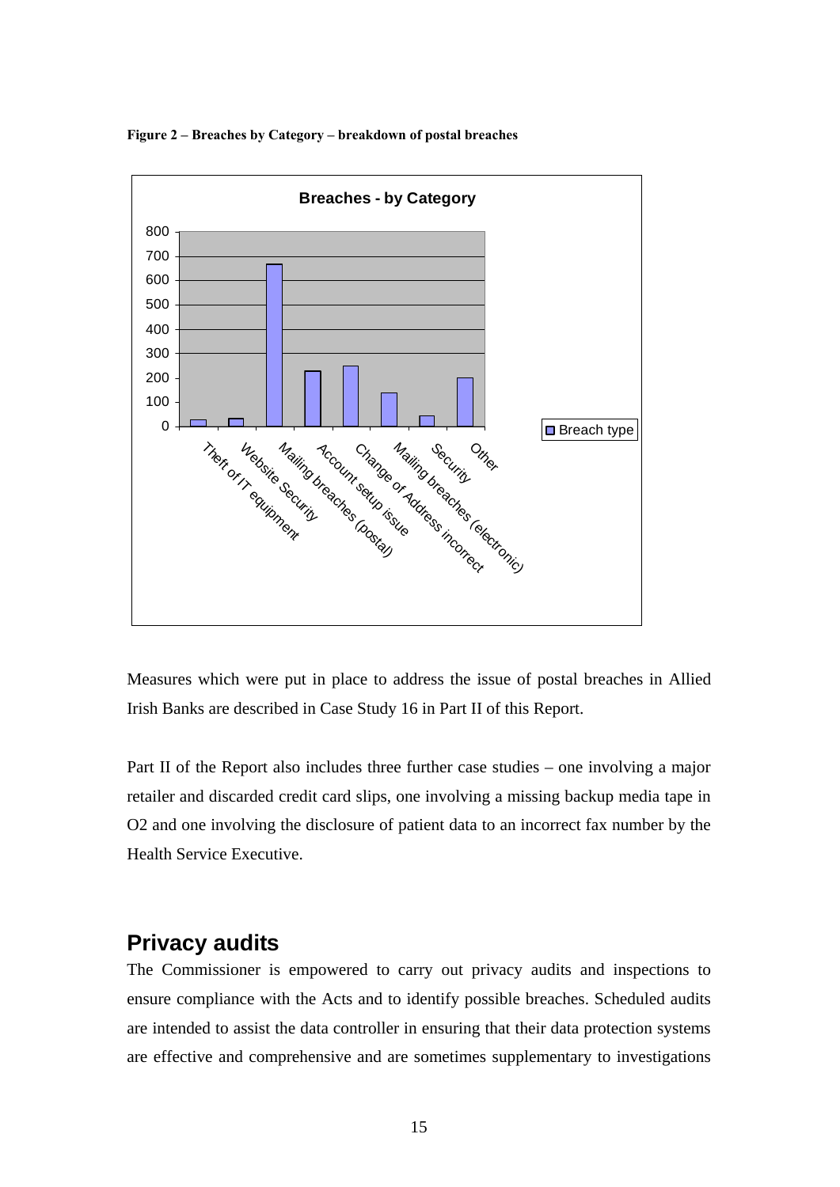**Figure 2 – Breaches by Category – breakdown of postal breaches**

Measures which were put in place to address the issue of postal breaches in Allied Irish Banks are described in Case Study 16 in Part II of this Report.

Part II of the Report also includes three further case studies – one involving a major retailer and discarded credit card slips, one involving a missing backup media tape in O2 and one involving the disclosure of patient data to an incorrect fax number by the Health Service Executive.

## Privacy audits

The Commissioner is empowered to carry out privacy audits and inspections to ensure compliance with the Acts and to identify possible breaches. Scheduled audits are intended to assist the data controller in ensuring that their data protection systems are effective and comprehensive and are sometimes supplementary to investigations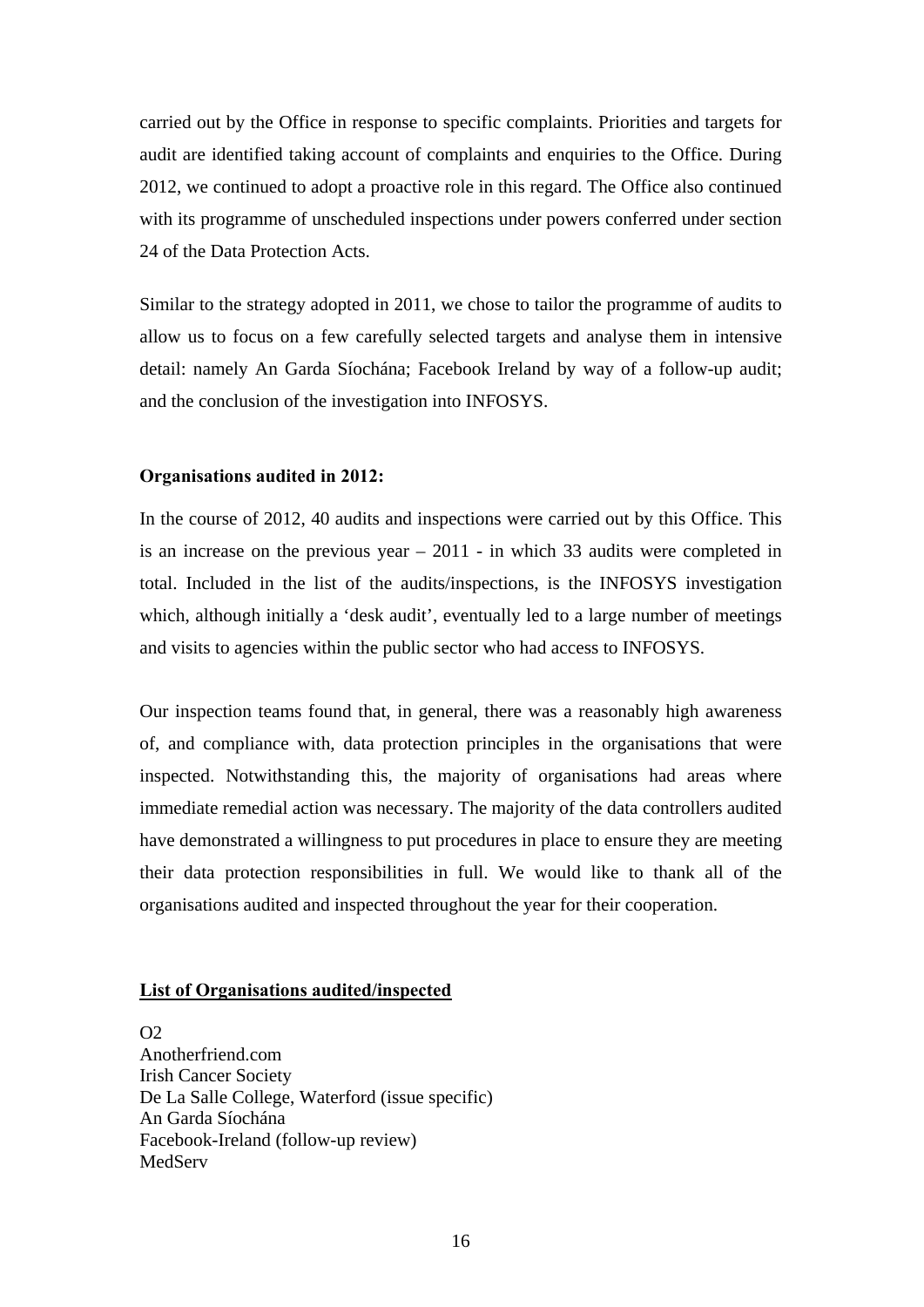carried out by the Office in response to specific complaints. Priorities and targets for audit are identified taking account of complaints and enquiries to the Office. During 2012, we continued to adopt a proactive role in this regard. The Office also continued with its programme of unscheduled inspections under powers conferred under section 24 of the Data Protection Acts.

Similar to the strategy adopted in 2011, we chose to tailor the programme of audits to allow us to focus on a few carefully selected targets and analyse them in intensive detail: namely An Garda Síochána; Facebook Ireland by way of a follow-up audit; and the conclusion of the investigation into INFOSYS.

**Organisations audited in 2012:**

In the course of 2012, 40 audits and inspections were carried out by this Office. This is an increase on the previous year – 2011 - in which 33 audits were completed in total. Included in the list of the audits/inspections, is the INFOSYS investigation which, although initially a 'desk audit', eventually led to a large number of meetings and visits to agencies within the public sector who had access to INFOSYS.

Our inspection teams found that, in general, there was a reasonably high awareness of, and compliance with, data protection principles in the organisations that were inspected. Notwithstanding this, the majority of organisations had areas where immediate remedial action was necessary. The majority of the data controllers audited have demonstrated a willingness to put procedures in place to ensure they are meeting their data protection responsibilities in full. We would like to thank all of the organisations audited and inspected throughout the year for their cooperation.

**List of Organisations audited/inspected**

O2
Anotherfriend.com
Irish Cancer Society
De La Salle College, Waterford (issue specific)
An Garda Síochána
Facebook-Ireland (follow-up review)
MedServ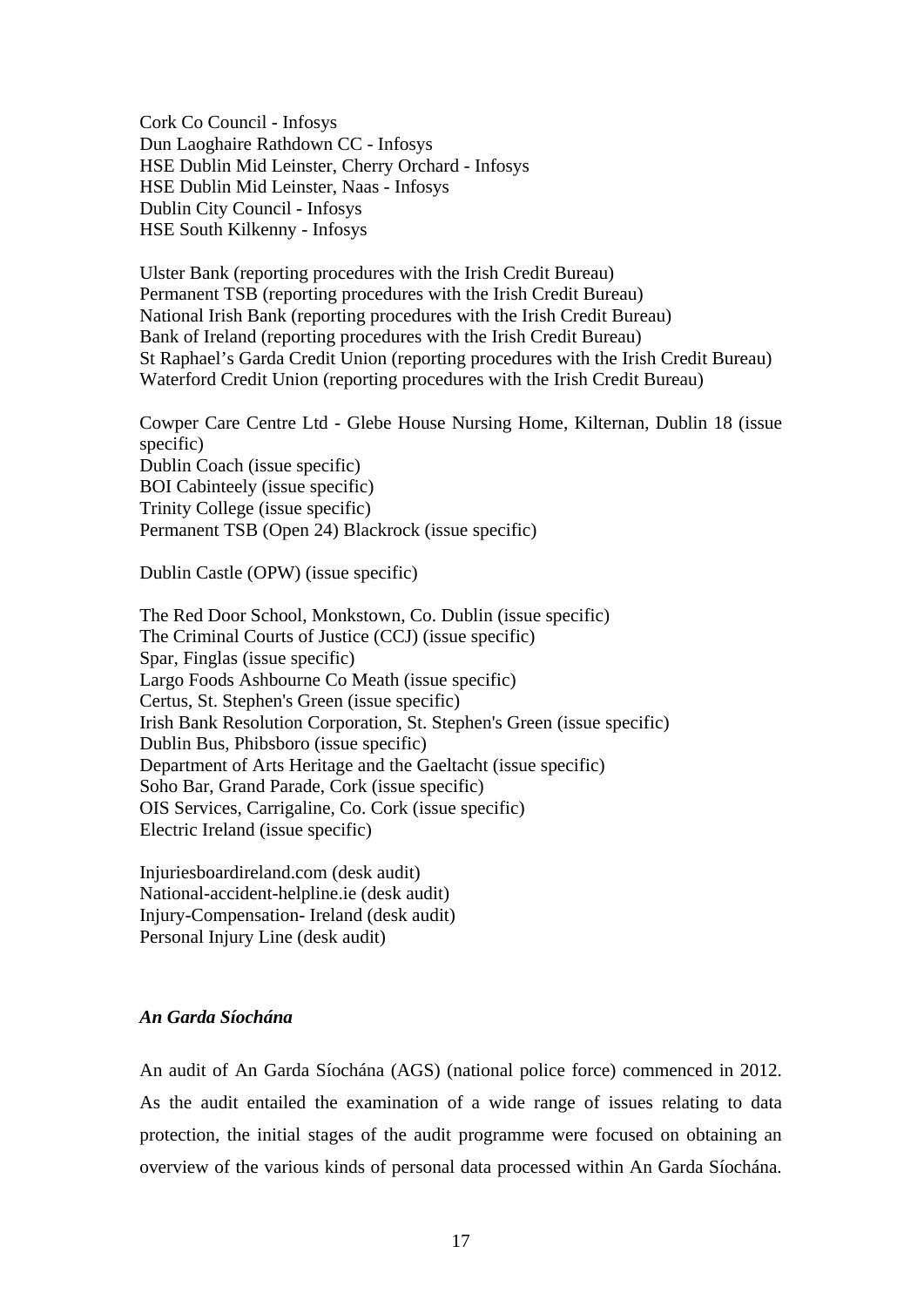Cork Co Council - Infosys
Dun Laoghaire Rathdown CC - Infosys
HSE Dublin Mid Leinster, Cherry Orchard - Infosys
HSE Dublin Mid Leinster, Naas - Infosys
Dublin City Council - Infosys
HSE South Kilkenny - Infosys

Ulster Bank (reporting procedures with the Irish Credit Bureau)
Permanent TSB (reporting procedures with the Irish Credit Bureau)
National Irish Bank (reporting procedures with the Irish Credit Bureau)
Bank of Ireland (reporting procedures with the Irish Credit Bureau)
St Raphael's Garda Credit Union (reporting procedures with the Irish Credit Bureau)
Waterford Credit Union (reporting procedures with the Irish Credit Bureau)

Cowper Care Centre Ltd - Glebe House Nursing Home, Kilternan, Dublin 18 (issue specific)
Dublin Coach (issue specific)
BOI Cabinteely (issue specific)
Trinity College (issue specific)
Permanent TSB (Open 24) Blackrock (issue specific)

Dublin Castle (OPW) (issue specific)

The Red Door School, Monkstown, Co. Dublin (issue specific)
The Criminal Courts of Justice (CCJ) (issue specific)
Spar, Finglas (issue specific)
Largo Foods Ashbourne Co Meath (issue specific)
Certus, St. Stephen's Green (issue specific)
Irish Bank Resolution Corporation, St. Stephen's Green (issue specific)
Dublin Bus, Phibsboro (issue specific)
Department of Arts Heritage and the Gaeltacht (issue specific)
Soho Bar, Grand Parade, Cork (issue specific)
OIS Services, Carrigaline, Co. Cork (issue specific)
Electric Ireland (issue specific)

Injuriesboardireland.com (desk audit)
National-accident-helpline.ie (desk audit)
Injury-Compensation- Ireland (desk audit)
Personal Injury Line (desk audit)

***An Garda Síochána***

An audit of An Garda Síochána (AGS) (national police force) commenced in 2012. As the audit entailed the examination of a wide range of issues relating to data protection, the initial stages of the audit programme were focused on obtaining an overview of the various kinds of personal data processed within An Garda Síochána.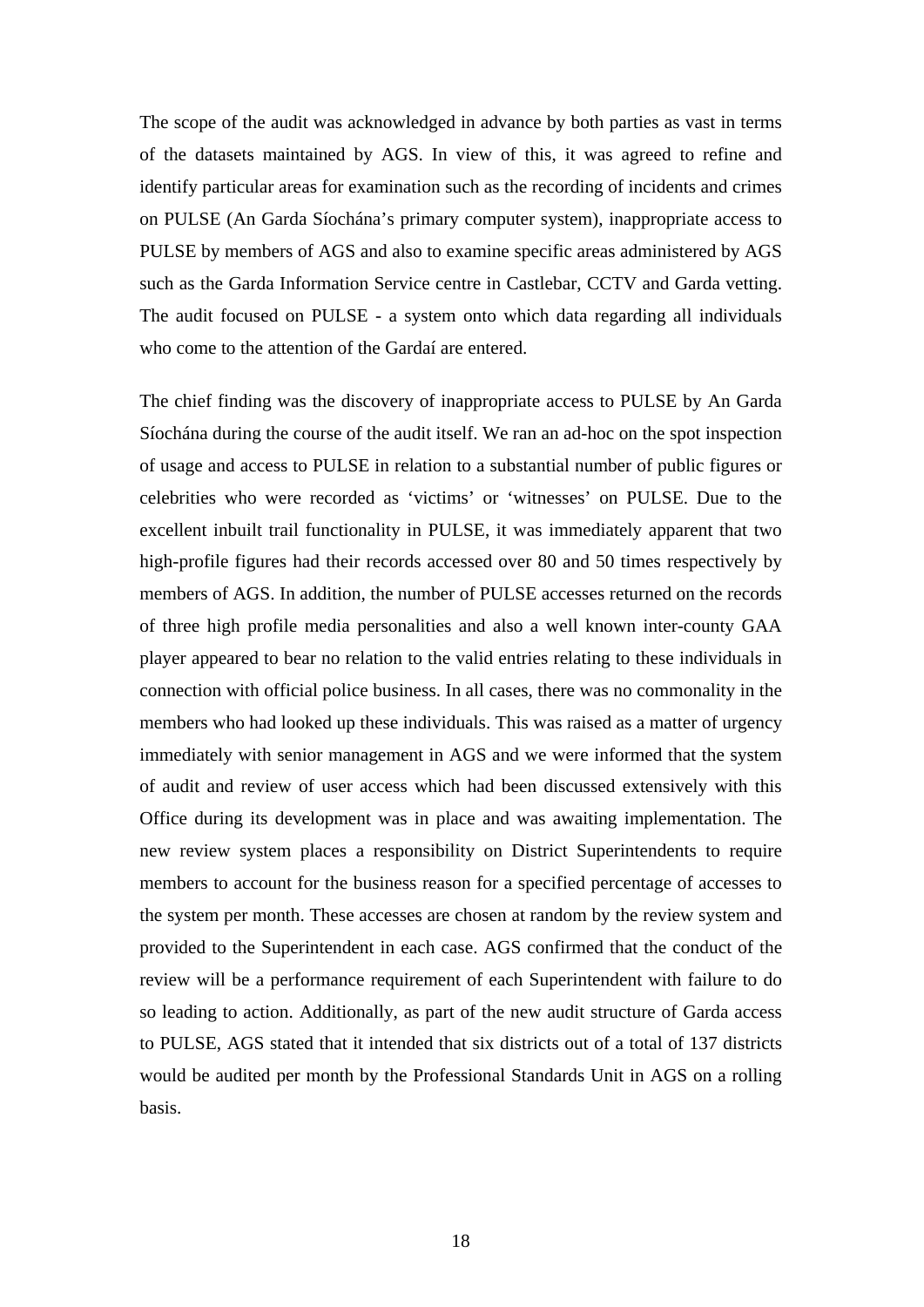The scope of the audit was acknowledged in advance by both parties as vast in terms of the datasets maintained by AGS. In view of this, it was agreed to refine and identify particular areas for examination such as the recording of incidents and crimes on PULSE (An Garda Síochána's primary computer system), inappropriate access to PULSE by members of AGS and also to examine specific areas administered by AGS such as the Garda Information Service centre in Castlebar, CCTV and Garda vetting. The audit focused on PULSE - a system onto which data regarding all individuals who come to the attention of the Gardaí are entered.

The chief finding was the discovery of inappropriate access to PULSE by An Garda Síochána during the course of the audit itself. We ran an ad-hoc on the spot inspection of usage and access to PULSE in relation to a substantial number of public figures or celebrities who were recorded as 'victims' or 'witnesses' on PULSE. Due to the excellent inbuilt trail functionality in PULSE, it was immediately apparent that two high-profile figures had their records accessed over 80 and 50 times respectively by members of AGS. In addition, the number of PULSE accesses returned on the records of three high profile media personalities and also a well known inter-county GAA player appeared to bear no relation to the valid entries relating to these individuals in connection with official police business. In all cases, there was no commonality in the members who had looked up these individuals. This was raised as a matter of urgency immediately with senior management in AGS and we were informed that the system of audit and review of user access which had been discussed extensively with this Office during its development was in place and was awaiting implementation. The new review system places a responsibility on District Superintendents to require members to account for the business reason for a specified percentage of accesses to the system per month. These accesses are chosen at random by the review system and provided to the Superintendent in each case. AGS confirmed that the conduct of the review will be a performance requirement of each Superintendent with failure to do so leading to action. Additionally, as part of the new audit structure of Garda access to PULSE, AGS stated that it intended that six districts out of a total of 137 districts would be audited per month by the Professional Standards Unit in AGS on a rolling basis.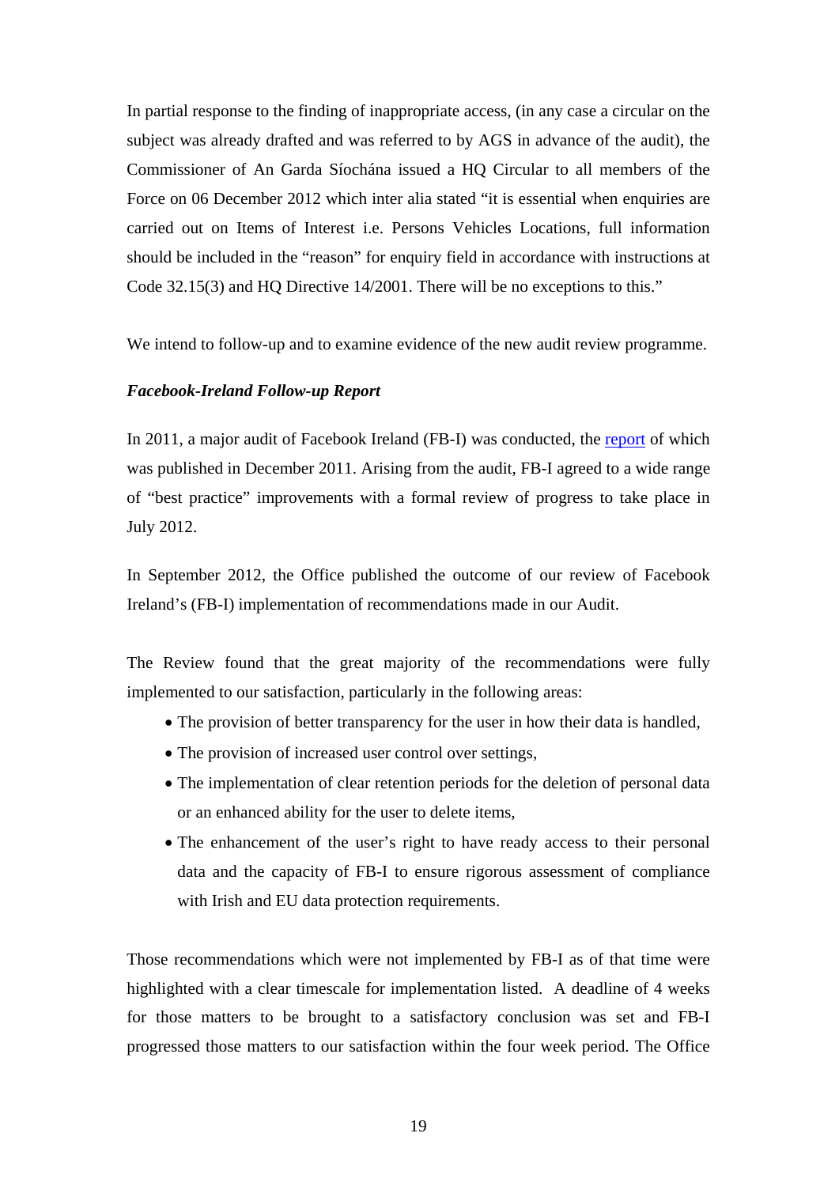In partial response to the finding of inappropriate access, (in any case a circular on the subject was already drafted and was referred to by AGS in advance of the audit), the Commissioner of An Garda Síochána issued a HQ Circular to all members of the Force on 06 December 2012 which inter alia stated "it is essential when enquiries are carried out on Items of Interest i.e. Persons Vehicles Locations, full information should be included in the "reason" for enquiry field in accordance with instructions at Code 32.15(3) and HQ Directive 14/2001. There will be no exceptions to this."

We intend to follow-up and to examine evidence of the new audit review programme.

***Facebook-Ireland Follow-up Report***

In 2011, a major audit of Facebook Ireland (FB-I) was conducted, the report of which was published in December 2011. Arising from the audit, FB-I agreed to a wide range of "best practice" improvements with a formal review of progress to take place in July 2012.

In September 2012, the Office published the outcome of our review of Facebook Ireland's (FB-I) implementation of recommendations made in our Audit.

The Review found that the great majority of the recommendations were fully implemented to our satisfaction, particularly in the following areas:

- The provision of better transparency for the user in how their data is handled,
- The provision of increased user control over settings,
- The implementation of clear retention periods for the deletion of personal data or an enhanced ability for the user to delete items,
- The enhancement of the user's right to have ready access to their personal data and the capacity of FB-I to ensure rigorous assessment of compliance with Irish and EU data protection requirements.

Those recommendations which were not implemented by FB-I as of that time were highlighted with a clear timescale for implementation listed. A deadline of 4 weeks for those matters to be brought to a satisfactory conclusion was set and FB-I progressed those matters to our satisfaction within the four week period. The Office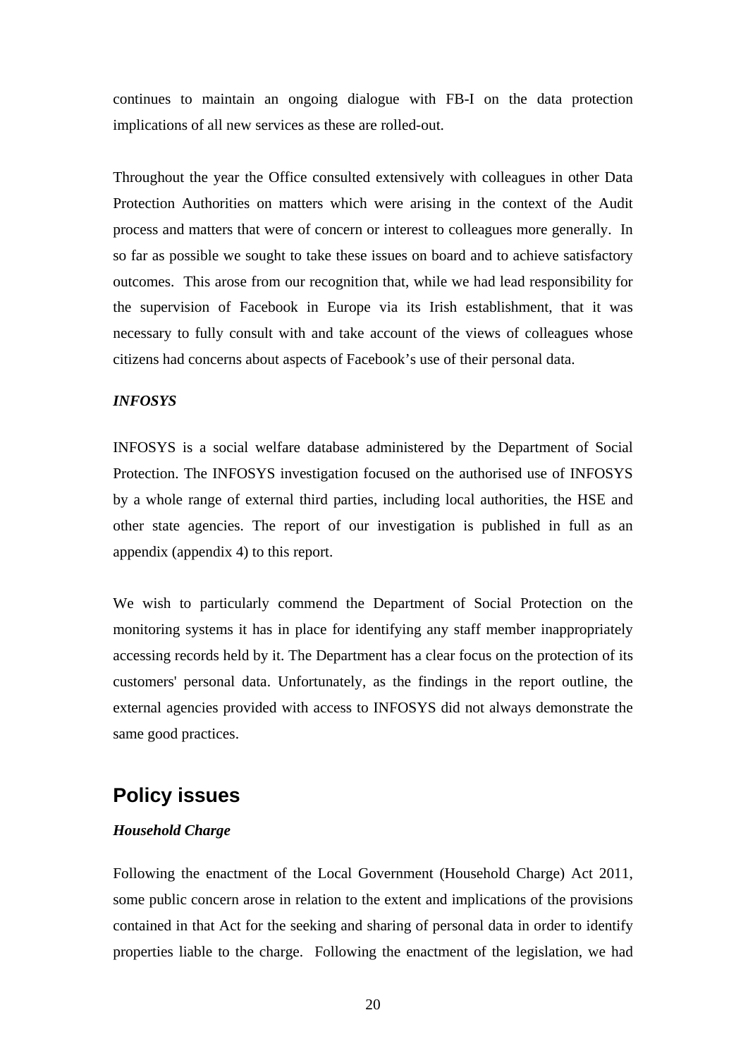continues to maintain an ongoing dialogue with FB-I on the data protection implications of all new services as these are rolled-out.

Throughout the year the Office consulted extensively with colleagues in other Data Protection Authorities on matters which were arising in the context of the Audit process and matters that were of concern or interest to colleagues more generally. In so far as possible we sought to take these issues on board and to achieve satisfactory outcomes. This arose from our recognition that, while we had lead responsibility for the supervision of Facebook in Europe via its Irish establishment, that it was necessary to fully consult with and take account of the views of colleagues whose citizens had concerns about aspects of Facebook's use of their personal data.

***INFOSYS***

INFOSYS is a social welfare database administered by the Department of Social Protection. The INFOSYS investigation focused on the authorised use of INFOSYS by a whole range of external third parties, including local authorities, the HSE and other state agencies. The report of our investigation is published in full as an appendix (appendix 4) to this report.

We wish to particularly commend the Department of Social Protection on the monitoring systems it has in place for identifying any staff member inappropriately accessing records held by it. The Department has a clear focus on the protection of its customers' personal data. Unfortunately, as the findings in the report outline, the external agencies provided with access to INFOSYS did not always demonstrate the same good practices.

## Policy issues

***Household Charge***

Following the enactment of the Local Government (Household Charge) Act 2011, some public concern arose in relation to the extent and implications of the provisions contained in that Act for the seeking and sharing of personal data in order to identify properties liable to the charge. Following the enactment of the legislation, we had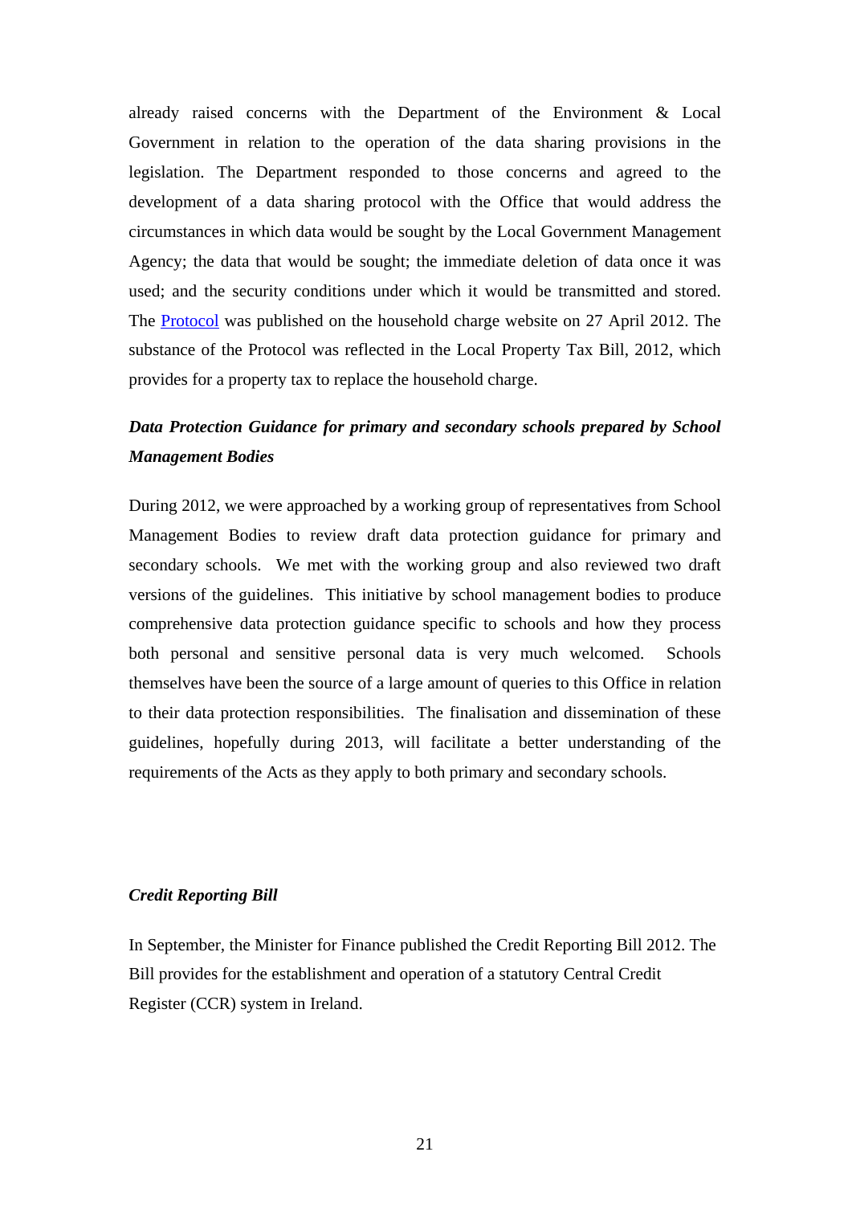already raised concerns with the Department of the Environment & Local Government in relation to the operation of the data sharing provisions in the legislation. The Department responded to those concerns and agreed to the development of a data sharing protocol with the Office that would address the circumstances in which data would be sought by the Local Government Management Agency; the data that would be sought; the immediate deletion of data once it was used; and the security conditions under which it would be transmitted and stored. The Protocol was published on the household charge website on 27 April 2012. The substance of the Protocol was reflected in the Local Property Tax Bill, 2012, which provides for a property tax to replace the household charge.

***Data Protection Guidance for primary and secondary schools prepared by School Management Bodies***

During 2012, we were approached by a working group of representatives from School Management Bodies to review draft data protection guidance for primary and secondary schools. We met with the working group and also reviewed two draft versions of the guidelines. This initiative by school management bodies to produce comprehensive data protection guidance specific to schools and how they process both personal and sensitive personal data is very much welcomed. Schools themselves have been the source of a large amount of queries to this Office in relation to their data protection responsibilities. The finalisation and dissemination of these guidelines, hopefully during 2013, will facilitate a better understanding of the requirements of the Acts as they apply to both primary and secondary schools.

***Credit Reporting Bill***

In September, the Minister for Finance published the Credit Reporting Bill 2012. The Bill provides for the establishment and operation of a statutory Central Credit Register (CCR) system in Ireland.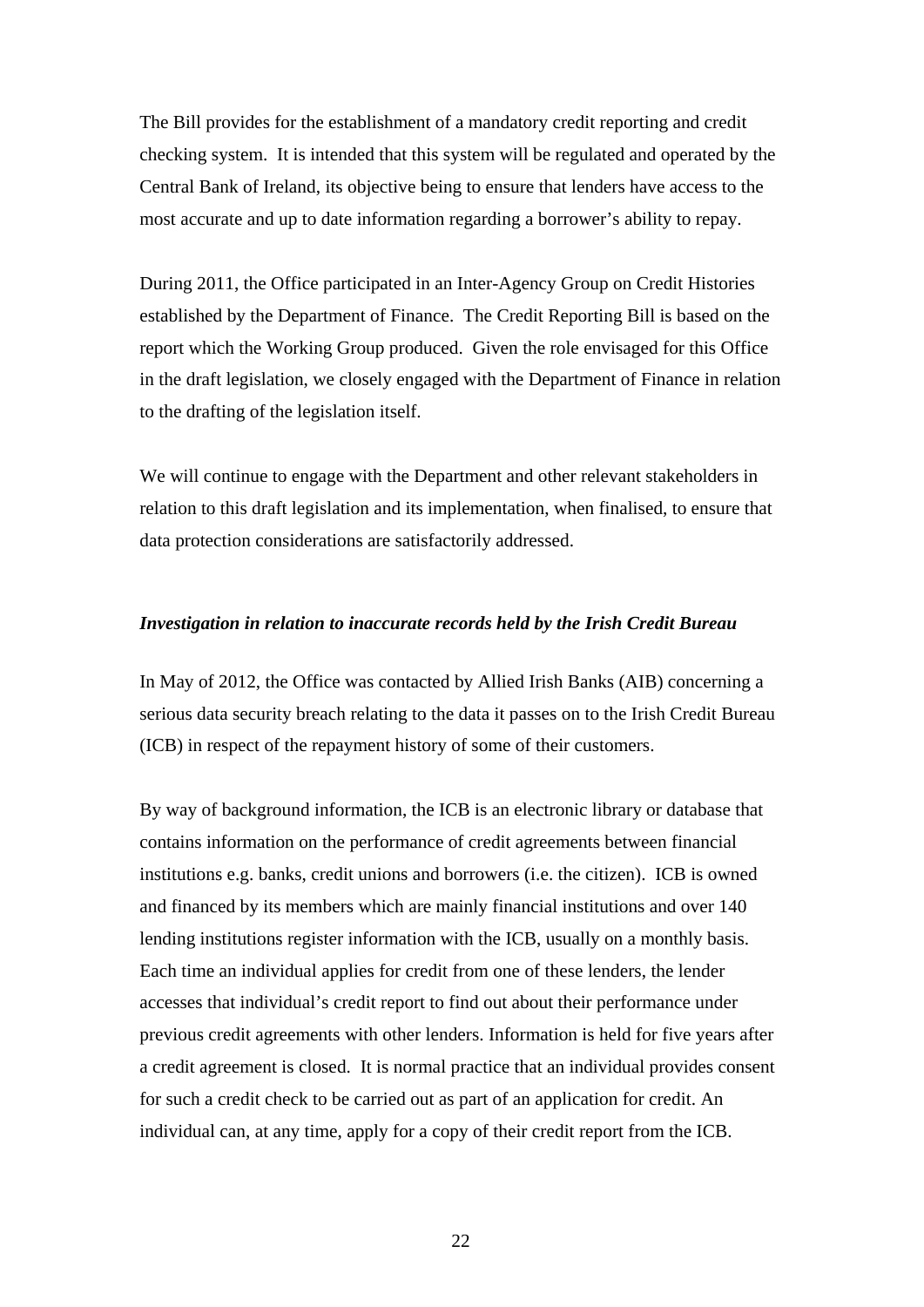The Bill provides for the establishment of a mandatory credit reporting and credit checking system. It is intended that this system will be regulated and operated by the Central Bank of Ireland, its objective being to ensure that lenders have access to the most accurate and up to date information regarding a borrower's ability to repay.

During 2011, the Office participated in an Inter-Agency Group on Credit Histories established by the Department of Finance. The Credit Reporting Bill is based on the report which the Working Group produced. Given the role envisaged for this Office in the draft legislation, we closely engaged with the Department of Finance in relation to the drafting of the legislation itself.

We will continue to engage with the Department and other relevant stakeholders in relation to this draft legislation and its implementation, when finalised, to ensure that data protection considerations are satisfactorily addressed.

***Investigation in relation to inaccurate records held by the Irish Credit Bureau***

In May of 2012, the Office was contacted by Allied Irish Banks (AIB) concerning a serious data security breach relating to the data it passes on to the Irish Credit Bureau (ICB) in respect of the repayment history of some of their customers.

By way of background information, the ICB is an electronic library or database that contains information on the performance of credit agreements between financial institutions e.g. banks, credit unions and borrowers (i.e. the citizen). ICB is owned and financed by its members which are mainly financial institutions and over 140 lending institutions register information with the ICB, usually on a monthly basis. Each time an individual applies for credit from one of these lenders, the lender accesses that individual's credit report to find out about their performance under previous credit agreements with other lenders. Information is held for five years after a credit agreement is closed. It is normal practice that an individual provides consent for such a credit check to be carried out as part of an application for credit. An individual can, at any time, apply for a copy of their credit report from the ICB.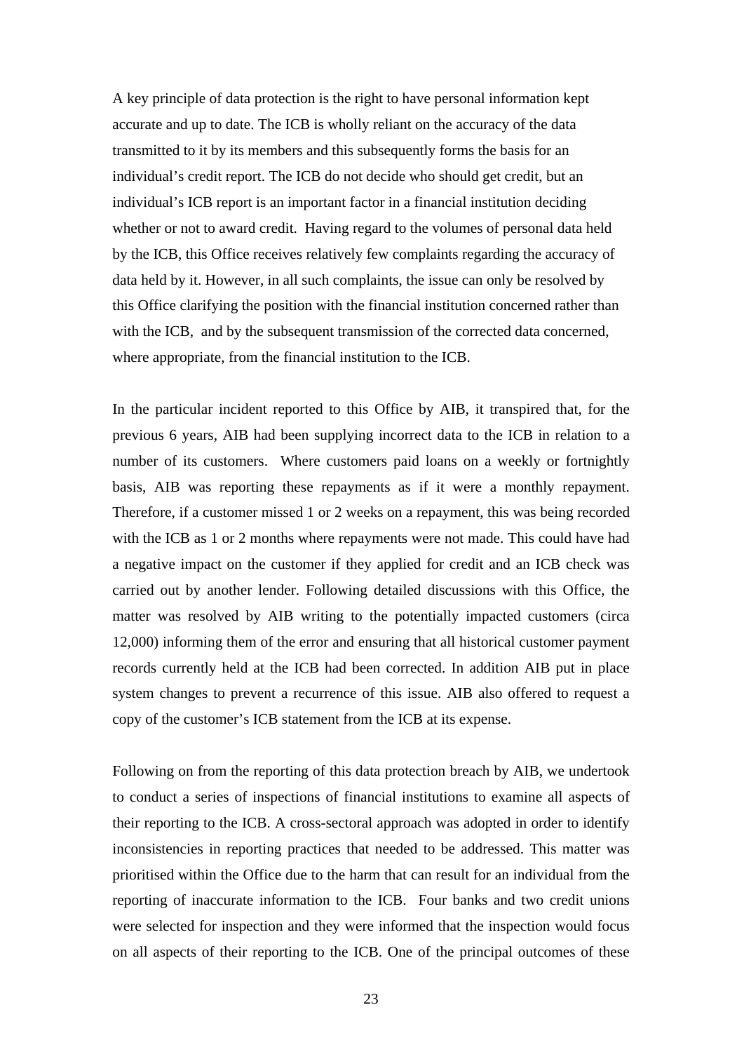A key principle of data protection is the right to have personal information kept accurate and up to date. The ICB is wholly reliant on the accuracy of the data transmitted to it by its members and this subsequently forms the basis for an individual's credit report. The ICB do not decide who should get credit, but an individual's ICB report is an important factor in a financial institution deciding whether or not to award credit. Having regard to the volumes of personal data held by the ICB, this Office receives relatively few complaints regarding the accuracy of data held by it. However, in all such complaints, the issue can only be resolved by this Office clarifying the position with the financial institution concerned rather than with the ICB, and by the subsequent transmission of the corrected data concerned, where appropriate, from the financial institution to the ICB.

In the particular incident reported to this Office by AIB, it transpired that, for the previous 6 years, AIB had been supplying incorrect data to the ICB in relation to a number of its customers. Where customers paid loans on a weekly or fortnightly basis, AIB was reporting these repayments as if it were a monthly repayment. Therefore, if a customer missed 1 or 2 weeks on a repayment, this was being recorded with the ICB as 1 or 2 months where repayments were not made. This could have had a negative impact on the customer if they applied for credit and an ICB check was carried out by another lender. Following detailed discussions with this Office, the matter was resolved by AIB writing to the potentially impacted customers (circa 12,000) informing them of the error and ensuring that all historical customer payment records currently held at the ICB had been corrected. In addition AIB put in place system changes to prevent a recurrence of this issue. AIB also offered to request a copy of the customer's ICB statement from the ICB at its expense.

Following on from the reporting of this data protection breach by AIB, we undertook to conduct a series of inspections of financial institutions to examine all aspects of their reporting to the ICB. A cross-sectoral approach was adopted in order to identify inconsistencies in reporting practices that needed to be addressed. This matter was prioritised within the Office due to the harm that can result for an individual from the reporting of inaccurate information to the ICB. Four banks and two credit unions were selected for inspection and they were informed that the inspection would focus on all aspects of their reporting to the ICB. One of the principal outcomes of these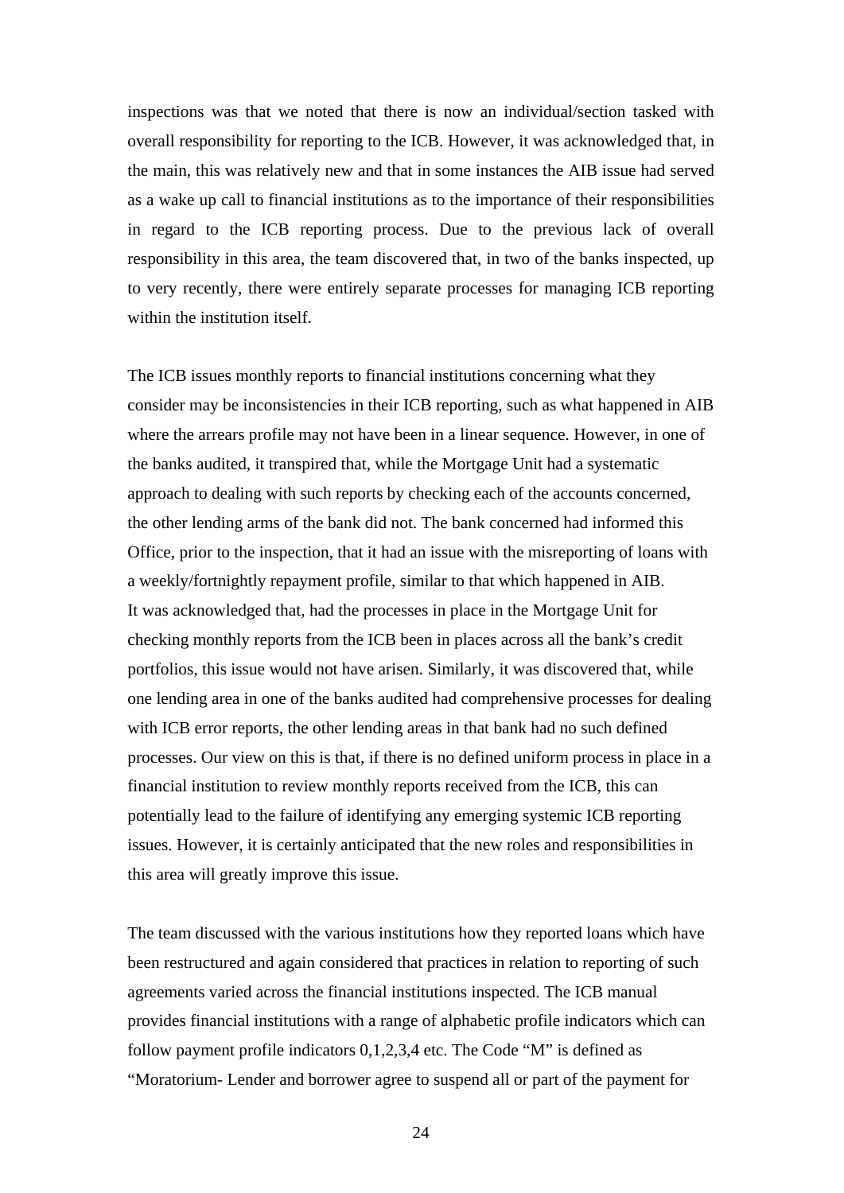inspections was that we noted that there is now an individual/section tasked with overall responsibility for reporting to the ICB. However, it was acknowledged that, in the main, this was relatively new and that in some instances the AIB issue had served as a wake up call to financial institutions as to the importance of their responsibilities in regard to the ICB reporting process. Due to the previous lack of overall responsibility in this area, the team discovered that, in two of the banks inspected, up to very recently, there were entirely separate processes for managing ICB reporting within the institution itself.

The ICB issues monthly reports to financial institutions concerning what they consider may be inconsistencies in their ICB reporting, such as what happened in AIB where the arrears profile may not have been in a linear sequence. However, in one of the banks audited, it transpired that, while the Mortgage Unit had a systematic approach to dealing with such reports by checking each of the accounts concerned, the other lending arms of the bank did not. The bank concerned had informed this Office, prior to the inspection, that it had an issue with the misreporting of loans with a weekly/fortnightly repayment profile, similar to that which happened in AIB. It was acknowledged that, had the processes in place in the Mortgage Unit for checking monthly reports from the ICB been in places across all the bank's credit portfolios, this issue would not have arisen. Similarly, it was discovered that, while one lending area in one of the banks audited had comprehensive processes for dealing with ICB error reports, the other lending areas in that bank had no such defined processes. Our view on this is that, if there is no defined uniform process in place in a financial institution to review monthly reports received from the ICB, this can potentially lead to the failure of identifying any emerging systemic ICB reporting issues. However, it is certainly anticipated that the new roles and responsibilities in this area will greatly improve this issue.

The team discussed with the various institutions how they reported loans which have been restructured and again considered that practices in relation to reporting of such agreements varied across the financial institutions inspected. The ICB manual provides financial institutions with a range of alphabetic profile indicators which can follow payment profile indicators 0,1,2,3,4 etc. The Code "M" is defined as "Moratorium- Lender and borrower agree to suspend all or part of the payment for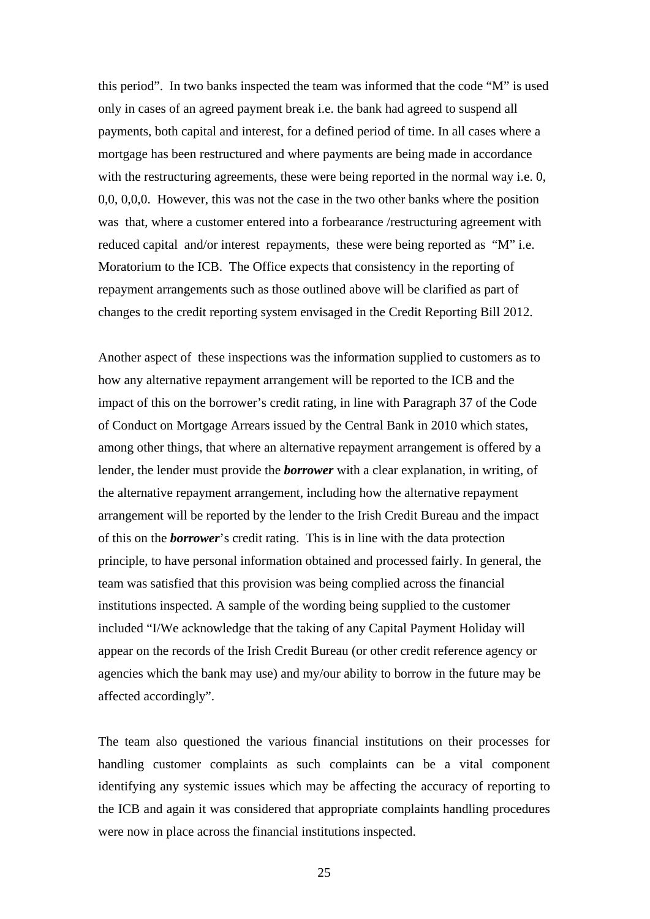this period". In two banks inspected the team was informed that the code "M" is used only in cases of an agreed payment break i.e. the bank had agreed to suspend all payments, both capital and interest, for a defined period of time. In all cases where a mortgage has been restructured and where payments are being made in accordance with the restructuring agreements, these were being reported in the normal way i.e. 0, 0,0, 0,0,0. However, this was not the case in the two other banks where the position was that, where a customer entered into a forbearance /restructuring agreement with reduced capital and/or interest repayments, these were being reported as "M" i.e. Moratorium to the ICB. The Office expects that consistency in the reporting of repayment arrangements such as those outlined above will be clarified as part of changes to the credit reporting system envisaged in the Credit Reporting Bill 2012.

Another aspect of these inspections was the information supplied to customers as to how any alternative repayment arrangement will be reported to the ICB and the impact of this on the borrower's credit rating, in line with Paragraph 37 of the Code of Conduct on Mortgage Arrears issued by the Central Bank in 2010 which states, among other things, that where an alternative repayment arrangement is offered by a lender, the lender must provide the ***borrower*** with a clear explanation, in writing, of the alternative repayment arrangement, including how the alternative repayment arrangement will be reported by the lender to the Irish Credit Bureau and the impact of this on the ***borrower***'s credit rating. This is in line with the data protection principle, to have personal information obtained and processed fairly. In general, the team was satisfied that this provision was being complied across the financial institutions inspected. A sample of the wording being supplied to the customer included "I/We acknowledge that the taking of any Capital Payment Holiday will appear on the records of the Irish Credit Bureau (or other credit reference agency or agencies which the bank may use) and my/our ability to borrow in the future may be affected accordingly".

The team also questioned the various financial institutions on their processes for handling customer complaints as such complaints can be a vital component identifying any systemic issues which may be affecting the accuracy of reporting to the ICB and again it was considered that appropriate complaints handling procedures were now in place across the financial institutions inspected.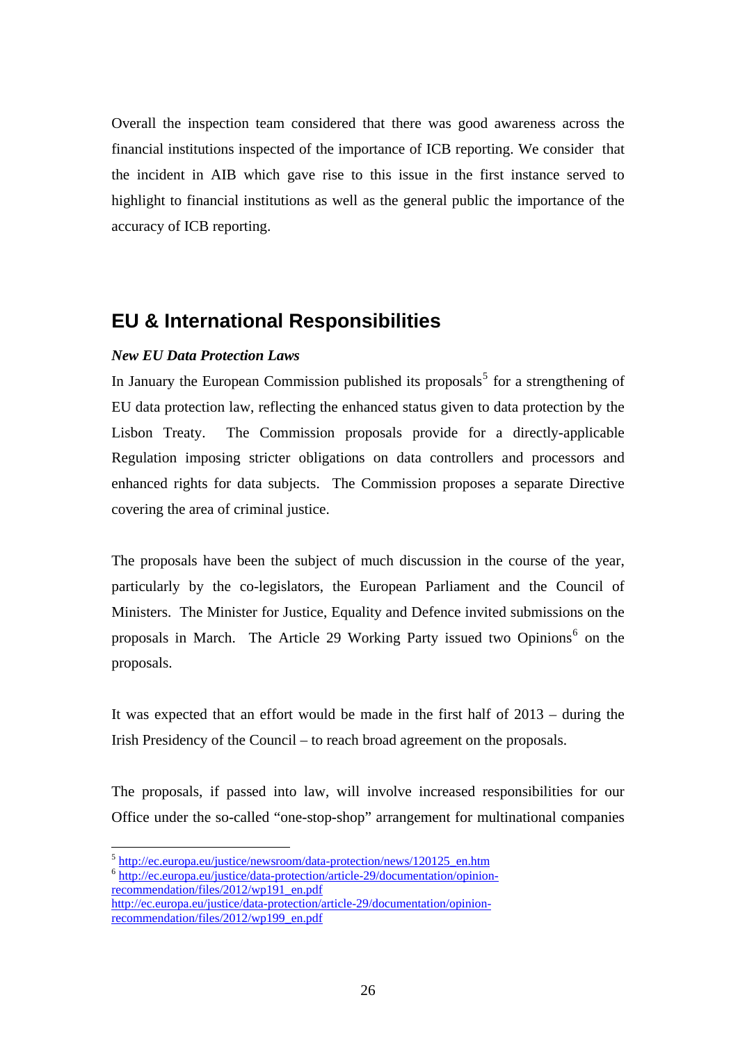Overall the inspection team considered that there was good awareness across the financial institutions inspected of the importance of ICB reporting. We consider that the incident in AIB which gave rise to this issue in the first instance served to highlight to financial institutions as well as the general public the importance of the accuracy of ICB reporting.

## EU & International Responsibilities

***New EU Data Protection Laws***

In January the European Commission published its proposals[5] for a strengthening of EU data protection law, reflecting the enhanced status given to data protection by the Lisbon Treaty. The Commission proposals provide for a directly-applicable Regulation imposing stricter obligations on data controllers and processors and enhanced rights for data subjects. The Commission proposes a separate Directive covering the area of criminal justice.

The proposals have been the subject of much discussion in the course of the year, particularly by the co-legislators, the European Parliament and the Council of Ministers. The Minister for Justice, Equality and Defence invited submissions on the proposals in March. The Article 29 Working Party issued two Opinions[6] on the proposals.

It was expected that an effort would be made in the first half of 2013 – during the Irish Presidency of the Council – to reach broad agreement on the proposals.

The proposals, if passed into law, will involve increased responsibilities for our Office under the so-called "one-stop-shop" arrangement for multinational companies

---

[5] http://ec.europa.eu/justice/newsroom/data-protection/news/120125_en.htm

[6] http://ec.europa.eu/justice/data-protection/article-29/documentation/opinion-recommendation/files/2012/wp191_en.pdf
http://ec.europa.eu/justice/data-protection/article-29/documentation/opinion-recommendation/files/2012/wp199_en.pdf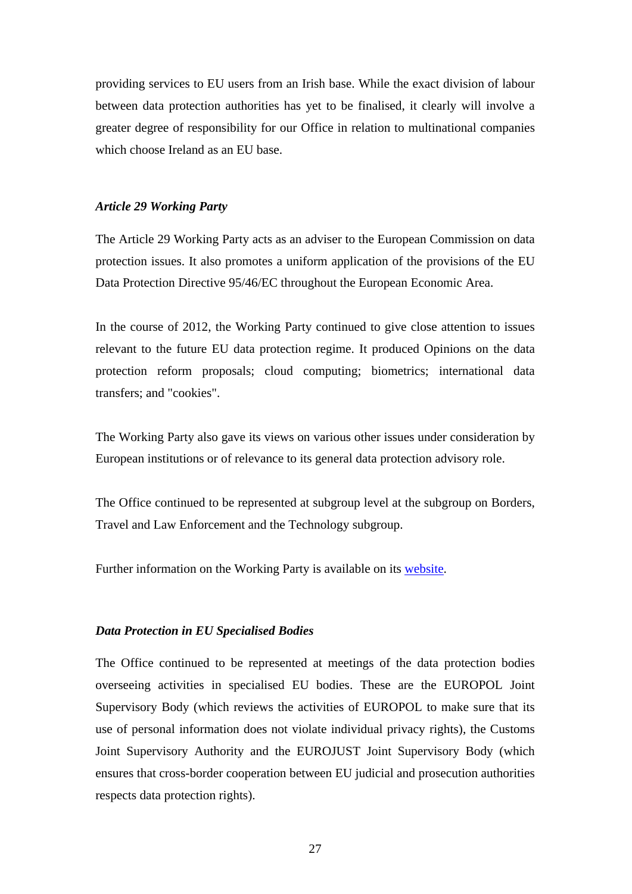providing services to EU users from an Irish base. While the exact division of labour between data protection authorities has yet to be finalised, it clearly will involve a greater degree of responsibility for our Office in relation to multinational companies which choose Ireland as an EU base.

### *Article 29 Working Party*

The Article 29 Working Party acts as an adviser to the European Commission on data protection issues. It also promotes a uniform application of the provisions of the EU Data Protection Directive 95/46/EC throughout the European Economic Area.

In the course of 2012, the Working Party continued to give close attention to issues relevant to the future EU data protection regime. It produced Opinions on the data protection reform proposals; cloud computing; biometrics; international data transfers; and "cookies".

The Working Party also gave its views on various other issues under consideration by European institutions or of relevance to its general data protection advisory role.

The Office continued to be represented at subgroup level at the subgroup on Borders, Travel and Law Enforcement and the Technology subgroup.

Further information on the Working Party is available on its website.

### *Data Protection in EU Specialised Bodies*

The Office continued to be represented at meetings of the data protection bodies overseeing activities in specialised EU bodies. These are the EUROPOL Joint Supervisory Body (which reviews the activities of EUROPOL to make sure that its use of personal information does not violate individual privacy rights), the Customs Joint Supervisory Authority and the EUROJUST Joint Supervisory Body (which ensures that cross-border cooperation between EU judicial and prosecution authorities respects data protection rights).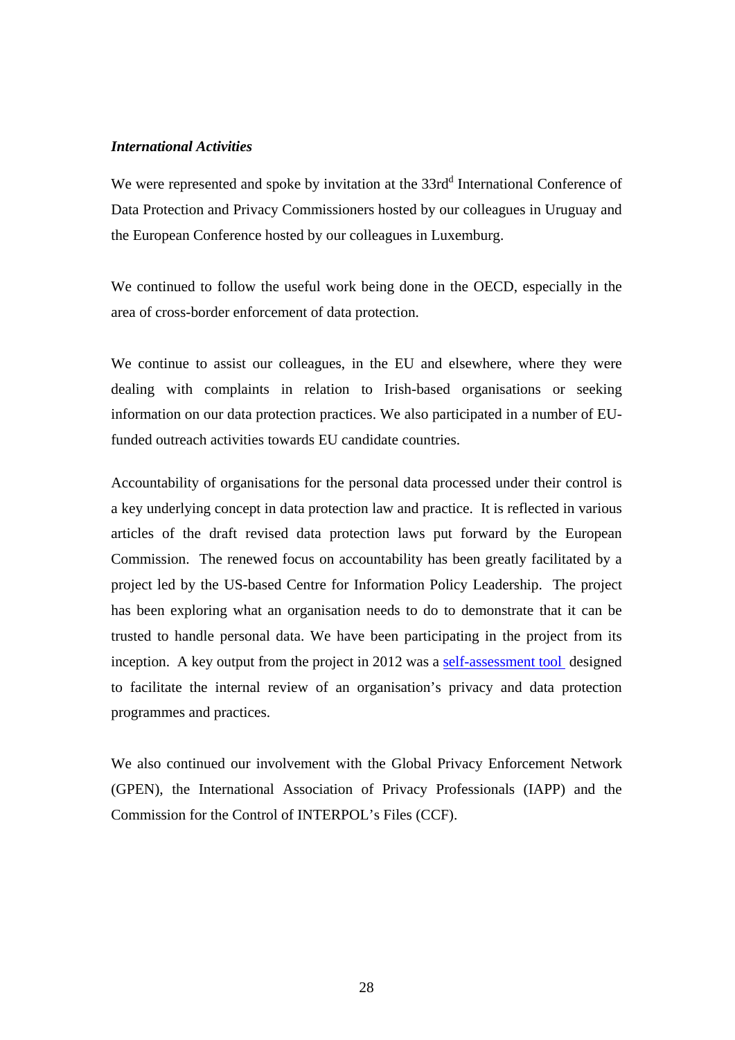***International Activities***

We were represented and spoke by invitation at the 33rd[d] International Conference of Data Protection and Privacy Commissioners hosted by our colleagues in Uruguay and the European Conference hosted by our colleagues in Luxemburg.

We continued to follow the useful work being done in the OECD, especially in the area of cross-border enforcement of data protection.

We continue to assist our colleagues, in the EU and elsewhere, where they were dealing with complaints in relation to Irish-based organisations or seeking information on our data protection practices. We also participated in a number of EU-funded outreach activities towards EU candidate countries.

Accountability of organisations for the personal data processed under their control is a key underlying concept in data protection law and practice. It is reflected in various articles of the draft revised data protection laws put forward by the European Commission. The renewed focus on accountability has been greatly facilitated by a project led by the US-based Centre for Information Policy Leadership. The project has been exploring what an organisation needs to do to demonstrate that it can be trusted to handle personal data. We have been participating in the project from its inception. A key output from the project in 2012 was a self-assessment tool designed to facilitate the internal review of an organisation's privacy and data protection programmes and practices.

We also continued our involvement with the Global Privacy Enforcement Network (GPEN), the International Association of Privacy Professionals (IAPP) and the Commission for the Control of INTERPOL's Files (CCF).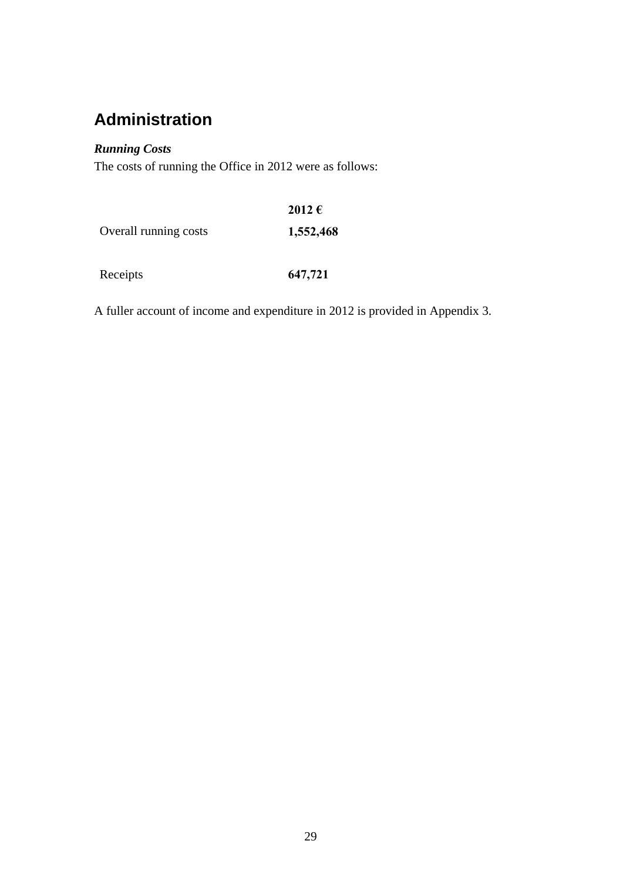## Administration

***Running Costs***

The costs of running the Office in 2012 were as follows:

| | **2012 €** |
|---|---|
| Overall running costs | **1,552,468** |
| Receipts | **647,721** |

A fuller account of income and expenditure in 2012 is provided in Appendix 3.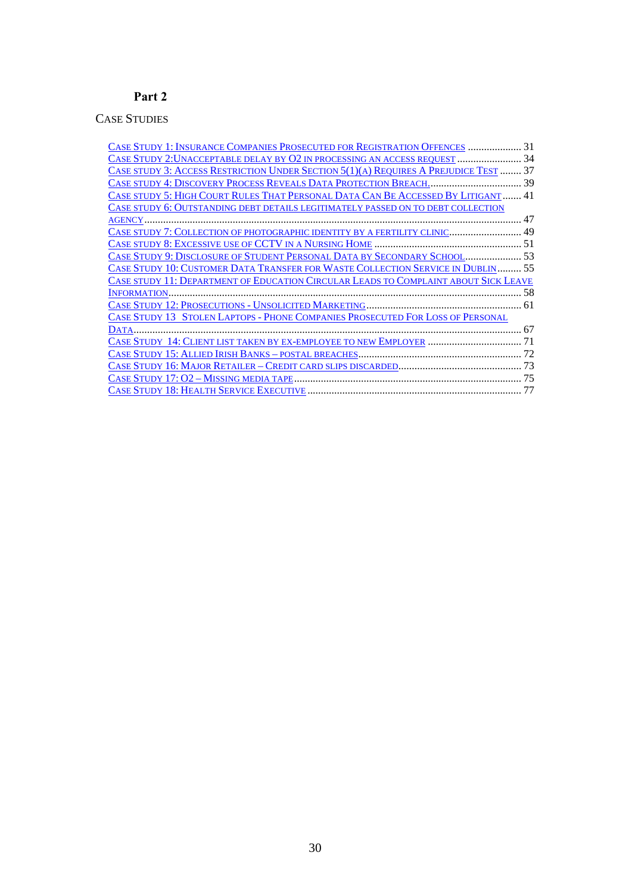## Part 2

CASE STUDIES

- CASE STUDY 1: INSURANCE COMPANIES PROSECUTED FOR REGISTRATION OFFENCES .................... 31
- CASE STUDY 2:UNACCEPTABLE DELAY BY O2 IN PROCESSING AN ACCESS REQUEST ........................ 34
- CASE STUDY 3: ACCESS RESTRICTION UNDER SECTION 5(1)(A) REQUIRES A PREJUDICE TEST ........ 37
- CASE STUDY 4: DISCOVERY PROCESS REVEALS DATA PROTECTION BREACH. .................................. 39
- CASE STUDY 5: HIGH COURT RULES THAT PERSONAL DATA CAN BE ACCESSED BY LITIGANT ....... 41
- CASE STUDY 6: OUTSTANDING DEBT DETAILS LEGITIMATELY PASSED ON TO DEBT COLLECTION AGENCY ............................................................................................................ 47
- CASE STUDY 7: COLLECTION OF PHOTOGRAPHIC IDENTITY BY A FERTILITY CLINIC........................... 49
- CASE STUDY 8: EXCESSIVE USE OF CCTV IN A NURSING HOME ....................................................... 51
- CASE STUDY 9: DISCLOSURE OF STUDENT PERSONAL DATA BY SECONDARY SCHOOL..................... 53
- CASE STUDY 10: CUSTOMER DATA TRANSFER FOR WASTE COLLECTION SERVICE IN DUBLIN ......... 55
- CASE STUDY 11: DEPARTMENT OF EDUCATION CIRCULAR LEADS TO COMPLAINT ABOUT SICK LEAVE INFORMATION.................................................................................................................. 58
- CASE STUDY 12: PROSECUTIONS - UNSOLICITED MARKETING.......................................................... 61
- CASE STUDY 13 STOLEN LAPTOPS - PHONE COMPANIES PROSECUTED FOR LOSS OF PERSONAL DATA............................................................................................................................ 67
- CASE STUDY 14: CLIENT LIST TAKEN BY EX-EMPLOYEE TO NEW EMPLOYER ................................... 71
- CASE STUDY 15: ALLIED IRISH BANKS – POSTAL BREACHES............................................................. 72
- CASE STUDY 16: MAJOR RETAILER – CREDIT CARD SLIPS DISCARDED............................................. 73
- CASE STUDY 17: O2 – MISSING MEDIA TAPE..................................................................................... 75
- CASE STUDY 18: HEALTH SERVICE EXECUTIVE ................................................................................ 77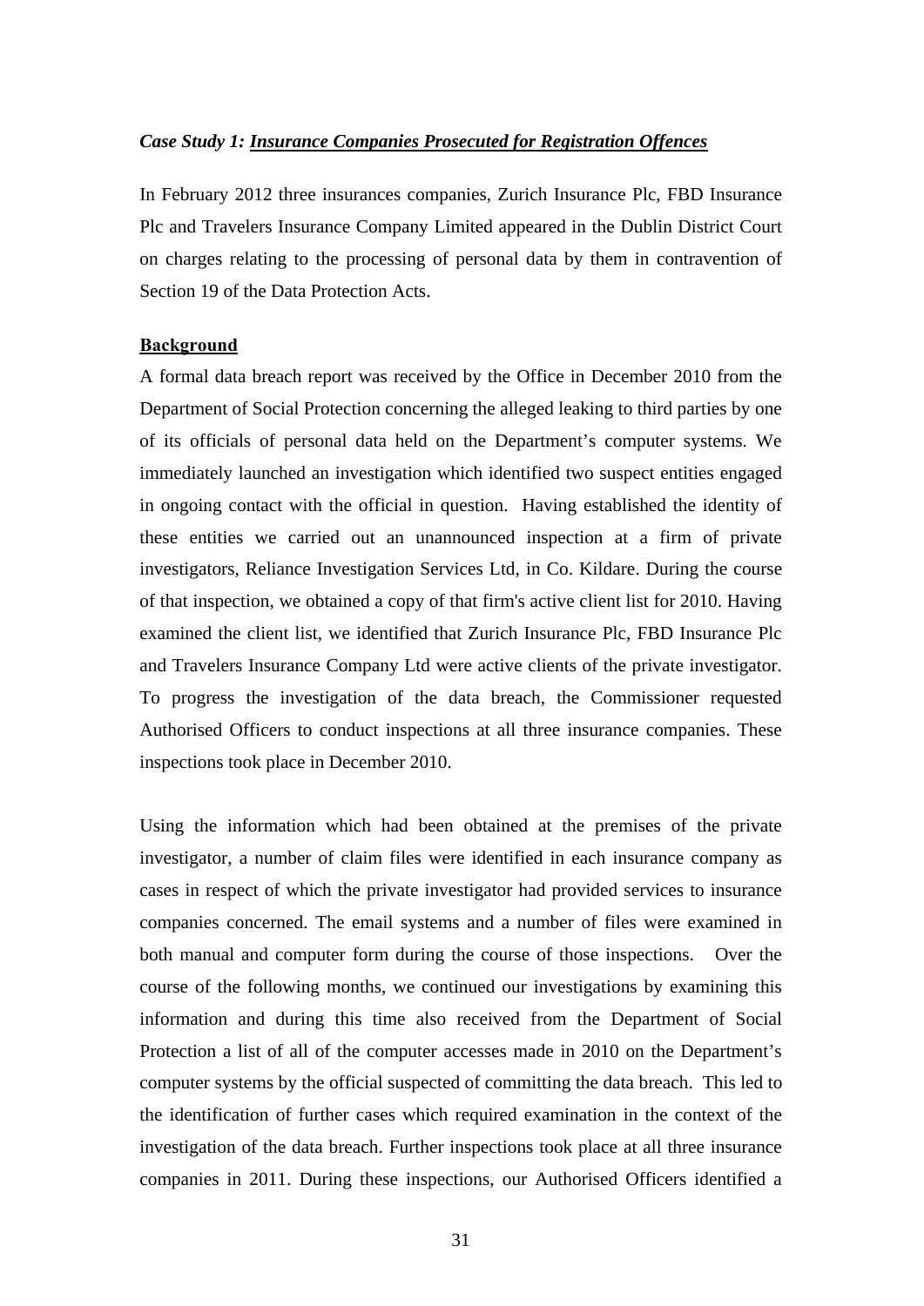***Case Study 1: Insurance Companies Prosecuted for Registration Offences***

In February 2012 three insurances companies, Zurich Insurance Plc, FBD Insurance Plc and Travelers Insurance Company Limited appeared in the Dublin District Court on charges relating to the processing of personal data by them in contravention of Section 19 of the Data Protection Acts.

**Background**

A formal data breach report was received by the Office in December 2010 from the Department of Social Protection concerning the alleged leaking to third parties by one of its officials of personal data held on the Department's computer systems. We immediately launched an investigation which identified two suspect entities engaged in ongoing contact with the official in question. Having established the identity of these entities we carried out an unannounced inspection at a firm of private investigators, Reliance Investigation Services Ltd, in Co. Kildare. During the course of that inspection, we obtained a copy of that firm's active client list for 2010. Having examined the client list, we identified that Zurich Insurance Plc, FBD Insurance Plc and Travelers Insurance Company Ltd were active clients of the private investigator. To progress the investigation of the data breach, the Commissioner requested Authorised Officers to conduct inspections at all three insurance companies. These inspections took place in December 2010.

Using the information which had been obtained at the premises of the private investigator, a number of claim files were identified in each insurance company as cases in respect of which the private investigator had provided services to insurance companies concerned. The email systems and a number of files were examined in both manual and computer form during the course of those inspections. Over the course of the following months, we continued our investigations by examining this information and during this time also received from the Department of Social Protection a list of all of the computer accesses made in 2010 on the Department's computer systems by the official suspected of committing the data breach. This led to the identification of further cases which required examination in the context of the investigation of the data breach. Further inspections took place at all three insurance companies in 2011. During these inspections, our Authorised Officers identified a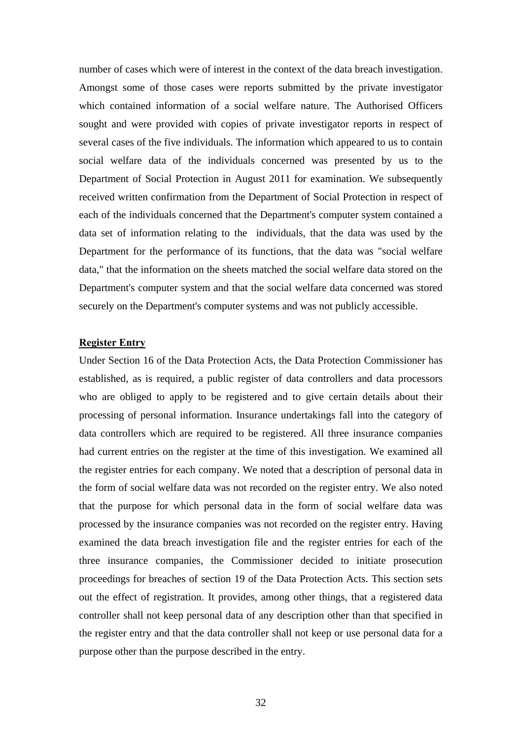number of cases which were of interest in the context of the data breach investigation. Amongst some of those cases were reports submitted by the private investigator which contained information of a social welfare nature. The Authorised Officers sought and were provided with copies of private investigator reports in respect of several cases of the five individuals. The information which appeared to us to contain social welfare data of the individuals concerned was presented by us to the Department of Social Protection in August 2011 for examination. We subsequently received written confirmation from the Department of Social Protection in respect of each of the individuals concerned that the Department's computer system contained a data set of information relating to the individuals, that the data was used by the Department for the performance of its functions, that the data was "social welfare data," that the information on the sheets matched the social welfare data stored on the Department's computer system and that the social welfare data concerned was stored securely on the Department's computer systems and was not publicly accessible.

**Register Entry**

Under Section 16 of the Data Protection Acts, the Data Protection Commissioner has established, as is required, a public register of data controllers and data processors who are obliged to apply to be registered and to give certain details about their processing of personal information. Insurance undertakings fall into the category of data controllers which are required to be registered. All three insurance companies had current entries on the register at the time of this investigation. We examined all the register entries for each company. We noted that a description of personal data in the form of social welfare data was not recorded on the register entry. We also noted that the purpose for which personal data in the form of social welfare data was processed by the insurance companies was not recorded on the register entry. Having examined the data breach investigation file and the register entries for each of the three insurance companies, the Commissioner decided to initiate prosecution proceedings for breaches of section 19 of the Data Protection Acts. This section sets out the effect of registration. It provides, among other things, that a registered data controller shall not keep personal data of any description other than that specified in the register entry and that the data controller shall not keep or use personal data for a purpose other than the purpose described in the entry.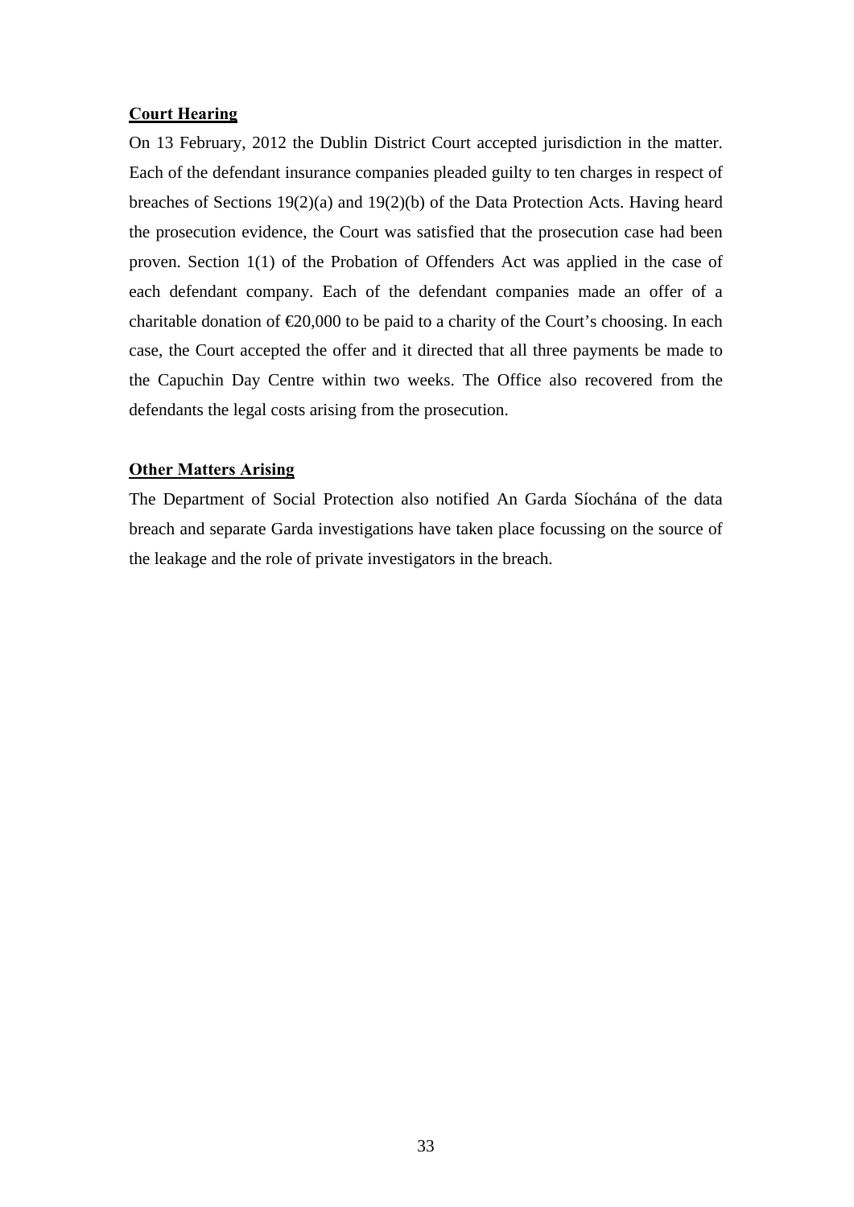**Court Hearing**

On 13 February, 2012 the Dublin District Court accepted jurisdiction in the matter. Each of the defendant insurance companies pleaded guilty to ten charges in respect of breaches of Sections 19(2)(a) and 19(2)(b) of the Data Protection Acts. Having heard the prosecution evidence, the Court was satisfied that the prosecution case had been proven. Section 1(1) of the Probation of Offenders Act was applied in the case of each defendant company. Each of the defendant companies made an offer of a charitable donation of €20,000 to be paid to a charity of the Court's choosing. In each case, the Court accepted the offer and it directed that all three payments be made to the Capuchin Day Centre within two weeks. The Office also recovered from the defendants the legal costs arising from the prosecution.

**Other Matters Arising**

The Department of Social Protection also notified An Garda Síochána of the data breach and separate Garda investigations have taken place focussing on the source of the leakage and the role of private investigators in the breach.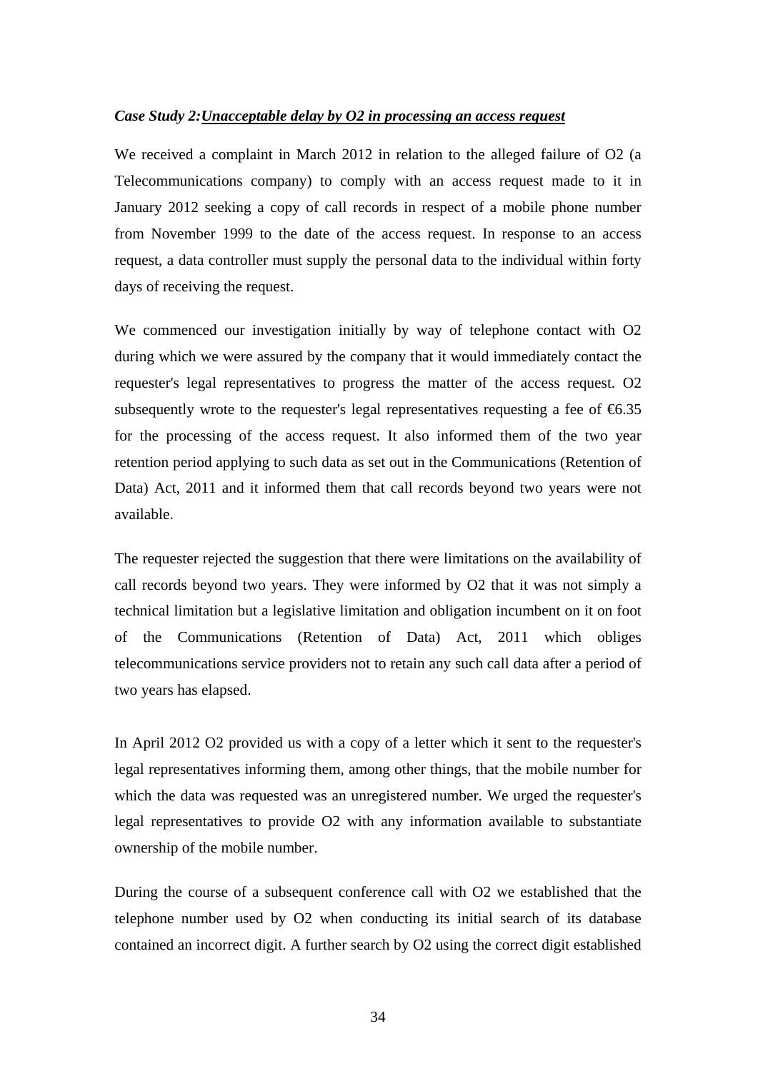***Case Study 2:*** ***<u>Unacceptable delay by O2 in processing an access request</u>***

We received a complaint in March 2012 in relation to the alleged failure of O2 (a Telecommunications company) to comply with an access request made to it in January 2012 seeking a copy of call records in respect of a mobile phone number from November 1999 to the date of the access request. In response to an access request, a data controller must supply the personal data to the individual within forty days of receiving the request.

We commenced our investigation initially by way of telephone contact with O2 during which we were assured by the company that it would immediately contact the requester's legal representatives to progress the matter of the access request. O2 subsequently wrote to the requester's legal representatives requesting a fee of €6.35 for the processing of the access request. It also informed them of the two year retention period applying to such data as set out in the Communications (Retention of Data) Act, 2011 and it informed them that call records beyond two years were not available.

The requester rejected the suggestion that there were limitations on the availability of call records beyond two years. They were informed by O2 that it was not simply a technical limitation but a legislative limitation and obligation incumbent on it on foot of the Communications (Retention of Data) Act, 2011 which obliges telecommunications service providers not to retain any such call data after a period of two years has elapsed.

In April 2012 O2 provided us with a copy of a letter which it sent to the requester's legal representatives informing them, among other things, that the mobile number for which the data was requested was an unregistered number. We urged the requester's legal representatives to provide O2 with any information available to substantiate ownership of the mobile number.

During the course of a subsequent conference call with O2 we established that the telephone number used by O2 when conducting its initial search of its database contained an incorrect digit. A further search by O2 using the correct digit established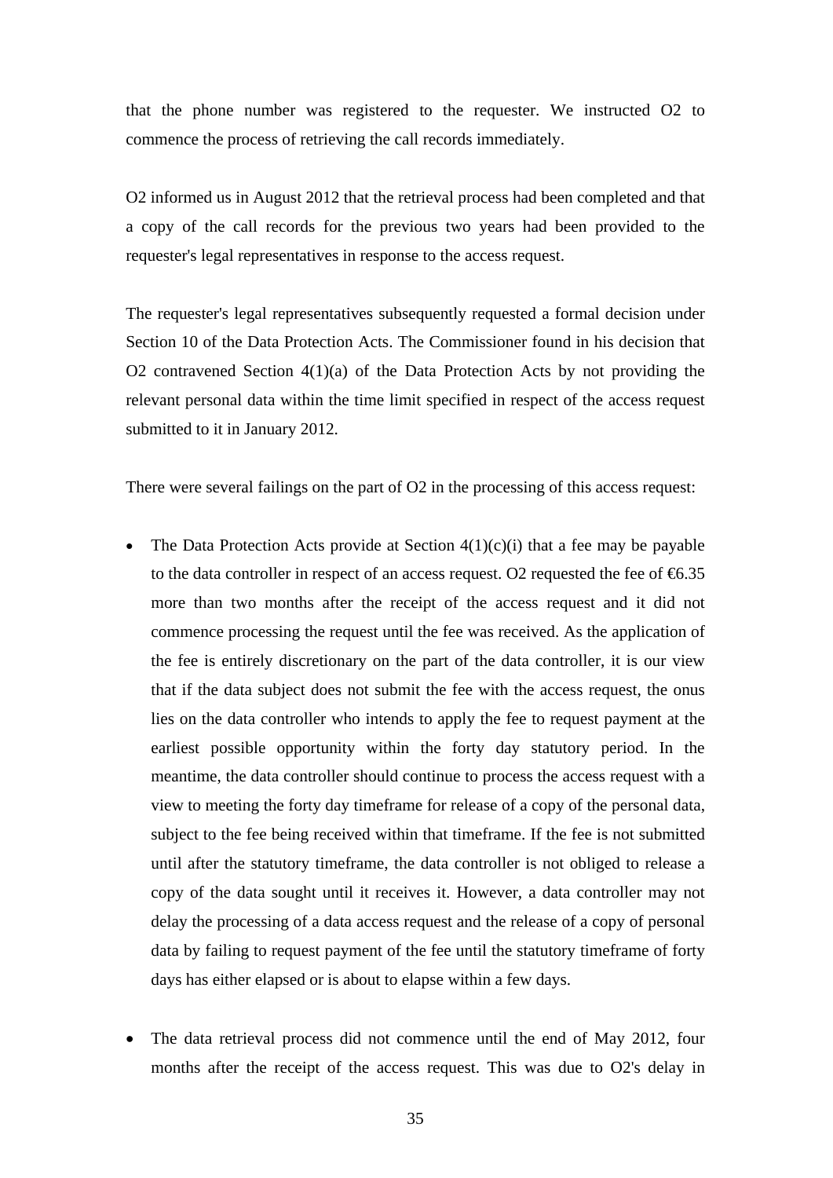that the phone number was registered to the requester. We instructed O2 to commence the process of retrieving the call records immediately.

O2 informed us in August 2012 that the retrieval process had been completed and that a copy of the call records for the previous two years had been provided to the requester's legal representatives in response to the access request.

The requester's legal representatives subsequently requested a formal decision under Section 10 of the Data Protection Acts. The Commissioner found in his decision that O2 contravened Section 4(1)(a) of the Data Protection Acts by not providing the relevant personal data within the time limit specified in respect of the access request submitted to it in January 2012.

There were several failings on the part of O2 in the processing of this access request:

- The Data Protection Acts provide at Section 4(1)(c)(i) that a fee may be payable to the data controller in respect of an access request. O2 requested the fee of €6.35 more than two months after the receipt of the access request and it did not commence processing the request until the fee was received. As the application of the fee is entirely discretionary on the part of the data controller, it is our view that if the data subject does not submit the fee with the access request, the onus lies on the data controller who intends to apply the fee to request payment at the earliest possible opportunity within the forty day statutory period. In the meantime, the data controller should continue to process the access request with a view to meeting the forty day timeframe for release of a copy of the personal data, subject to the fee being received within that timeframe. If the fee is not submitted until after the statutory timeframe, the data controller is not obliged to release a copy of the data sought until it receives it. However, a data controller may not delay the processing of a data access request and the release of a copy of personal data by failing to request payment of the fee until the statutory timeframe of forty days has either elapsed or is about to elapse within a few days.

- The data retrieval process did not commence until the end of May 2012, four months after the receipt of the access request. This was due to O2's delay in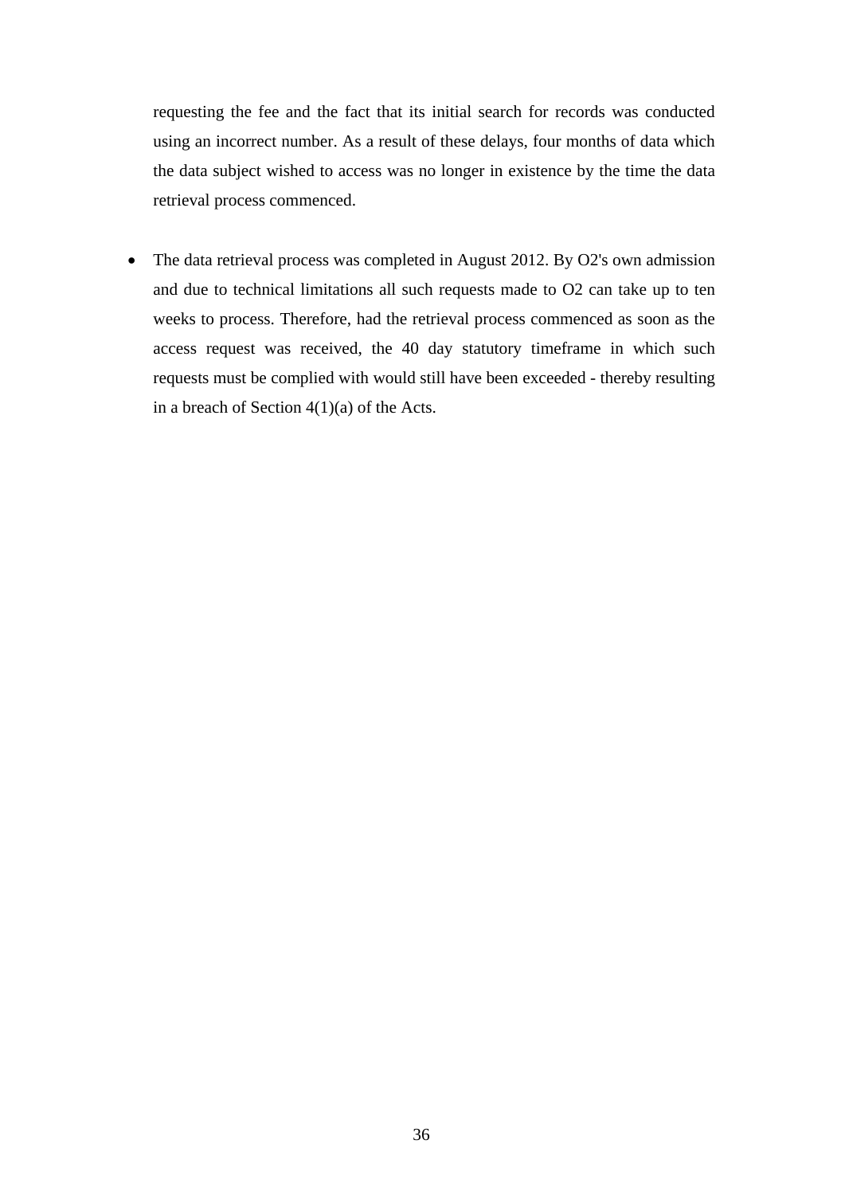requesting the fee and the fact that its initial search for records was conducted using an incorrect number. As a result of these delays, four months of data which the data subject wished to access was no longer in existence by the time the data retrieval process commenced.

- The data retrieval process was completed in August 2012. By O2's own admission and due to technical limitations all such requests made to O2 can take up to ten weeks to process. Therefore, had the retrieval process commenced as soon as the access request was received, the 40 day statutory timeframe in which such requests must be complied with would still have been exceeded - thereby resulting in a breach of Section 4(1)(a) of the Acts.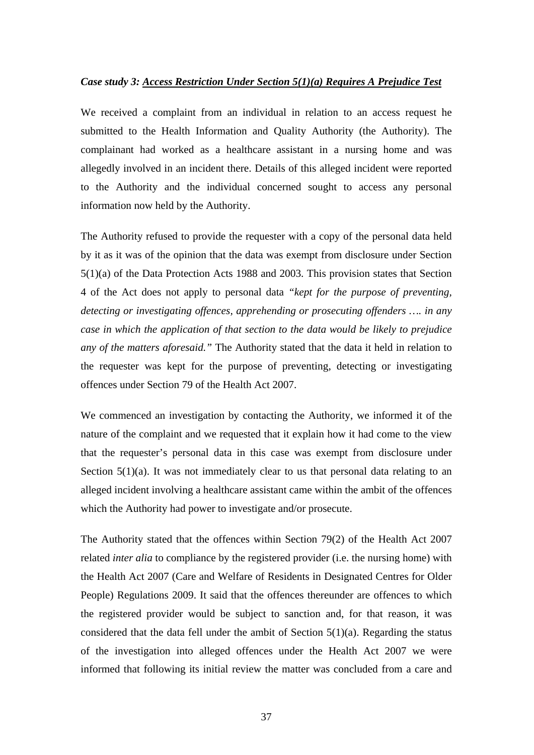*Case study 3: <u>Access Restriction Under Section 5(1)(a) Requires A Prejudice Test</u>*

We received a complaint from an individual in relation to an access request he submitted to the Health Information and Quality Authority (the Authority). The complainant had worked as a healthcare assistant in a nursing home and was allegedly involved in an incident there. Details of this alleged incident were reported to the Authority and the individual concerned sought to access any personal information now held by the Authority.

The Authority refused to provide the requester with a copy of the personal data held by it as it was of the opinion that the data was exempt from disclosure under Section 5(1)(a) of the Data Protection Acts 1988 and 2003. This provision states that Section 4 of the Act does not apply to personal data *"kept for the purpose of preventing, detecting or investigating offences, apprehending or prosecuting offenders …. in any case in which the application of that section to the data would be likely to prejudice any of the matters aforesaid."* The Authority stated that the data it held in relation to the requester was kept for the purpose of preventing, detecting or investigating offences under Section 79 of the Health Act 2007.

We commenced an investigation by contacting the Authority, we informed it of the nature of the complaint and we requested that it explain how it had come to the view that the requester's personal data in this case was exempt from disclosure under Section 5(1)(a). It was not immediately clear to us that personal data relating to an alleged incident involving a healthcare assistant came within the ambit of the offences which the Authority had power to investigate and/or prosecute.

The Authority stated that the offences within Section 79(2) of the Health Act 2007 related *inter alia* to compliance by the registered provider (i.e. the nursing home) with the Health Act 2007 (Care and Welfare of Residents in Designated Centres for Older People) Regulations 2009. It said that the offences thereunder are offences to which the registered provider would be subject to sanction and, for that reason, it was considered that the data fell under the ambit of Section 5(1)(a). Regarding the status of the investigation into alleged offences under the Health Act 2007 we were informed that following its initial review the matter was concluded from a care and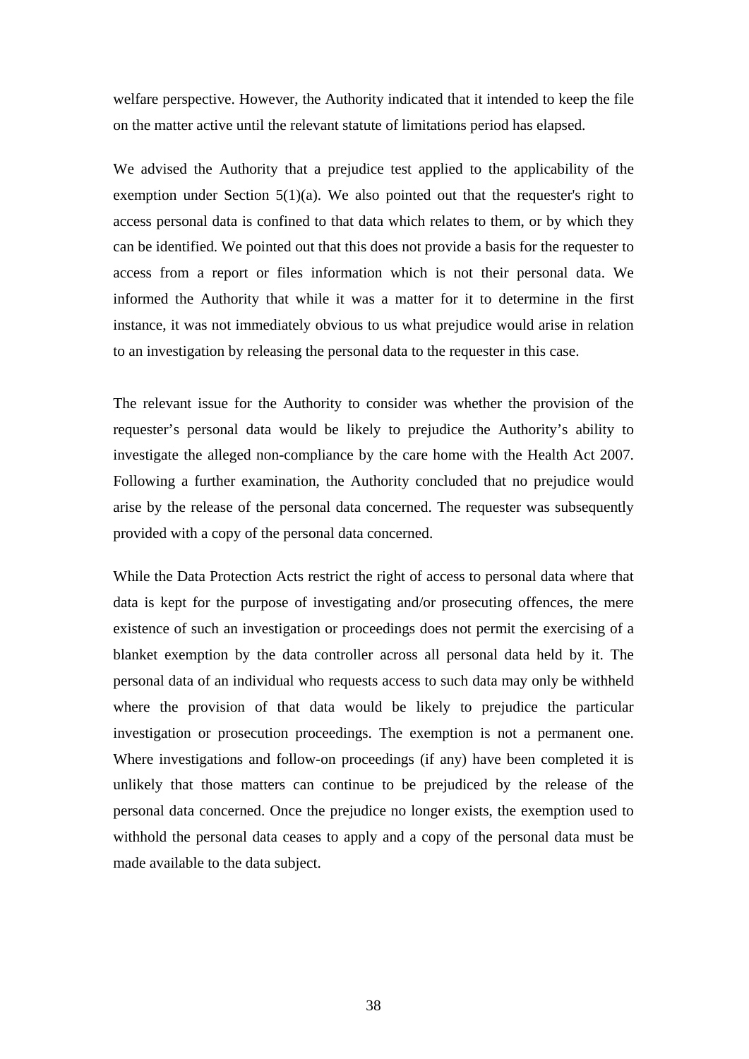welfare perspective. However, the Authority indicated that it intended to keep the file on the matter active until the relevant statute of limitations period has elapsed.

We advised the Authority that a prejudice test applied to the applicability of the exemption under Section 5(1)(a). We also pointed out that the requester's right to access personal data is confined to that data which relates to them, or by which they can be identified. We pointed out that this does not provide a basis for the requester to access from a report or files information which is not their personal data. We informed the Authority that while it was a matter for it to determine in the first instance, it was not immediately obvious to us what prejudice would arise in relation to an investigation by releasing the personal data to the requester in this case.

The relevant issue for the Authority to consider was whether the provision of the requester's personal data would be likely to prejudice the Authority's ability to investigate the alleged non-compliance by the care home with the Health Act 2007. Following a further examination, the Authority concluded that no prejudice would arise by the release of the personal data concerned. The requester was subsequently provided with a copy of the personal data concerned.

While the Data Protection Acts restrict the right of access to personal data where that data is kept for the purpose of investigating and/or prosecuting offences, the mere existence of such an investigation or proceedings does not permit the exercising of a blanket exemption by the data controller across all personal data held by it. The personal data of an individual who requests access to such data may only be withheld where the provision of that data would be likely to prejudice the particular investigation or prosecution proceedings. The exemption is not a permanent one. Where investigations and follow-on proceedings (if any) have been completed it is unlikely that those matters can continue to be prejudiced by the release of the personal data concerned. Once the prejudice no longer exists, the exemption used to withhold the personal data ceases to apply and a copy of the personal data must be made available to the data subject.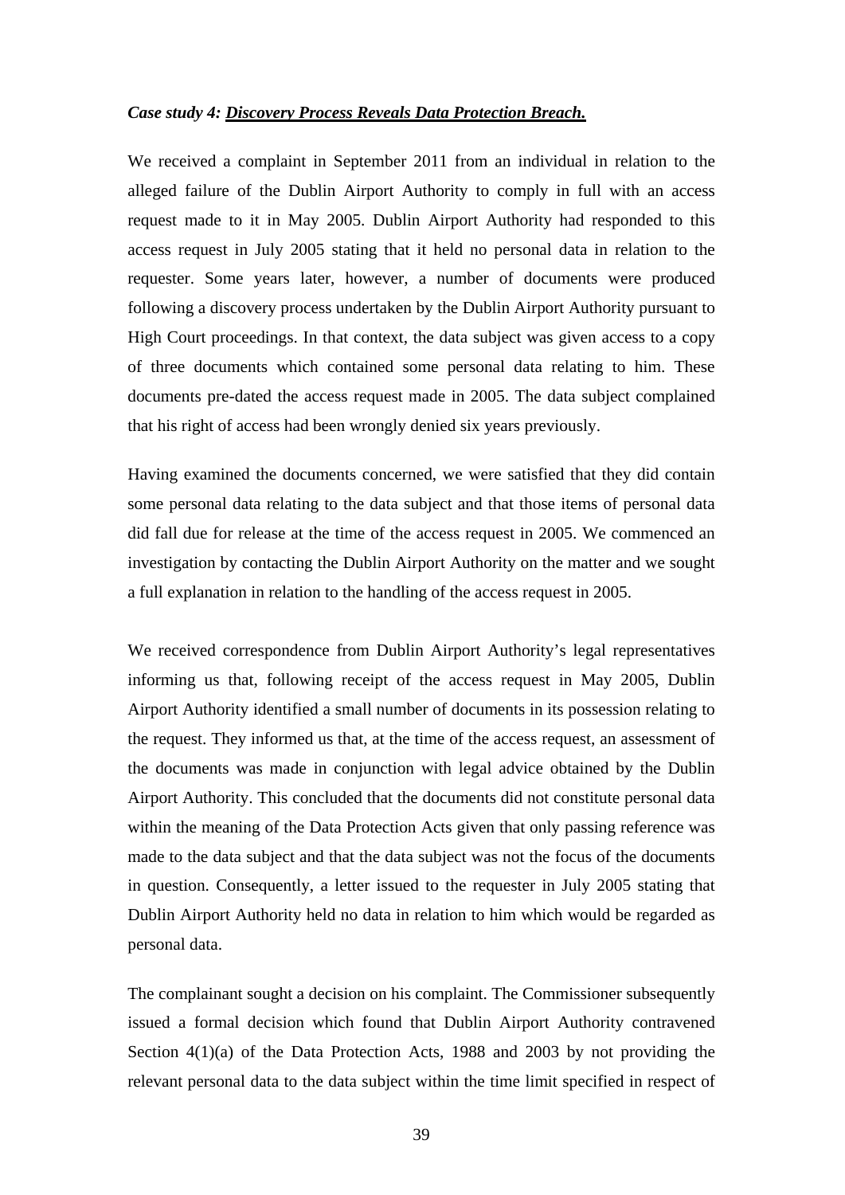*Case study 4:* ***Discovery Process Reveals Data Protection Breach.***

We received a complaint in September 2011 from an individual in relation to the alleged failure of the Dublin Airport Authority to comply in full with an access request made to it in May 2005. Dublin Airport Authority had responded to this access request in July 2005 stating that it held no personal data in relation to the requester. Some years later, however, a number of documents were produced following a discovery process undertaken by the Dublin Airport Authority pursuant to High Court proceedings. In that context, the data subject was given access to a copy of three documents which contained some personal data relating to him. These documents pre-dated the access request made in 2005. The data subject complained that his right of access had been wrongly denied six years previously.

Having examined the documents concerned, we were satisfied that they did contain some personal data relating to the data subject and that those items of personal data did fall due for release at the time of the access request in 2005. We commenced an investigation by contacting the Dublin Airport Authority on the matter and we sought a full explanation in relation to the handling of the access request in 2005.

We received correspondence from Dublin Airport Authority's legal representatives informing us that, following receipt of the access request in May 2005, Dublin Airport Authority identified a small number of documents in its possession relating to the request. They informed us that, at the time of the access request, an assessment of the documents was made in conjunction with legal advice obtained by the Dublin Airport Authority. This concluded that the documents did not constitute personal data within the meaning of the Data Protection Acts given that only passing reference was made to the data subject and that the data subject was not the focus of the documents in question. Consequently, a letter issued to the requester in July 2005 stating that Dublin Airport Authority held no data in relation to him which would be regarded as personal data.

The complainant sought a decision on his complaint. The Commissioner subsequently issued a formal decision which found that Dublin Airport Authority contravened Section 4(1)(a) of the Data Protection Acts, 1988 and 2003 by not providing the relevant personal data to the data subject within the time limit specified in respect of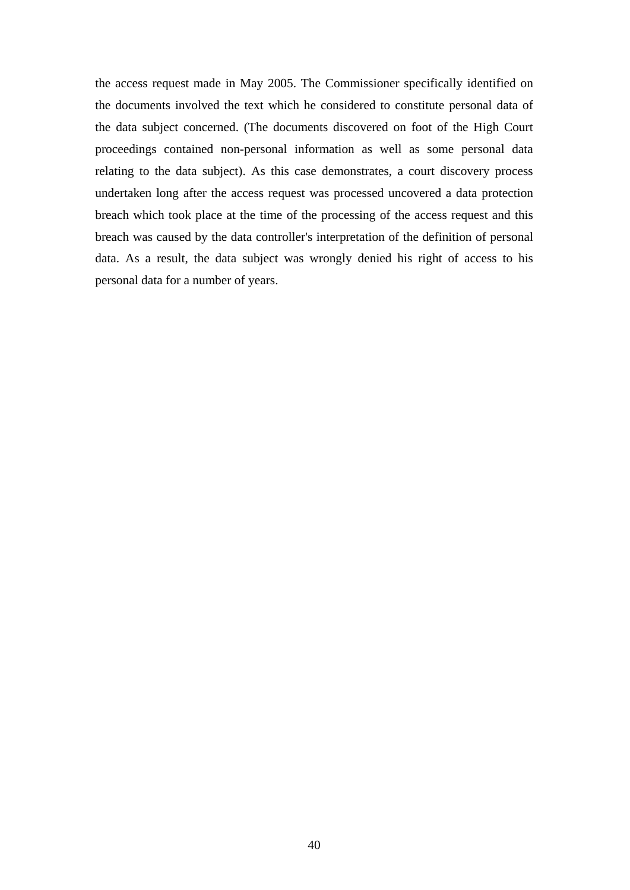the access request made in May 2005. The Commissioner specifically identified on the documents involved the text which he considered to constitute personal data of the data subject concerned. (The documents discovered on foot of the High Court proceedings contained non-personal information as well as some personal data relating to the data subject). As this case demonstrates, a court discovery process undertaken long after the access request was processed uncovered a data protection breach which took place at the time of the processing of the access request and this breach was caused by the data controller's interpretation of the definition of personal data. As a result, the data subject was wrongly denied his right of access to his personal data for a number of years.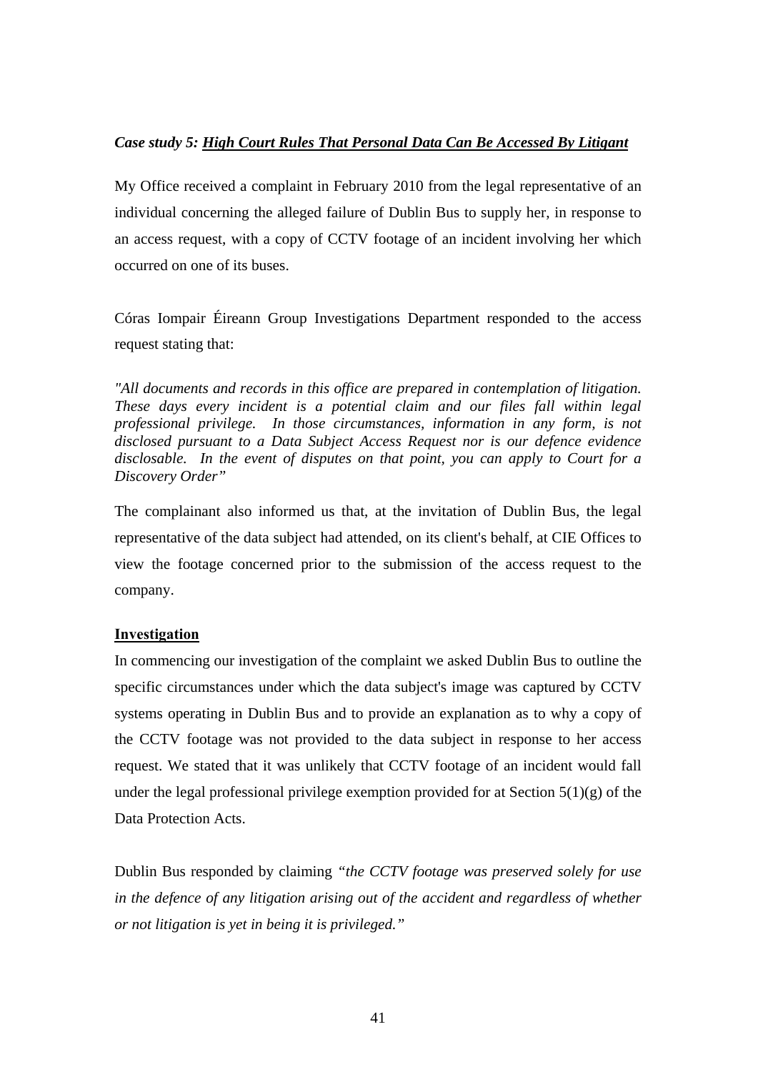*Case study 5: High Court Rules That Personal Data Can Be Accessed By Litigant*

My Office received a complaint in February 2010 from the legal representative of an individual concerning the alleged failure of Dublin Bus to supply her, in response to an access request, with a copy of CCTV footage of an incident involving her which occurred on one of its buses.

Córas Iompair Éireann Group Investigations Department responded to the access request stating that:

*"All documents and records in this office are prepared in contemplation of litigation. These days every incident is a potential claim and our files fall within legal professional privilege. In those circumstances, information in any form, is not disclosed pursuant to a Data Subject Access Request nor is our defence evidence disclosable. In the event of disputes on that point, you can apply to Court for a Discovery Order"*

The complainant also informed us that, at the invitation of Dublin Bus, the legal representative of the data subject had attended, on its client's behalf, at CIE Offices to view the footage concerned prior to the submission of the access request to the company.

**Investigation**

In commencing our investigation of the complaint we asked Dublin Bus to outline the specific circumstances under which the data subject's image was captured by CCTV systems operating in Dublin Bus and to provide an explanation as to why a copy of the CCTV footage was not provided to the data subject in response to her access request. We stated that it was unlikely that CCTV footage of an incident would fall under the legal professional privilege exemption provided for at Section 5(1)(g) of the Data Protection Acts.

Dublin Bus responded by claiming *"the CCTV footage was preserved solely for use in the defence of any litigation arising out of the accident and regardless of whether or not litigation is yet in being it is privileged."*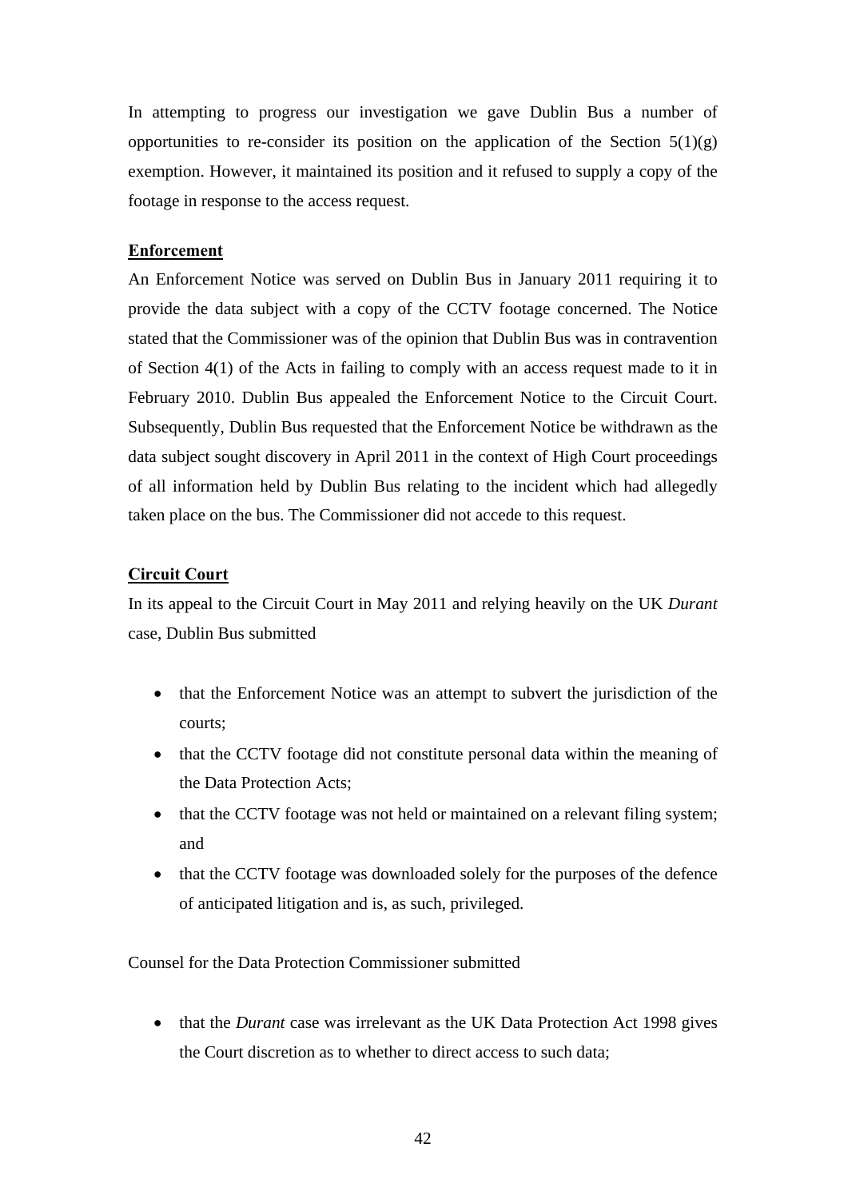In attempting to progress our investigation we gave Dublin Bus a number of opportunities to re-consider its position on the application of the Section 5(1)(g) exemption. However, it maintained its position and it refused to supply a copy of the footage in response to the access request.

**Enforcement**

An Enforcement Notice was served on Dublin Bus in January 2011 requiring it to provide the data subject with a copy of the CCTV footage concerned. The Notice stated that the Commissioner was of the opinion that Dublin Bus was in contravention of Section 4(1) of the Acts in failing to comply with an access request made to it in February 2010. Dublin Bus appealed the Enforcement Notice to the Circuit Court. Subsequently, Dublin Bus requested that the Enforcement Notice be withdrawn as the data subject sought discovery in April 2011 in the context of High Court proceedings of all information held by Dublin Bus relating to the incident which had allegedly taken place on the bus. The Commissioner did not accede to this request.

**Circuit Court**

In its appeal to the Circuit Court in May 2011 and relying heavily on the UK *Durant* case, Dublin Bus submitted

- that the Enforcement Notice was an attempt to subvert the jurisdiction of the courts;
- that the CCTV footage did not constitute personal data within the meaning of the Data Protection Acts;
- that the CCTV footage was not held or maintained on a relevant filing system; and
- that the CCTV footage was downloaded solely for the purposes of the defence of anticipated litigation and is, as such, privileged.

Counsel for the Data Protection Commissioner submitted

- that the *Durant* case was irrelevant as the UK Data Protection Act 1998 gives the Court discretion as to whether to direct access to such data;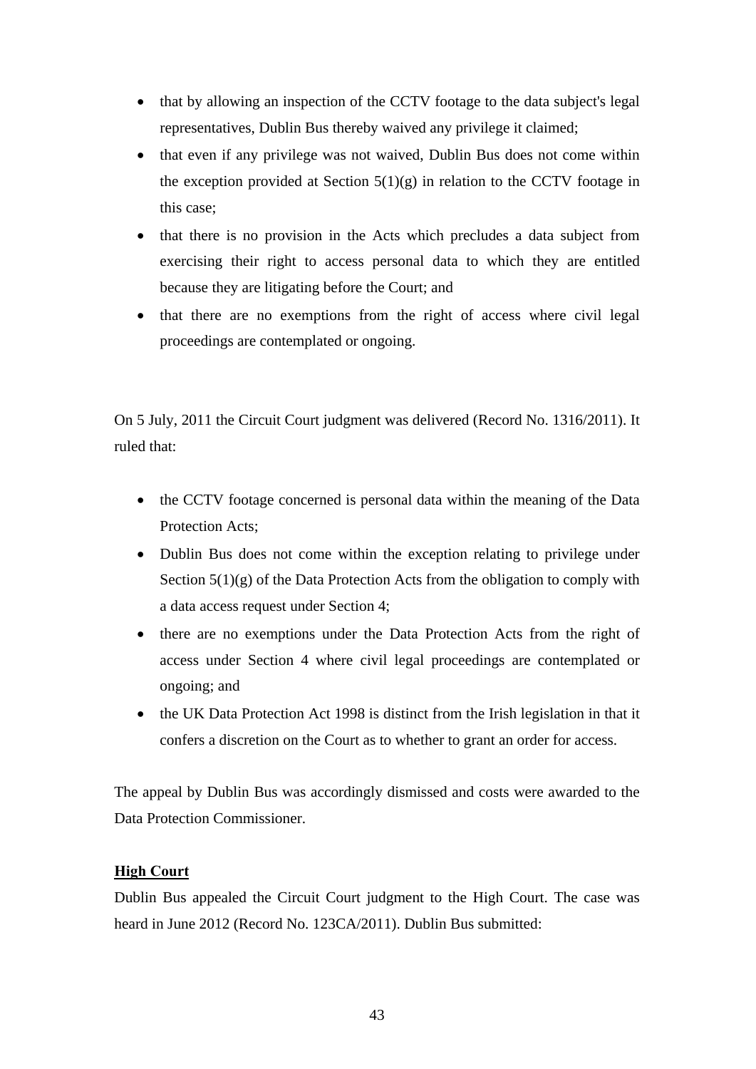- that by allowing an inspection of the CCTV footage to the data subject's legal representatives, Dublin Bus thereby waived any privilege it claimed;
- that even if any privilege was not waived, Dublin Bus does not come within the exception provided at Section 5(1)(g) in relation to the CCTV footage in this case;
- that there is no provision in the Acts which precludes a data subject from exercising their right to access personal data to which they are entitled because they are litigating before the Court; and
- that there are no exemptions from the right of access where civil legal proceedings are contemplated or ongoing.

On 5 July, 2011 the Circuit Court judgment was delivered (Record No. 1316/2011). It ruled that:

- the CCTV footage concerned is personal data within the meaning of the Data Protection Acts;
- Dublin Bus does not come within the exception relating to privilege under Section 5(1)(g) of the Data Protection Acts from the obligation to comply with a data access request under Section 4;
- there are no exemptions under the Data Protection Acts from the right of access under Section 4 where civil legal proceedings are contemplated or ongoing; and
- the UK Data Protection Act 1998 is distinct from the Irish legislation in that it confers a discretion on the Court as to whether to grant an order for access.

The appeal by Dublin Bus was accordingly dismissed and costs were awarded to the Data Protection Commissioner.

**High Court**

Dublin Bus appealed the Circuit Court judgment to the High Court. The case was heard in June 2012 (Record No. 123CA/2011). Dublin Bus submitted: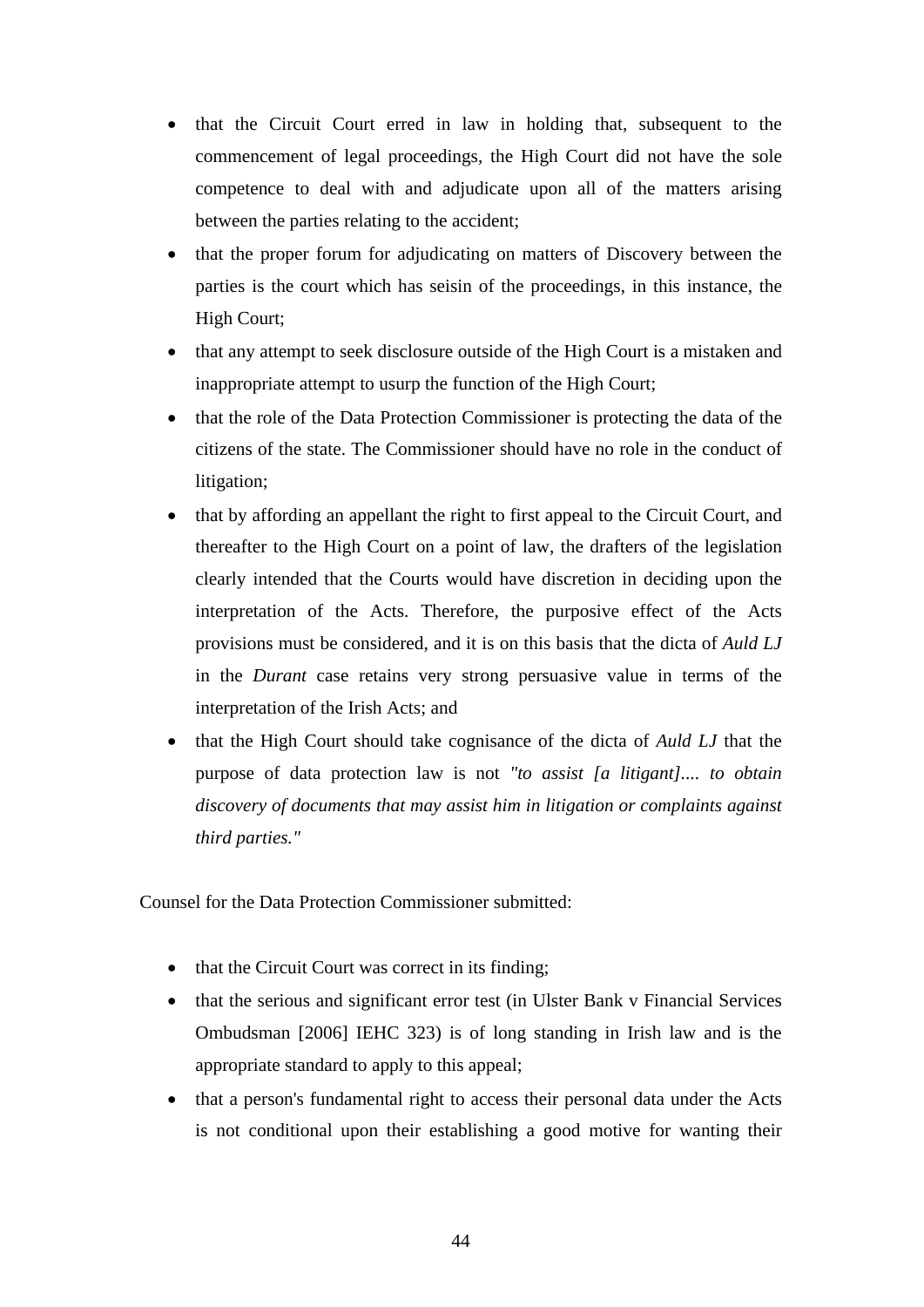- that the Circuit Court erred in law in holding that, subsequent to the commencement of legal proceedings, the High Court did not have the sole competence to deal with and adjudicate upon all of the matters arising between the parties relating to the accident;
- that the proper forum for adjudicating on matters of Discovery between the parties is the court which has seisin of the proceedings, in this instance, the High Court;
- that any attempt to seek disclosure outside of the High Court is a mistaken and inappropriate attempt to usurp the function of the High Court;
- that the role of the Data Protection Commissioner is protecting the data of the citizens of the state. The Commissioner should have no role in the conduct of litigation;
- that by affording an appellant the right to first appeal to the Circuit Court, and thereafter to the High Court on a point of law, the drafters of the legislation clearly intended that the Courts would have discretion in deciding upon the interpretation of the Acts. Therefore, the purposive effect of the Acts provisions must be considered, and it is on this basis that the dicta of *Auld LJ* in the *Durant* case retains very strong persuasive value in terms of the interpretation of the Irish Acts; and
- that the High Court should take cognisance of the dicta of *Auld LJ* that the purpose of data protection law is not *"to assist [a litigant].... to obtain discovery of documents that may assist him in litigation or complaints against third parties."*

Counsel for the Data Protection Commissioner submitted:

- that the Circuit Court was correct in its finding;
- that the serious and significant error test (in Ulster Bank v Financial Services Ombudsman [2006] IEHC 323) is of long standing in Irish law and is the appropriate standard to apply to this appeal;
- that a person's fundamental right to access their personal data under the Acts is not conditional upon their establishing a good motive for wanting their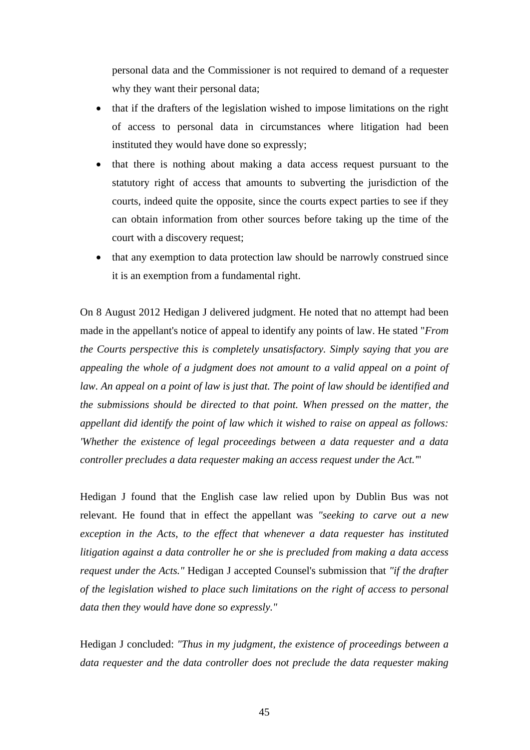personal data and the Commissioner is not required to demand of a requester why they want their personal data;

- that if the drafters of the legislation wished to impose limitations on the right of access to personal data in circumstances where litigation had been instituted they would have done so expressly;
- that there is nothing about making a data access request pursuant to the statutory right of access that amounts to subverting the jurisdiction of the courts, indeed quite the opposite, since the courts expect parties to see if they can obtain information from other sources before taking up the time of the court with a discovery request;
- that any exemption to data protection law should be narrowly construed since it is an exemption from a fundamental right.

On 8 August 2012 Hedigan J delivered judgment. He noted that no attempt had been made in the appellant's notice of appeal to identify any points of law. He stated "*From the Courts perspective this is completely unsatisfactory. Simply saying that you are appealing the whole of a judgment does not amount to a valid appeal on a point of law. An appeal on a point of law is just that. The point of law should be identified and the submissions should be directed to that point. When pressed on the matter, the appellant did identify the point of law which it wished to raise on appeal as follows: 'Whether the existence of legal proceedings between a data requester and a data controller precludes a data requester making an access request under the Act.'*"

Hedigan J found that the English case law relied upon by Dublin Bus was not relevant. He found that in effect the appellant was *"seeking to carve out a new exception in the Acts, to the effect that whenever a data requester has instituted litigation against a data controller he or she is precluded from making a data access request under the Acts."* Hedigan J accepted Counsel's submission that *"if the drafter of the legislation wished to place such limitations on the right of access to personal data then they would have done so expressly."*

Hedigan J concluded: *"Thus in my judgment, the existence of proceedings between a data requester and the data controller does not preclude the data requester making*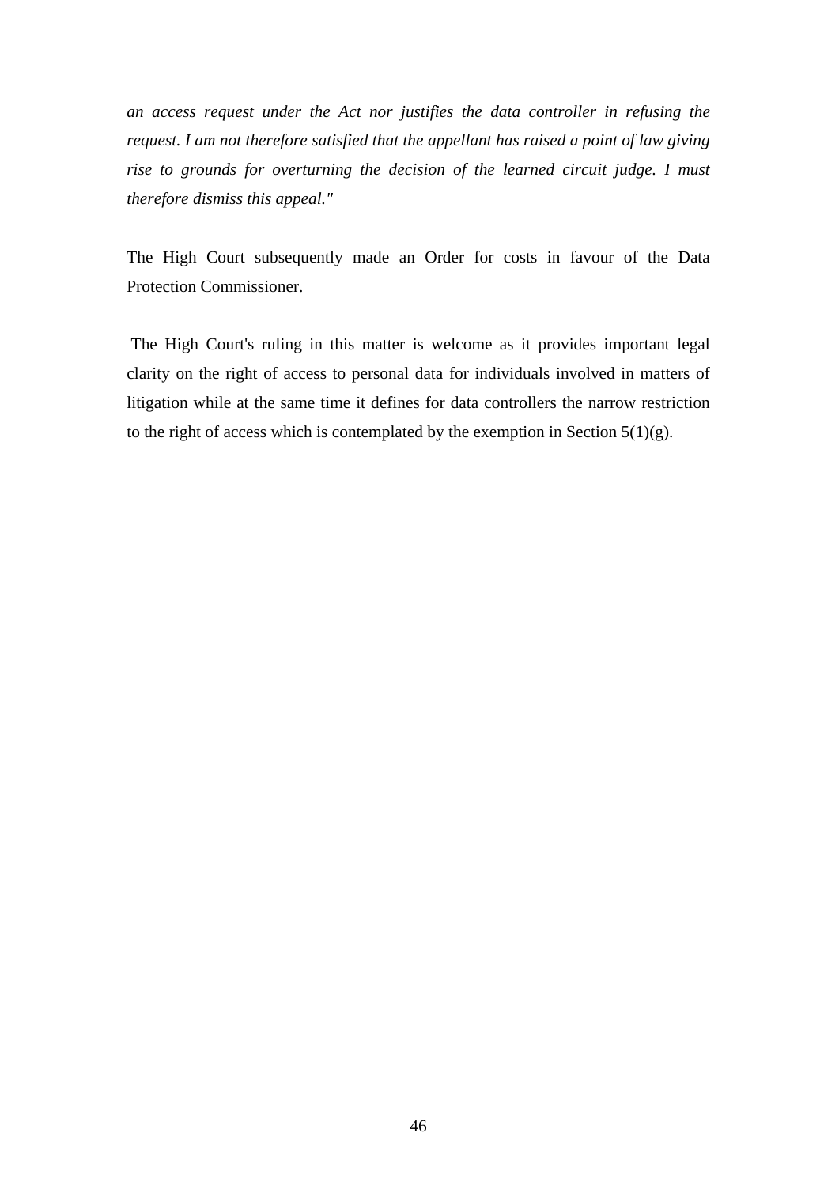*an access request under the Act nor justifies the data controller in refusing the request. I am not therefore satisfied that the appellant has raised a point of law giving rise to grounds for overturning the decision of the learned circuit judge. I must therefore dismiss this appeal."*

The High Court subsequently made an Order for costs in favour of the Data Protection Commissioner.

The High Court's ruling in this matter is welcome as it provides important legal clarity on the right of access to personal data for individuals involved in matters of litigation while at the same time it defines for data controllers the narrow restriction to the right of access which is contemplated by the exemption in Section 5(1)(g).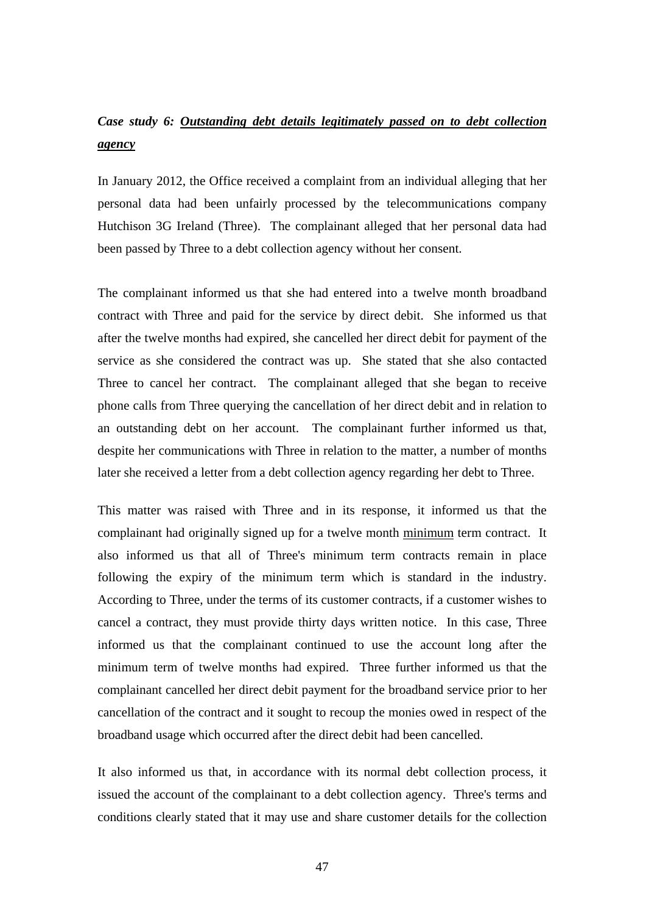### *Case study 6:* ***Outstanding debt details legitimately passed on to debt collection agency***

In January 2012, the Office received a complaint from an individual alleging that her personal data had been unfairly processed by the telecommunications company Hutchison 3G Ireland (Three). The complainant alleged that her personal data had been passed by Three to a debt collection agency without her consent.

The complainant informed us that she had entered into a twelve month broadband contract with Three and paid for the service by direct debit. She informed us that after the twelve months had expired, she cancelled her direct debit for payment of the service as she considered the contract was up. She stated that she also contacted Three to cancel her contract. The complainant alleged that she began to receive phone calls from Three querying the cancellation of her direct debit and in relation to an outstanding debt on her account. The complainant further informed us that, despite her communications with Three in relation to the matter, a number of months later she received a letter from a debt collection agency regarding her debt to Three.

This matter was raised with Three and in its response, it informed us that the complainant had originally signed up for a twelve month minimum term contract. It also informed us that all of Three's minimum term contracts remain in place following the expiry of the minimum term which is standard in the industry. According to Three, under the terms of its customer contracts, if a customer wishes to cancel a contract, they must provide thirty days written notice. In this case, Three informed us that the complainant continued to use the account long after the minimum term of twelve months had expired. Three further informed us that the complainant cancelled her direct debit payment for the broadband service prior to her cancellation of the contract and it sought to recoup the monies owed in respect of the broadband usage which occurred after the direct debit had been cancelled.

It also informed us that, in accordance with its normal debt collection process, it issued the account of the complainant to a debt collection agency. Three's terms and conditions clearly stated that it may use and share customer details for the collection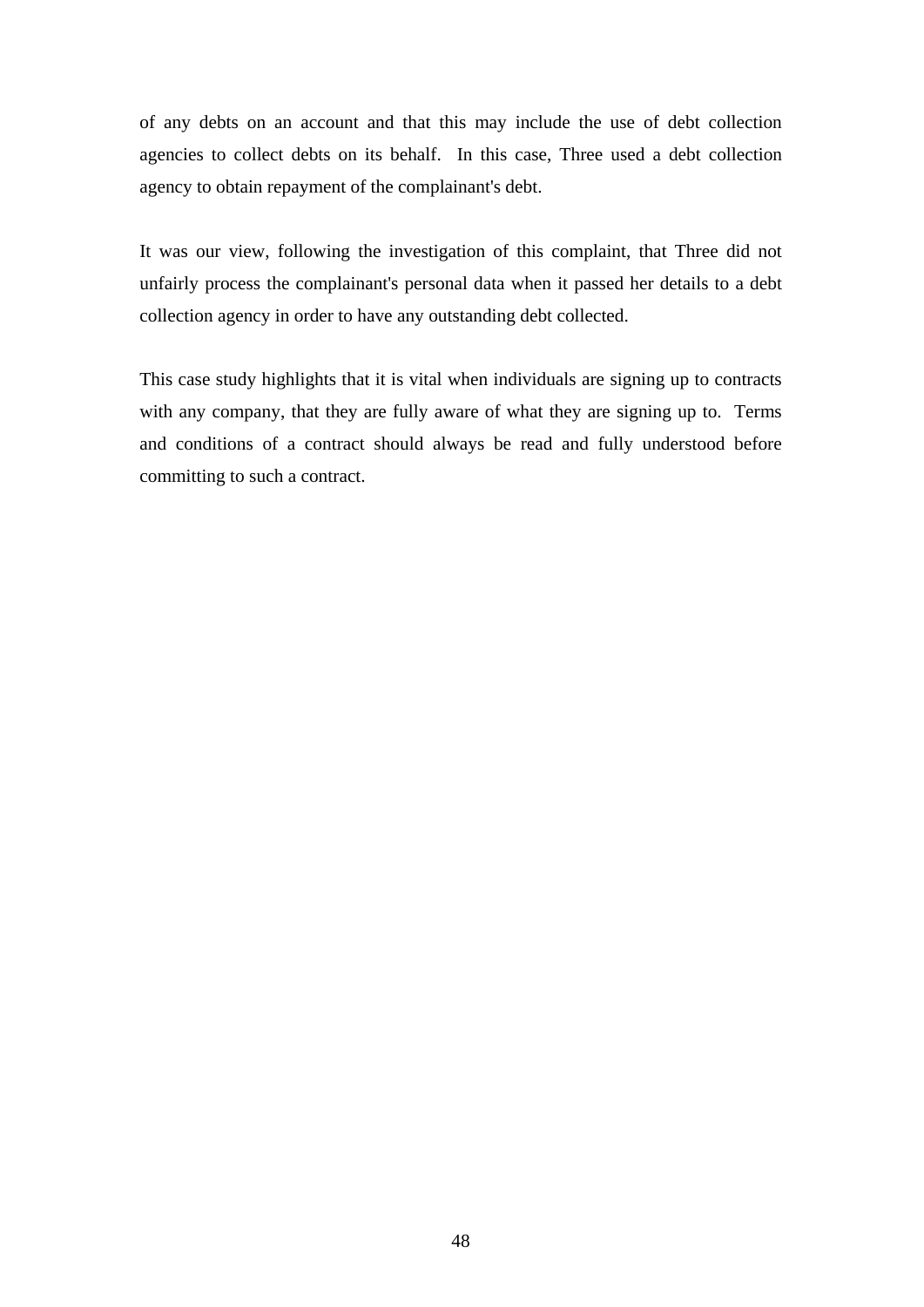of any debts on an account and that this may include the use of debt collection agencies to collect debts on its behalf.  In this case, Three used a debt collection agency to obtain repayment of the complainant's debt.

It was our view, following the investigation of this complaint, that Three did not unfairly process the complainant's personal data when it passed her details to a debt collection agency in order to have any outstanding debt collected.

This case study highlights that it is vital when individuals are signing up to contracts with any company, that they are fully aware of what they are signing up to.  Terms and conditions of a contract should always be read and fully understood before committing to such a contract.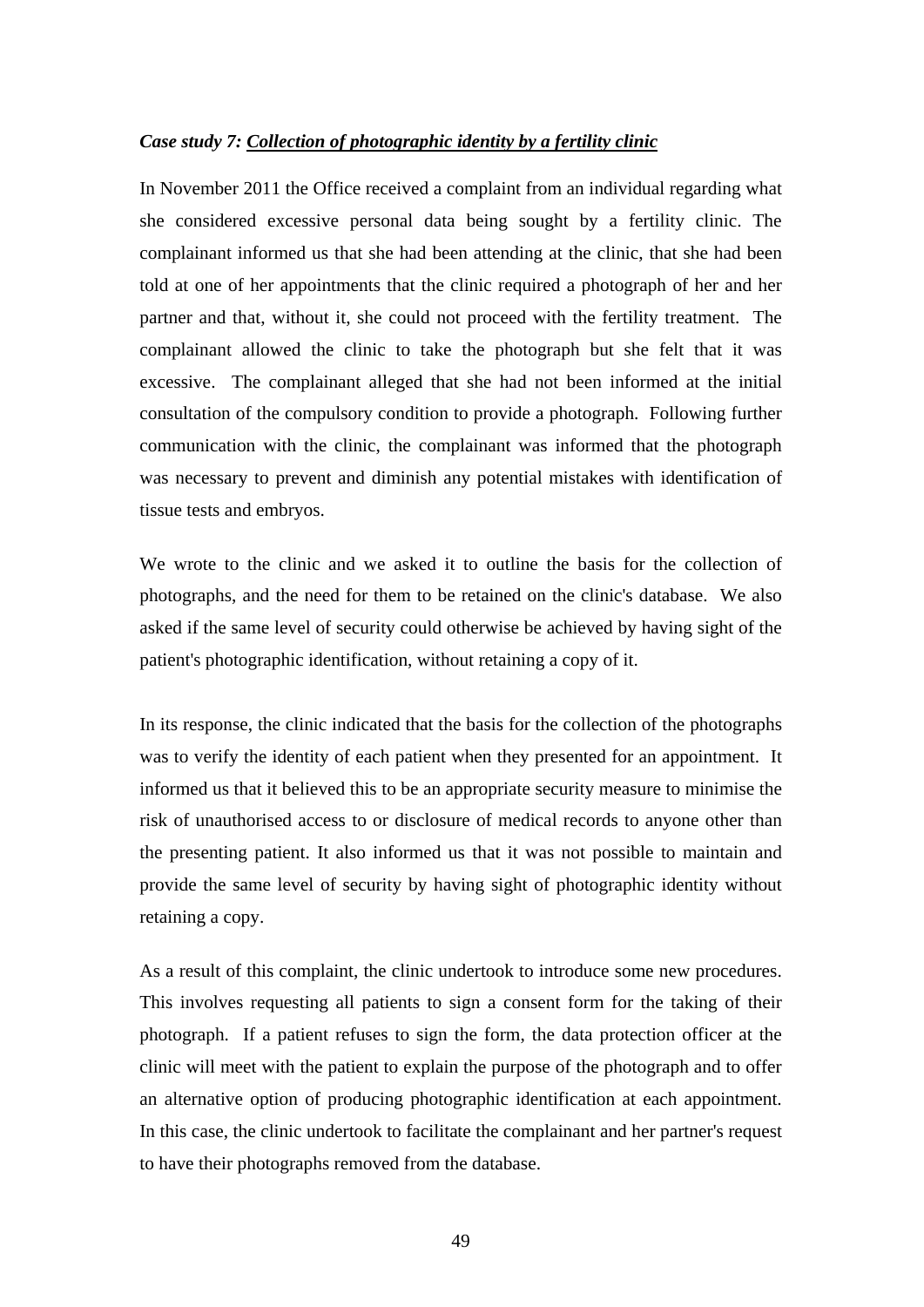***Case study 7: <u>Collection of photographic identity by a fertility clinic</u>***

In November 2011 the Office received a complaint from an individual regarding what she considered excessive personal data being sought by a fertility clinic. The complainant informed us that she had been attending at the clinic, that she had been told at one of her appointments that the clinic required a photograph of her and her partner and that, without it, she could not proceed with the fertility treatment. The complainant allowed the clinic to take the photograph but she felt that it was excessive. The complainant alleged that she had not been informed at the initial consultation of the compulsory condition to provide a photograph. Following further communication with the clinic, the complainant was informed that the photograph was necessary to prevent and diminish any potential mistakes with identification of tissue tests and embryos.

We wrote to the clinic and we asked it to outline the basis for the collection of photographs, and the need for them to be retained on the clinic's database. We also asked if the same level of security could otherwise be achieved by having sight of the patient's photographic identification, without retaining a copy of it.

In its response, the clinic indicated that the basis for the collection of the photographs was to verify the identity of each patient when they presented for an appointment. It informed us that it believed this to be an appropriate security measure to minimise the risk of unauthorised access to or disclosure of medical records to anyone other than the presenting patient. It also informed us that it was not possible to maintain and provide the same level of security by having sight of photographic identity without retaining a copy.

As a result of this complaint, the clinic undertook to introduce some new procedures. This involves requesting all patients to sign a consent form for the taking of their photograph. If a patient refuses to sign the form, the data protection officer at the clinic will meet with the patient to explain the purpose of the photograph and to offer an alternative option of producing photographic identification at each appointment. In this case, the clinic undertook to facilitate the complainant and her partner's request to have their photographs removed from the database.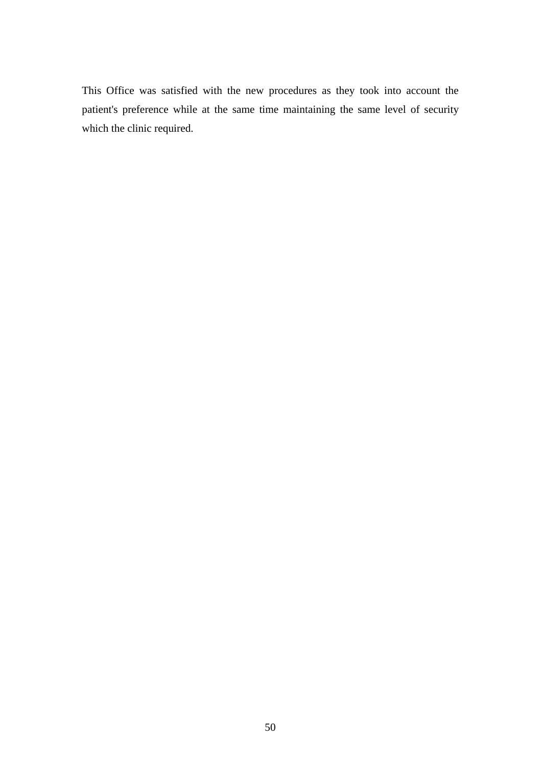This Office was satisfied with the new procedures as they took into account the patient's preference while at the same time maintaining the same level of security which the clinic required.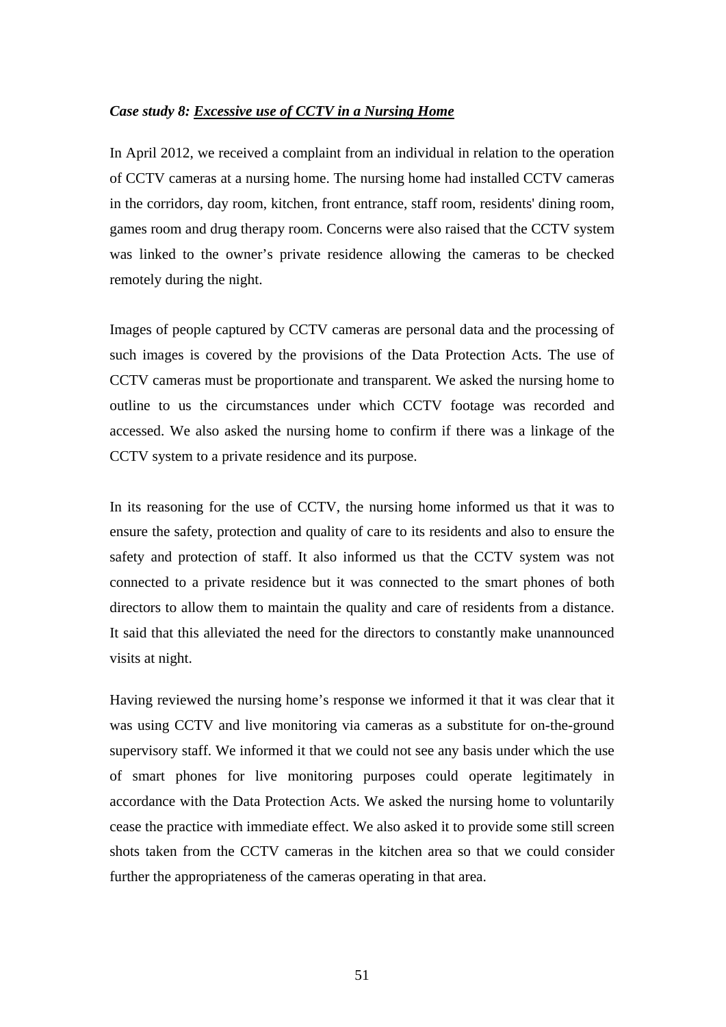***Case study 8: <u>Excessive use of CCTV in a Nursing Home</u>***

In April 2012, we received a complaint from an individual in relation to the operation of CCTV cameras at a nursing home. The nursing home had installed CCTV cameras in the corridors, day room, kitchen, front entrance, staff room, residents' dining room, games room and drug therapy room. Concerns were also raised that the CCTV system was linked to the owner's private residence allowing the cameras to be checked remotely during the night.

Images of people captured by CCTV cameras are personal data and the processing of such images is covered by the provisions of the Data Protection Acts. The use of CCTV cameras must be proportionate and transparent. We asked the nursing home to outline to us the circumstances under which CCTV footage was recorded and accessed. We also asked the nursing home to confirm if there was a linkage of the CCTV system to a private residence and its purpose.

In its reasoning for the use of CCTV, the nursing home informed us that it was to ensure the safety, protection and quality of care to its residents and also to ensure the safety and protection of staff. It also informed us that the CCTV system was not connected to a private residence but it was connected to the smart phones of both directors to allow them to maintain the quality and care of residents from a distance. It said that this alleviated the need for the directors to constantly make unannounced visits at night.

Having reviewed the nursing home's response we informed it that it was clear that it was using CCTV and live monitoring via cameras as a substitute for on-the-ground supervisory staff. We informed it that we could not see any basis under which the use of smart phones for live monitoring purposes could operate legitimately in accordance with the Data Protection Acts. We asked the nursing home to voluntarily cease the practice with immediate effect. We also asked it to provide some still screen shots taken from the CCTV cameras in the kitchen area so that we could consider further the appropriateness of the cameras operating in that area.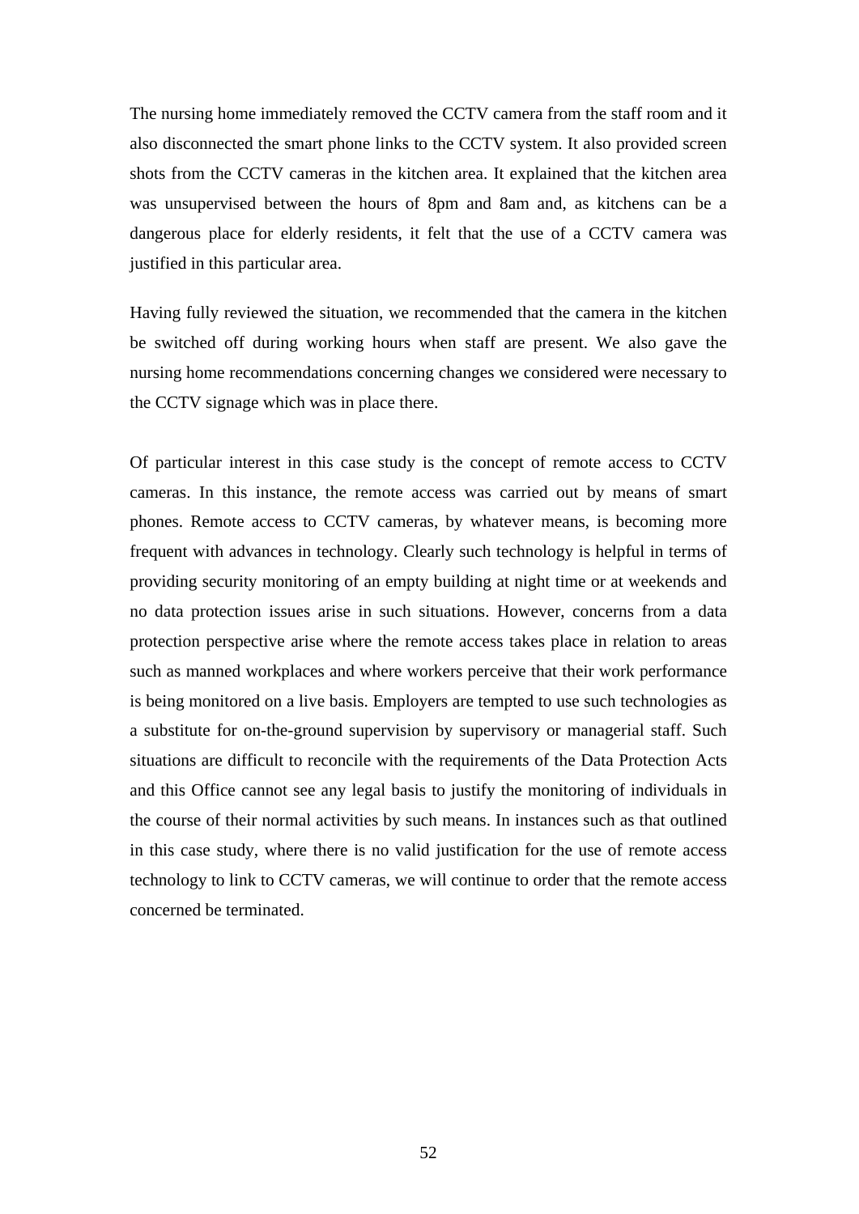The nursing home immediately removed the CCTV camera from the staff room and it also disconnected the smart phone links to the CCTV system. It also provided screen shots from the CCTV cameras in the kitchen area. It explained that the kitchen area was unsupervised between the hours of 8pm and 8am and, as kitchens can be a dangerous place for elderly residents, it felt that the use of a CCTV camera was justified in this particular area.

Having fully reviewed the situation, we recommended that the camera in the kitchen be switched off during working hours when staff are present. We also gave the nursing home recommendations concerning changes we considered were necessary to the CCTV signage which was in place there.

Of particular interest in this case study is the concept of remote access to CCTV cameras. In this instance, the remote access was carried out by means of smart phones. Remote access to CCTV cameras, by whatever means, is becoming more frequent with advances in technology. Clearly such technology is helpful in terms of providing security monitoring of an empty building at night time or at weekends and no data protection issues arise in such situations. However, concerns from a data protection perspective arise where the remote access takes place in relation to areas such as manned workplaces and where workers perceive that their work performance is being monitored on a live basis. Employers are tempted to use such technologies as a substitute for on-the-ground supervision by supervisory or managerial staff. Such situations are difficult to reconcile with the requirements of the Data Protection Acts and this Office cannot see any legal basis to justify the monitoring of individuals in the course of their normal activities by such means. In instances such as that outlined in this case study, where there is no valid justification for the use of remote access technology to link to CCTV cameras, we will continue to order that the remote access concerned be terminated.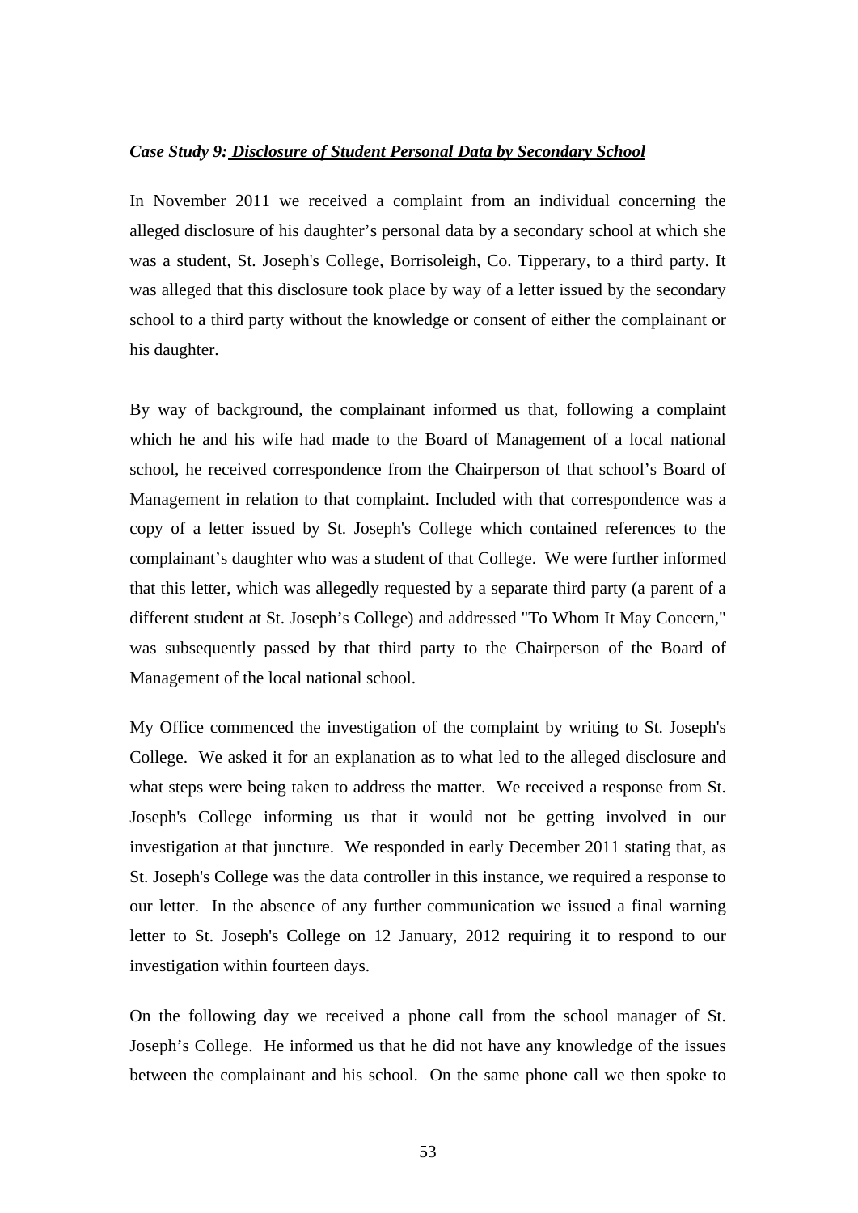***Case Study 9: Disclosure of Student Personal Data by Secondary School***

In November 2011 we received a complaint from an individual concerning the alleged disclosure of his daughter's personal data by a secondary school at which she was a student, St. Joseph's College, Borrisoleigh, Co. Tipperary, to a third party. It was alleged that this disclosure took place by way of a letter issued by the secondary school to a third party without the knowledge or consent of either the complainant or his daughter.

By way of background, the complainant informed us that, following a complaint which he and his wife had made to the Board of Management of a local national school, he received correspondence from the Chairperson of that school's Board of Management in relation to that complaint. Included with that correspondence was a copy of a letter issued by St. Joseph's College which contained references to the complainant's daughter who was a student of that College. We were further informed that this letter, which was allegedly requested by a separate third party (a parent of a different student at St. Joseph's College) and addressed "To Whom It May Concern," was subsequently passed by that third party to the Chairperson of the Board of Management of the local national school.

My Office commenced the investigation of the complaint by writing to St. Joseph's College. We asked it for an explanation as to what led to the alleged disclosure and what steps were being taken to address the matter. We received a response from St. Joseph's College informing us that it would not be getting involved in our investigation at that juncture. We responded in early December 2011 stating that, as St. Joseph's College was the data controller in this instance, we required a response to our letter. In the absence of any further communication we issued a final warning letter to St. Joseph's College on 12 January, 2012 requiring it to respond to our investigation within fourteen days.

On the following day we received a phone call from the school manager of St. Joseph's College. He informed us that he did not have any knowledge of the issues between the complainant and his school. On the same phone call we then spoke to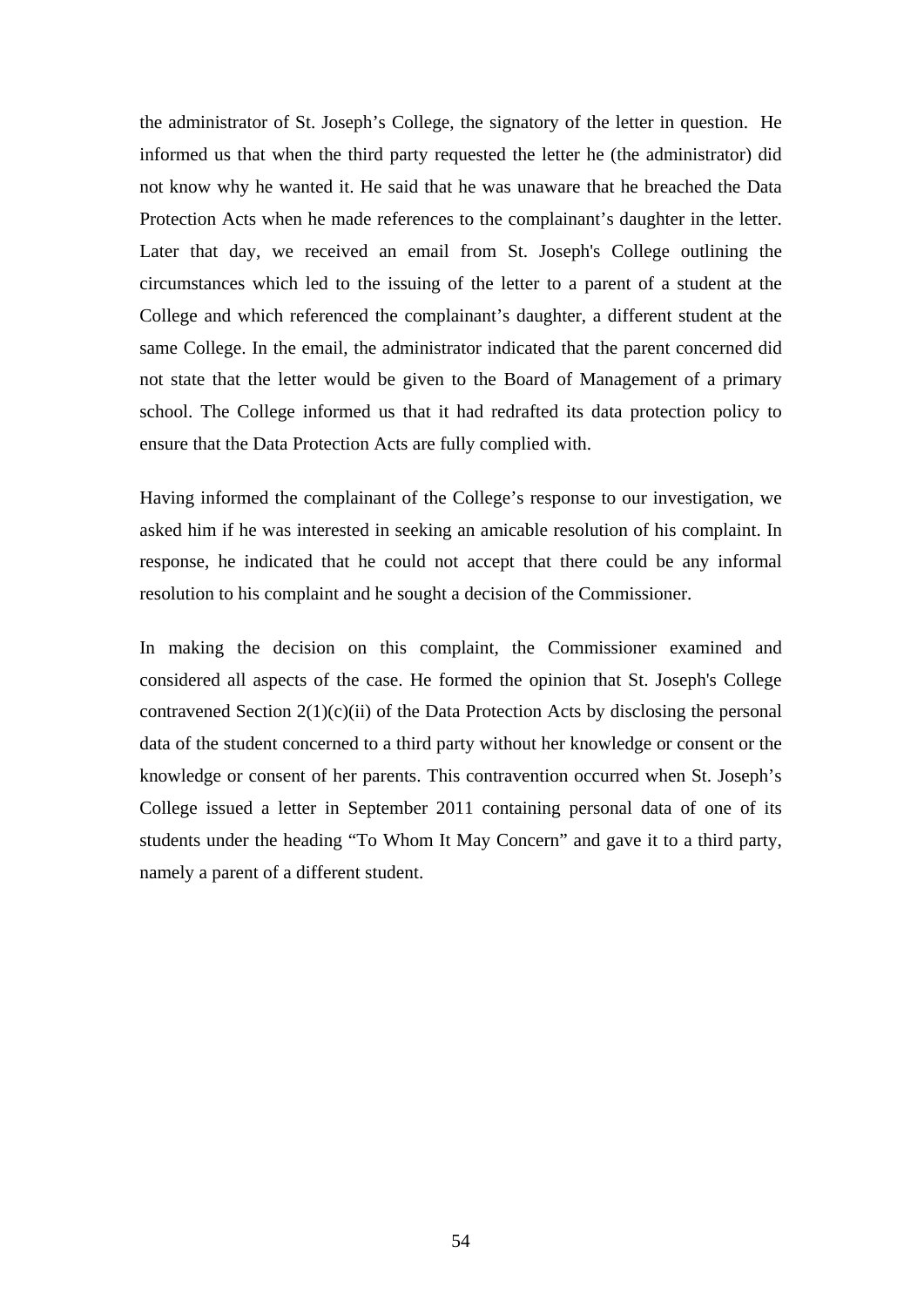the administrator of St. Joseph's College, the signatory of the letter in question. He informed us that when the third party requested the letter he (the administrator) did not know why he wanted it. He said that he was unaware that he breached the Data Protection Acts when he made references to the complainant's daughter in the letter. Later that day, we received an email from St. Joseph's College outlining the circumstances which led to the issuing of the letter to a parent of a student at the College and which referenced the complainant's daughter, a different student at the same College. In the email, the administrator indicated that the parent concerned did not state that the letter would be given to the Board of Management of a primary school. The College informed us that it had redrafted its data protection policy to ensure that the Data Protection Acts are fully complied with.

Having informed the complainant of the College's response to our investigation, we asked him if he was interested in seeking an amicable resolution of his complaint. In response, he indicated that he could not accept that there could be any informal resolution to his complaint and he sought a decision of the Commissioner.

In making the decision on this complaint, the Commissioner examined and considered all aspects of the case. He formed the opinion that St. Joseph's College contravened Section 2(1)(c)(ii) of the Data Protection Acts by disclosing the personal data of the student concerned to a third party without her knowledge or consent or the knowledge or consent of her parents. This contravention occurred when St. Joseph's College issued a letter in September 2011 containing personal data of one of its students under the heading "To Whom It May Concern" and gave it to a third party, namely a parent of a different student.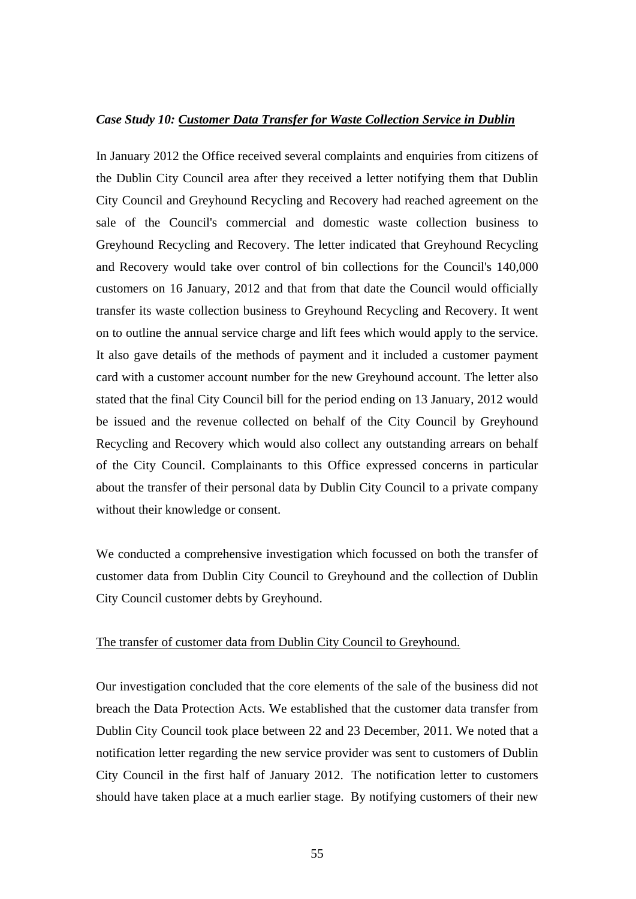### *Case Study 10: Customer Data Transfer for Waste Collection Service in Dublin*

In January 2012 the Office received several complaints and enquiries from citizens of the Dublin City Council area after they received a letter notifying them that Dublin City Council and Greyhound Recycling and Recovery had reached agreement on the sale of the Council's commercial and domestic waste collection business to Greyhound Recycling and Recovery. The letter indicated that Greyhound Recycling and Recovery would take over control of bin collections for the Council's 140,000 customers on 16 January, 2012 and that from that date the Council would officially transfer its waste collection business to Greyhound Recycling and Recovery. It went on to outline the annual service charge and lift fees which would apply to the service. It also gave details of the methods of payment and it included a customer payment card with a customer account number for the new Greyhound account. The letter also stated that the final City Council bill for the period ending on 13 January, 2012 would be issued and the revenue collected on behalf of the City Council by Greyhound Recycling and Recovery which would also collect any outstanding arrears on behalf of the City Council. Complainants to this Office expressed concerns in particular about the transfer of their personal data by Dublin City Council to a private company without their knowledge or consent.

We conducted a comprehensive investigation which focussed on both the transfer of customer data from Dublin City Council to Greyhound and the collection of Dublin City Council customer debts by Greyhound.

The transfer of customer data from Dublin City Council to Greyhound.

Our investigation concluded that the core elements of the sale of the business did not breach the Data Protection Acts. We established that the customer data transfer from Dublin City Council took place between 22 and 23 December, 2011. We noted that a notification letter regarding the new service provider was sent to customers of Dublin City Council in the first half of January 2012. The notification letter to customers should have taken place at a much earlier stage. By notifying customers of their new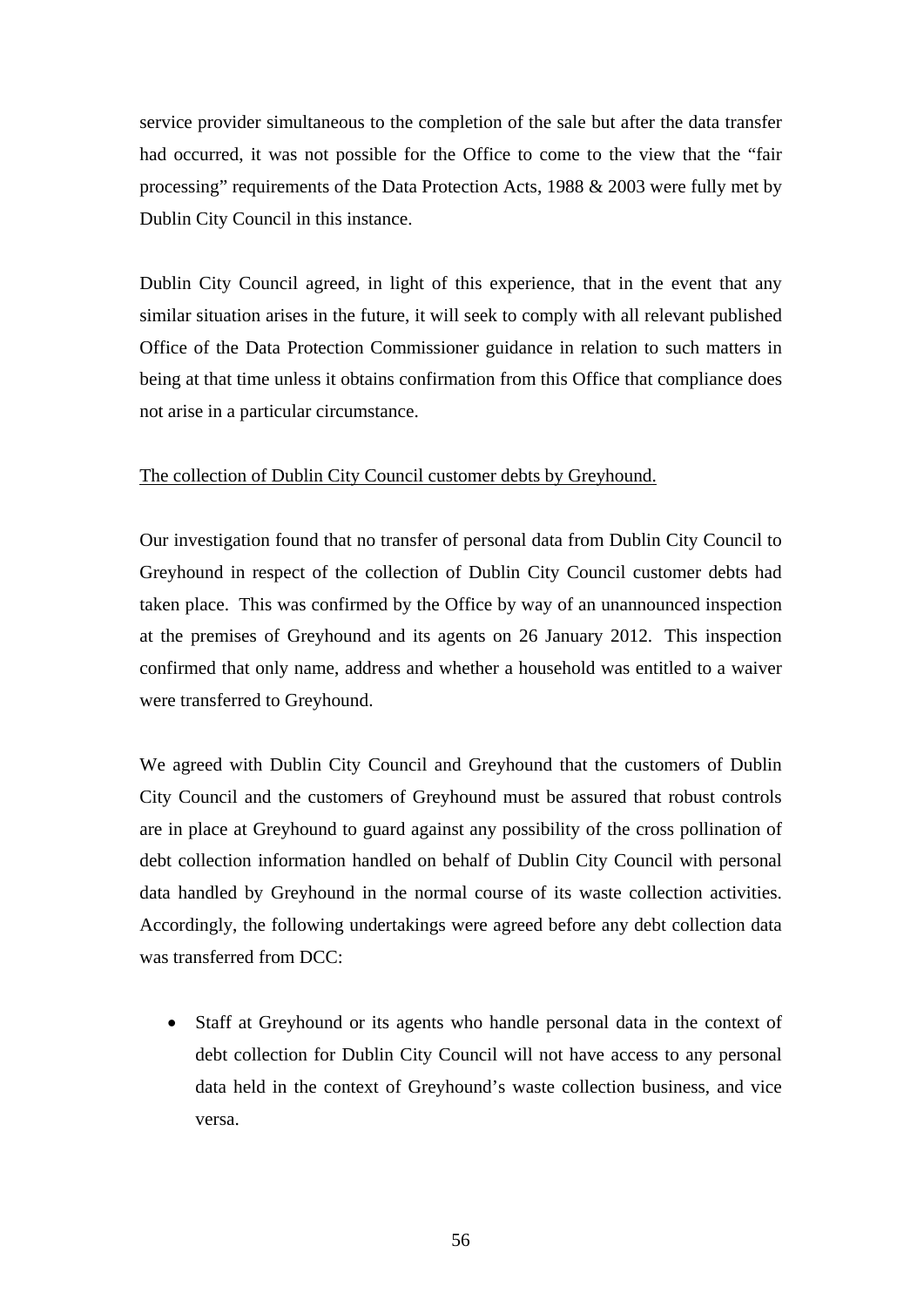service provider simultaneous to the completion of the sale but after the data transfer had occurred, it was not possible for the Office to come to the view that the "fair processing" requirements of the Data Protection Acts, 1988 & 2003 were fully met by Dublin City Council in this instance.

Dublin City Council agreed, in light of this experience, that in the event that any similar situation arises in the future, it will seek to comply with all relevant published Office of the Data Protection Commissioner guidance in relation to such matters in being at that time unless it obtains confirmation from this Office that compliance does not arise in a particular circumstance.

<u>The collection of Dublin City Council customer debts by Greyhound.</u>

Our investigation found that no transfer of personal data from Dublin City Council to Greyhound in respect of the collection of Dublin City Council customer debts had taken place. This was confirmed by the Office by way of an unannounced inspection at the premises of Greyhound and its agents on 26 January 2012. This inspection confirmed that only name, address and whether a household was entitled to a waiver were transferred to Greyhound.

We agreed with Dublin City Council and Greyhound that the customers of Dublin City Council and the customers of Greyhound must be assured that robust controls are in place at Greyhound to guard against any possibility of the cross pollination of debt collection information handled on behalf of Dublin City Council with personal data handled by Greyhound in the normal course of its waste collection activities. Accordingly, the following undertakings were agreed before any debt collection data was transferred from DCC:

- Staff at Greyhound or its agents who handle personal data in the context of debt collection for Dublin City Council will not have access to any personal data held in the context of Greyhound's waste collection business, and vice versa.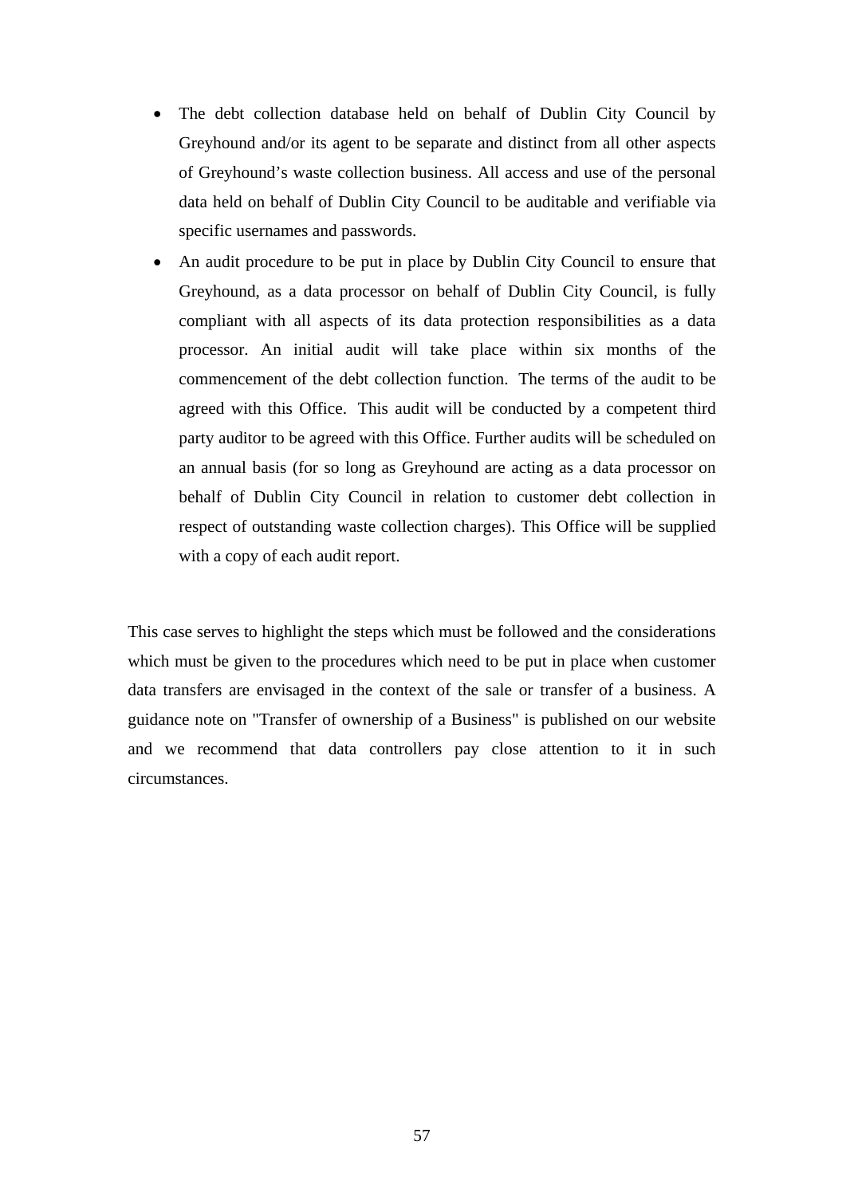- The debt collection database held on behalf of Dublin City Council by Greyhound and/or its agent to be separate and distinct from all other aspects of Greyhound's waste collection business. All access and use of the personal data held on behalf of Dublin City Council to be auditable and verifiable via specific usernames and passwords.
- An audit procedure to be put in place by Dublin City Council to ensure that Greyhound, as a data processor on behalf of Dublin City Council, is fully compliant with all aspects of its data protection responsibilities as a data processor. An initial audit will take place within six months of the commencement of the debt collection function. The terms of the audit to be agreed with this Office. This audit will be conducted by a competent third party auditor to be agreed with this Office. Further audits will be scheduled on an annual basis (for so long as Greyhound are acting as a data processor on behalf of Dublin City Council in relation to customer debt collection in respect of outstanding waste collection charges). This Office will be supplied with a copy of each audit report.

This case serves to highlight the steps which must be followed and the considerations which must be given to the procedures which need to be put in place when customer data transfers are envisaged in the context of the sale or transfer of a business. A guidance note on "Transfer of ownership of a Business" is published on our website and we recommend that data controllers pay close attention to it in such circumstances.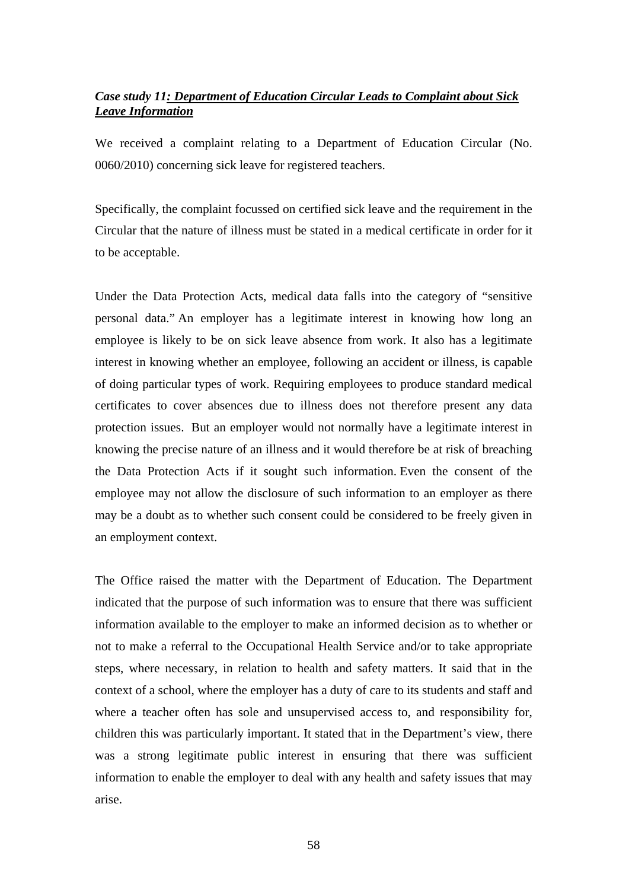***Case study 11: Department of Education Circular Leads to Complaint about Sick Leave Information***

We received a complaint relating to a Department of Education Circular (No. 0060/2010) concerning sick leave for registered teachers.

Specifically, the complaint focussed on certified sick leave and the requirement in the Circular that the nature of illness must be stated in a medical certificate in order for it to be acceptable.

Under the Data Protection Acts, medical data falls into the category of "sensitive personal data." An employer has a legitimate interest in knowing how long an employee is likely to be on sick leave absence from work. It also has a legitimate interest in knowing whether an employee, following an accident or illness, is capable of doing particular types of work. Requiring employees to produce standard medical certificates to cover absences due to illness does not therefore present any data protection issues. But an employer would not normally have a legitimate interest in knowing the precise nature of an illness and it would therefore be at risk of breaching the Data Protection Acts if it sought such information. Even the consent of the employee may not allow the disclosure of such information to an employer as there may be a doubt as to whether such consent could be considered to be freely given in an employment context.

The Office raised the matter with the Department of Education. The Department indicated that the purpose of such information was to ensure that there was sufficient information available to the employer to make an informed decision as to whether or not to make a referral to the Occupational Health Service and/or to take appropriate steps, where necessary, in relation to health and safety matters. It said that in the context of a school, where the employer has a duty of care to its students and staff and where a teacher often has sole and unsupervised access to, and responsibility for, children this was particularly important. It stated that in the Department's view, there was a strong legitimate public interest in ensuring that there was sufficient information to enable the employer to deal with any health and safety issues that may arise.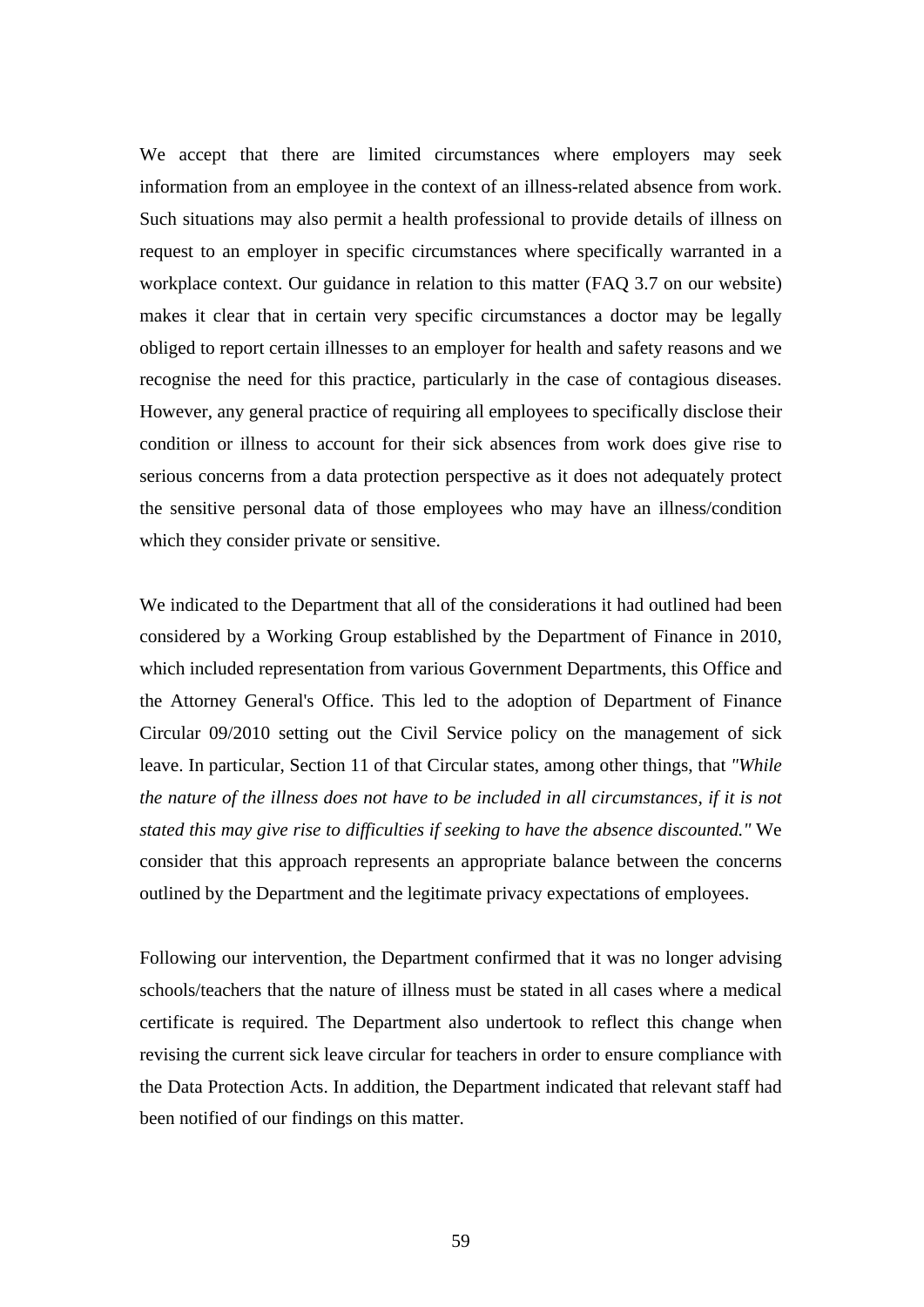We accept that there are limited circumstances where employers may seek information from an employee in the context of an illness-related absence from work. Such situations may also permit a health professional to provide details of illness on request to an employer in specific circumstances where specifically warranted in a workplace context. Our guidance in relation to this matter (FAQ 3.7 on our website) makes it clear that in certain very specific circumstances a doctor may be legally obliged to report certain illnesses to an employer for health and safety reasons and we recognise the need for this practice, particularly in the case of contagious diseases. However, any general practice of requiring all employees to specifically disclose their condition or illness to account for their sick absences from work does give rise to serious concerns from a data protection perspective as it does not adequately protect the sensitive personal data of those employees who may have an illness/condition which they consider private or sensitive.

We indicated to the Department that all of the considerations it had outlined had been considered by a Working Group established by the Department of Finance in 2010, which included representation from various Government Departments, this Office and the Attorney General's Office. This led to the adoption of Department of Finance Circular 09/2010 setting out the Civil Service policy on the management of sick leave. In particular, Section 11 of that Circular states, among other things, that *"While the nature of the illness does not have to be included in all circumstances, if it is not stated this may give rise to difficulties if seeking to have the absence discounted."* We consider that this approach represents an appropriate balance between the concerns outlined by the Department and the legitimate privacy expectations of employees.

Following our intervention, the Department confirmed that it was no longer advising schools/teachers that the nature of illness must be stated in all cases where a medical certificate is required. The Department also undertook to reflect this change when revising the current sick leave circular for teachers in order to ensure compliance with the Data Protection Acts. In addition, the Department indicated that relevant staff had been notified of our findings on this matter.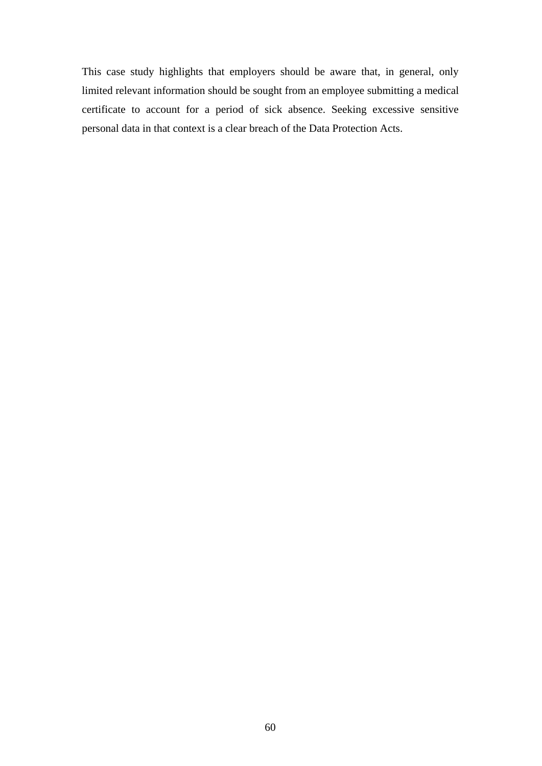This case study highlights that employers should be aware that, in general, only limited relevant information should be sought from an employee submitting a medical certificate to account for a period of sick absence. Seeking excessive sensitive personal data in that context is a clear breach of the Data Protection Acts.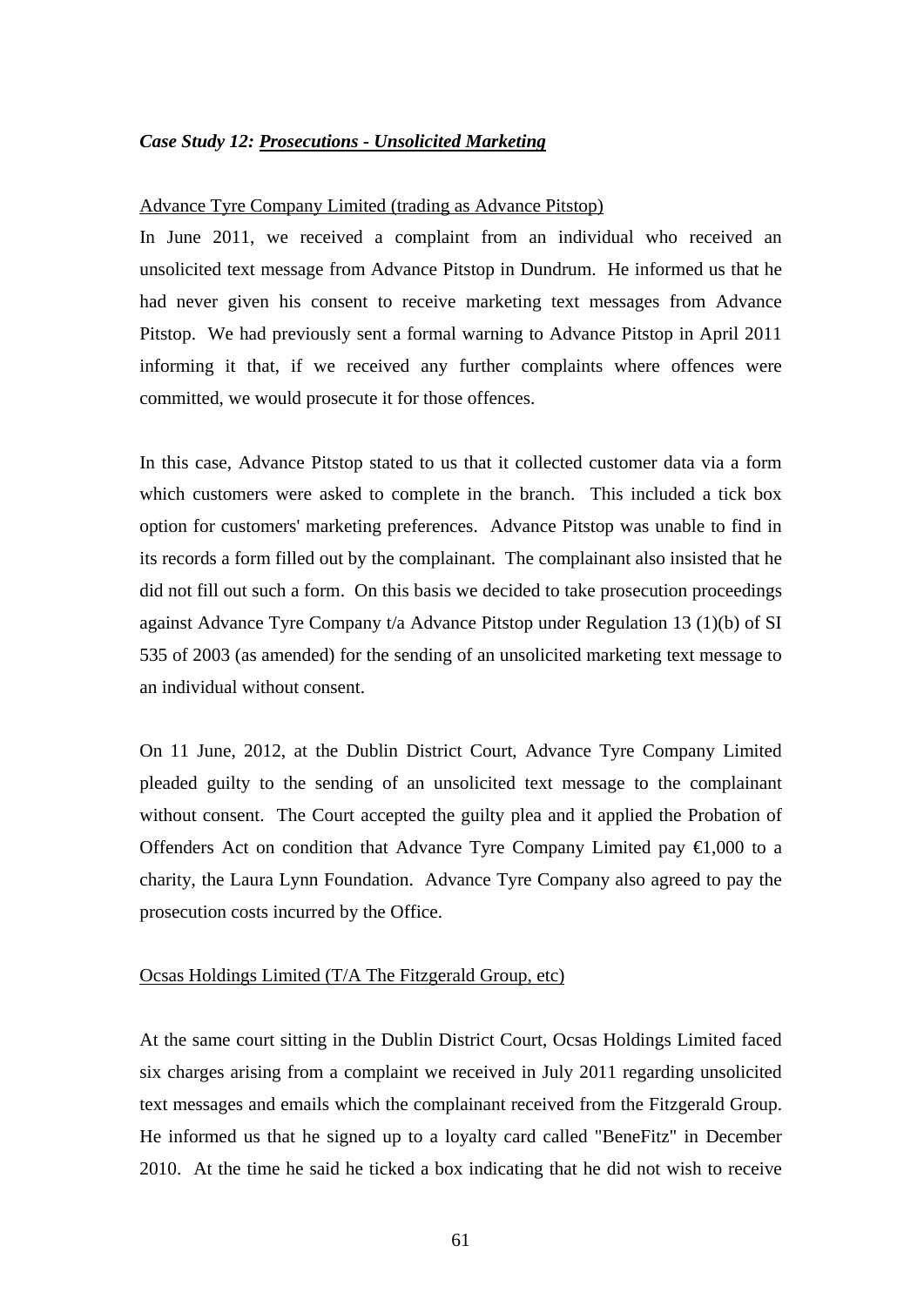### *Case Study 12: Prosecutions - Unsolicited Marketing*

Advance Tyre Company Limited (trading as Advance Pitstop)

In June 2011, we received a complaint from an individual who received an unsolicited text message from Advance Pitstop in Dundrum. He informed us that he had never given his consent to receive marketing text messages from Advance Pitstop. We had previously sent a formal warning to Advance Pitstop in April 2011 informing it that, if we received any further complaints where offences were committed, we would prosecute it for those offences.

In this case, Advance Pitstop stated to us that it collected customer data via a form which customers were asked to complete in the branch. This included a tick box option for customers' marketing preferences. Advance Pitstop was unable to find in its records a form filled out by the complainant. The complainant also insisted that he did not fill out such a form. On this basis we decided to take prosecution proceedings against Advance Tyre Company t/a Advance Pitstop under Regulation 13 (1)(b) of SI 535 of 2003 (as amended) for the sending of an unsolicited marketing text message to an individual without consent.

On 11 June, 2012, at the Dublin District Court, Advance Tyre Company Limited pleaded guilty to the sending of an unsolicited text message to the complainant without consent. The Court accepted the guilty plea and it applied the Probation of Offenders Act on condition that Advance Tyre Company Limited pay €1,000 to a charity, the Laura Lynn Foundation. Advance Tyre Company also agreed to pay the prosecution costs incurred by the Office.

Ocsas Holdings Limited (T/A The Fitzgerald Group, etc)

At the same court sitting in the Dublin District Court, Ocsas Holdings Limited faced six charges arising from a complaint we received in July 2011 regarding unsolicited text messages and emails which the complainant received from the Fitzgerald Group. He informed us that he signed up to a loyalty card called "BeneFitz" in December 2010. At the time he said he ticked a box indicating that he did not wish to receive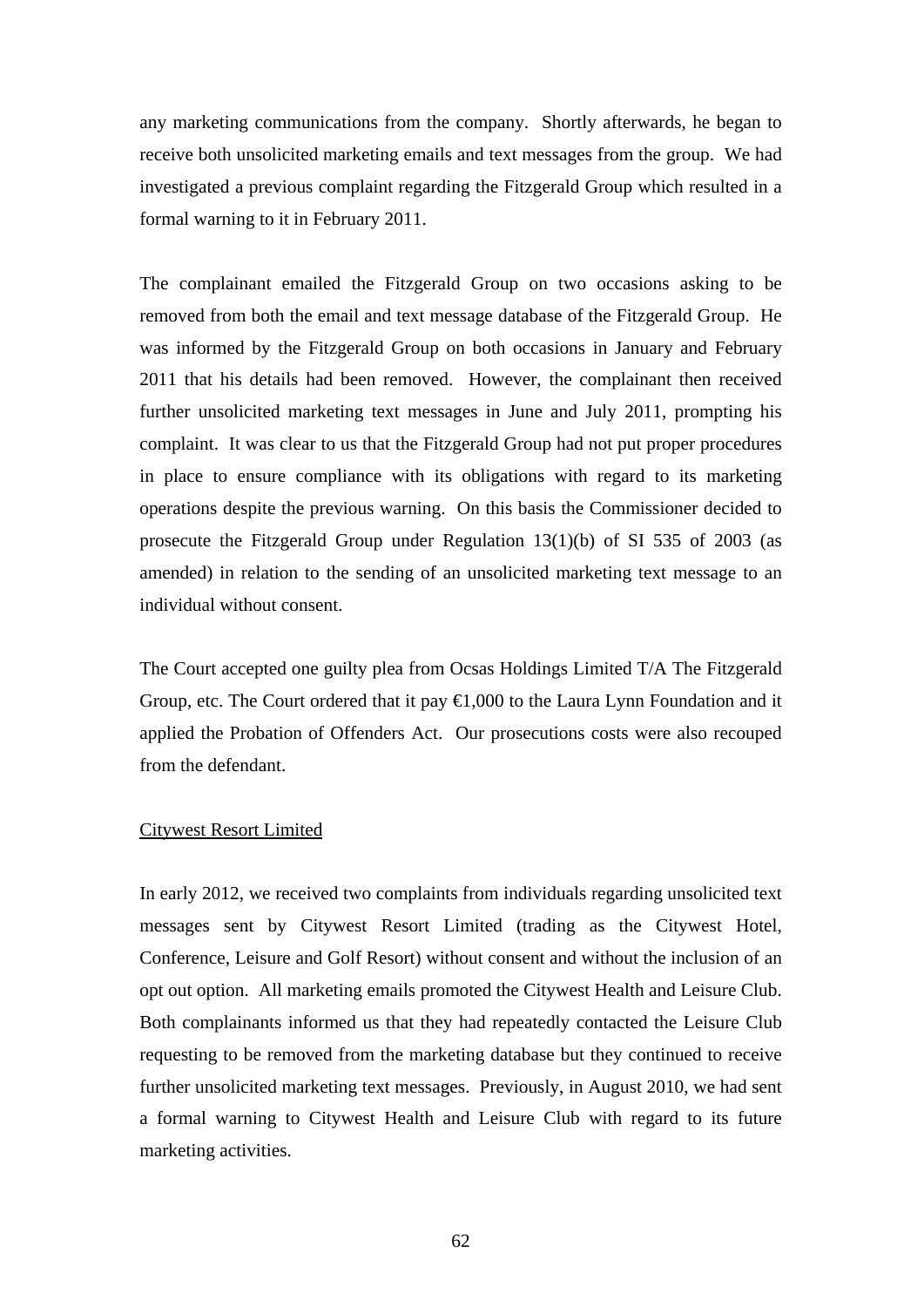any marketing communications from the company. Shortly afterwards, he began to receive both unsolicited marketing emails and text messages from the group. We had investigated a previous complaint regarding the Fitzgerald Group which resulted in a formal warning to it in February 2011.

The complainant emailed the Fitzgerald Group on two occasions asking to be removed from both the email and text message database of the Fitzgerald Group. He was informed by the Fitzgerald Group on both occasions in January and February 2011 that his details had been removed. However, the complainant then received further unsolicited marketing text messages in June and July 2011, prompting his complaint. It was clear to us that the Fitzgerald Group had not put proper procedures in place to ensure compliance with its obligations with regard to its marketing operations despite the previous warning. On this basis the Commissioner decided to prosecute the Fitzgerald Group under Regulation 13(1)(b) of SI 535 of 2003 (as amended) in relation to the sending of an unsolicited marketing text message to an individual without consent.

The Court accepted one guilty plea from Ocsas Holdings Limited T/A The Fitzgerald Group, etc. The Court ordered that it pay €1,000 to the Laura Lynn Foundation and it applied the Probation of Offenders Act. Our prosecutions costs were also recouped from the defendant.

<u>Citywest Resort Limited</u>

In early 2012, we received two complaints from individuals regarding unsolicited text messages sent by Citywest Resort Limited (trading as the Citywest Hotel, Conference, Leisure and Golf Resort) without consent and without the inclusion of an opt out option. All marketing emails promoted the Citywest Health and Leisure Club. Both complainants informed us that they had repeatedly contacted the Leisure Club requesting to be removed from the marketing database but they continued to receive further unsolicited marketing text messages. Previously, in August 2010, we had sent a formal warning to Citywest Health and Leisure Club with regard to its future marketing activities.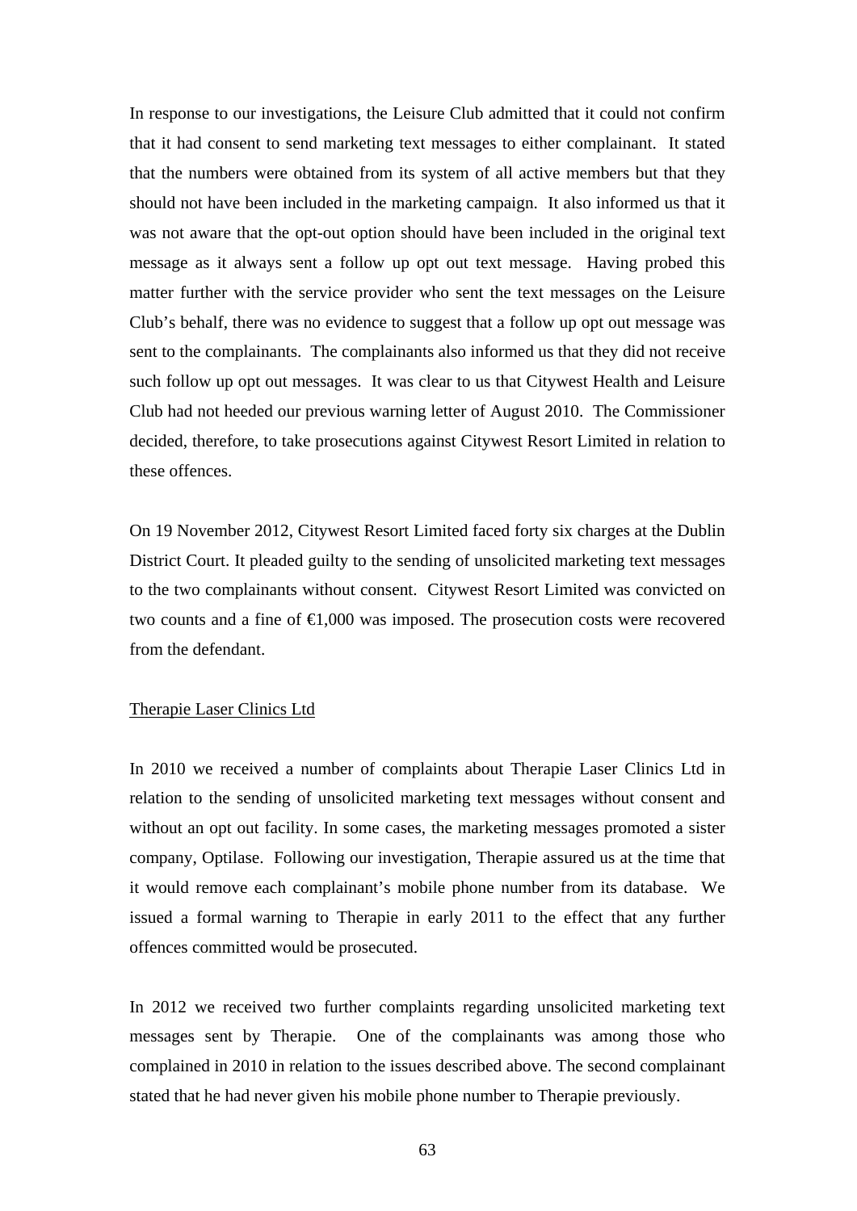In response to our investigations, the Leisure Club admitted that it could not confirm that it had consent to send marketing text messages to either complainant. It stated that the numbers were obtained from its system of all active members but that they should not have been included in the marketing campaign. It also informed us that it was not aware that the opt-out option should have been included in the original text message as it always sent a follow up opt out text message. Having probed this matter further with the service provider who sent the text messages on the Leisure Club's behalf, there was no evidence to suggest that a follow up opt out message was sent to the complainants. The complainants also informed us that they did not receive such follow up opt out messages. It was clear to us that Citywest Health and Leisure Club had not heeded our previous warning letter of August 2010. The Commissioner decided, therefore, to take prosecutions against Citywest Resort Limited in relation to these offences.

On 19 November 2012, Citywest Resort Limited faced forty six charges at the Dublin District Court. It pleaded guilty to the sending of unsolicited marketing text messages to the two complainants without consent. Citywest Resort Limited was convicted on two counts and a fine of €1,000 was imposed. The prosecution costs were recovered from the defendant.

Therapie Laser Clinics Ltd

In 2010 we received a number of complaints about Therapie Laser Clinics Ltd in relation to the sending of unsolicited marketing text messages without consent and without an opt out facility. In some cases, the marketing messages promoted a sister company, Optilase. Following our investigation, Therapie assured us at the time that it would remove each complainant's mobile phone number from its database. We issued a formal warning to Therapie in early 2011 to the effect that any further offences committed would be prosecuted.

In 2012 we received two further complaints regarding unsolicited marketing text messages sent by Therapie. One of the complainants was among those who complained in 2010 in relation to the issues described above. The second complainant stated that he had never given his mobile phone number to Therapie previously.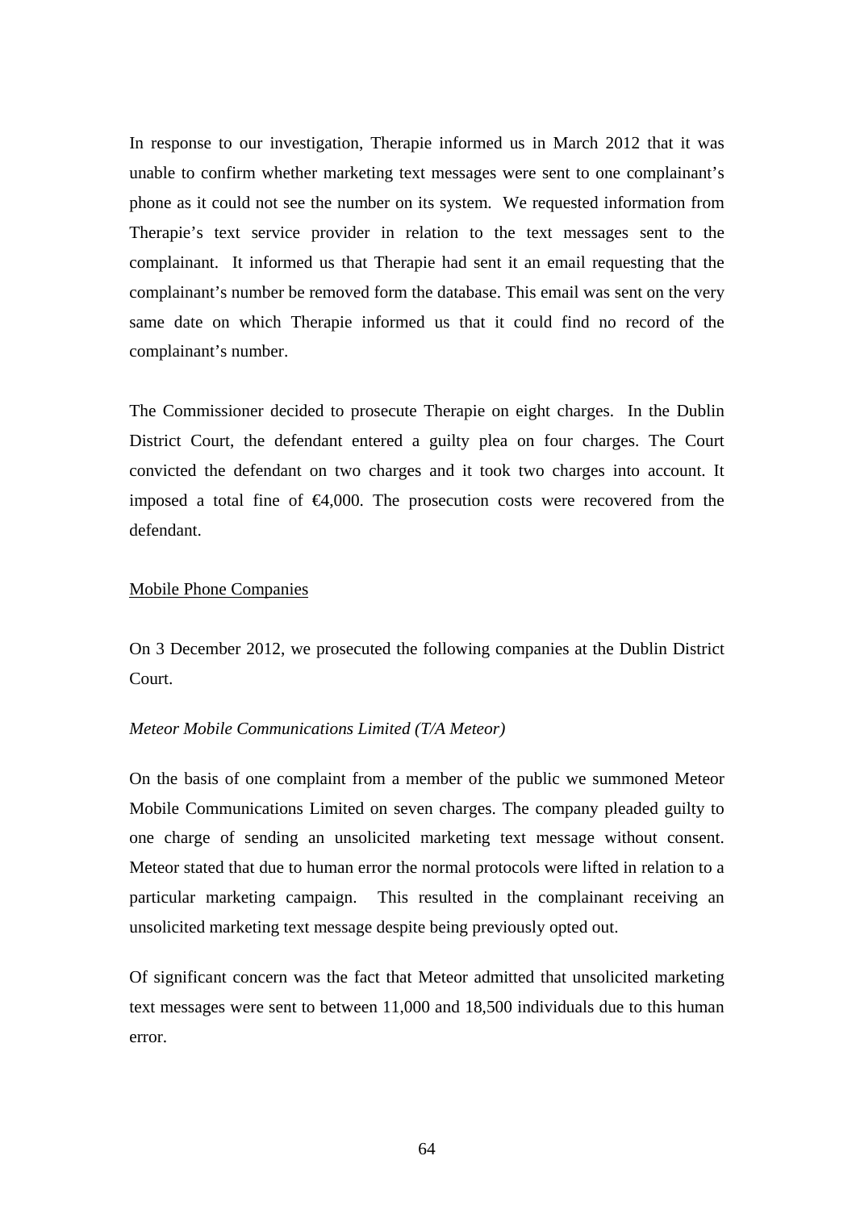In response to our investigation, Therapie informed us in March 2012 that it was unable to confirm whether marketing text messages were sent to one complainant's phone as it could not see the number on its system. We requested information from Therapie's text service provider in relation to the text messages sent to the complainant. It informed us that Therapie had sent it an email requesting that the complainant's number be removed form the database. This email was sent on the very same date on which Therapie informed us that it could find no record of the complainant's number.

The Commissioner decided to prosecute Therapie on eight charges. In the Dublin District Court, the defendant entered a guilty plea on four charges. The Court convicted the defendant on two charges and it took two charges into account. It imposed a total fine of €4,000. The prosecution costs were recovered from the defendant.

Mobile Phone Companies

On 3 December 2012, we prosecuted the following companies at the Dublin District Court.

*Meteor Mobile Communications Limited (T/A Meteor)*

On the basis of one complaint from a member of the public we summoned Meteor Mobile Communications Limited on seven charges. The company pleaded guilty to one charge of sending an unsolicited marketing text message without consent. Meteor stated that due to human error the normal protocols were lifted in relation to a particular marketing campaign. This resulted in the complainant receiving an unsolicited marketing text message despite being previously opted out.

Of significant concern was the fact that Meteor admitted that unsolicited marketing text messages were sent to between 11,000 and 18,500 individuals due to this human error.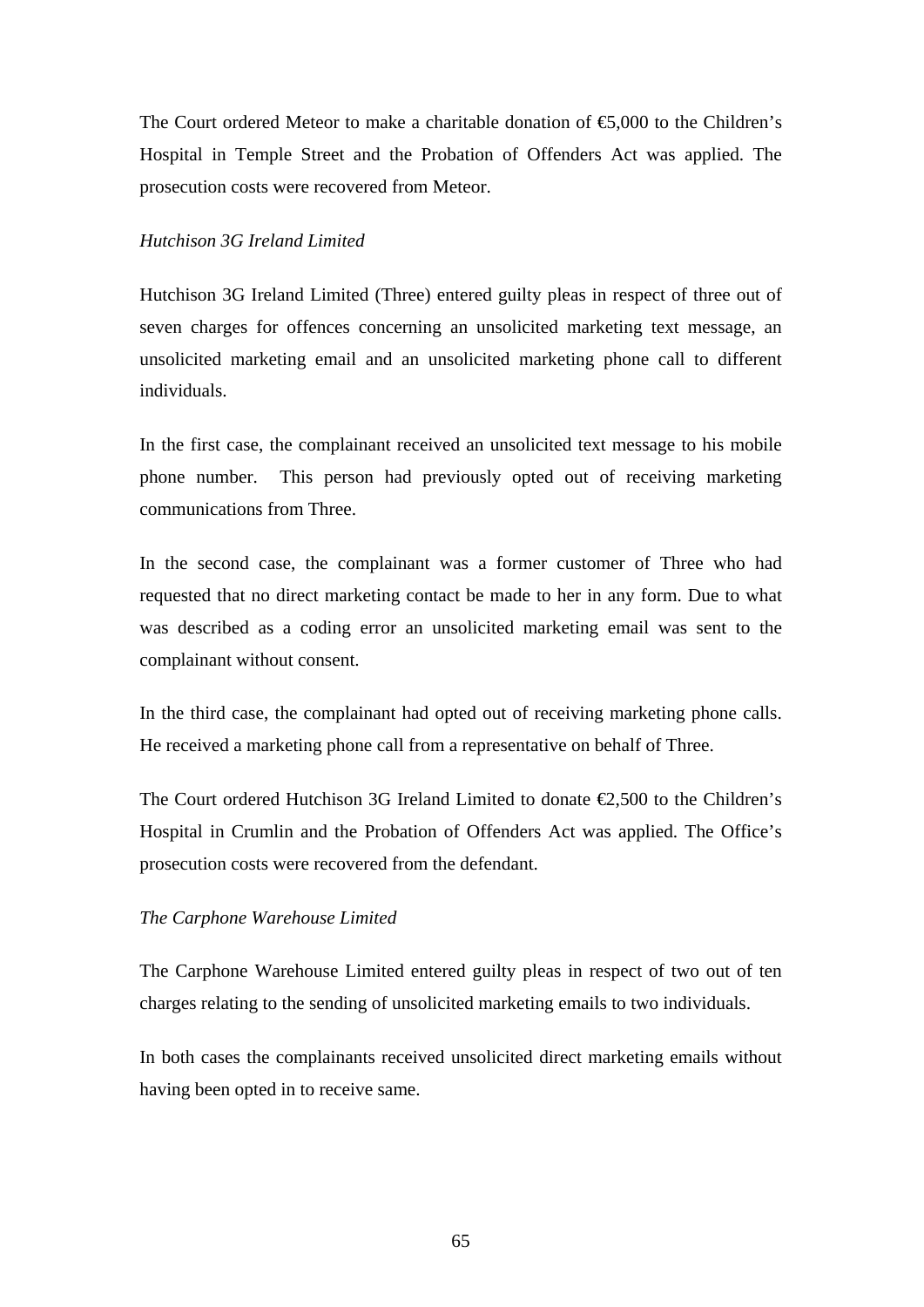The Court ordered Meteor to make a charitable donation of €5,000 to the Children's Hospital in Temple Street and the Probation of Offenders Act was applied. The prosecution costs were recovered from Meteor.

*Hutchison 3G Ireland Limited*

Hutchison 3G Ireland Limited (Three) entered guilty pleas in respect of three out of seven charges for offences concerning an unsolicited marketing text message, an unsolicited marketing email and an unsolicited marketing phone call to different individuals.

In the first case, the complainant received an unsolicited text message to his mobile phone number. This person had previously opted out of receiving marketing communications from Three.

In the second case, the complainant was a former customer of Three who had requested that no direct marketing contact be made to her in any form. Due to what was described as a coding error an unsolicited marketing email was sent to the complainant without consent.

In the third case, the complainant had opted out of receiving marketing phone calls. He received a marketing phone call from a representative on behalf of Three.

The Court ordered Hutchison 3G Ireland Limited to donate €2,500 to the Children's Hospital in Crumlin and the Probation of Offenders Act was applied. The Office's prosecution costs were recovered from the defendant.

*The Carphone Warehouse Limited*

The Carphone Warehouse Limited entered guilty pleas in respect of two out of ten charges relating to the sending of unsolicited marketing emails to two individuals.

In both cases the complainants received unsolicited direct marketing emails without having been opted in to receive same.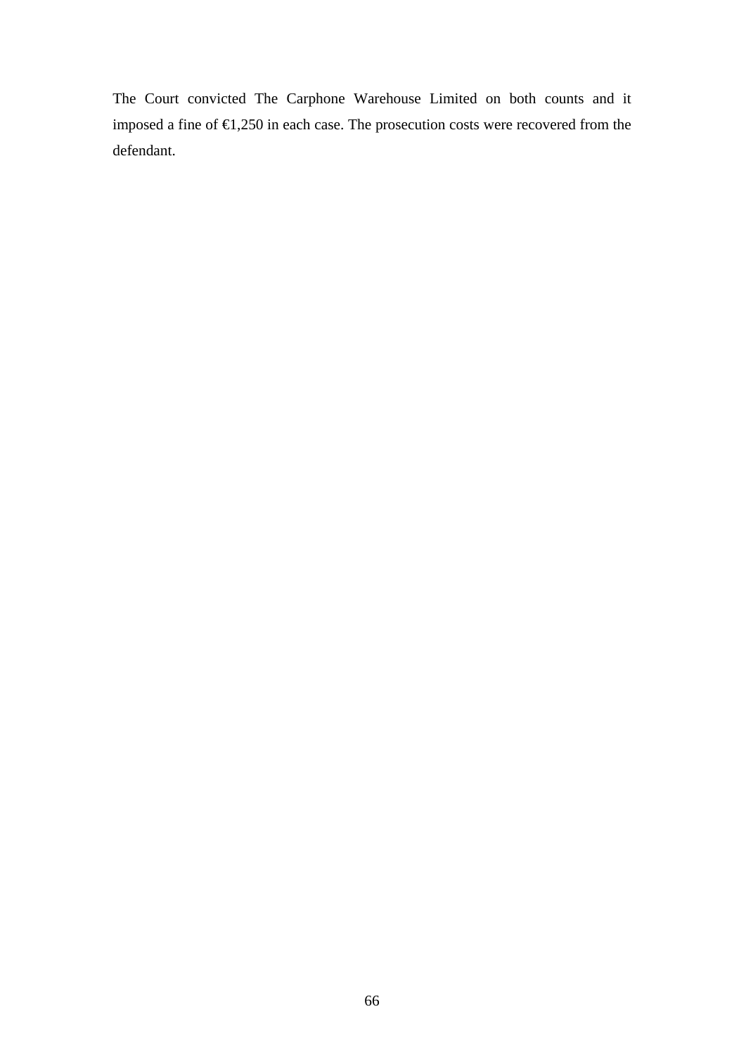The Court convicted The Carphone Warehouse Limited on both counts and it imposed a fine of €1,250 in each case. The prosecution costs were recovered from the defendant.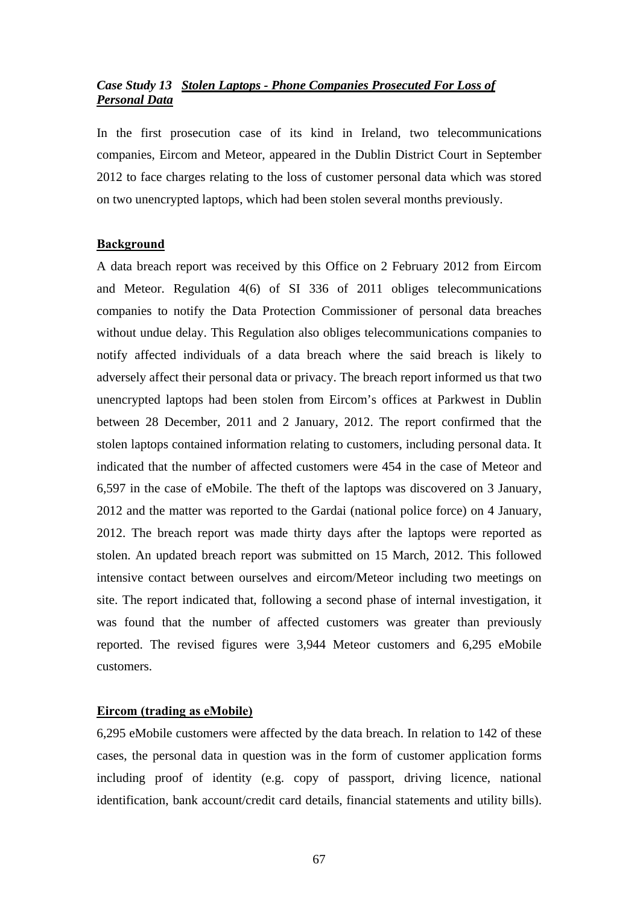### *Case Study 13* ***Stolen Laptops - Phone Companies Prosecuted For Loss of Personal Data***

In the first prosecution case of its kind in Ireland, two telecommunications companies, Eircom and Meteor, appeared in the Dublin District Court in September 2012 to face charges relating to the loss of customer personal data which was stored on two unencrypted laptops, which had been stolen several months previously.

**Background**

A data breach report was received by this Office on 2 February 2012 from Eircom and Meteor. Regulation 4(6) of SI 336 of 2011 obliges telecommunications companies to notify the Data Protection Commissioner of personal data breaches without undue delay. This Regulation also obliges telecommunications companies to notify affected individuals of a data breach where the said breach is likely to adversely affect their personal data or privacy. The breach report informed us that two unencrypted laptops had been stolen from Eircom's offices at Parkwest in Dublin between 28 December, 2011 and 2 January, 2012. The report confirmed that the stolen laptops contained information relating to customers, including personal data. It indicated that the number of affected customers were 454 in the case of Meteor and 6,597 in the case of eMobile. The theft of the laptops was discovered on 3 January, 2012 and the matter was reported to the Gardai (national police force) on 4 January, 2012. The breach report was made thirty days after the laptops were reported as stolen. An updated breach report was submitted on 15 March, 2012. This followed intensive contact between ourselves and eircom/Meteor including two meetings on site. The report indicated that, following a second phase of internal investigation, it was found that the number of affected customers was greater than previously reported. The revised figures were 3,944 Meteor customers and 6,295 eMobile customers.

**Eircom (trading as eMobile)**

6,295 eMobile customers were affected by the data breach. In relation to 142 of these cases, the personal data in question was in the form of customer application forms including proof of identity (e.g. copy of passport, driving licence, national identification, bank account/credit card details, financial statements and utility bills).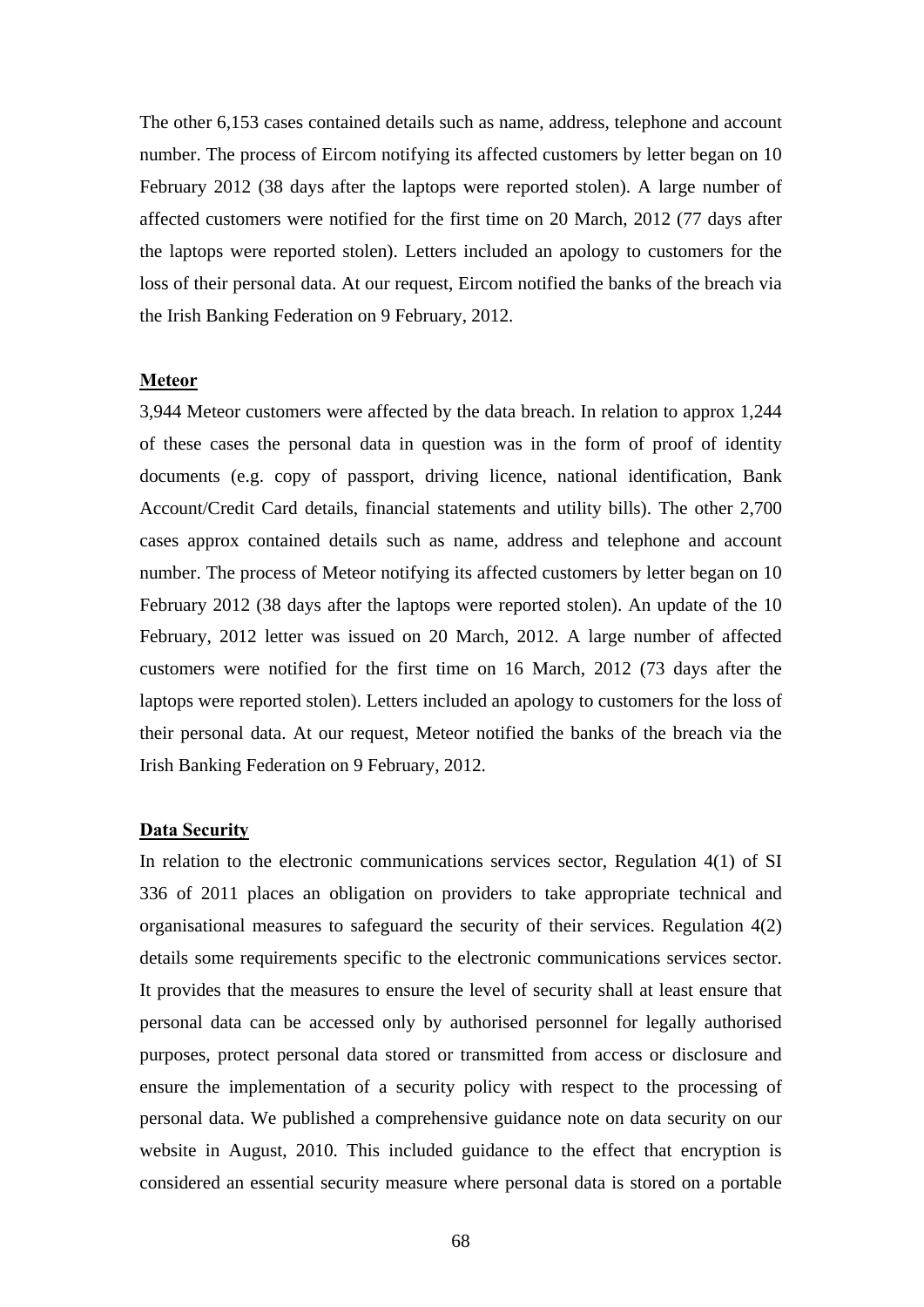The other 6,153 cases contained details such as name, address, telephone and account number. The process of Eircom notifying its affected customers by letter began on 10 February 2012 (38 days after the laptops were reported stolen). A large number of affected customers were notified for the first time on 20 March, 2012 (77 days after the laptops were reported stolen). Letters included an apology to customers for the loss of their personal data. At our request, Eircom notified the banks of the breach via the Irish Banking Federation on 9 February, 2012.

**Meteor**

3,944 Meteor customers were affected by the data breach. In relation to approx 1,244 of these cases the personal data in question was in the form of proof of identity documents (e.g. copy of passport, driving licence, national identification, Bank Account/Credit Card details, financial statements and utility bills). The other 2,700 cases approx contained details such as name, address and telephone and account number. The process of Meteor notifying its affected customers by letter began on 10 February 2012 (38 days after the laptops were reported stolen). An update of the 10 February, 2012 letter was issued on 20 March, 2012. A large number of affected customers were notified for the first time on 16 March, 2012 (73 days after the laptops were reported stolen). Letters included an apology to customers for the loss of their personal data. At our request, Meteor notified the banks of the breach via the Irish Banking Federation on 9 February, 2012.

**Data Security**

In relation to the electronic communications services sector, Regulation 4(1) of SI 336 of 2011 places an obligation on providers to take appropriate technical and organisational measures to safeguard the security of their services. Regulation 4(2) details some requirements specific to the electronic communications services sector. It provides that the measures to ensure the level of security shall at least ensure that personal data can be accessed only by authorised personnel for legally authorised purposes, protect personal data stored or transmitted from access or disclosure and ensure the implementation of a security policy with respect to the processing of personal data. We published a comprehensive guidance note on data security on our website in August, 2010. This included guidance to the effect that encryption is considered an essential security measure where personal data is stored on a portable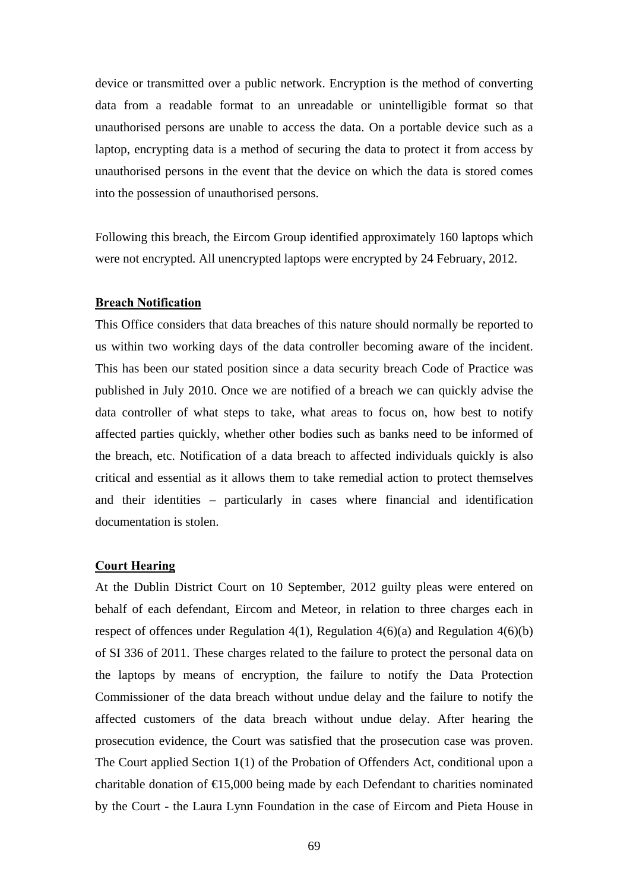device or transmitted over a public network. Encryption is the method of converting data from a readable format to an unreadable or unintelligible format so that unauthorised persons are unable to access the data. On a portable device such as a laptop, encrypting data is a method of securing the data to protect it from access by unauthorised persons in the event that the device on which the data is stored comes into the possession of unauthorised persons.

Following this breach, the Eircom Group identified approximately 160 laptops which were not encrypted. All unencrypted laptops were encrypted by 24 February, 2012.

**Breach Notification**

This Office considers that data breaches of this nature should normally be reported to us within two working days of the data controller becoming aware of the incident. This has been our stated position since a data security breach Code of Practice was published in July 2010. Once we are notified of a breach we can quickly advise the data controller of what steps to take, what areas to focus on, how best to notify affected parties quickly, whether other bodies such as banks need to be informed of the breach, etc. Notification of a data breach to affected individuals quickly is also critical and essential as it allows them to take remedial action to protect themselves and their identities – particularly in cases where financial and identification documentation is stolen.

**Court Hearing**

At the Dublin District Court on 10 September, 2012 guilty pleas were entered on behalf of each defendant, Eircom and Meteor, in relation to three charges each in respect of offences under Regulation 4(1), Regulation 4(6)(a) and Regulation 4(6)(b) of SI 336 of 2011. These charges related to the failure to protect the personal data on the laptops by means of encryption, the failure to notify the Data Protection Commissioner of the data breach without undue delay and the failure to notify the affected customers of the data breach without undue delay. After hearing the prosecution evidence, the Court was satisfied that the prosecution case was proven. The Court applied Section 1(1) of the Probation of Offenders Act, conditional upon a charitable donation of €15,000 being made by each Defendant to charities nominated by the Court - the Laura Lynn Foundation in the case of Eircom and Pieta House in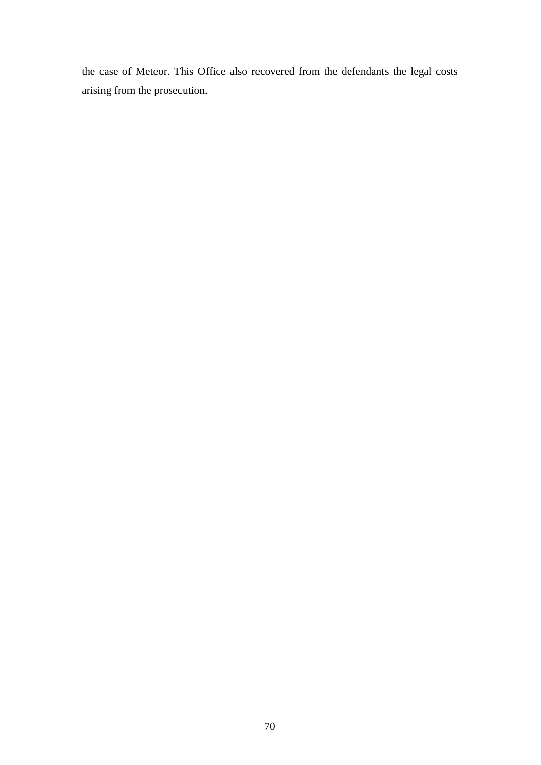the case of Meteor. This Office also recovered from the defendants the legal costs arising from the prosecution.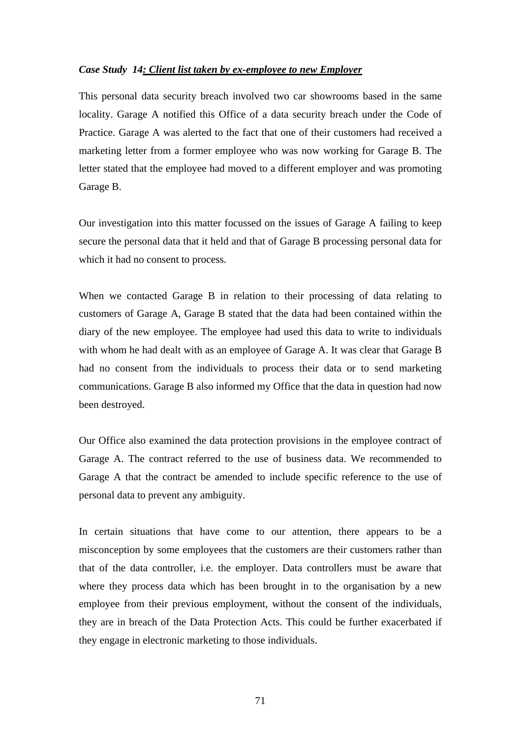***Case Study 14: Client list taken by ex-employee to new Employer***

This personal data security breach involved two car showrooms based in the same locality. Garage A notified this Office of a data security breach under the Code of Practice. Garage A was alerted to the fact that one of their customers had received a marketing letter from a former employee who was now working for Garage B. The letter stated that the employee had moved to a different employer and was promoting Garage B.

Our investigation into this matter focussed on the issues of Garage A failing to keep secure the personal data that it held and that of Garage B processing personal data for which it had no consent to process.

When we contacted Garage B in relation to their processing of data relating to customers of Garage A, Garage B stated that the data had been contained within the diary of the new employee. The employee had used this data to write to individuals with whom he had dealt with as an employee of Garage A. It was clear that Garage B had no consent from the individuals to process their data or to send marketing communications. Garage B also informed my Office that the data in question had now been destroyed.

Our Office also examined the data protection provisions in the employee contract of Garage A. The contract referred to the use of business data. We recommended to Garage A that the contract be amended to include specific reference to the use of personal data to prevent any ambiguity.

In certain situations that have come to our attention, there appears to be a misconception by some employees that the customers are their customers rather than that of the data controller, i.e. the employer. Data controllers must be aware that where they process data which has been brought in to the organisation by a new employee from their previous employment, without the consent of the individuals, they are in breach of the Data Protection Acts. This could be further exacerbated if they engage in electronic marketing to those individuals.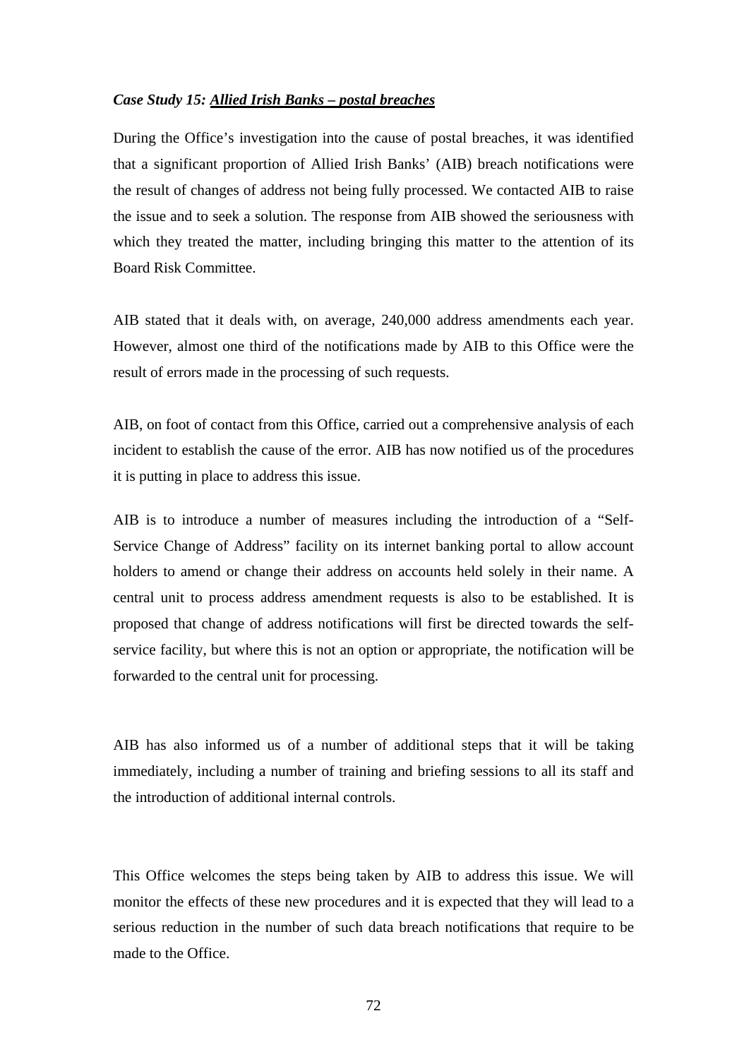***Case Study 15: Allied Irish Banks – postal breaches***

During the Office's investigation into the cause of postal breaches, it was identified that a significant proportion of Allied Irish Banks' (AIB) breach notifications were the result of changes of address not being fully processed. We contacted AIB to raise the issue and to seek a solution. The response from AIB showed the seriousness with which they treated the matter, including bringing this matter to the attention of its Board Risk Committee.

AIB stated that it deals with, on average, 240,000 address amendments each year. However, almost one third of the notifications made by AIB to this Office were the result of errors made in the processing of such requests.

AIB, on foot of contact from this Office, carried out a comprehensive analysis of each incident to establish the cause of the error. AIB has now notified us of the procedures it is putting in place to address this issue.

AIB is to introduce a number of measures including the introduction of a "Self-Service Change of Address" facility on its internet banking portal to allow account holders to amend or change their address on accounts held solely in their name. A central unit to process address amendment requests is also to be established. It is proposed that change of address notifications will first be directed towards the self-service facility, but where this is not an option or appropriate, the notification will be forwarded to the central unit for processing.

AIB has also informed us of a number of additional steps that it will be taking immediately, including a number of training and briefing sessions to all its staff and the introduction of additional internal controls.

This Office welcomes the steps being taken by AIB to address this issue. We will monitor the effects of these new procedures and it is expected that they will lead to a serious reduction in the number of such data breach notifications that require to be made to the Office.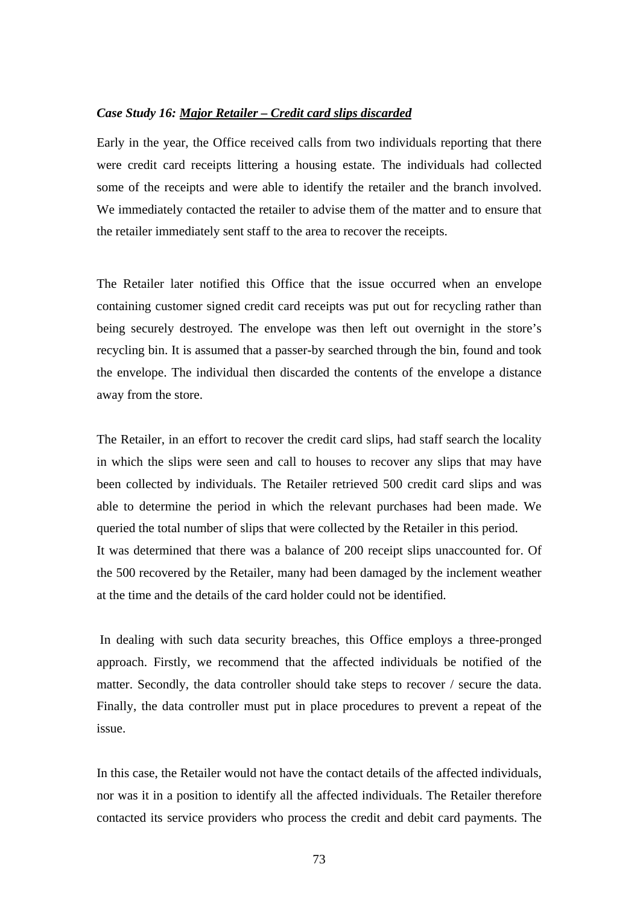***Case Study 16:*** ***<u>Major Retailer – Credit card slips discarded</u>***

Early in the year, the Office received calls from two individuals reporting that there were credit card receipts littering a housing estate. The individuals had collected some of the receipts and were able to identify the retailer and the branch involved. We immediately contacted the retailer to advise them of the matter and to ensure that the retailer immediately sent staff to the area to recover the receipts.

The Retailer later notified this Office that the issue occurred when an envelope containing customer signed credit card receipts was put out for recycling rather than being securely destroyed. The envelope was then left out overnight in the store's recycling bin. It is assumed that a passer-by searched through the bin, found and took the envelope. The individual then discarded the contents of the envelope a distance away from the store.

The Retailer, in an effort to recover the credit card slips, had staff search the locality in which the slips were seen and call to houses to recover any slips that may have been collected by individuals. The Retailer retrieved 500 credit card slips and was able to determine the period in which the relevant purchases had been made. We queried the total number of slips that were collected by the Retailer in this period. It was determined that there was a balance of 200 receipt slips unaccounted for. Of the 500 recovered by the Retailer, many had been damaged by the inclement weather at the time and the details of the card holder could not be identified.

In dealing with such data security breaches, this Office employs a three-pronged approach. Firstly, we recommend that the affected individuals be notified of the matter. Secondly, the data controller should take steps to recover / secure the data. Finally, the data controller must put in place procedures to prevent a repeat of the issue.

In this case, the Retailer would not have the contact details of the affected individuals, nor was it in a position to identify all the affected individuals. The Retailer therefore contacted its service providers who process the credit and debit card payments. The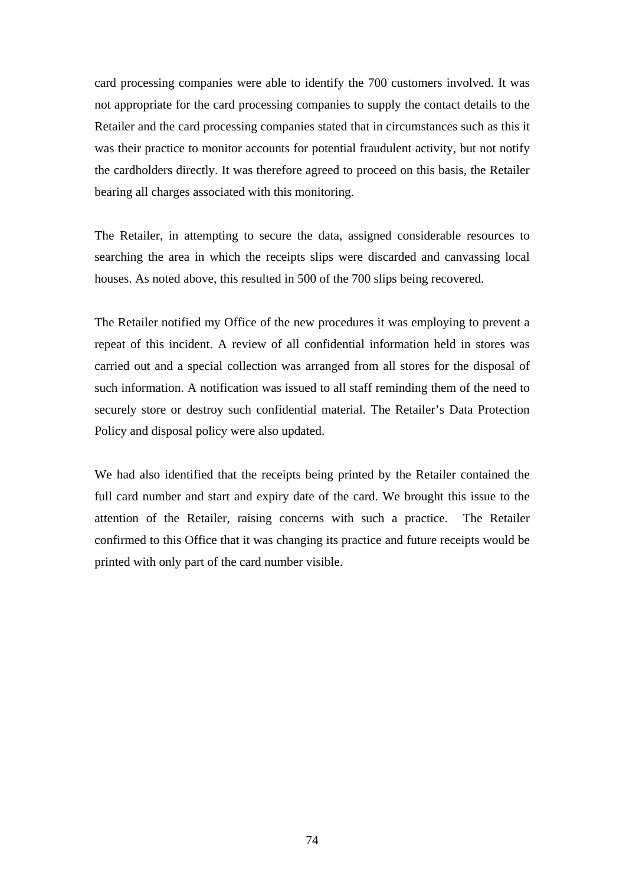card processing companies were able to identify the 700 customers involved. It was not appropriate for the card processing companies to supply the contact details to the Retailer and the card processing companies stated that in circumstances such as this it was their practice to monitor accounts for potential fraudulent activity, but not notify the cardholders directly. It was therefore agreed to proceed on this basis, the Retailer bearing all charges associated with this monitoring.

The Retailer, in attempting to secure the data, assigned considerable resources to searching the area in which the receipts slips were discarded and canvassing local houses. As noted above, this resulted in 500 of the 700 slips being recovered.

The Retailer notified my Office of the new procedures it was employing to prevent a repeat of this incident. A review of all confidential information held in stores was carried out and a special collection was arranged from all stores for the disposal of such information. A notification was issued to all staff reminding them of the need to securely store or destroy such confidential material. The Retailer's Data Protection Policy and disposal policy were also updated.

We had also identified that the receipts being printed by the Retailer contained the full card number and start and expiry date of the card. We brought this issue to the attention of the Retailer, raising concerns with such a practice. The Retailer confirmed to this Office that it was changing its practice and future receipts would be printed with only part of the card number visible.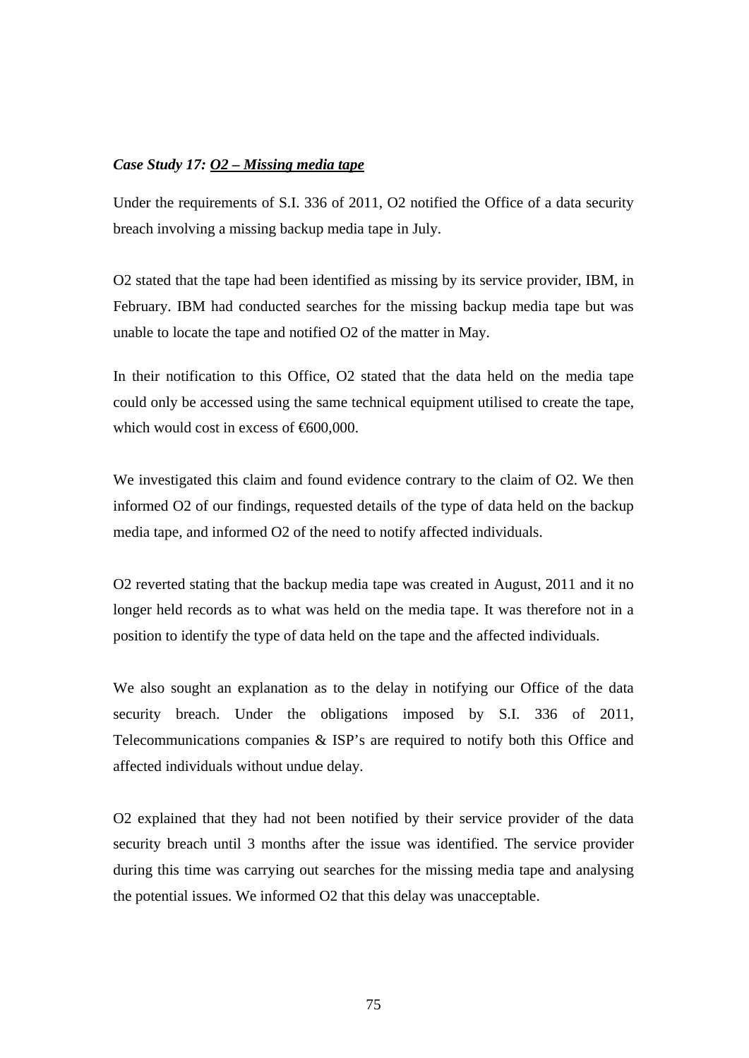***Case Study 17: O2 – Missing media tape***

Under the requirements of S.I. 336 of 2011, O2 notified the Office of a data security breach involving a missing backup media tape in July.

O2 stated that the tape had been identified as missing by its service provider, IBM, in February. IBM had conducted searches for the missing backup media tape but was unable to locate the tape and notified O2 of the matter in May.

In their notification to this Office, O2 stated that the data held on the media tape could only be accessed using the same technical equipment utilised to create the tape, which would cost in excess of €600,000.

We investigated this claim and found evidence contrary to the claim of O2. We then informed O2 of our findings, requested details of the type of data held on the backup media tape, and informed O2 of the need to notify affected individuals.

O2 reverted stating that the backup media tape was created in August, 2011 and it no longer held records as to what was held on the media tape. It was therefore not in a position to identify the type of data held on the tape and the affected individuals.

We also sought an explanation as to the delay in notifying our Office of the data security breach. Under the obligations imposed by S.I. 336 of 2011, Telecommunications companies & ISP's are required to notify both this Office and affected individuals without undue delay.

O2 explained that they had not been notified by their service provider of the data security breach until 3 months after the issue was identified. The service provider during this time was carrying out searches for the missing media tape and analysing the potential issues. We informed O2 that this delay was unacceptable.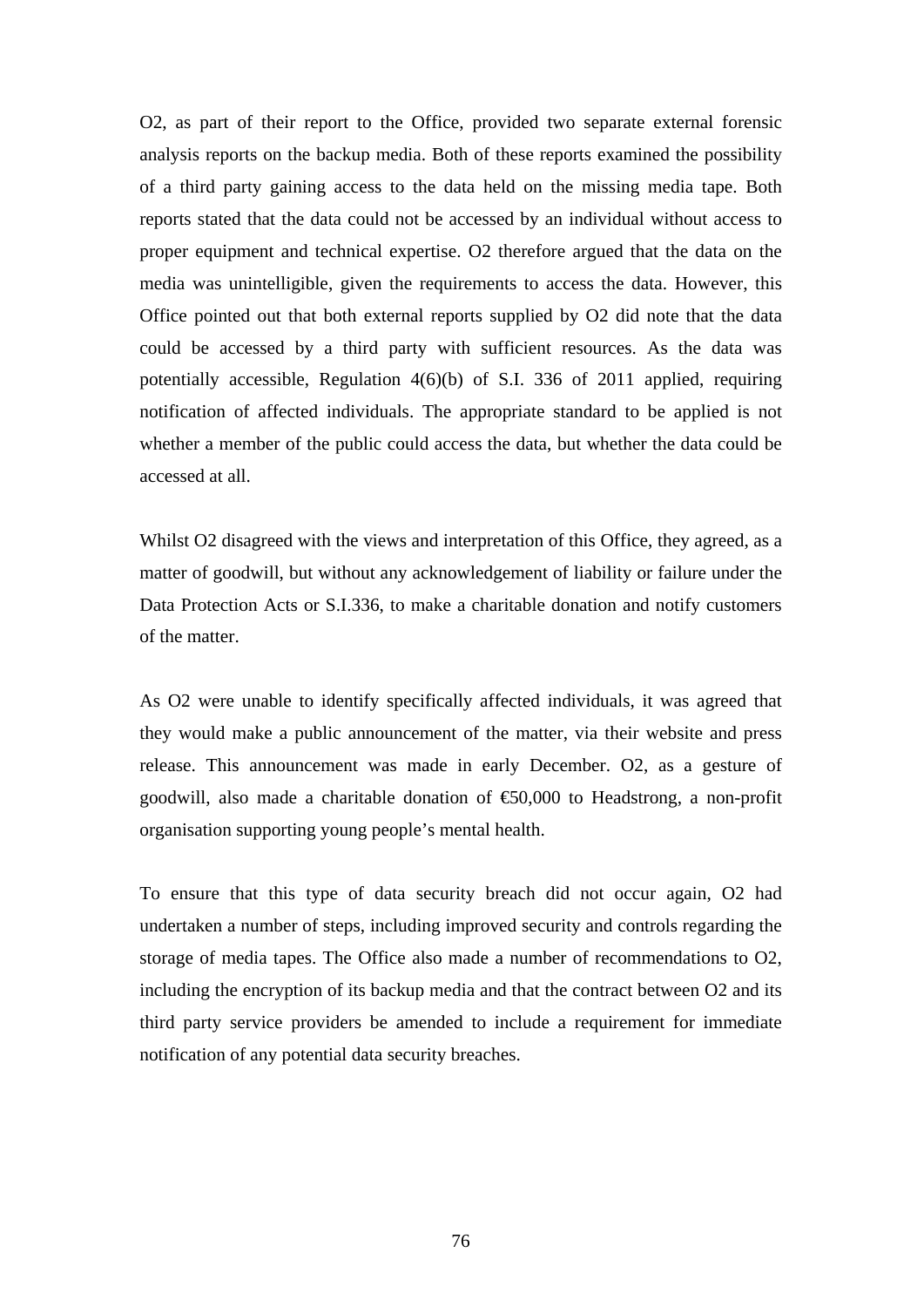O2, as part of their report to the Office, provided two separate external forensic analysis reports on the backup media. Both of these reports examined the possibility of a third party gaining access to the data held on the missing media tape. Both reports stated that the data could not be accessed by an individual without access to proper equipment and technical expertise. O2 therefore argued that the data on the media was unintelligible, given the requirements to access the data. However, this Office pointed out that both external reports supplied by O2 did note that the data could be accessed by a third party with sufficient resources. As the data was potentially accessible, Regulation 4(6)(b) of S.I. 336 of 2011 applied, requiring notification of affected individuals. The appropriate standard to be applied is not whether a member of the public could access the data, but whether the data could be accessed at all.

Whilst O2 disagreed with the views and interpretation of this Office, they agreed, as a matter of goodwill, but without any acknowledgement of liability or failure under the Data Protection Acts or S.I.336, to make a charitable donation and notify customers of the matter.

As O2 were unable to identify specifically affected individuals, it was agreed that they would make a public announcement of the matter, via their website and press release. This announcement was made in early December. O2, as a gesture of goodwill, also made a charitable donation of €50,000 to Headstrong, a non-profit organisation supporting young people's mental health.

To ensure that this type of data security breach did not occur again, O2 had undertaken a number of steps, including improved security and controls regarding the storage of media tapes. The Office also made a number of recommendations to O2, including the encryption of its backup media and that the contract between O2 and its third party service providers be amended to include a requirement for immediate notification of any potential data security breaches.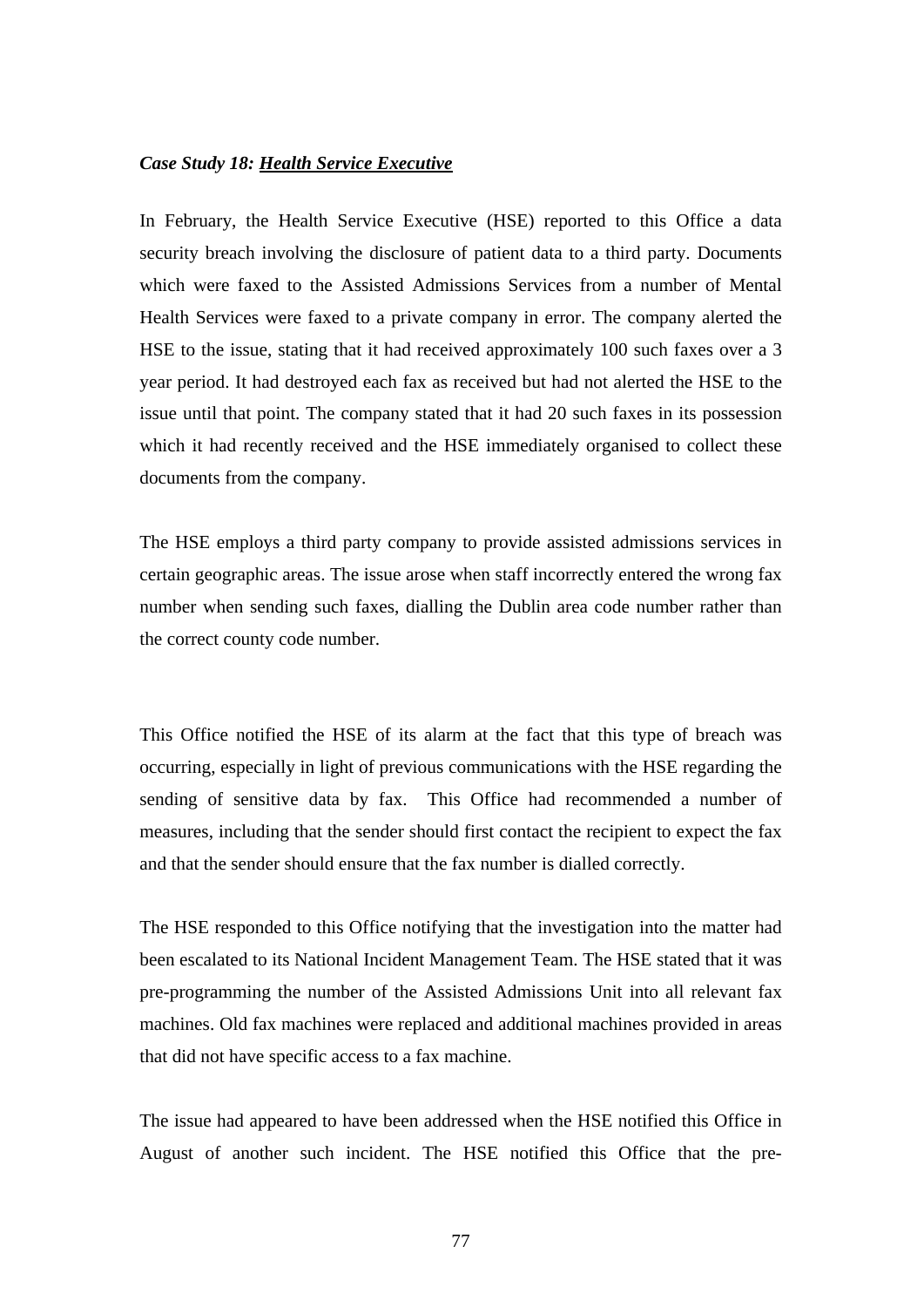*Case Study 18: Health Service Executive*

In February, the Health Service Executive (HSE) reported to this Office a data security breach involving the disclosure of patient data to a third party. Documents which were faxed to the Assisted Admissions Services from a number of Mental Health Services were faxed to a private company in error. The company alerted the HSE to the issue, stating that it had received approximately 100 such faxes over a 3 year period. It had destroyed each fax as received but had not alerted the HSE to the issue until that point. The company stated that it had 20 such faxes in its possession which it had recently received and the HSE immediately organised to collect these documents from the company.

The HSE employs a third party company to provide assisted admissions services in certain geographic areas. The issue arose when staff incorrectly entered the wrong fax number when sending such faxes, dialling the Dublin area code number rather than the correct county code number.

This Office notified the HSE of its alarm at the fact that this type of breach was occurring, especially in light of previous communications with the HSE regarding the sending of sensitive data by fax. This Office had recommended a number of measures, including that the sender should first contact the recipient to expect the fax and that the sender should ensure that the fax number is dialled correctly.

The HSE responded to this Office notifying that the investigation into the matter had been escalated to its National Incident Management Team. The HSE stated that it was pre-programming the number of the Assisted Admissions Unit into all relevant fax machines. Old fax machines were replaced and additional machines provided in areas that did not have specific access to a fax machine.

The issue had appeared to have been addressed when the HSE notified this Office in August of another such incident. The HSE notified this Office that the pre-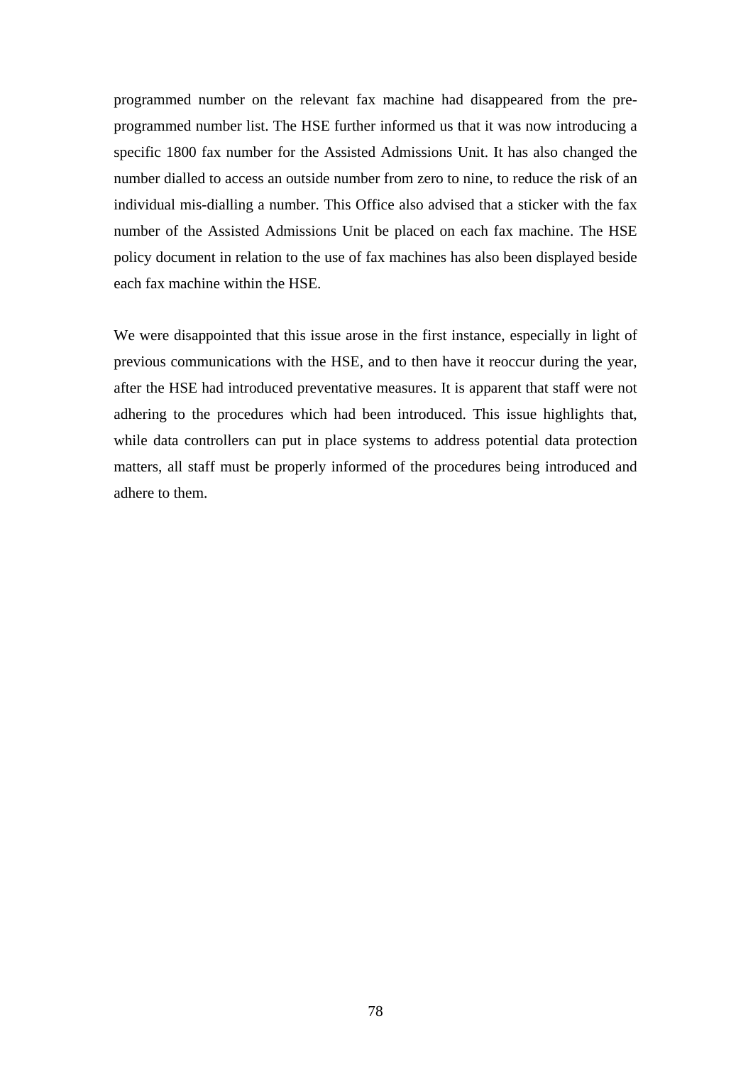programmed number on the relevant fax machine had disappeared from the pre-programmed number list. The HSE further informed us that it was now introducing a specific 1800 fax number for the Assisted Admissions Unit. It has also changed the number dialled to access an outside number from zero to nine, to reduce the risk of an individual mis-dialling a number. This Office also advised that a sticker with the fax number of the Assisted Admissions Unit be placed on each fax machine. The HSE policy document in relation to the use of fax machines has also been displayed beside each fax machine within the HSE.

We were disappointed that this issue arose in the first instance, especially in light of previous communications with the HSE, and to then have it reoccur during the year, after the HSE had introduced preventative measures. It is apparent that staff were not adhering to the procedures which had been introduced. This issue highlights that, while data controllers can put in place systems to address potential data protection matters, all staff must be properly informed of the procedures being introduced and adhere to them.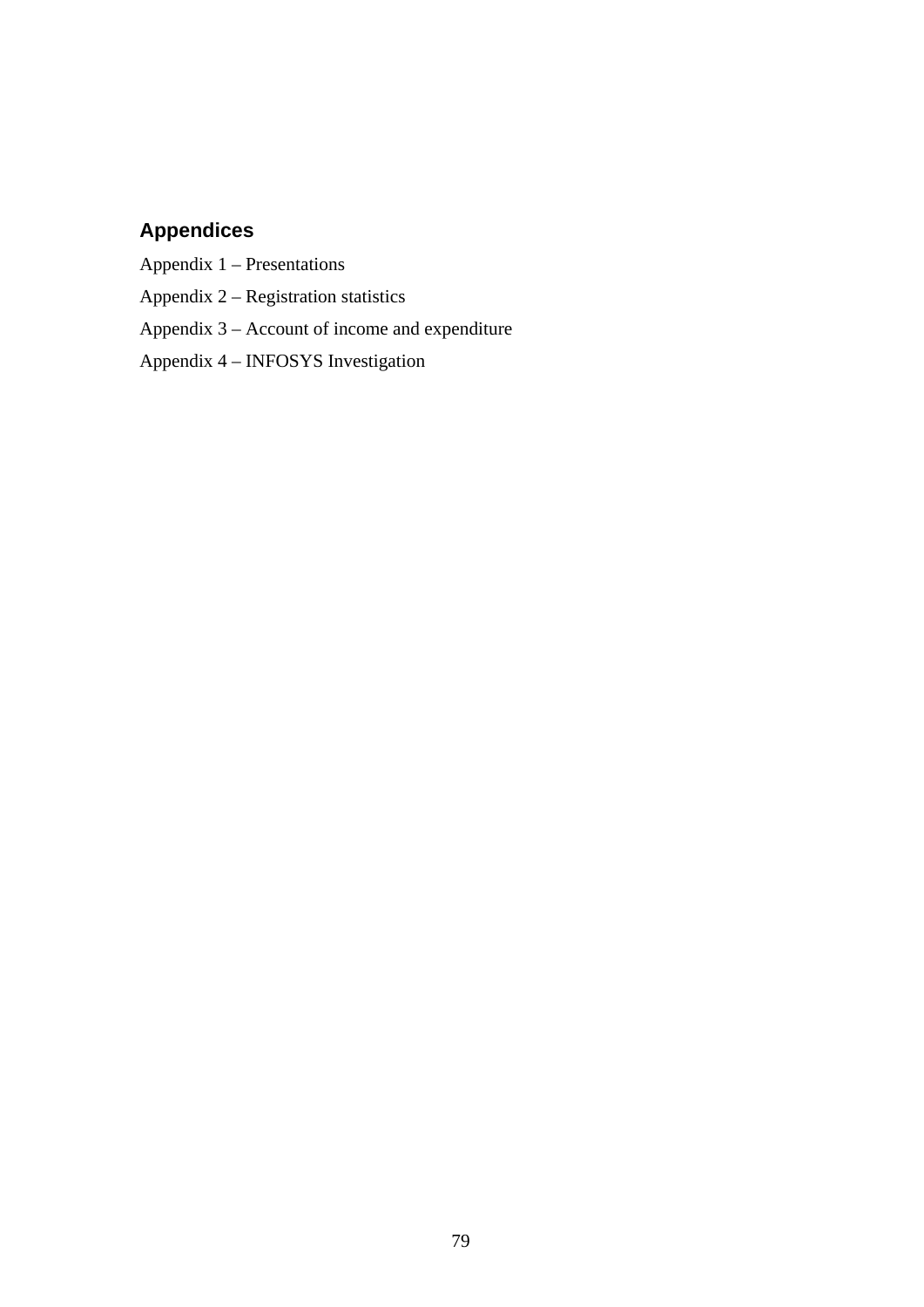## Appendices

Appendix 1 – Presentations

Appendix 2 – Registration statistics

Appendix 3 – Account of income and expenditure

Appendix 4 – INFOSYS Investigation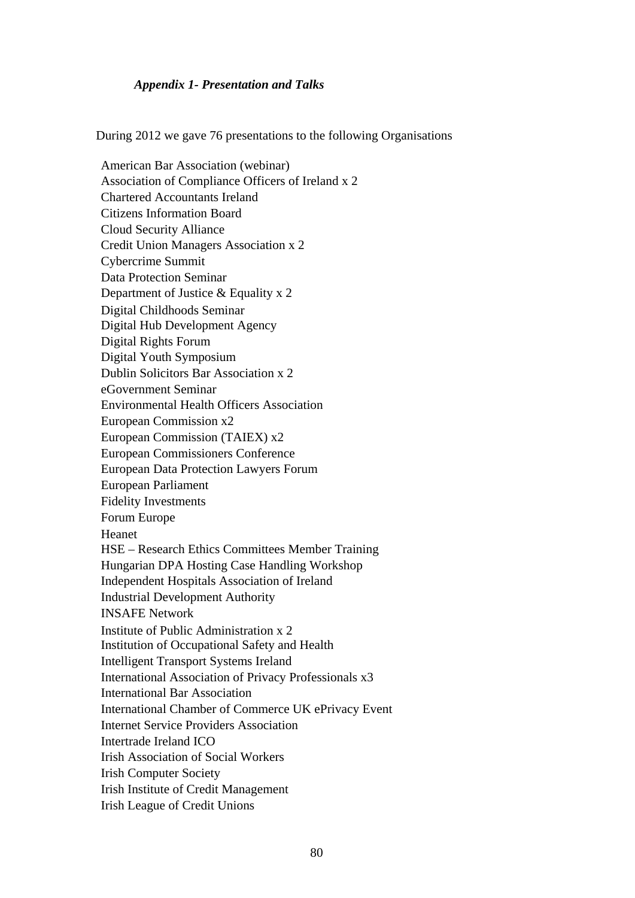### *Appendix 1- Presentation and Talks*

During 2012 we gave 76 presentations to the following Organisations

American Bar Association (webinar)
Association of Compliance Officers of Ireland x 2
Chartered Accountants Ireland
Citizens Information Board
Cloud Security Alliance
Credit Union Managers Association x 2
Cybercrime Summit
Data Protection Seminar
Department of Justice & Equality x 2
Digital Childhoods Seminar
Digital Hub Development Agency
Digital Rights Forum
Digital Youth Symposium
Dublin Solicitors Bar Association x 2
eGovernment Seminar
Environmental Health Officers Association
European Commission x2
European Commission (TAIEX) x2
European Commissioners Conference
European Data Protection Lawyers Forum
European Parliament
Fidelity Investments
Forum Europe
Heanet
HSE – Research Ethics Committees Member Training
Hungarian DPA Hosting Case Handling Workshop
Independent Hospitals Association of Ireland
Industrial Development Authority
INSAFE Network
Institute of Public Administration x 2
Institution of Occupational Safety and Health
Intelligent Transport Systems Ireland
International Association of Privacy Professionals x3
International Bar Association
International Chamber of Commerce UK ePrivacy Event
Internet Service Providers Association
Intertrade Ireland ICO
Irish Association of Social Workers
Irish Computer Society
Irish Institute of Credit Management
Irish League of Credit Unions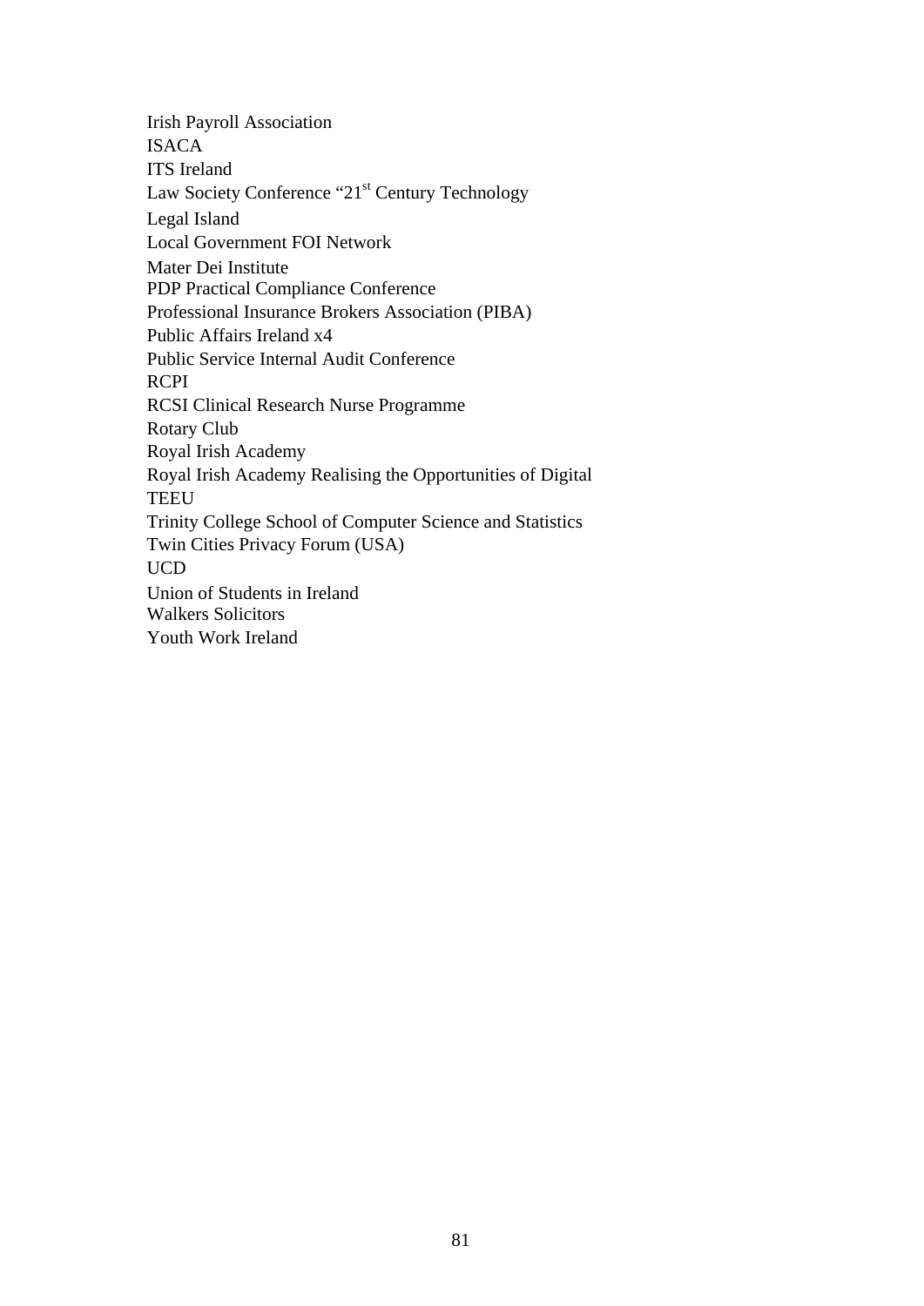Irish Payroll Association
ISACA
ITS Ireland
Law Society Conference "21st Century Technology
Legal Island
Local Government FOI Network
Mater Dei Institute
PDP Practical Compliance Conference
Professional Insurance Brokers Association (PIBA)
Public Affairs Ireland x4
Public Service Internal Audit Conference
RCPI
RCSI Clinical Research Nurse Programme
Rotary Club
Royal Irish Academy
Royal Irish Academy Realising the Opportunities of Digital
TEEU
Trinity College School of Computer Science and Statistics
Twin Cities Privacy Forum (USA)
UCD
Union of Students in Ireland
Walkers Solicitors
Youth Work Ireland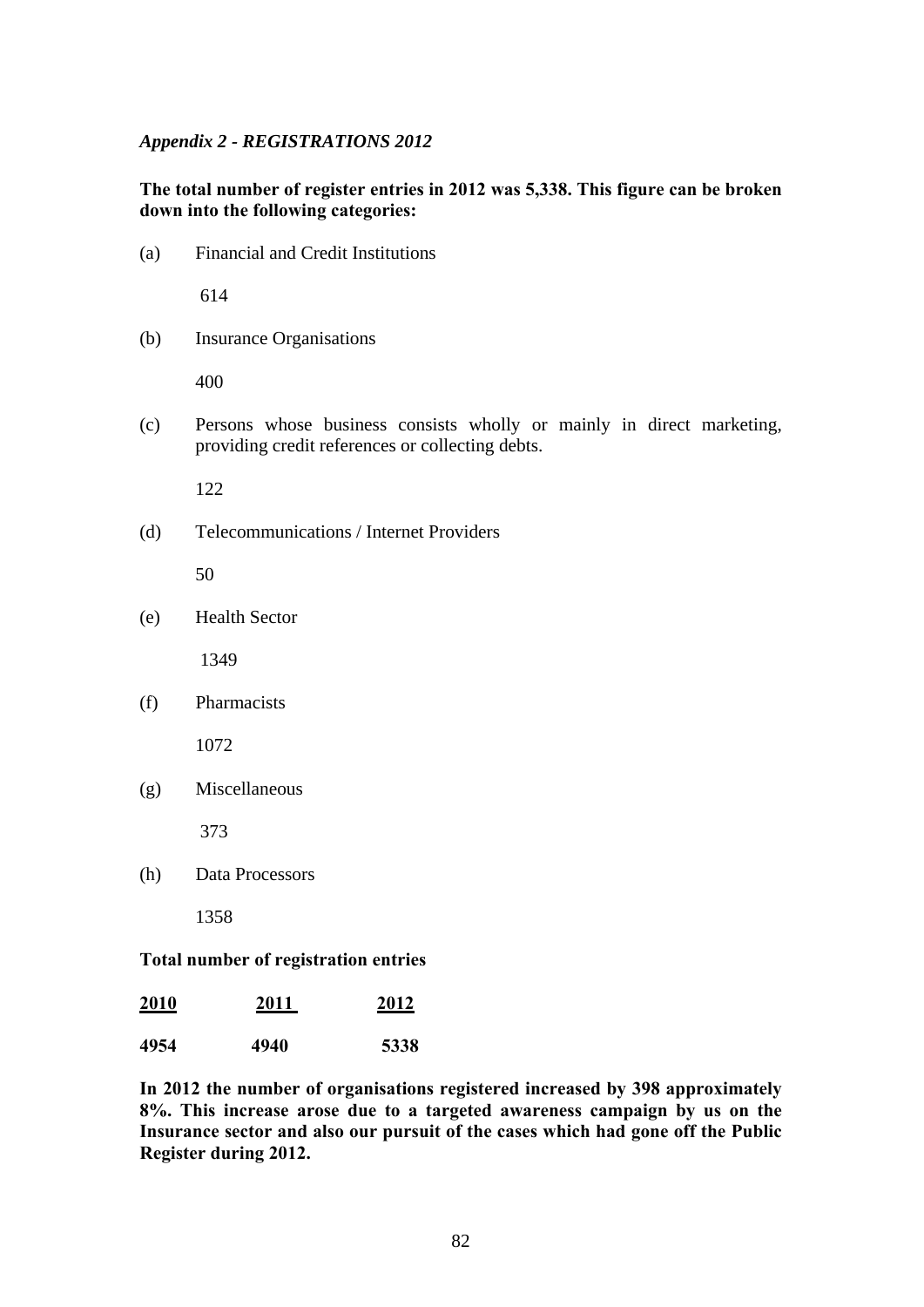*Appendix 2 - REGISTRATIONS 2012*

**The total number of register entries in 2012 was 5,338. This figure can be broken down into the following categories:**

(a) Financial and Credit Institutions

614

(b) Insurance Organisations

400

(c) Persons whose business consists wholly or mainly in direct marketing, providing credit references or collecting debts.

122

(d) Telecommunications / Internet Providers

50

(e) Health Sector

1349

(f) Pharmacists

1072

(g) Miscellaneous

373

(h) Data Processors

1358

**Total number of registration entries**

| 2010 | 2011 | 2012 |
|---|---|---|
| **4954** | **4940** | **5338** |

**In 2012 the number of organisations registered increased by 398 approximately 8%. This increase arose due to a targeted awareness campaign by us on the Insurance sector and also our pursuit of the cases which had gone off the Public Register during 2012.**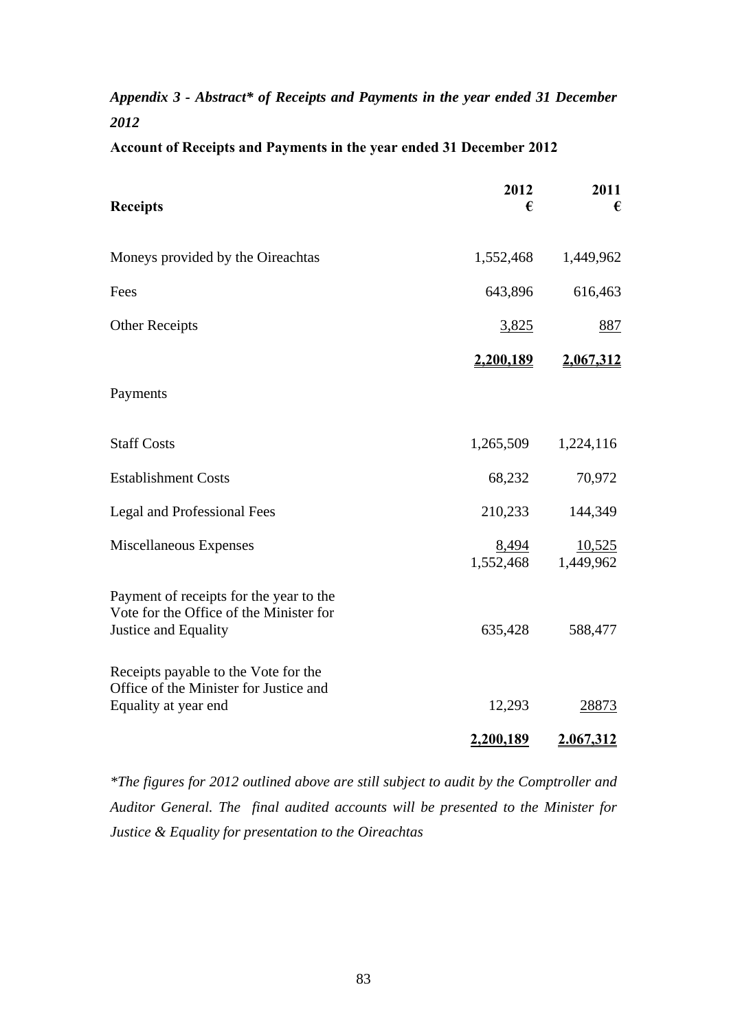*Appendix 3 - Abstract\* of Receipts and Payments in the year ended 31 December 2012*

**Account of Receipts and Payments in the year ended 31 December 2012**

| **Receipts** | **2012 €** | **2011 €** |
|---|---|---|
| Moneys provided by the Oireachtas | 1,552,468 | 1,449,962 |
| Fees | 643,896 | 616,463 |
| Other Receipts | 3,825 | 887 |
| | **2,200,189** | **2,067,312** |
| Payments | | |
| Staff Costs | 1,265,509 | 1,224,116 |
| Establishment Costs | 68,232 | 70,972 |
| Legal and Professional Fees | 210,233 | 144,349 |
| Miscellaneous Expenses | 8,494 | 10,525 |
| | 1,552,468 | 1,449,962 |
| Payment of receipts for the year to the Vote for the Office of the Minister for Justice and Equality | 635,428 | 588,477 |
| Receipts payable to the Vote for the Office of the Minister for Justice and Equality at year end | 12,293 | 28873 |
| | **2,200,189** | **2,067,312** |

*\*The figures for 2012 outlined above are still subject to audit by the Comptroller and Auditor General. The final audited accounts will be presented to the Minister for Justice & Equality for presentation to the Oireachtas*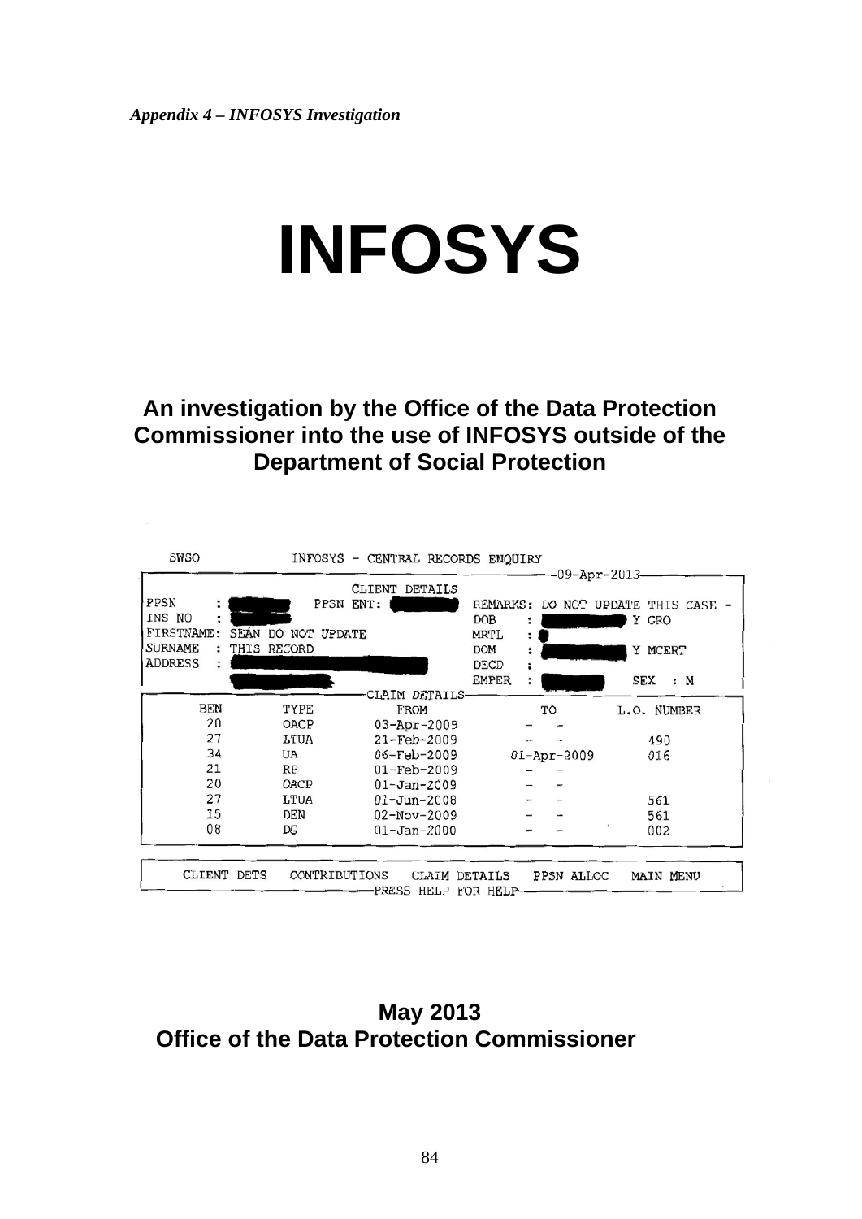*Appendix 4 – INFOSYS Investigation*

# INFOSYS

## An investigation by the Office of the Data Protection Commissioner into the use of INFOSYS outside of the Department of Social Protection

```
SWSO                INFOSYS - CENTRAL RECORDS ENQUIRY
                                                          09-Apr-2013
                          CLIENT DETAILS
PPSN      :                PPSN ENT:          REMARKS: DO NOT UPDATE THIS CASE -
INS NO    :                                   DOB    :               Y GRO
FIRSTNAME: SEÁN DO NOT UPDATE                 MRTL   :
SURNAME  : THIS RECORD                        DOM    :               Y MCERT
ADDRESS  :                                    DECD   :
                                              EMPER  :               SEX  : M
                          CLAIM DETAILS
  BEN        TYPE        FROM                  TO            L.O. NUMBER
  20         OACP        03-Apr-2009           -  -
  27         LTUA        21-Feb-2009           -  -            490
  34         UA          06-Feb-2009        01-Apr-2009        016
  21         RP          01-Feb-2009           -  -
  20         OACP        01-Jan-2009           -  -
  27         LTUA        01-Jun-2008           -  -            561
  15         DEN         02-Nov-2009           -  -            561
  08         DG          01-Jan-2000           -  -            002

  CLIENT DETS   CONTRIBUTIONS   CLAIM DETAILS   PPSN ALLOC   MAIN MENU
                          PRESS HELP FOR HELP
```

**May 2013**

**Office of the Data Protection Commissioner**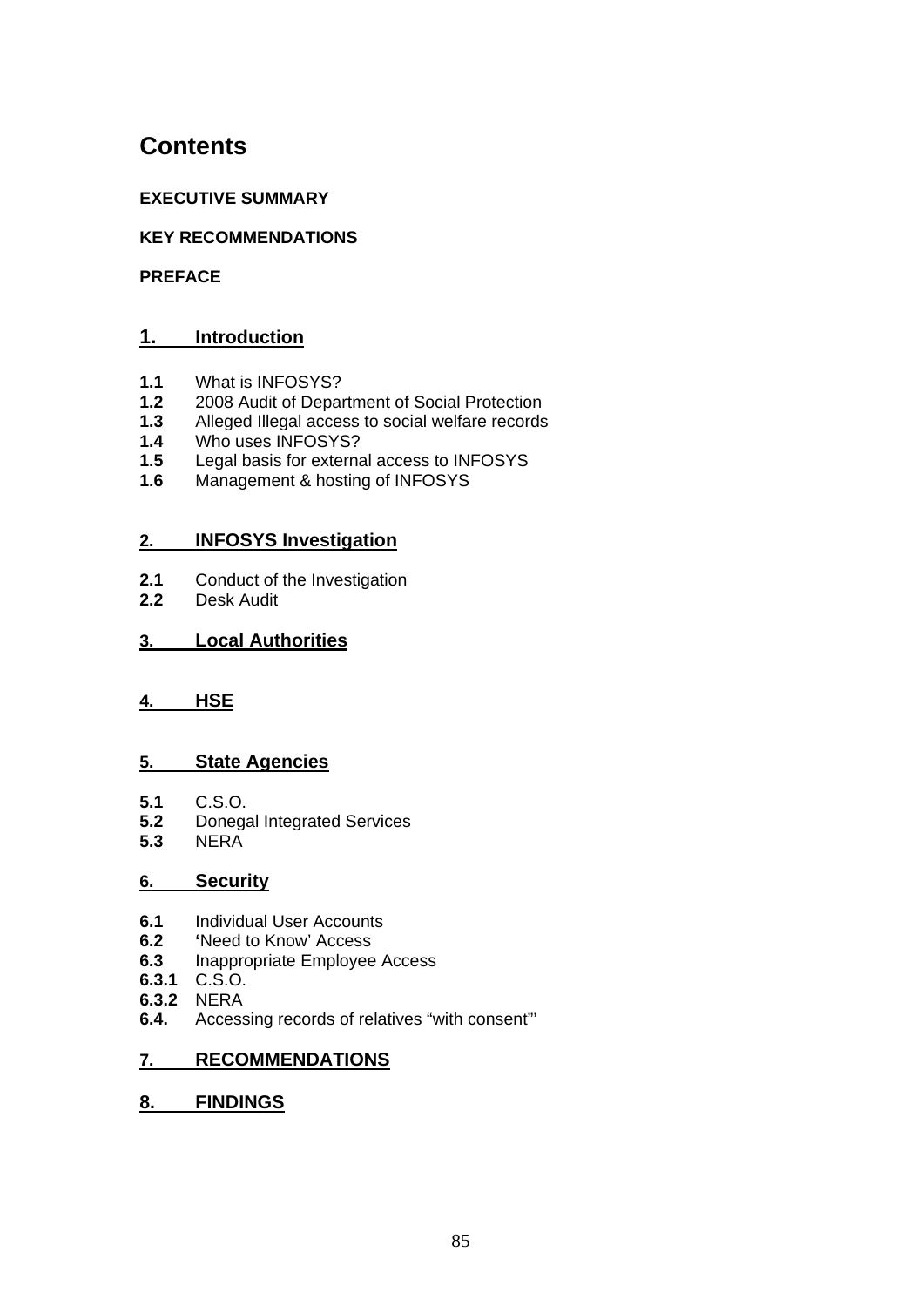# Contents

**EXECUTIVE SUMMARY**

**KEY RECOMMENDATIONS**

**PREFACE**

## 1. Introduction

**1.1** What is INFOSYS?
**1.2** 2008 Audit of Department of Social Protection
**1.3** Alleged Illegal access to social welfare records
**1.4** Who uses INFOSYS?
**1.5** Legal basis for external access to INFOSYS
**1.6** Management & hosting of INFOSYS

## 2. INFOSYS Investigation

**2.1** Conduct of the Investigation
**2.2** Desk Audit

## 3. Local Authorities

## 4. HSE

## 5. State Agencies

**5.1** C.S.O.
**5.2** Donegal Integrated Services
**5.3** NERA

## 6. Security

**6.1** Individual User Accounts
**6.2** 'Need to Know' Access
**6.3** Inappropriate Employee Access
**6.3.1** C.S.O.
**6.3.2** NERA
**6.4.** Accessing records of relatives "with consent"'

## 7. RECOMMENDATIONS

## 8. FINDINGS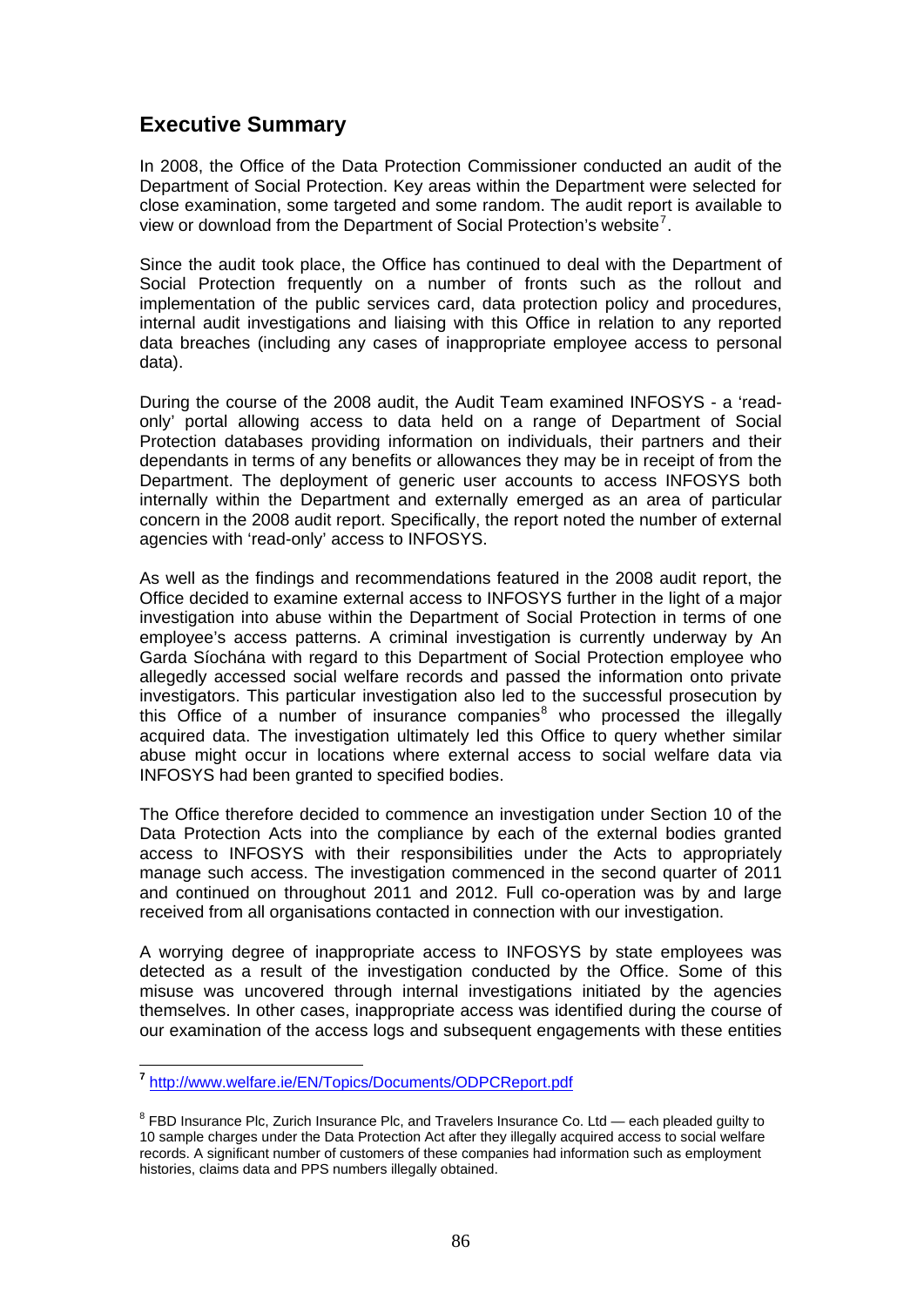## Executive Summary

In 2008, the Office of the Data Protection Commissioner conducted an audit of the Department of Social Protection. Key areas within the Department were selected for close examination, some targeted and some random. The audit report is available to view or download from the Department of Social Protection's website[7].

Since the audit took place, the Office has continued to deal with the Department of Social Protection frequently on a number of fronts such as the rollout and implementation of the public services card, data protection policy and procedures, internal audit investigations and liaising with this Office in relation to any reported data breaches (including any cases of inappropriate employee access to personal data).

During the course of the 2008 audit, the Audit Team examined INFOSYS - a 'read-only' portal allowing access to data held on a range of Department of Social Protection databases providing information on individuals, their partners and their dependants in terms of any benefits or allowances they may be in receipt of from the Department. The deployment of generic user accounts to access INFOSYS both internally within the Department and externally emerged as an area of particular concern in the 2008 audit report. Specifically, the report noted the number of external agencies with 'read-only' access to INFOSYS.

As well as the findings and recommendations featured in the 2008 audit report, the Office decided to examine external access to INFOSYS further in the light of a major investigation into abuse within the Department of Social Protection in terms of one employee's access patterns. A criminal investigation is currently underway by An Garda Síochána with regard to this Department of Social Protection employee who allegedly accessed social welfare records and passed the information onto private investigators. This particular investigation also led to the successful prosecution by this Office of a number of insurance companies[8] who processed the illegally acquired data. The investigation ultimately led this Office to query whether similar abuse might occur in locations where external access to social welfare data via INFOSYS had been granted to specified bodies.

The Office therefore decided to commence an investigation under Section 10 of the Data Protection Acts into the compliance by each of the external bodies granted access to INFOSYS with their responsibilities under the Acts to appropriately manage such access. The investigation commenced in the second quarter of 2011 and continued on throughout 2011 and 2012. Full co-operation was by and large received from all organisations contacted in connection with our investigation.

A worrying degree of inappropriate access to INFOSYS by state employees was detected as a result of the investigation conducted by the Office. Some of this misuse was uncovered through internal investigations initiated by the agencies themselves. In other cases, inappropriate access was identified during the course of our examination of the access logs and subsequent engagements with these entities

---

[7] http://www.welfare.ie/EN/Topics/Documents/ODPCReport.pdf

[8] FBD Insurance Plc, Zurich Insurance Plc, and Travelers Insurance Co. Ltd — each pleaded guilty to 10 sample charges under the Data Protection Act after they illegally acquired access to social welfare records. A significant number of customers of these companies had information such as employment histories, claims data and PPS numbers illegally obtained.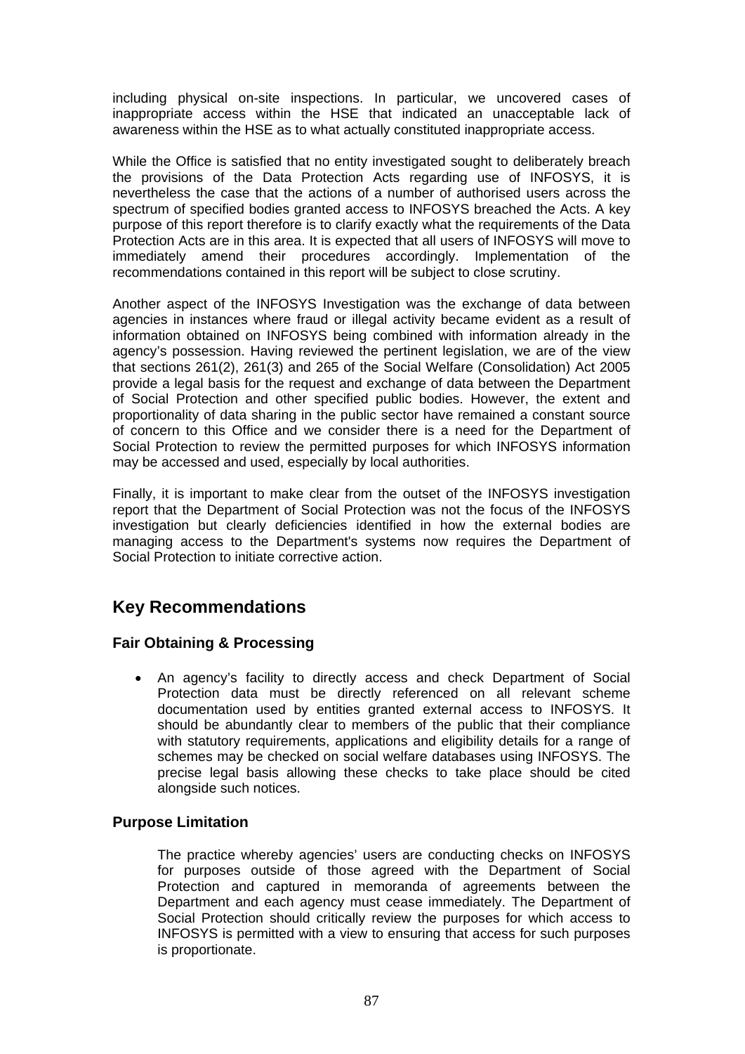including physical on-site inspections. In particular, we uncovered cases of inappropriate access within the HSE that indicated an unacceptable lack of awareness within the HSE as to what actually constituted inappropriate access.

While the Office is satisfied that no entity investigated sought to deliberately breach the provisions of the Data Protection Acts regarding use of INFOSYS, it is nevertheless the case that the actions of a number of authorised users across the spectrum of specified bodies granted access to INFOSYS breached the Acts. A key purpose of this report therefore is to clarify exactly what the requirements of the Data Protection Acts are in this area. It is expected that all users of INFOSYS will move to immediately amend their procedures accordingly. Implementation of the recommendations contained in this report will be subject to close scrutiny.

Another aspect of the INFOSYS Investigation was the exchange of data between agencies in instances where fraud or illegal activity became evident as a result of information obtained on INFOSYS being combined with information already in the agency's possession. Having reviewed the pertinent legislation, we are of the view that sections 261(2), 261(3) and 265 of the Social Welfare (Consolidation) Act 2005 provide a legal basis for the request and exchange of data between the Department of Social Protection and other specified public bodies. However, the extent and proportionality of data sharing in the public sector have remained a constant source of concern to this Office and we consider there is a need for the Department of Social Protection to review the permitted purposes for which INFOSYS information may be accessed and used, especially by local authorities.

Finally, it is important to make clear from the outset of the INFOSYS investigation report that the Department of Social Protection was not the focus of the INFOSYS investigation but clearly deficiencies identified in how the external bodies are managing access to the Department's systems now requires the Department of Social Protection to initiate corrective action.

## Key Recommendations

### Fair Obtaining & Processing

- An agency's facility to directly access and check Department of Social Protection data must be directly referenced on all relevant scheme documentation used by entities granted external access to INFOSYS. It should be abundantly clear to members of the public that their compliance with statutory requirements, applications and eligibility details for a range of schemes may be checked on social welfare databases using INFOSYS. The precise legal basis allowing these checks to take place should be cited alongside such notices.

### Purpose Limitation

The practice whereby agencies' users are conducting checks on INFOSYS for purposes outside of those agreed with the Department of Social Protection and captured in memoranda of agreements between the Department and each agency must cease immediately. The Department of Social Protection should critically review the purposes for which access to INFOSYS is permitted with a view to ensuring that access for such purposes is proportionate.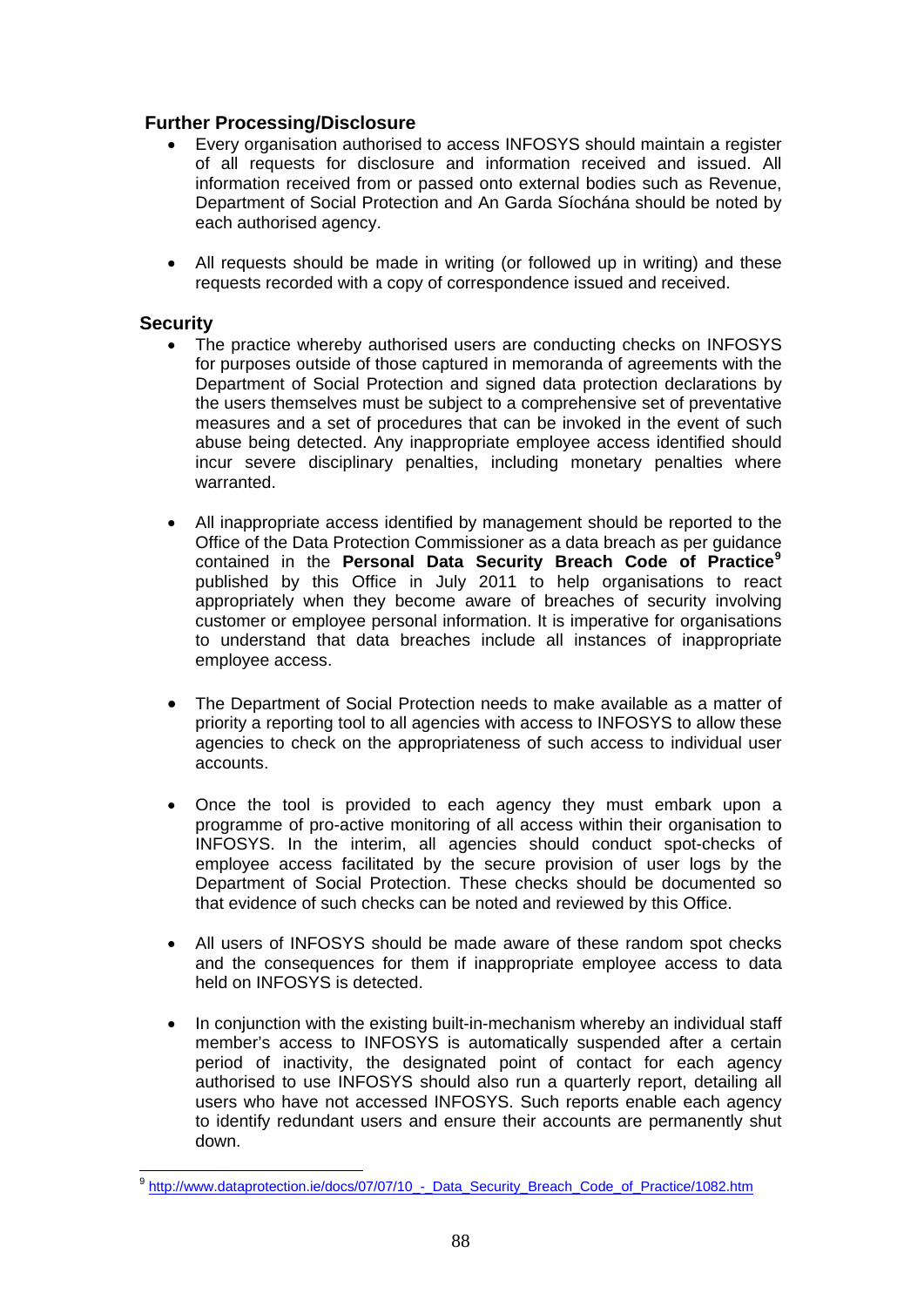### Further Processing/Disclosure

- Every organisation authorised to access INFOSYS should maintain a register of all requests for disclosure and information received and issued. All information received from or passed onto external bodies such as Revenue, Department of Social Protection and An Garda Síochána should be noted by each authorised agency.

- All requests should be made in writing (or followed up in writing) and these requests recorded with a copy of correspondence issued and received.

### Security

- The practice whereby authorised users are conducting checks on INFOSYS for purposes outside of those captured in memoranda of agreements with the Department of Social Protection and signed data protection declarations by the users themselves must be subject to a comprehensive set of preventative measures and a set of procedures that can be invoked in the event of such abuse being detected. Any inappropriate employee access identified should incur severe disciplinary penalties, including monetary penalties where warranted.

- All inappropriate access identified by management should be reported to the Office of the Data Protection Commissioner as a data breach as per guidance contained in the **Personal Data Security Breach Code of Practice**[9] published by this Office in July 2011 to help organisations to react appropriately when they become aware of breaches of security involving customer or employee personal information. It is imperative for organisations to understand that data breaches include all instances of inappropriate employee access.

- The Department of Social Protection needs to make available as a matter of priority a reporting tool to all agencies with access to INFOSYS to allow these agencies to check on the appropriateness of such access to individual user accounts.

- Once the tool is provided to each agency they must embark upon a programme of pro-active monitoring of all access within their organisation to INFOSYS. In the interim, all agencies should conduct spot-checks of employee access facilitated by the secure provision of user logs by the Department of Social Protection. These checks should be documented so that evidence of such checks can be noted and reviewed by this Office.

- All users of INFOSYS should be made aware of these random spot checks and the consequences for them if inappropriate employee access to data held on INFOSYS is detected.

- In conjunction with the existing built-in-mechanism whereby an individual staff member's access to INFOSYS is automatically suspended after a certain period of inactivity, the designated point of contact for each agency authorised to use INFOSYS should also run a quarterly report, detailing all users who have not accessed INFOSYS. Such reports enable each agency to identify redundant users and ensure their accounts are permanently shut down.

---

[9] http://www.dataprotection.ie/docs/07/07/10_-_Data_Security_Breach_Code_of_Practice/1082.htm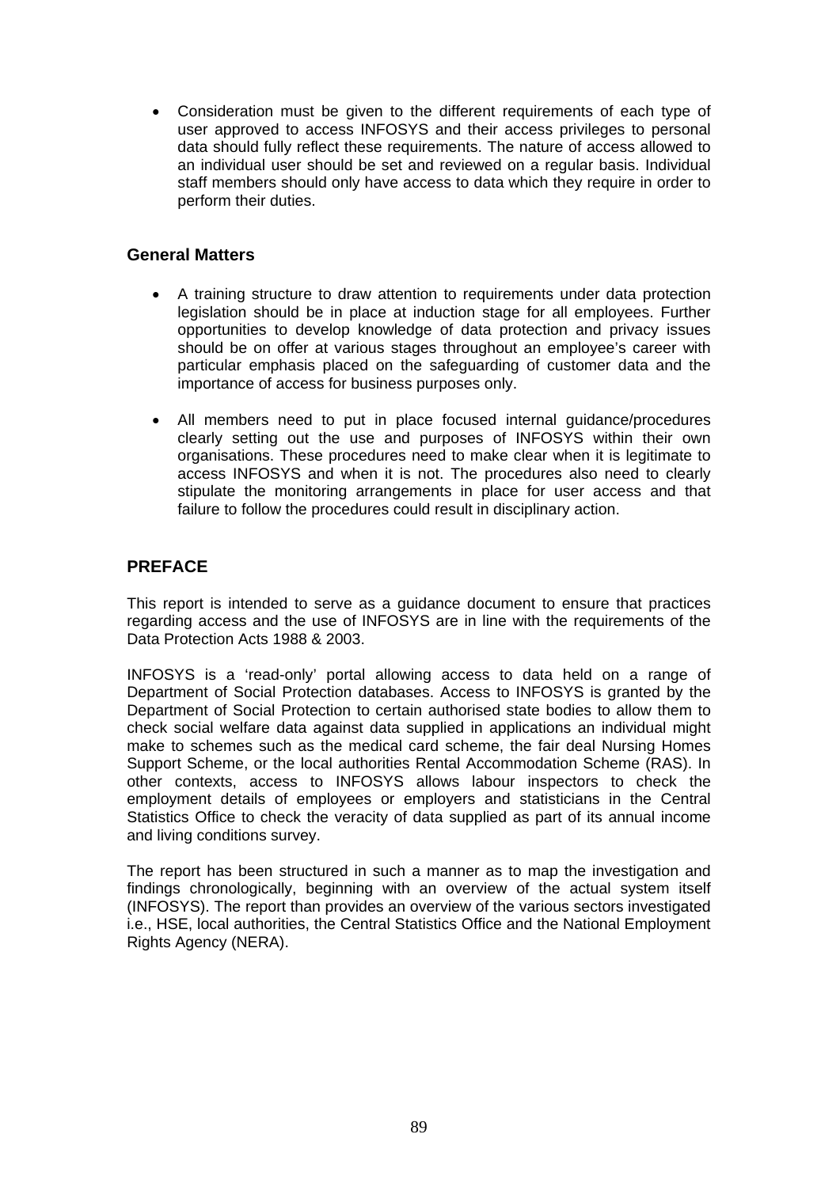- Consideration must be given to the different requirements of each type of user approved to access INFOSYS and their access privileges to personal data should fully reflect these requirements. The nature of access allowed to an individual user should be set and reviewed on a regular basis. Individual staff members should only have access to data which they require in order to perform their duties.

### General Matters

- A training structure to draw attention to requirements under data protection legislation should be in place at induction stage for all employees. Further opportunities to develop knowledge of data protection and privacy issues should be on offer at various stages throughout an employee's career with particular emphasis placed on the safeguarding of customer data and the importance of access for business purposes only.

- All members need to put in place focused internal guidance/procedures clearly setting out the use and purposes of INFOSYS within their own organisations. These procedures need to make clear when it is legitimate to access INFOSYS and when it is not. The procedures also need to clearly stipulate the monitoring arrangements in place for user access and that failure to follow the procedures could result in disciplinary action.

## PREFACE

This report is intended to serve as a guidance document to ensure that practices regarding access and the use of INFOSYS are in line with the requirements of the Data Protection Acts 1988 & 2003.

INFOSYS is a 'read-only' portal allowing access to data held on a range of Department of Social Protection databases. Access to INFOSYS is granted by the Department of Social Protection to certain authorised state bodies to allow them to check social welfare data against data supplied in applications an individual might make to schemes such as the medical card scheme, the fair deal Nursing Homes Support Scheme, or the local authorities Rental Accommodation Scheme (RAS). In other contexts, access to INFOSYS allows labour inspectors to check the employment details of employees or employers and statisticians in the Central Statistics Office to check the veracity of data supplied as part of its annual income and living conditions survey.

The report has been structured in such a manner as to map the investigation and findings chronologically, beginning with an overview of the actual system itself (INFOSYS). The report than provides an overview of the various sectors investigated i.e., HSE, local authorities, the Central Statistics Office and the National Employment Rights Agency (NERA).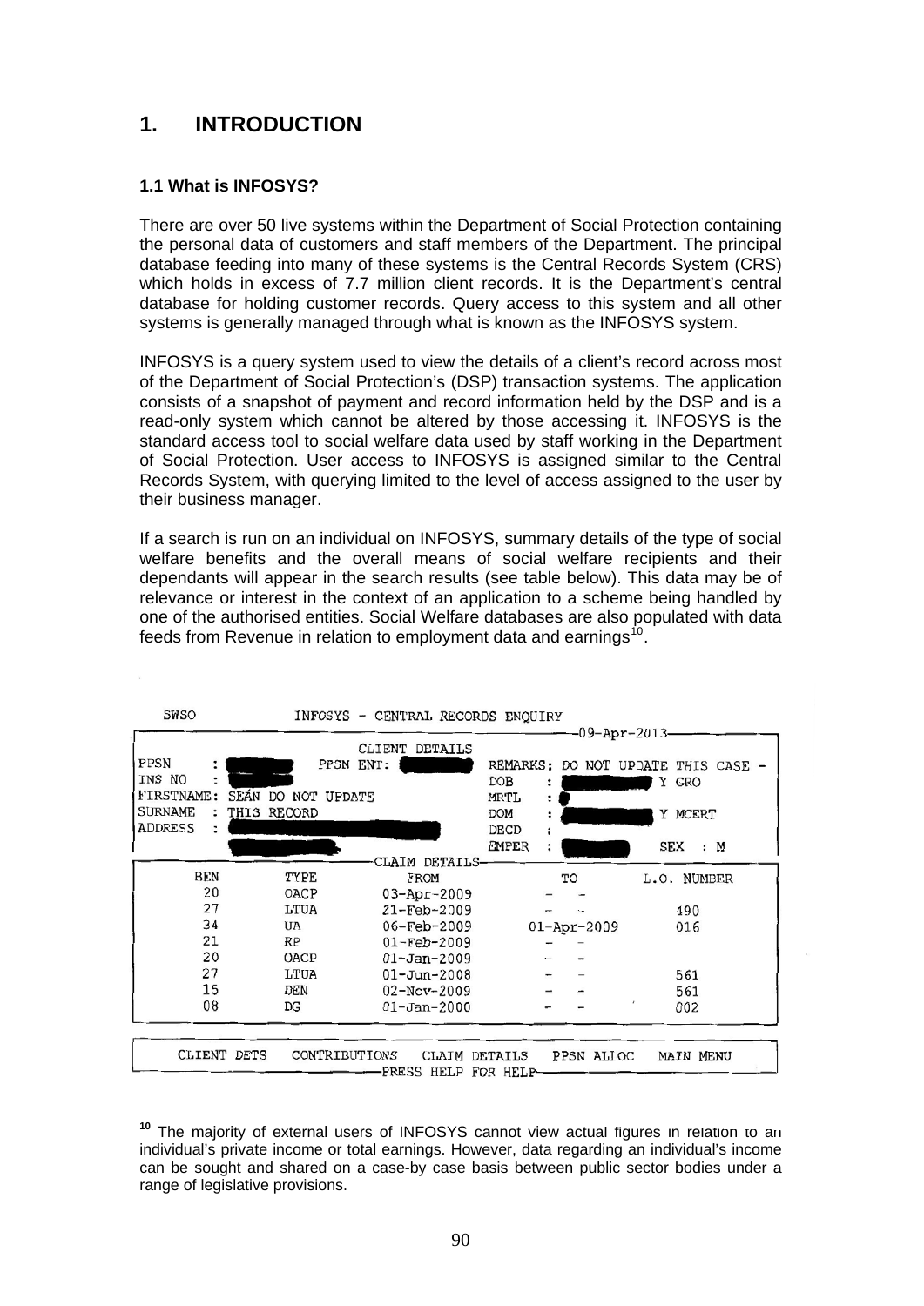# 1. INTRODUCTION

### 1.1 What is INFOSYS?

There are over 50 live systems within the Department of Social Protection containing the personal data of customers and staff members of the Department. The principal database feeding into many of these systems is the Central Records System (CRS) which holds in excess of 7.7 million client records. It is the Department's central database for holding customer records. Query access to this system and all other systems is generally managed through what is known as the INFOSYS system.

INFOSYS is a query system used to view the details of a client's record across most of the Department of Social Protection's (DSP) transaction systems. The application consists of a snapshot of payment and record information held by the DSP and is a read-only system which cannot be altered by those accessing it. INFOSYS is the standard access tool to social welfare data used by staff working in the Department of Social Protection. User access to INFOSYS is assigned similar to the Central Records System, with querying limited to the level of access assigned to the user by their business manager.

If a search is run on an individual on INFOSYS, summary details of the type of social welfare benefits and the overall means of social welfare recipients and their dependants will appear in the search results (see table below). This data may be of relevance or interest in the context of an application to a scheme being handled by one of the authorised entities. Social Welfare databases are also populated with data feeds from Revenue in relation to employment data and earnings[10].

SWSO INFOSYS - CENTRAL RECORDS ENQUIRY

09-Apr-2013

CLIENT DETAILS

| | | | |
|---|---|---|---|
| PPSN : | PPSN ENT: | REMARKS: DO NOT UPDATE THIS CASE - | |
| INS NO : | | DOB : | Y GRO |
| FIRSTNAME: SEÁN DO NOT UPDATE | | MRTL : | |
| SURNAME : THIS RECORD | | DOM : | Y MCERT |
| ADDRESS : | | DECD : | |
| | | EMPER : | SEX : M |

CLAIM DETAILS

| BEN | TYPE | FROM | TO | L.O. NUMBER |
|---|---|---|---|---|
| 20 | OACP | 03-Apr-2009 | - - | |
| 27 | LTUA | 21-Feb-2009 | - - | 490 |
| 34 | UA | 06-Feb-2009 | 01-Apr-2009 | 016 |
| 21 | RP | 01-Feb-2009 | - - | |
| 20 | OACP | 01-Jan-2009 | - - | |
| 27 | LTUA | 01-Jun-2008 | - - | 561 |
| 15 | DEN | 02-Nov-2009 | - - | 561 |
| 08 | DG | 01-Jan-2000 | - - | 002 |

CLIENT DETS CONTRIBUTIONS CLAIM DETAILS PPSN ALLOC MAIN MENU

PRESS HELP FOR HELP

[10] The majority of external users of INFOSYS cannot view actual figures in relation to an individual's private income or total earnings. However, data regarding an individual's income can be sought and shared on a case-by case basis between public sector bodies under a range of legislative provisions.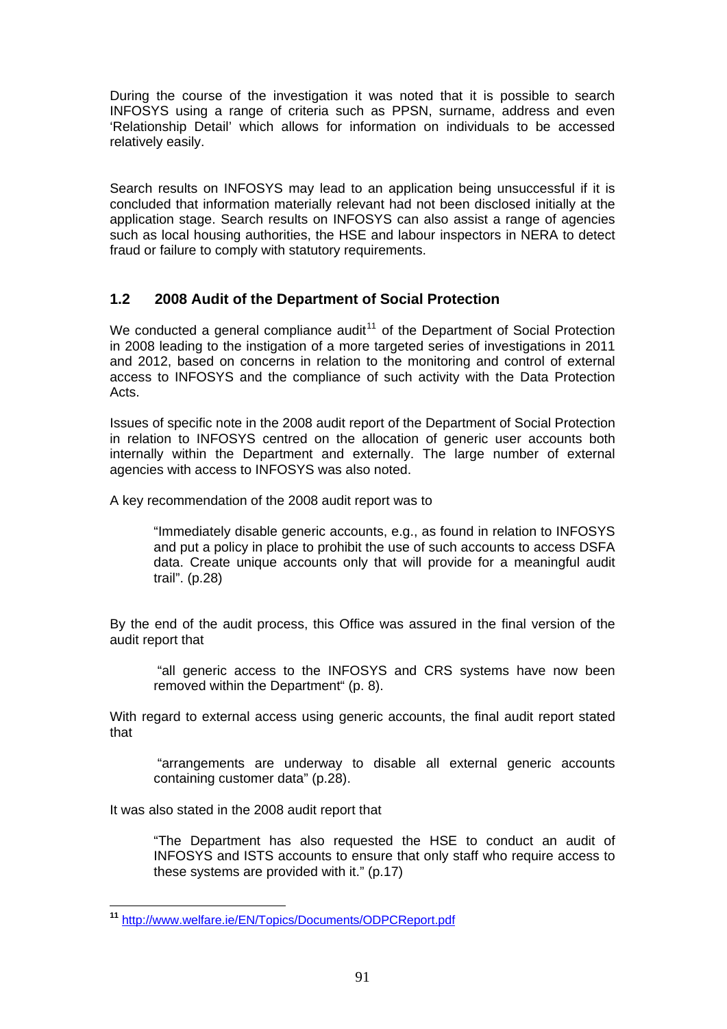During the course of the investigation it was noted that it is possible to search INFOSYS using a range of criteria such as PPSN, surname, address and even 'Relationship Detail' which allows for information on individuals to be accessed relatively easily.

Search results on INFOSYS may lead to an application being unsuccessful if it is concluded that information materially relevant had not been disclosed initially at the application stage. Search results on INFOSYS can also assist a range of agencies such as local housing authorities, the HSE and labour inspectors in NERA to detect fraud or failure to comply with statutory requirements.

## 1.2 2008 Audit of the Department of Social Protection

We conducted a general compliance audit[11] of the Department of Social Protection in 2008 leading to the instigation of a more targeted series of investigations in 2011 and 2012, based on concerns in relation to the monitoring and control of external access to INFOSYS and the compliance of such activity with the Data Protection Acts.

Issues of specific note in the 2008 audit report of the Department of Social Protection in relation to INFOSYS centred on the allocation of generic user accounts both internally within the Department and externally. The large number of external agencies with access to INFOSYS was also noted.

A key recommendation of the 2008 audit report was to

> "Immediately disable generic accounts, e.g., as found in relation to INFOSYS and put a policy in place to prohibit the use of such accounts to access DSFA data. Create unique accounts only that will provide for a meaningful audit trail". (p.28)

By the end of the audit process, this Office was assured in the final version of the audit report that

> "all generic access to the INFOSYS and CRS systems have now been removed within the Department" (p. 8).

With regard to external access using generic accounts, the final audit report stated that

> "arrangements are underway to disable all external generic accounts containing customer data" (p.28).

It was also stated in the 2008 audit report that

> "The Department has also requested the HSE to conduct an audit of INFOSYS and ISTS accounts to ensure that only staff who require access to these systems are provided with it." (p.17)

---

[11] http://www.welfare.ie/EN/Topics/Documents/ODPCReport.pdf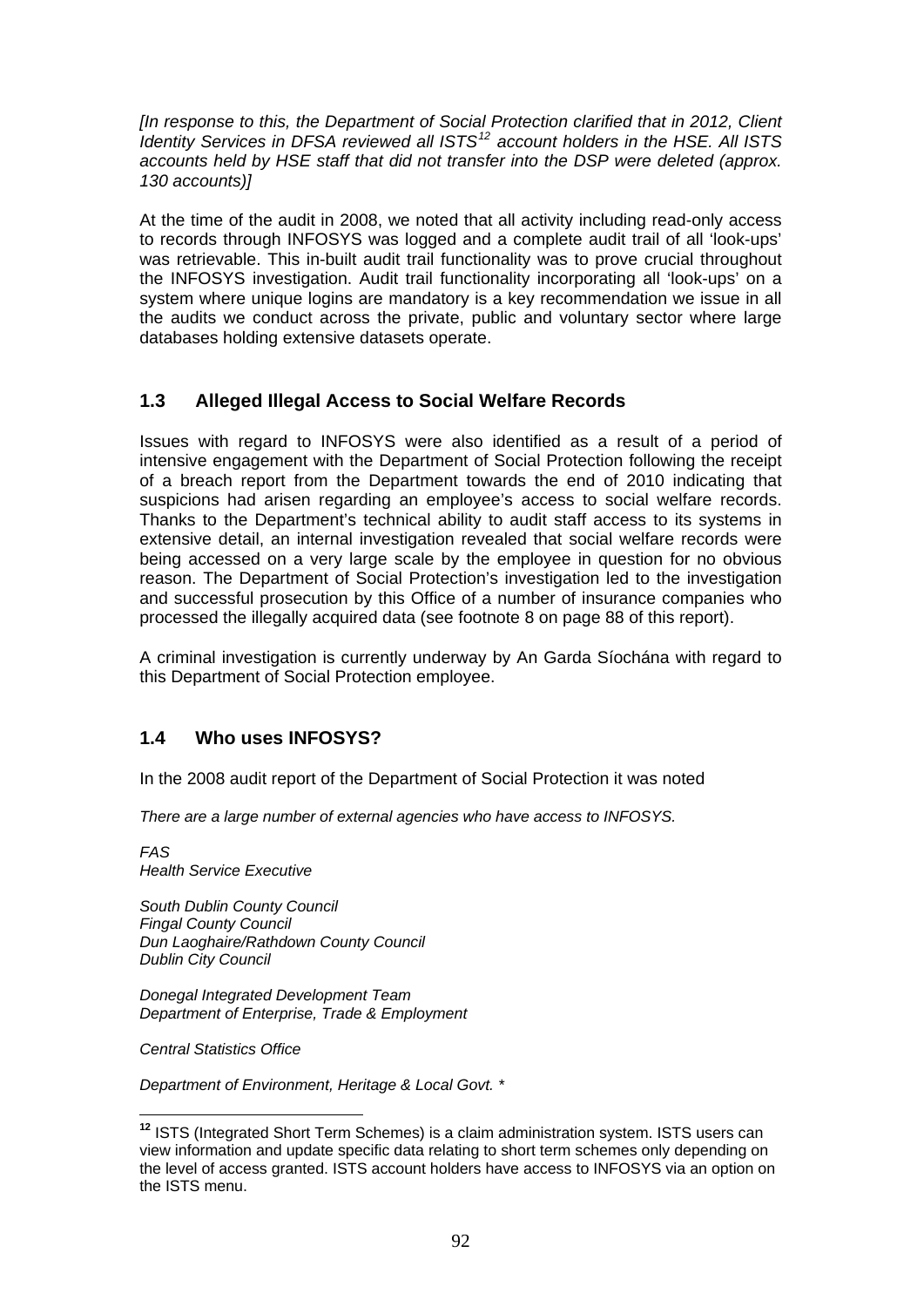*[In response to this, the Department of Social Protection clarified that in 2012, Client Identity Services in DFSA reviewed all ISTS[12] account holders in the HSE. All ISTS accounts held by HSE staff that did not transfer into the DSP were deleted (approx. 130 accounts)]*

At the time of the audit in 2008, we noted that all activity including read-only access to records through INFOSYS was logged and a complete audit trail of all 'look-ups' was retrievable. This in-built audit trail functionality was to prove crucial throughout the INFOSYS investigation. Audit trail functionality incorporating all 'look-ups' on a system where unique logins are mandatory is a key recommendation we issue in all the audits we conduct across the private, public and voluntary sector where large databases holding extensive datasets operate.

## 1.3 Alleged Illegal Access to Social Welfare Records

Issues with regard to INFOSYS were also identified as a result of a period of intensive engagement with the Department of Social Protection following the receipt of a breach report from the Department towards the end of 2010 indicating that suspicions had arisen regarding an employee's access to social welfare records. Thanks to the Department's technical ability to audit staff access to its systems in extensive detail, an internal investigation revealed that social welfare records were being accessed on a very large scale by the employee in question for no obvious reason. The Department of Social Protection's investigation led to the investigation and successful prosecution by this Office of a number of insurance companies who processed the illegally acquired data (see footnote 8 on page 88 of this report).

A criminal investigation is currently underway by An Garda Síochána with regard to this Department of Social Protection employee.

## 1.4 Who uses INFOSYS?

In the 2008 audit report of the Department of Social Protection it was noted

*There are a large number of external agencies who have access to INFOSYS.*

*FAS*
*Health Service Executive*

*South Dublin County Council*
*Fingal County Council*
*Dun Laoghaire/Rathdown County Council*
*Dublin City Council*

*Donegal Integrated Development Team*
*Department of Enterprise, Trade & Employment*

*Central Statistics Office*

*Department of Environment, Heritage & Local Govt. **

---

[12] ISTS (Integrated Short Term Schemes) is a claim administration system. ISTS users can view information and update specific data relating to short term schemes only depending on the level of access granted. ISTS account holders have access to INFOSYS via an option on the ISTS menu.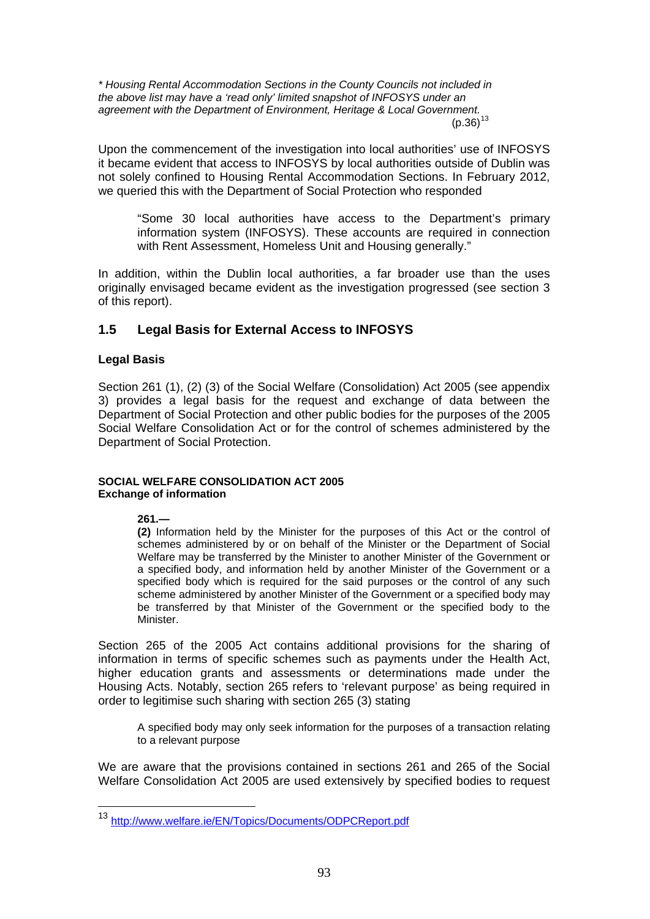*\* Housing Rental Accommodation Sections in the County Councils not included in the above list may have a 'read only' limited snapshot of INFOSYS under an agreement with the Department of Environment, Heritage & Local Government.*
(p.36)[13]

Upon the commencement of the investigation into local authorities' use of INFOSYS it became evident that access to INFOSYS by local authorities outside of Dublin was not solely confined to Housing Rental Accommodation Sections. In February 2012, we queried this with the Department of Social Protection who responded

> "Some 30 local authorities have access to the Department's primary information system (INFOSYS). These accounts are required in connection with Rent Assessment, Homeless Unit and Housing generally."

In addition, within the Dublin local authorities, a far broader use than the uses originally envisaged became evident as the investigation progressed (see section 3 of this report).

## 1.5 Legal Basis for External Access to INFOSYS

### Legal Basis

Section 261 (1), (2) (3) of the Social Welfare (Consolidation) Act 2005 (see appendix 3) provides a legal basis for the request and exchange of data between the Department of Social Protection and other public bodies for the purposes of the 2005 Social Welfare Consolidation Act or for the control of schemes administered by the Department of Social Protection.

**SOCIAL WELFARE CONSOLIDATION ACT 2005**
**Exchange of information**

> **261.—**
> **(2)** Information held by the Minister for the purposes of this Act or the control of schemes administered by or on behalf of the Minister or the Department of Social Welfare may be transferred by the Minister to another Minister of the Government or a specified body, and information held by another Minister of the Government or a specified body which is required for the said purposes or the control of any such scheme administered by another Minister of the Government or a specified body may be transferred by that Minister of the Government or the specified body to the Minister.

Section 265 of the 2005 Act contains additional provisions for the sharing of information in terms of specific schemes such as payments under the Health Act, higher education grants and assessments or determinations made under the Housing Acts. Notably, section 265 refers to 'relevant purpose' as being required in order to legitimise such sharing with section 265 (3) stating

> A specified body may only seek information for the purposes of a transaction relating to a relevant purpose

We are aware that the provisions contained in sections 261 and 265 of the Social Welfare Consolidation Act 2005 are used extensively by specified bodies to request

---

[13] http://www.welfare.ie/EN/Topics/Documents/ODPCReport.pdf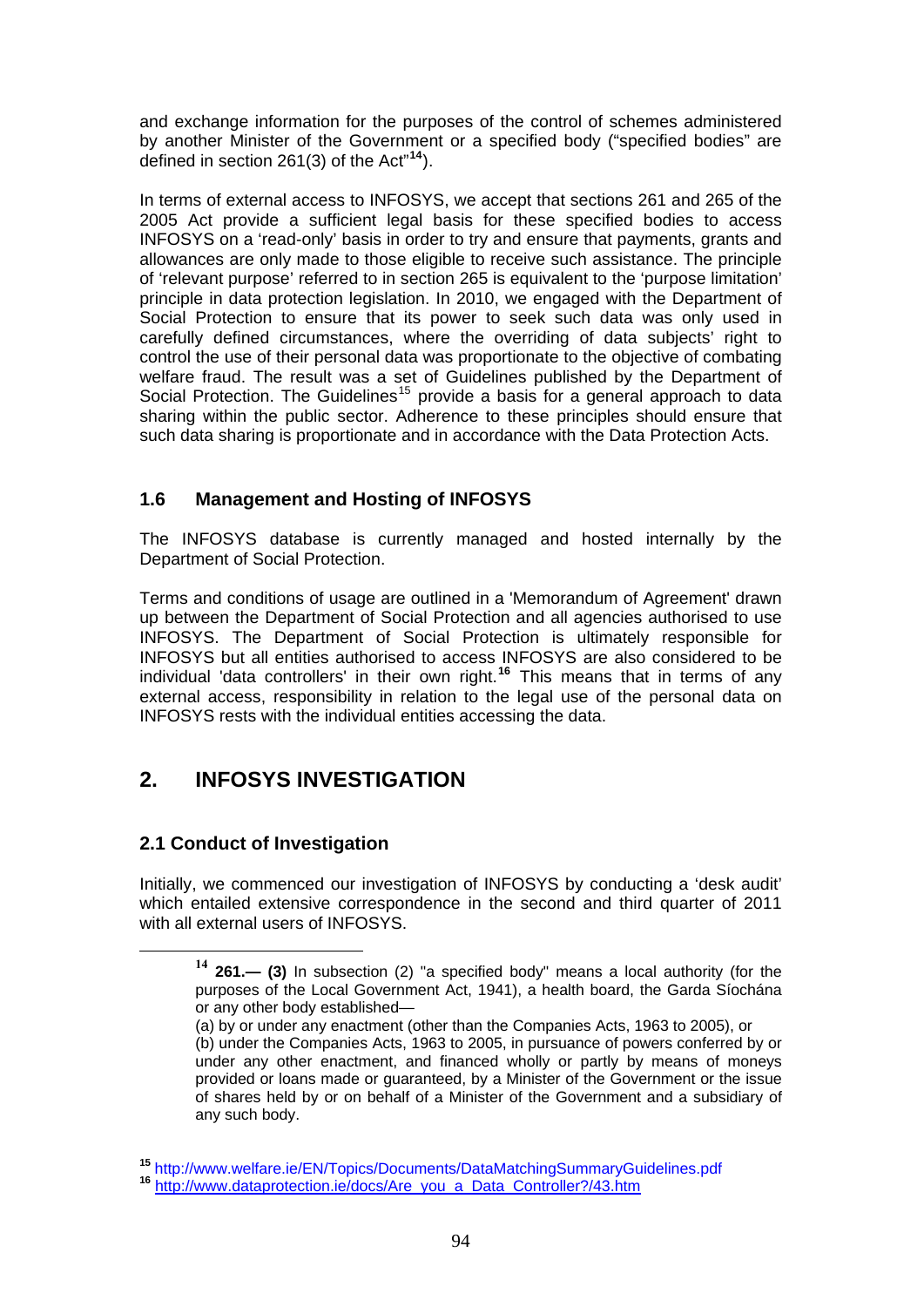and exchange information for the purposes of the control of schemes administered by another Minister of the Government or a specified body ("specified bodies" are defined in section 261(3) of the Act"[14]).

In terms of external access to INFOSYS, we accept that sections 261 and 265 of the 2005 Act provide a sufficient legal basis for these specified bodies to access INFOSYS on a 'read-only' basis in order to try and ensure that payments, grants and allowances are only made to those eligible to receive such assistance. The principle of 'relevant purpose' referred to in section 265 is equivalent to the 'purpose limitation' principle in data protection legislation. In 2010, we engaged with the Department of Social Protection to ensure that its power to seek such data was only used in carefully defined circumstances, where the overriding of data subjects' right to control the use of their personal data was proportionate to the objective of combating welfare fraud. The result was a set of Guidelines published by the Department of Social Protection. The Guidelines[15] provide a basis for a general approach to data sharing within the public sector. Adherence to these principles should ensure that such data sharing is proportionate and in accordance with the Data Protection Acts.

### 1.6 Management and Hosting of INFOSYS

The INFOSYS database is currently managed and hosted internally by the Department of Social Protection.

Terms and conditions of usage are outlined in a 'Memorandum of Agreement' drawn up between the Department of Social Protection and all agencies authorised to use INFOSYS. The Department of Social Protection is ultimately responsible for INFOSYS but all entities authorised to access INFOSYS are also considered to be individual 'data controllers' in their own right.[16] This means that in terms of any external access, responsibility in relation to the legal use of the personal data on INFOSYS rests with the individual entities accessing the data.

## 2. INFOSYS INVESTIGATION

### 2.1 Conduct of Investigation

Initially, we commenced our investigation of INFOSYS by conducting a 'desk audit' which entailed extensive correspondence in the second and third quarter of 2011 with all external users of INFOSYS.

---

[14] **261.— (3)** In subsection (2) "a specified body" means a local authority (for the purposes of the Local Government Act, 1941), a health board, the Garda Síochána or any other body established—

(a) by or under any enactment (other than the Companies Acts, 1963 to 2005), or

(b) under the Companies Acts, 1963 to 2005, in pursuance of powers conferred by or under any other enactment, and financed wholly or partly by means of moneys provided or loans made or guaranteed, by a Minister of the Government or the issue of shares held by or on behalf of a Minister of the Government and a subsidiary of any such body.

[15] http://www.welfare.ie/EN/Topics/Documents/DataMatchingSummaryGuidelines.pdf

[16] http://www.dataprotection.ie/docs/Are_you_a_Data_Controller?/43.htm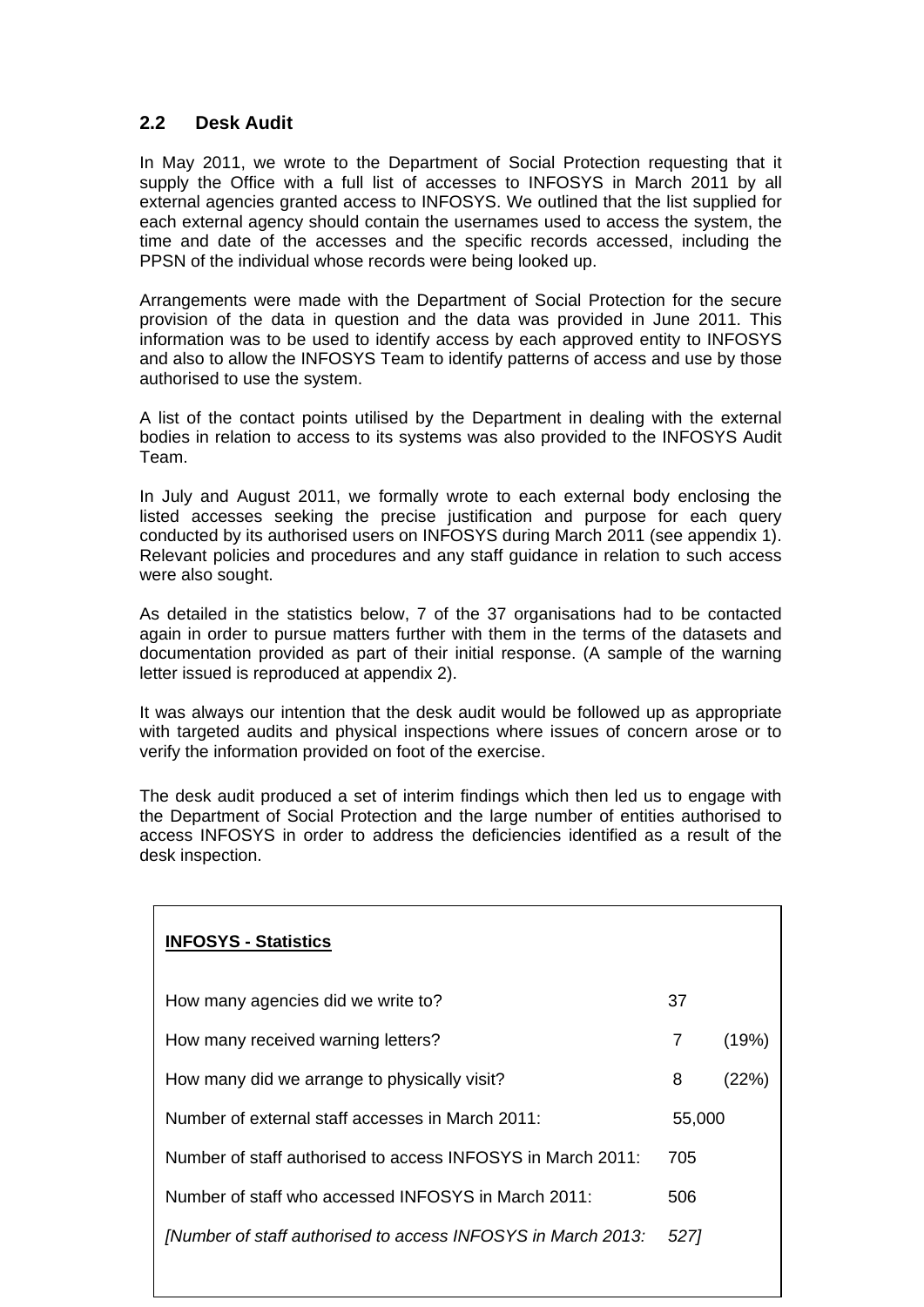## 2.2 Desk Audit

In May 2011, we wrote to the Department of Social Protection requesting that it supply the Office with a full list of accesses to INFOSYS in March 2011 by all external agencies granted access to INFOSYS. We outlined that the list supplied for each external agency should contain the usernames used to access the system, the time and date of the accesses and the specific records accessed, including the PPSN of the individual whose records were being looked up.

Arrangements were made with the Department of Social Protection for the secure provision of the data in question and the data was provided in June 2011. This information was to be used to identify access by each approved entity to INFOSYS and also to allow the INFOSYS Team to identify patterns of access and use by those authorised to use the system.

A list of the contact points utilised by the Department in dealing with the external bodies in relation to access to its systems was also provided to the INFOSYS Audit Team.

In July and August 2011, we formally wrote to each external body enclosing the listed accesses seeking the precise justification and purpose for each query conducted by its authorised users on INFOSYS during March 2011 (see appendix 1). Relevant policies and procedures and any staff guidance in relation to such access were also sought.

As detailed in the statistics below, 7 of the 37 organisations had to be contacted again in order to pursue matters further with them in the terms of the datasets and documentation provided as part of their initial response. (A sample of the warning letter issued is reproduced at appendix 2).

It was always our intention that the desk audit would be followed up as appropriate with targeted audits and physical inspections where issues of concern arose or to verify the information provided on foot of the exercise.

The desk audit produced a set of interim findings which then led us to engage with the Department of Social Protection and the large number of entities authorised to access INFOSYS in order to address the deficiencies identified as a result of the desk inspection.

**INFOSYS - Statistics**

| | | |
|---|---|---|
| How many agencies did we write to? | 37 | |
| How many received warning letters? | 7 | (19%) |
| How many did we arrange to physically visit? | 8 | (22%) |
| Number of external staff accesses in March 2011: | 55,000 | |
| Number of staff authorised to access INFOSYS in March 2011: | 705 | |
| Number of staff who accessed INFOSYS in March 2011: | 506 | |
| *[Number of staff authorised to access INFOSYS in March 2013:* | *527]* | |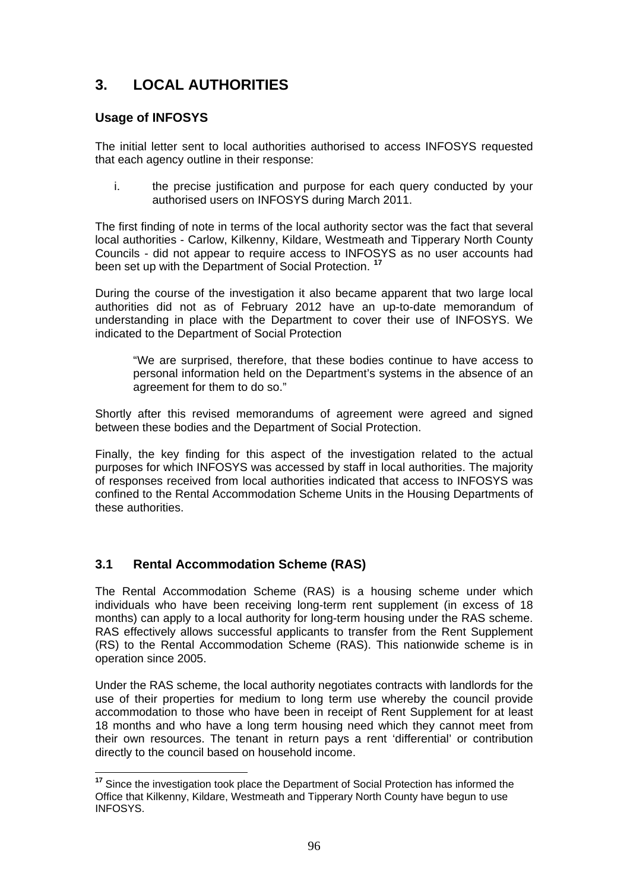# 3. LOCAL AUTHORITIES

### Usage of INFOSYS

The initial letter sent to local authorities authorised to access INFOSYS requested that each agency outline in their response:

i. the precise justification and purpose for each query conducted by your authorised users on INFOSYS during March 2011.

The first finding of note in terms of the local authority sector was the fact that several local authorities - Carlow, Kilkenny, Kildare, Westmeath and Tipperary North County Councils - did not appear to require access to INFOSYS as no user accounts had been set up with the Department of Social Protection. [17]

During the course of the investigation it also became apparent that two large local authorities did not as of February 2012 have an up-to-date memorandum of understanding in place with the Department to cover their use of INFOSYS. We indicated to the Department of Social Protection

> "We are surprised, therefore, that these bodies continue to have access to personal information held on the Department's systems in the absence of an agreement for them to do so."

Shortly after this revised memorandums of agreement were agreed and signed between these bodies and the Department of Social Protection.

Finally, the key finding for this aspect of the investigation related to the actual purposes for which INFOSYS was accessed by staff in local authorities. The majority of responses received from local authorities indicated that access to INFOSYS was confined to the Rental Accommodation Scheme Units in the Housing Departments of these authorities.

## 3.1 Rental Accommodation Scheme (RAS)

The Rental Accommodation Scheme (RAS) is a housing scheme under which individuals who have been receiving long-term rent supplement (in excess of 18 months) can apply to a local authority for long-term housing under the RAS scheme. RAS effectively allows successful applicants to transfer from the Rent Supplement (RS) to the Rental Accommodation Scheme (RAS). This nationwide scheme is in operation since 2005.

Under the RAS scheme, the local authority negotiates contracts with landlords for the use of their properties for medium to long term use whereby the council provide accommodation to those who have been in receipt of Rent Supplement for at least 18 months and who have a long term housing need which they cannot meet from their own resources. The tenant in return pays a rent 'differential' or contribution directly to the council based on household income.

[17] Since the investigation took place the Department of Social Protection has informed the Office that Kilkenny, Kildare, Westmeath and Tipperary North County have begun to use INFOSYS.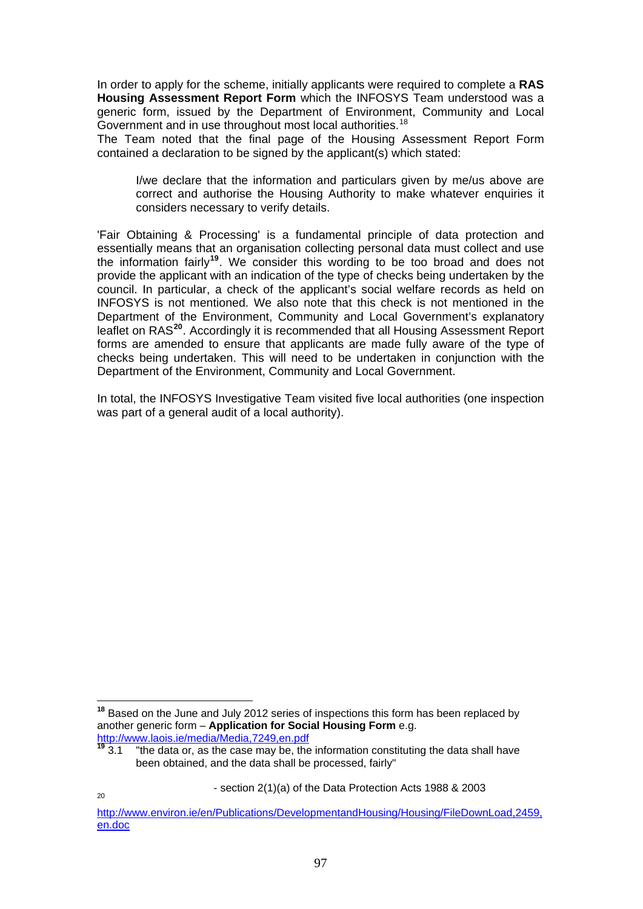In order to apply for the scheme, initially applicants were required to complete a **RAS Housing Assessment Report Form** which the INFOSYS Team understood was a generic form, issued by the Department of Environment, Community and Local Government and in use throughout most local authorities.[18]

The Team noted that the final page of the Housing Assessment Report Form contained a declaration to be signed by the applicant(s) which stated:

> I/we declare that the information and particulars given by me/us above are correct and authorise the Housing Authority to make whatever enquiries it considers necessary to verify details.

'Fair Obtaining & Processing' is a fundamental principle of data protection and essentially means that an organisation collecting personal data must collect and use the information fairly[19]. We consider this wording to be too broad and does not provide the applicant with an indication of the type of checks being undertaken by the council. In particular, a check of the applicant's social welfare records as held on INFOSYS is not mentioned. We also note that this check is not mentioned in the Department of the Environment, Community and Local Government's explanatory leaflet on RAS[20]. Accordingly it is recommended that all Housing Assessment Report forms are amended to ensure that applicants are made fully aware of the type of checks being undertaken. This will need to be undertaken in conjunction with the Department of the Environment, Community and Local Government.

In total, the INFOSYS Investigative Team visited five local authorities (one inspection was part of a general audit of a local authority).

---

[18] Based on the June and July 2012 series of inspections this form has been replaced by another generic form – **Application for Social Housing Form** e.g. http://www.laois.ie/media/Media,7249,en.pdf

[19] 3.1 "the data or, as the case may be, the information constituting the data shall have been obtained, and the data shall be processed, fairly"

- section 2(1)(a) of the Data Protection Acts 1988 & 2003

[20] http://www.environ.ie/en/Publications/DevelopmentandHousing/Housing/FileDownLoad,2459,en.doc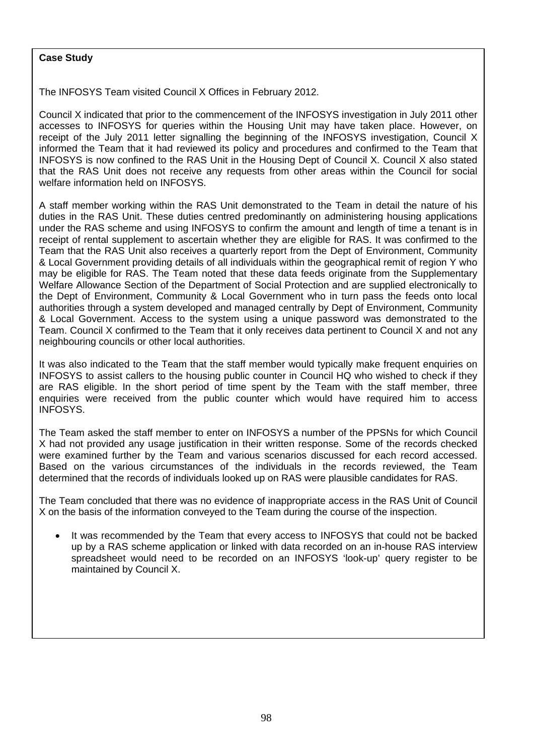**Case Study**

The INFOSYS Team visited Council X Offices in February 2012.

Council X indicated that prior to the commencement of the INFOSYS investigation in July 2011 other accesses to INFOSYS for queries within the Housing Unit may have taken place. However, on receipt of the July 2011 letter signalling the beginning of the INFOSYS investigation, Council X informed the Team that it had reviewed its policy and procedures and confirmed to the Team that INFOSYS is now confined to the RAS Unit in the Housing Dept of Council X. Council X also stated that the RAS Unit does not receive any requests from other areas within the Council for social welfare information held on INFOSYS.

A staff member working within the RAS Unit demonstrated to the Team in detail the nature of his duties in the RAS Unit. These duties centred predominantly on administering housing applications under the RAS scheme and using INFOSYS to confirm the amount and length of time a tenant is in receipt of rental supplement to ascertain whether they are eligible for RAS. It was confirmed to the Team that the RAS Unit also receives a quarterly report from the Dept of Environment, Community & Local Government providing details of all individuals within the geographical remit of region Y who may be eligible for RAS. The Team noted that these data feeds originate from the Supplementary Welfare Allowance Section of the Department of Social Protection and are supplied electronically to the Dept of Environment, Community & Local Government who in turn pass the feeds onto local authorities through a system developed and managed centrally by Dept of Environment, Community & Local Government. Access to the system using a unique password was demonstrated to the Team. Council X confirmed to the Team that it only receives data pertinent to Council X and not any neighbouring councils or other local authorities.

It was also indicated to the Team that the staff member would typically make frequent enquiries on INFOSYS to assist callers to the housing public counter in Council HQ who wished to check if they are RAS eligible. In the short period of time spent by the Team with the staff member, three enquiries were received from the public counter which would have required him to access INFOSYS.

The Team asked the staff member to enter on INFOSYS a number of the PPSNs for which Council X had not provided any usage justification in their written response. Some of the records checked were examined further by the Team and various scenarios discussed for each record accessed. Based on the various circumstances of the individuals in the records reviewed, the Team determined that the records of individuals looked up on RAS were plausible candidates for RAS.

The Team concluded that there was no evidence of inappropriate access in the RAS Unit of Council X on the basis of the information conveyed to the Team during the course of the inspection.

- It was recommended by the Team that every access to INFOSYS that could not be backed up by a RAS scheme application or linked with data recorded on an in-house RAS interview spreadsheet would need to be recorded on an INFOSYS 'look-up' query register to be maintained by Council X.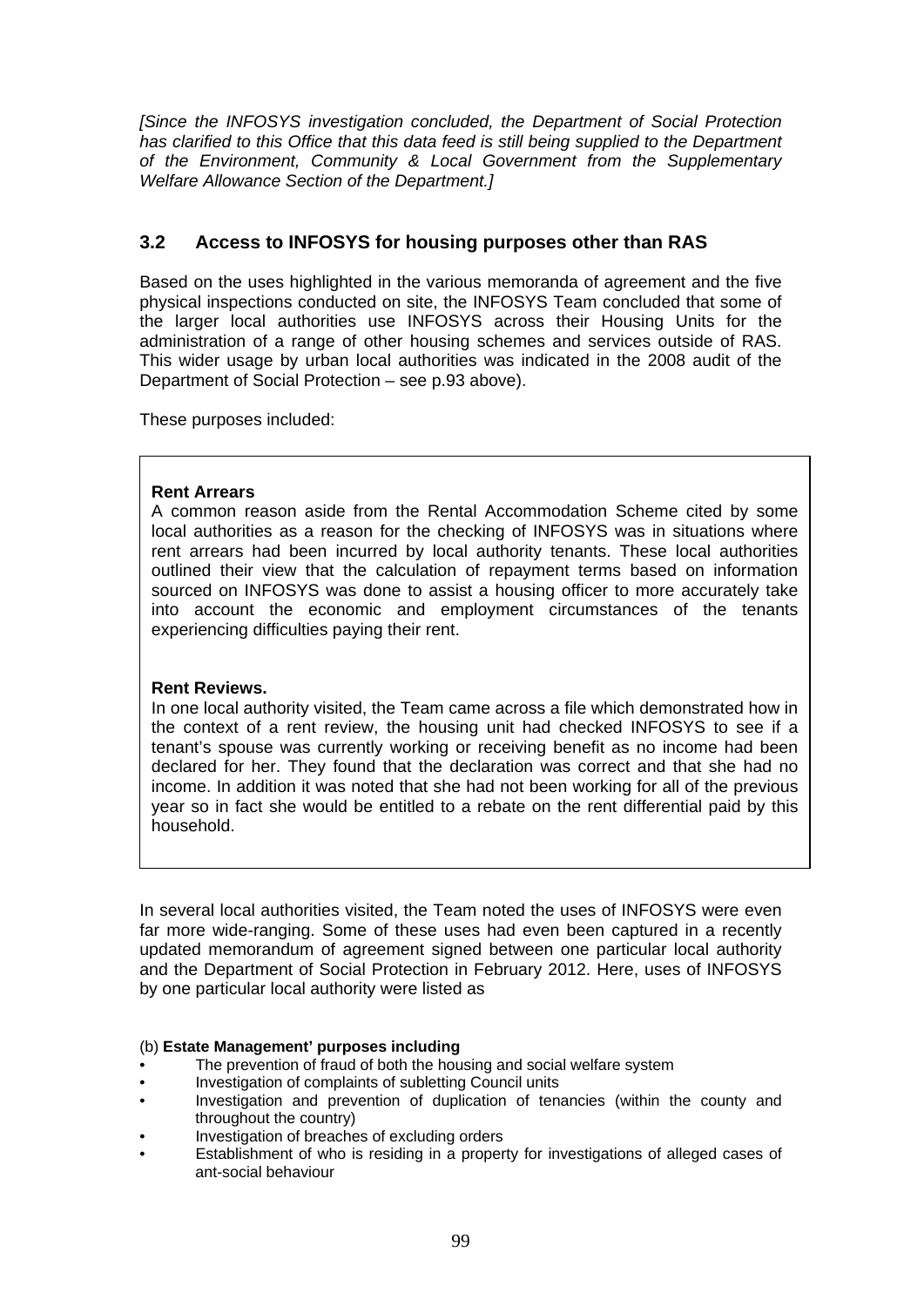*[Since the INFOSYS investigation concluded, the Department of Social Protection has clarified to this Office that this data feed is still being supplied to the Department of the Environment, Community & Local Government from the Supplementary Welfare Allowance Section of the Department.]*

## 3.2 Access to INFOSYS for housing purposes other than RAS

Based on the uses highlighted in the various memoranda of agreement and the five physical inspections conducted on site, the INFOSYS Team concluded that some of the larger local authorities use INFOSYS across their Housing Units for the administration of a range of other housing schemes and services outside of RAS. This wider usage by urban local authorities was indicated in the 2008 audit of the Department of Social Protection – see p.93 above).

These purposes included:

**Rent Arrears**
A common reason aside from the Rental Accommodation Scheme cited by some local authorities as a reason for the checking of INFOSYS was in situations where rent arrears had been incurred by local authority tenants. These local authorities outlined their view that the calculation of repayment terms based on information sourced on INFOSYS was done to assist a housing officer to more accurately take into account the economic and employment circumstances of the tenants experiencing difficulties paying their rent.

**Rent Reviews.**
In one local authority visited, the Team came across a file which demonstrated how in the context of a rent review, the housing unit had checked INFOSYS to see if a tenant's spouse was currently working or receiving benefit as no income had been declared for her. They found that the declaration was correct and that she had no income. In addition it was noted that she had not been working for all of the previous year so in fact she would be entitled to a rebate on the rent differential paid by this household.

In several local authorities visited, the Team noted the uses of INFOSYS were even far more wide-ranging. Some of these uses had even been captured in a recently updated memorandum of agreement signed between one particular local authority and the Department of Social Protection in February 2012. Here, uses of INFOSYS by one particular local authority were listed as

(b) **Estate Management' purposes including**

- The prevention of fraud of both the housing and social welfare system
- Investigation of complaints of subletting Council units
- Investigation and prevention of duplication of tenancies (within the county and throughout the country)
- Investigation of breaches of excluding orders
- Establishment of who is residing in a property for investigations of alleged cases of ant-social behaviour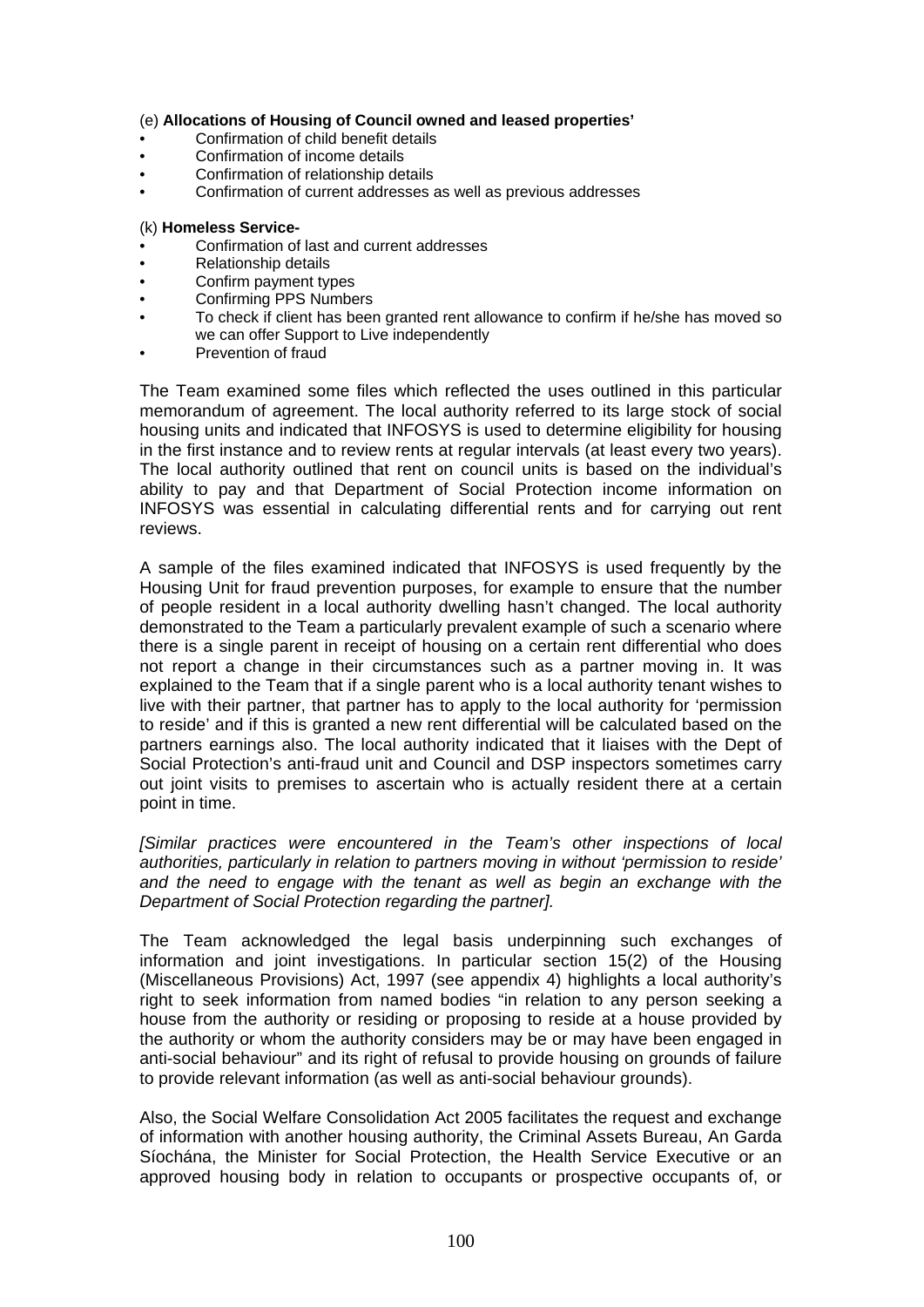(e) **Allocations of Housing of Council owned and leased properties'**

- Confirmation of child benefit details
- Confirmation of income details
- Confirmation of relationship details
- Confirmation of current addresses as well as previous addresses

(k) **Homeless Service-**

- Confirmation of last and current addresses
- Relationship details
- Confirm payment types
- Confirming PPS Numbers
- To check if client has been granted rent allowance to confirm if he/she has moved so we can offer Support to Live independently
- Prevention of fraud

The Team examined some files which reflected the uses outlined in this particular memorandum of agreement. The local authority referred to its large stock of social housing units and indicated that INFOSYS is used to determine eligibility for housing in the first instance and to review rents at regular intervals (at least every two years). The local authority outlined that rent on council units is based on the individual's ability to pay and that Department of Social Protection income information on INFOSYS was essential in calculating differential rents and for carrying out rent reviews.

A sample of the files examined indicated that INFOSYS is used frequently by the Housing Unit for fraud prevention purposes, for example to ensure that the number of people resident in a local authority dwelling hasn't changed. The local authority demonstrated to the Team a particularly prevalent example of such a scenario where there is a single parent in receipt of housing on a certain rent differential who does not report a change in their circumstances such as a partner moving in. It was explained to the Team that if a single parent who is a local authority tenant wishes to live with their partner, that partner has to apply to the local authority for 'permission to reside' and if this is granted a new rent differential will be calculated based on the partners earnings also. The local authority indicated that it liaises with the Dept of Social Protection's anti-fraud unit and Council and DSP inspectors sometimes carry out joint visits to premises to ascertain who is actually resident there at a certain point in time.

*[Similar practices were encountered in the Team's other inspections of local authorities, particularly in relation to partners moving in without 'permission to reside' and the need to engage with the tenant as well as begin an exchange with the Department of Social Protection regarding the partner].*

The Team acknowledged the legal basis underpinning such exchanges of information and joint investigations. In particular section 15(2) of the Housing (Miscellaneous Provisions) Act, 1997 (see appendix 4) highlights a local authority's right to seek information from named bodies "in relation to any person seeking a house from the authority or residing or proposing to reside at a house provided by the authority or whom the authority considers may be or may have been engaged in anti-social behaviour" and its right of refusal to provide housing on grounds of failure to provide relevant information (as well as anti-social behaviour grounds).

Also, the Social Welfare Consolidation Act 2005 facilitates the request and exchange of information with another housing authority, the Criminal Assets Bureau, An Garda Síochána, the Minister for Social Protection, the Health Service Executive or an approved housing body in relation to occupants or prospective occupants of, or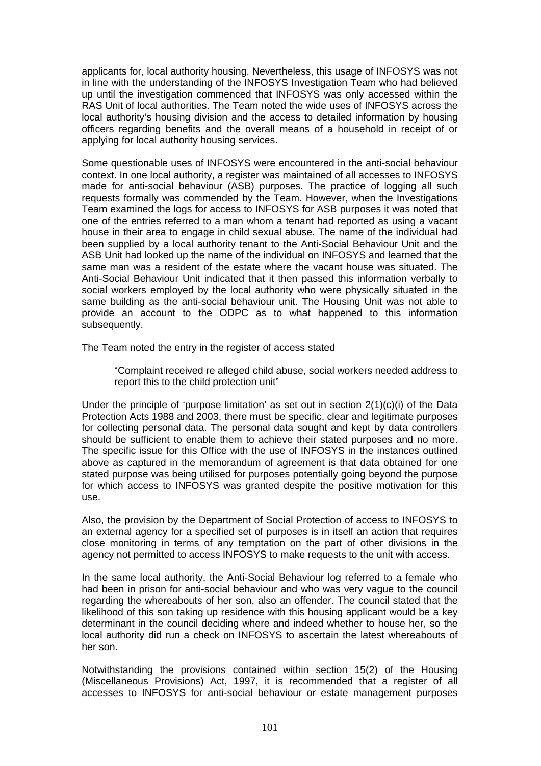applicants for, local authority housing. Nevertheless, this usage of INFOSYS was not in line with the understanding of the INFOSYS Investigation Team who had believed up until the investigation commenced that INFOSYS was only accessed within the RAS Unit of local authorities. The Team noted the wide uses of INFOSYS across the local authority's housing division and the access to detailed information by housing officers regarding benefits and the overall means of a household in receipt of or applying for local authority housing services.

Some questionable uses of INFOSYS were encountered in the anti-social behaviour context. In one local authority, a register was maintained of all accesses to INFOSYS made for anti-social behaviour (ASB) purposes. The practice of logging all such requests formally was commended by the Team. However, when the Investigations Team examined the logs for access to INFOSYS for ASB purposes it was noted that one of the entries referred to a man whom a tenant had reported as using a vacant house in their area to engage in child sexual abuse. The name of the individual had been supplied by a local authority tenant to the Anti-Social Behaviour Unit and the ASB Unit had looked up the name of the individual on INFOSYS and learned that the same man was a resident of the estate where the vacant house was situated. The Anti-Social Behaviour Unit indicated that it then passed this information verbally to social workers employed by the local authority who were physically situated in the same building as the anti-social behaviour unit. The Housing Unit was not able to provide an account to the ODPC as to what happened to this information subsequently.

The Team noted the entry in the register of access stated

> "Complaint received re alleged child abuse, social workers needed address to report this to the child protection unit"

Under the principle of 'purpose limitation' as set out in section 2(1)(c)(i) of the Data Protection Acts 1988 and 2003, there must be specific, clear and legitimate purposes for collecting personal data. The personal data sought and kept by data controllers should be sufficient to enable them to achieve their stated purposes and no more. The specific issue for this Office with the use of INFOSYS in the instances outlined above as captured in the memorandum of agreement is that data obtained for one stated purpose was being utilised for purposes potentially going beyond the purpose for which access to INFOSYS was granted despite the positive motivation for this use.

Also, the provision by the Department of Social Protection of access to INFOSYS to an external agency for a specified set of purposes is in itself an action that requires close monitoring in terms of any temptation on the part of other divisions in the agency not permitted to access INFOSYS to make requests to the unit with access.

In the same local authority, the Anti-Social Behaviour log referred to a female who had been in prison for anti-social behaviour and who was very vague to the council regarding the whereabouts of her son, also an offender. The council stated that the likelihood of this son taking up residence with this housing applicant would be a key determinant in the council deciding where and indeed whether to house her, so the local authority did run a check on INFOSYS to ascertain the latest whereabouts of her son.

Notwithstanding the provisions contained within section 15(2) of the Housing (Miscellaneous Provisions) Act, 1997, it is recommended that a register of all accesses to INFOSYS for anti-social behaviour or estate management purposes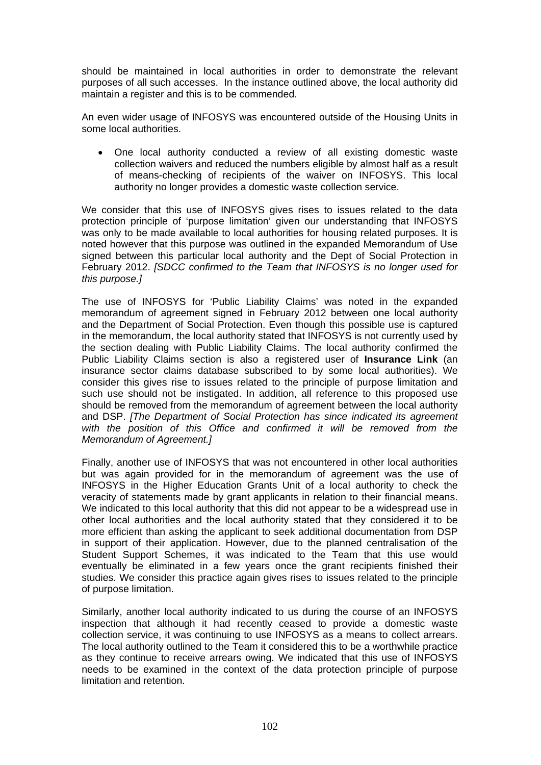should be maintained in local authorities in order to demonstrate the relevant purposes of all such accesses. In the instance outlined above, the local authority did maintain a register and this is to be commended.

An even wider usage of INFOSYS was encountered outside of the Housing Units in some local authorities.

- One local authority conducted a review of all existing domestic waste collection waivers and reduced the numbers eligible by almost half as a result of means-checking of recipients of the waiver on INFOSYS. This local authority no longer provides a domestic waste collection service.

We consider that this use of INFOSYS gives rises to issues related to the data protection principle of 'purpose limitation' given our understanding that INFOSYS was only to be made available to local authorities for housing related purposes. It is noted however that this purpose was outlined in the expanded Memorandum of Use signed between this particular local authority and the Dept of Social Protection in February 2012. *[SDCC confirmed to the Team that INFOSYS is no longer used for this purpose.]*

The use of INFOSYS for 'Public Liability Claims' was noted in the expanded memorandum of agreement signed in February 2012 between one local authority and the Department of Social Protection. Even though this possible use is captured in the memorandum, the local authority stated that INFOSYS is not currently used by the section dealing with Public Liability Claims. The local authority confirmed the Public Liability Claims section is also a registered user of **Insurance Link** (an insurance sector claims database subscribed to by some local authorities). We consider this gives rise to issues related to the principle of purpose limitation and such use should not be instigated. In addition, all reference to this proposed use should be removed from the memorandum of agreement between the local authority and DSP. *[The Department of Social Protection has since indicated its agreement with the position of this Office and confirmed it will be removed from the Memorandum of Agreement.]*

Finally, another use of INFOSYS that was not encountered in other local authorities but was again provided for in the memorandum of agreement was the use of INFOSYS in the Higher Education Grants Unit of a local authority to check the veracity of statements made by grant applicants in relation to their financial means. We indicated to this local authority that this did not appear to be a widespread use in other local authorities and the local authority stated that they considered it to be more efficient than asking the applicant to seek additional documentation from DSP in support of their application. However, due to the planned centralisation of the Student Support Schemes, it was indicated to the Team that this use would eventually be eliminated in a few years once the grant recipients finished their studies. We consider this practice again gives rises to issues related to the principle of purpose limitation.

Similarly, another local authority indicated to us during the course of an INFOSYS inspection that although it had recently ceased to provide a domestic waste collection service, it was continuing to use INFOSYS as a means to collect arrears. The local authority outlined to the Team it considered this to be a worthwhile practice as they continue to receive arrears owing. We indicated that this use of INFOSYS needs to be examined in the context of the data protection principle of purpose limitation and retention.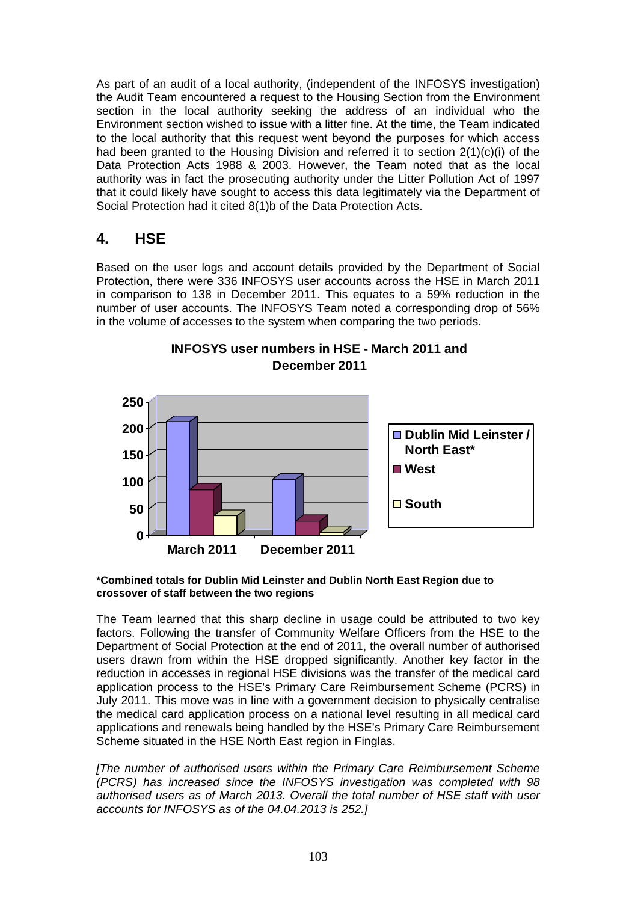As part of an audit of a local authority, (independent of the INFOSYS investigation) the Audit Team encountered a request to the Housing Section from the Environment section in the local authority seeking the address of an individual who the Environment section wished to issue with a litter fine. At the time, the Team indicated to the local authority that this request went beyond the purposes for which access had been granted to the Housing Division and referred it to section 2(1)(c)(i) of the Data Protection Acts 1988 & 2003. However, the Team noted that as the local authority was in fact the prosecuting authority under the Litter Pollution Act of 1997 that it could likely have sought to access this data legitimately via the Department of Social Protection had it cited 8(1)b of the Data Protection Acts.

## 4. HSE

Based on the user logs and account details provided by the Department of Social Protection, there were 336 INFOSYS user accounts across the HSE in March 2011 in comparison to 138 in December 2011. This equates to a 59% reduction in the number of user accounts. The INFOSYS Team noted a corresponding drop of 56% in the volume of accesses to the system when comparing the two periods.

**INFOSYS user numbers in HSE - March 2011 and December 2011**

**\*Combined totals for Dublin Mid Leinster and Dublin North East Region due to crossover of staff between the two regions**

The Team learned that this sharp decline in usage could be attributed to two key factors. Following the transfer of Community Welfare Officers from the HSE to the Department of Social Protection at the end of 2011, the overall number of authorised users drawn from within the HSE dropped significantly. Another key factor in the reduction in accesses in regional HSE divisions was the transfer of the medical card application process to the HSE's Primary Care Reimbursement Scheme (PCRS) in July 2011. This move was in line with a government decision to physically centralise the medical card application process on a national level resulting in all medical card applications and renewals being handled by the HSE's Primary Care Reimbursement Scheme situated in the HSE North East region in Finglas.

*[The number of authorised users within the Primary Care Reimbursement Scheme (PCRS) has increased since the INFOSYS investigation was completed with 98 authorised users as of March 2013. Overall the total number of HSE staff with user accounts for INFOSYS as of the 04.04.2013 is 252.]*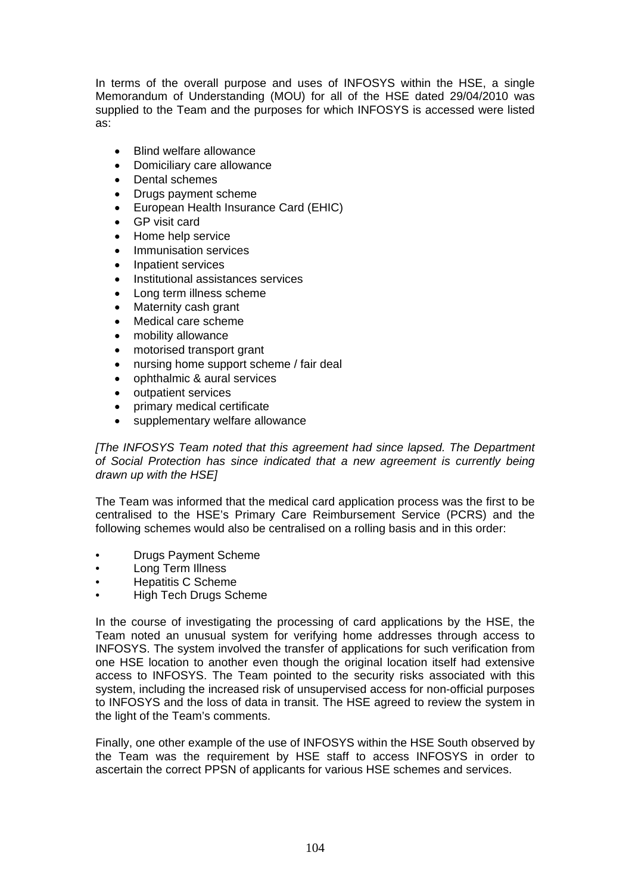In terms of the overall purpose and uses of INFOSYS within the HSE, a single Memorandum of Understanding (MOU) for all of the HSE dated 29/04/2010 was supplied to the Team and the purposes for which INFOSYS is accessed were listed as:

- Blind welfare allowance
- Domiciliary care allowance
- Dental schemes
- Drugs payment scheme
- European Health Insurance Card (EHIC)
- GP visit card
- Home help service
- Immunisation services
- Inpatient services
- Institutional assistances services
- Long term illness scheme
- Maternity cash grant
- Medical care scheme
- mobility allowance
- motorised transport grant
- nursing home support scheme / fair deal
- ophthalmic & aural services
- outpatient services
- primary medical certificate
- supplementary welfare allowance

*[The INFOSYS Team noted that this agreement had since lapsed. The Department of Social Protection has since indicated that a new agreement is currently being drawn up with the HSE]*

The Team was informed that the medical card application process was the first to be centralised to the HSE's Primary Care Reimbursement Service (PCRS) and the following schemes would also be centralised on a rolling basis and in this order:

- Drugs Payment Scheme
- Long Term Illness
- Hepatitis C Scheme
- High Tech Drugs Scheme

In the course of investigating the processing of card applications by the HSE, the Team noted an unusual system for verifying home addresses through access to INFOSYS. The system involved the transfer of applications for such verification from one HSE location to another even though the original location itself had extensive access to INFOSYS. The Team pointed to the security risks associated with this system, including the increased risk of unsupervised access for non-official purposes to INFOSYS and the loss of data in transit. The HSE agreed to review the system in the light of the Team's comments.

Finally, one other example of the use of INFOSYS within the HSE South observed by the Team was the requirement by HSE staff to access INFOSYS in order to ascertain the correct PPSN of applicants for various HSE schemes and services.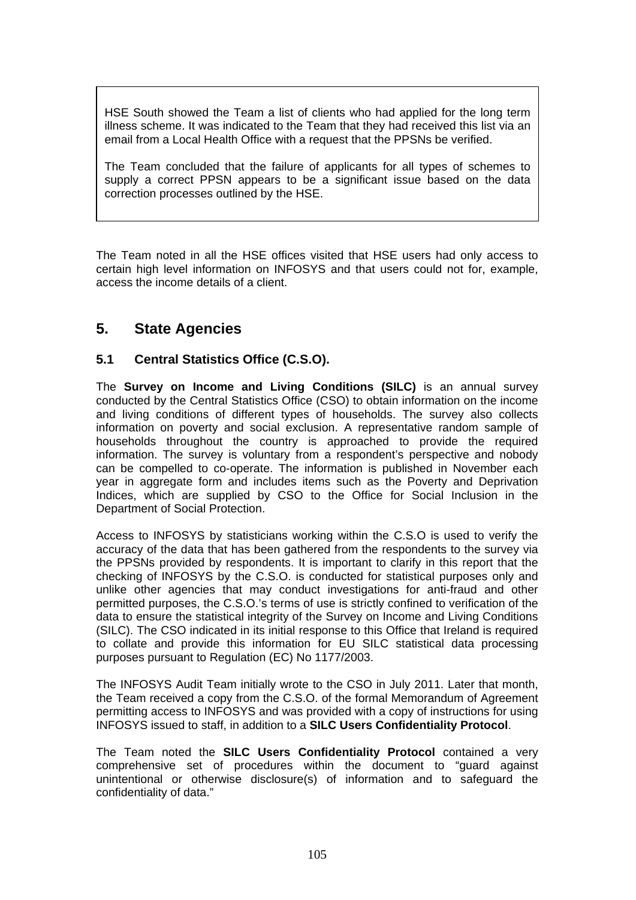> HSE South showed the Team a list of clients who had applied for the long term illness scheme. It was indicated to the Team that they had received this list via an email from a Local Health Office with a request that the PPSNs be verified.
>
> The Team concluded that the failure of applicants for all types of schemes to supply a correct PPSN appears to be a significant issue based on the data correction processes outlined by the HSE.

The Team noted in all the HSE offices visited that HSE users had only access to certain high level information on INFOSYS and that users could not for, example, access the income details of a client.

## 5. State Agencies

### 5.1 Central Statistics Office (C.S.O).

The **Survey on Income and Living Conditions (SILC)** is an annual survey conducted by the Central Statistics Office (CSO) to obtain information on the income and living conditions of different types of households. The survey also collects information on poverty and social exclusion. A representative random sample of households throughout the country is approached to provide the required information. The survey is voluntary from a respondent's perspective and nobody can be compelled to co-operate. The information is published in November each year in aggregate form and includes items such as the Poverty and Deprivation Indices, which are supplied by CSO to the Office for Social Inclusion in the Department of Social Protection.

Access to INFOSYS by statisticians working within the C.S.O is used to verify the accuracy of the data that has been gathered from the respondents to the survey via the PPSNs provided by respondents. It is important to clarify in this report that the checking of INFOSYS by the C.S.O. is conducted for statistical purposes only and unlike other agencies that may conduct investigations for anti-fraud and other permitted purposes, the C.S.O.'s terms of use is strictly confined to verification of the data to ensure the statistical integrity of the Survey on Income and Living Conditions (SILC). The CSO indicated in its initial response to this Office that Ireland is required to collate and provide this information for EU SILC statistical data processing purposes pursuant to Regulation (EC) No 1177/2003.

The INFOSYS Audit Team initially wrote to the CSO in July 2011. Later that month, the Team received a copy from the C.S.O. of the formal Memorandum of Agreement permitting access to INFOSYS and was provided with a copy of instructions for using INFOSYS issued to staff, in addition to a **SILC Users Confidentiality Protocol**.

The Team noted the **SILC Users Confidentiality Protocol** contained a very comprehensive set of procedures within the document to "guard against unintentional or otherwise disclosure(s) of information and to safeguard the confidentiality of data."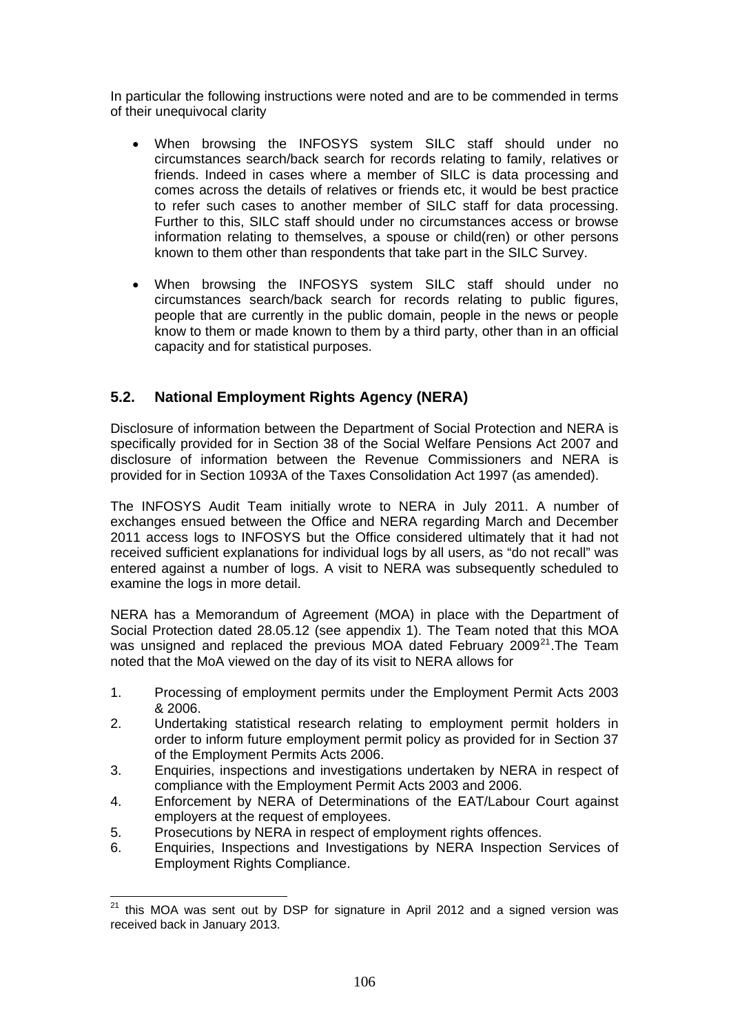In particular the following instructions were noted and are to be commended in terms of their unequivocal clarity

- When browsing the INFOSYS system SILC staff should under no circumstances search/back search for records relating to family, relatives or friends. Indeed in cases where a member of SILC is data processing and comes across the details of relatives or friends etc, it would be best practice to refer such cases to another member of SILC staff for data processing. Further to this, SILC staff should under no circumstances access or browse information relating to themselves, a spouse or child(ren) or other persons known to them other than respondents that take part in the SILC Survey.

- When browsing the INFOSYS system SILC staff should under no circumstances search/back search for records relating to public figures, people that are currently in the public domain, people in the news or people know to them or made known to them by a third party, other than in an official capacity and for statistical purposes.

## 5.2. National Employment Rights Agency (NERA)

Disclosure of information between the Department of Social Protection and NERA is specifically provided for in Section 38 of the Social Welfare Pensions Act 2007 and disclosure of information between the Revenue Commissioners and NERA is provided for in Section 1093A of the Taxes Consolidation Act 1997 (as amended).

The INFOSYS Audit Team initially wrote to NERA in July 2011. A number of exchanges ensued between the Office and NERA regarding March and December 2011 access logs to INFOSYS but the Office considered ultimately that it had not received sufficient explanations for individual logs by all users, as "do not recall" was entered against a number of logs. A visit to NERA was subsequently scheduled to examine the logs in more detail.

NERA has a Memorandum of Agreement (MOA) in place with the Department of Social Protection dated 28.05.12 (see appendix 1). The Team noted that this MOA was unsigned and replaced the previous MOA dated February 2009[21].The Team noted that the MoA viewed on the day of its visit to NERA allows for

1. Processing of employment permits under the Employment Permit Acts 2003 & 2006.
2. Undertaking statistical research relating to employment permit holders in order to inform future employment permit policy as provided for in Section 37 of the Employment Permits Acts 2006.
3. Enquiries, inspections and investigations undertaken by NERA in respect of compliance with the Employment Permit Acts 2003 and 2006.
4. Enforcement by NERA of Determinations of the EAT/Labour Court against employers at the request of employees.
5. Prosecutions by NERA in respect of employment rights offences.
6. Enquiries, Inspections and Investigations by NERA Inspection Services of Employment Rights Compliance.

[21] this MOA was sent out by DSP for signature in April 2012 and a signed version was received back in January 2013.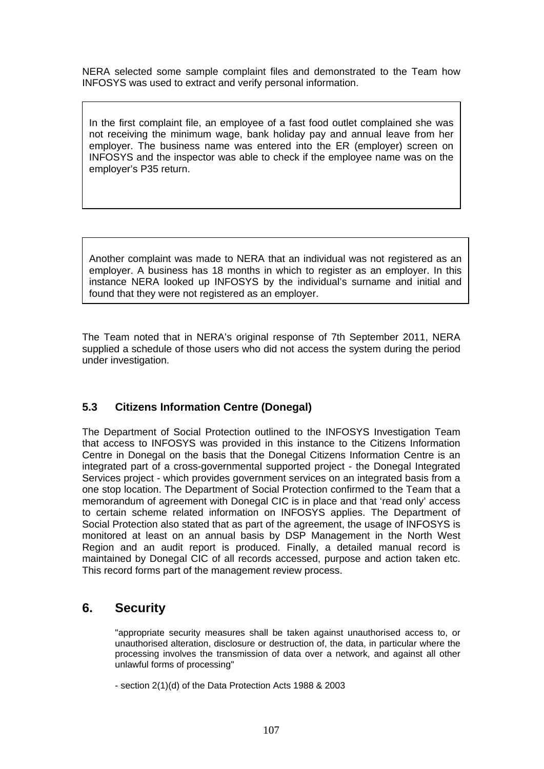NERA selected some sample complaint files and demonstrated to the Team how INFOSYS was used to extract and verify personal information.

> In the first complaint file, an employee of a fast food outlet complained she was not receiving the minimum wage, bank holiday pay and annual leave from her employer. The business name was entered into the ER (employer) screen on INFOSYS and the inspector was able to check if the employee name was on the employer's P35 return.

> Another complaint was made to NERA that an individual was not registered as an employer. A business has 18 months in which to register as an employer. In this instance NERA looked up INFOSYS by the individual's surname and initial and found that they were not registered as an employer.

The Team noted that in NERA's original response of 7th September 2011, NERA supplied a schedule of those users who did not access the system during the period under investigation.

### 5.3 Citizens Information Centre (Donegal)

The Department of Social Protection outlined to the INFOSYS Investigation Team that access to INFOSYS was provided in this instance to the Citizens Information Centre in Donegal on the basis that the Donegal Citizens Information Centre is an integrated part of a cross-governmental supported project - the Donegal Integrated Services project - which provides government services on an integrated basis from a one stop location. The Department of Social Protection confirmed to the Team that a memorandum of agreement with Donegal CIC is in place and that 'read only' access to certain scheme related information on INFOSYS applies. The Department of Social Protection also stated that as part of the agreement, the usage of INFOSYS is monitored at least on an annual basis by DSP Management in the North West Region and an audit report is produced. Finally, a detailed manual record is maintained by Donegal CIC of all records accessed, purpose and action taken etc. This record forms part of the management review process.

## 6. Security

> "appropriate security measures shall be taken against unauthorised access to, or unauthorised alteration, disclosure or destruction of, the data, in particular where the processing involves the transmission of data over a network, and against all other unlawful forms of processing"
>
> - section 2(1)(d) of the Data Protection Acts 1988 & 2003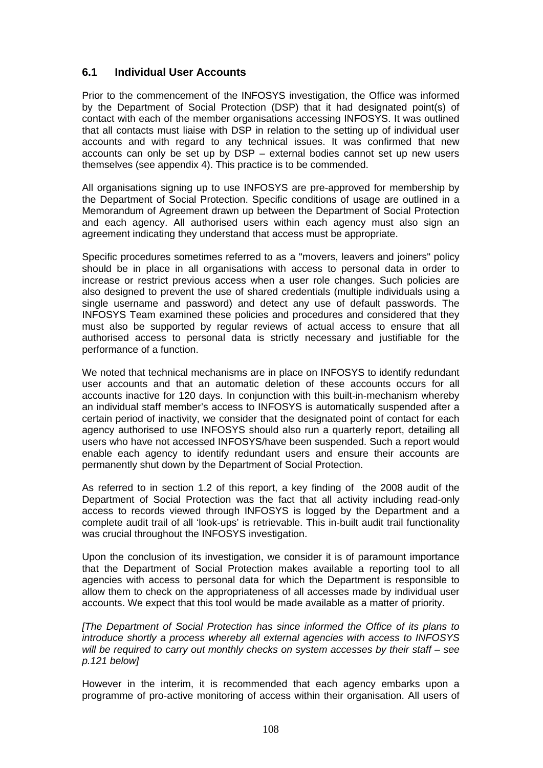## 6.1 Individual User Accounts

Prior to the commencement of the INFOSYS investigation, the Office was informed by the Department of Social Protection (DSP) that it had designated point(s) of contact with each of the member organisations accessing INFOSYS. It was outlined that all contacts must liaise with DSP in relation to the setting up of individual user accounts and with regard to any technical issues. It was confirmed that new accounts can only be set up by DSP – external bodies cannot set up new users themselves (see appendix 4). This practice is to be commended.

All organisations signing up to use INFOSYS are pre-approved for membership by the Department of Social Protection. Specific conditions of usage are outlined in a Memorandum of Agreement drawn up between the Department of Social Protection and each agency. All authorised users within each agency must also sign an agreement indicating they understand that access must be appropriate.

Specific procedures sometimes referred to as a "movers, leavers and joiners" policy should be in place in all organisations with access to personal data in order to increase or restrict previous access when a user role changes. Such policies are also designed to prevent the use of shared credentials (multiple individuals using a single username and password) and detect any use of default passwords. The INFOSYS Team examined these policies and procedures and considered that they must also be supported by regular reviews of actual access to ensure that all authorised access to personal data is strictly necessary and justifiable for the performance of a function.

We noted that technical mechanisms are in place on INFOSYS to identify redundant user accounts and that an automatic deletion of these accounts occurs for all accounts inactive for 120 days. In conjunction with this built-in-mechanism whereby an individual staff member's access to INFOSYS is automatically suspended after a certain period of inactivity, we consider that the designated point of contact for each agency authorised to use INFOSYS should also run a quarterly report, detailing all users who have not accessed INFOSYS/have been suspended. Such a report would enable each agency to identify redundant users and ensure their accounts are permanently shut down by the Department of Social Protection.

As referred to in section 1.2 of this report, a key finding of the 2008 audit of the Department of Social Protection was the fact that all activity including read-only access to records viewed through INFOSYS is logged by the Department and a complete audit trail of all 'look-ups' is retrievable. This in-built audit trail functionality was crucial throughout the INFOSYS investigation.

Upon the conclusion of its investigation, we consider it is of paramount importance that the Department of Social Protection makes available a reporting tool to all agencies with access to personal data for which the Department is responsible to allow them to check on the appropriateness of all accesses made by individual user accounts. We expect that this tool would be made available as a matter of priority.

*[The Department of Social Protection has since informed the Office of its plans to introduce shortly a process whereby all external agencies with access to INFOSYS will be required to carry out monthly checks on system accesses by their staff – see p.121 below]*

However in the interim, it is recommended that each agency embarks upon a programme of pro-active monitoring of access within their organisation. All users of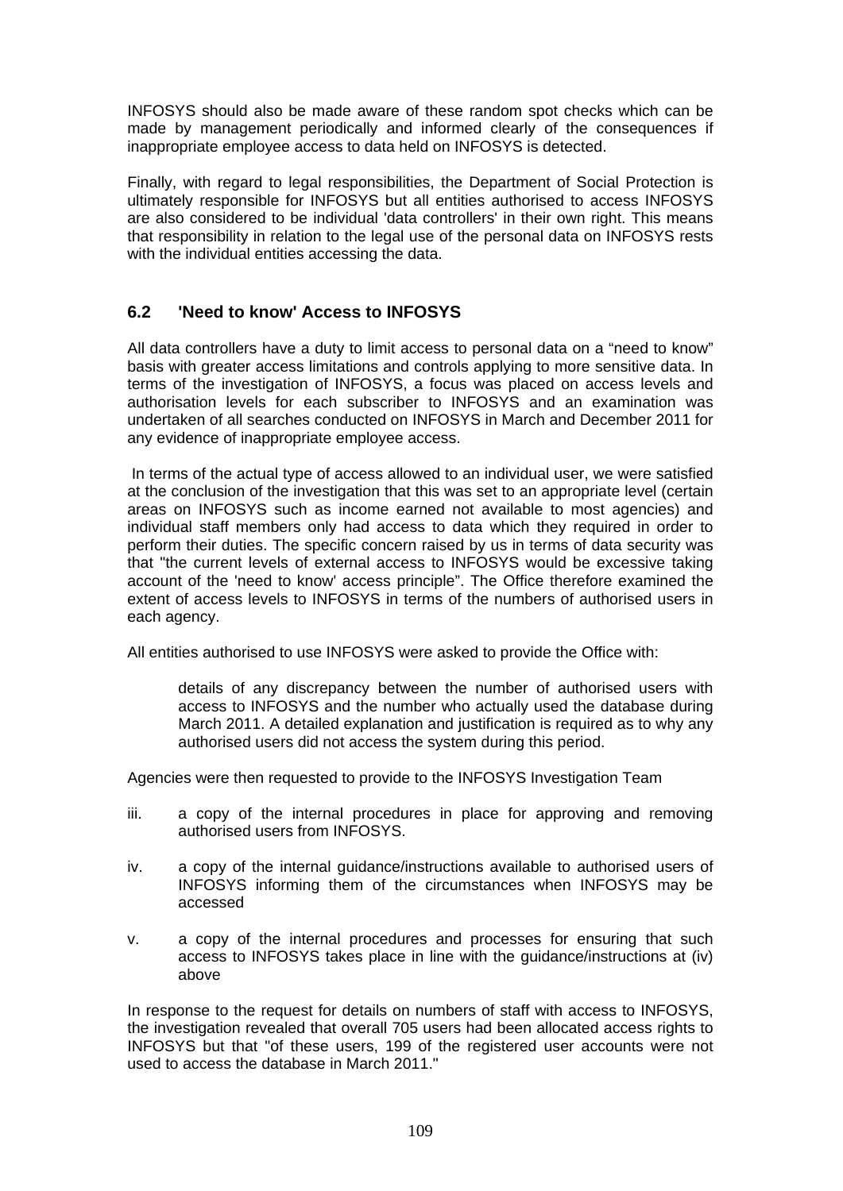INFOSYS should also be made aware of these random spot checks which can be made by management periodically and informed clearly of the consequences if inappropriate employee access to data held on INFOSYS is detected.

Finally, with regard to legal responsibilities, the Department of Social Protection is ultimately responsible for INFOSYS but all entities authorised to access INFOSYS are also considered to be individual 'data controllers' in their own right. This means that responsibility in relation to the legal use of the personal data on INFOSYS rests with the individual entities accessing the data.

## 6.2 'Need to know' Access to INFOSYS

All data controllers have a duty to limit access to personal data on a "need to know" basis with greater access limitations and controls applying to more sensitive data. In terms of the investigation of INFOSYS, a focus was placed on access levels and authorisation levels for each subscriber to INFOSYS and an examination was undertaken of all searches conducted on INFOSYS in March and December 2011 for any evidence of inappropriate employee access.

In terms of the actual type of access allowed to an individual user, we were satisfied at the conclusion of the investigation that this was set to an appropriate level (certain areas on INFOSYS such as income earned not available to most agencies) and individual staff members only had access to data which they required in order to perform their duties. The specific concern raised by us in terms of data security was that "the current levels of external access to INFOSYS would be excessive taking account of the 'need to know' access principle". The Office therefore examined the extent of access levels to INFOSYS in terms of the numbers of authorised users in each agency.

All entities authorised to use INFOSYS were asked to provide the Office with:

> details of any discrepancy between the number of authorised users with access to INFOSYS and the number who actually used the database during March 2011. A detailed explanation and justification is required as to why any authorised users did not access the system during this period.

Agencies were then requested to provide to the INFOSYS Investigation Team

iii. a copy of the internal procedures in place for approving and removing authorised users from INFOSYS.

iv. a copy of the internal guidance/instructions available to authorised users of INFOSYS informing them of the circumstances when INFOSYS may be accessed

v. a copy of the internal procedures and processes for ensuring that such access to INFOSYS takes place in line with the guidance/instructions at (iv) above

In response to the request for details on numbers of staff with access to INFOSYS, the investigation revealed that overall 705 users had been allocated access rights to INFOSYS but that "of these users, 199 of the registered user accounts were not used to access the database in March 2011."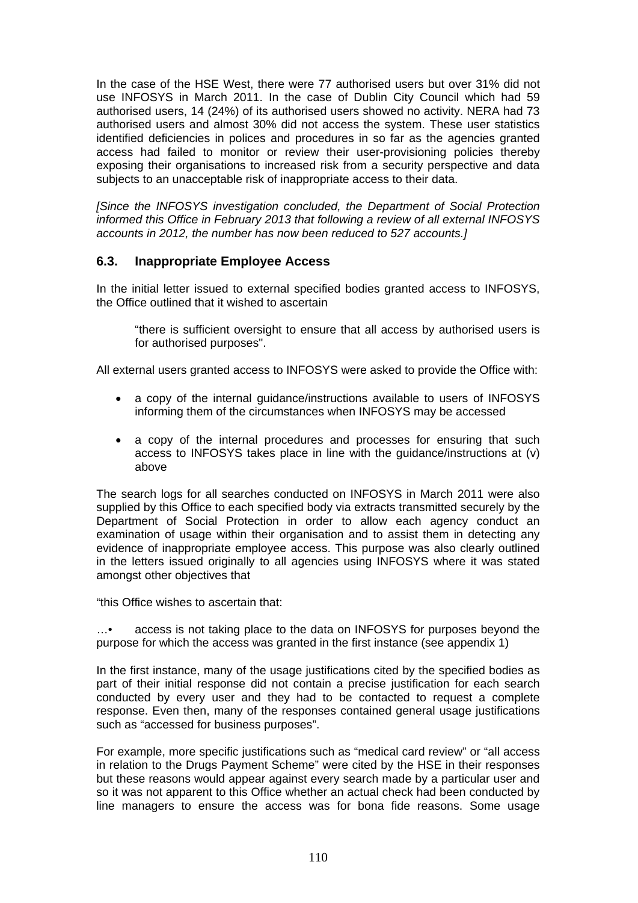In the case of the HSE West, there were 77 authorised users but over 31% did not use INFOSYS in March 2011. In the case of Dublin City Council which had 59 authorised users, 14 (24%) of its authorised users showed no activity. NERA had 73 authorised users and almost 30% did not access the system. These user statistics identified deficiencies in polices and procedures in so far as the agencies granted access had failed to monitor or review their user-provisioning policies thereby exposing their organisations to increased risk from a security perspective and data subjects to an unacceptable risk of inappropriate access to their data.

*[Since the INFOSYS investigation concluded, the Department of Social Protection informed this Office in February 2013 that following a review of all external INFOSYS accounts in 2012, the number has now been reduced to 527 accounts.]*

### 6.3. Inappropriate Employee Access

In the initial letter issued to external specified bodies granted access to INFOSYS, the Office outlined that it wished to ascertain

> "there is sufficient oversight to ensure that all access by authorised users is for authorised purposes".

All external users granted access to INFOSYS were asked to provide the Office with:

- a copy of the internal guidance/instructions available to users of INFOSYS informing them of the circumstances when INFOSYS may be accessed
- a copy of the internal procedures and processes for ensuring that such access to INFOSYS takes place in line with the guidance/instructions at (v) above

The search logs for all searches conducted on INFOSYS in March 2011 were also supplied by this Office to each specified body via extracts transmitted securely by the Department of Social Protection in order to allow each agency conduct an examination of usage within their organisation and to assist them in detecting any evidence of inappropriate employee access. This purpose was also clearly outlined in the letters issued originally to all agencies using INFOSYS where it was stated amongst other objectives that

"this Office wishes to ascertain that:

…• access is not taking place to the data on INFOSYS for purposes beyond the purpose for which the access was granted in the first instance (see appendix 1)

In the first instance, many of the usage justifications cited by the specified bodies as part of their initial response did not contain a precise justification for each search conducted by every user and they had to be contacted to request a complete response. Even then, many of the responses contained general usage justifications such as "accessed for business purposes".

For example, more specific justifications such as "medical card review" or "all access in relation to the Drugs Payment Scheme" were cited by the HSE in their responses but these reasons would appear against every search made by a particular user and so it was not apparent to this Office whether an actual check had been conducted by line managers to ensure the access was for bona fide reasons. Some usage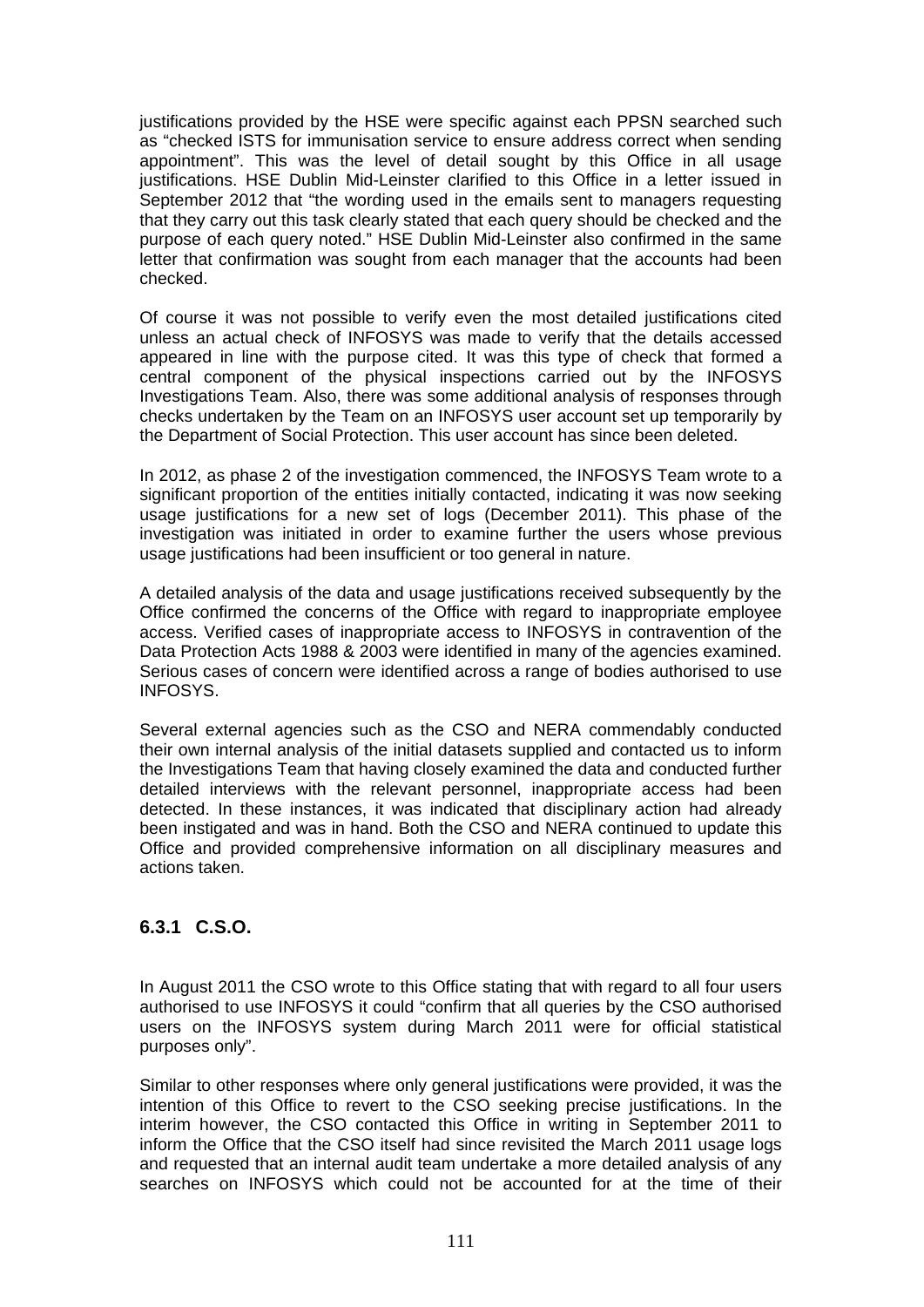justifications provided by the HSE were specific against each PPSN searched such as "checked ISTS for immunisation service to ensure address correct when sending appointment". This was the level of detail sought by this Office in all usage justifications. HSE Dublin Mid-Leinster clarified to this Office in a letter issued in September 2012 that "the wording used in the emails sent to managers requesting that they carry out this task clearly stated that each query should be checked and the purpose of each query noted." HSE Dublin Mid-Leinster also confirmed in the same letter that confirmation was sought from each manager that the accounts had been checked.

Of course it was not possible to verify even the most detailed justifications cited unless an actual check of INFOSYS was made to verify that the details accessed appeared in line with the purpose cited. It was this type of check that formed a central component of the physical inspections carried out by the INFOSYS Investigations Team. Also, there was some additional analysis of responses through checks undertaken by the Team on an INFOSYS user account set up temporarily by the Department of Social Protection. This user account has since been deleted.

In 2012, as phase 2 of the investigation commenced, the INFOSYS Team wrote to a significant proportion of the entities initially contacted, indicating it was now seeking usage justifications for a new set of logs (December 2011). This phase of the investigation was initiated in order to examine further the users whose previous usage justifications had been insufficient or too general in nature.

A detailed analysis of the data and usage justifications received subsequently by the Office confirmed the concerns of the Office with regard to inappropriate employee access. Verified cases of inappropriate access to INFOSYS in contravention of the Data Protection Acts 1988 & 2003 were identified in many of the agencies examined. Serious cases of concern were identified across a range of bodies authorised to use INFOSYS.

Several external agencies such as the CSO and NERA commendably conducted their own internal analysis of the initial datasets supplied and contacted us to inform the Investigations Team that having closely examined the data and conducted further detailed interviews with the relevant personnel, inappropriate access had been detected. In these instances, it was indicated that disciplinary action had already been instigated and was in hand. Both the CSO and NERA continued to update this Office and provided comprehensive information on all disciplinary measures and actions taken.

### 6.3.1 C.S.O.

In August 2011 the CSO wrote to this Office stating that with regard to all four users authorised to use INFOSYS it could "confirm that all queries by the CSO authorised users on the INFOSYS system during March 2011 were for official statistical purposes only".

Similar to other responses where only general justifications were provided, it was the intention of this Office to revert to the CSO seeking precise justifications. In the interim however, the CSO contacted this Office in writing in September 2011 to inform the Office that the CSO itself had since revisited the March 2011 usage logs and requested that an internal audit team undertake a more detailed analysis of any searches on INFOSYS which could not be accounted for at the time of their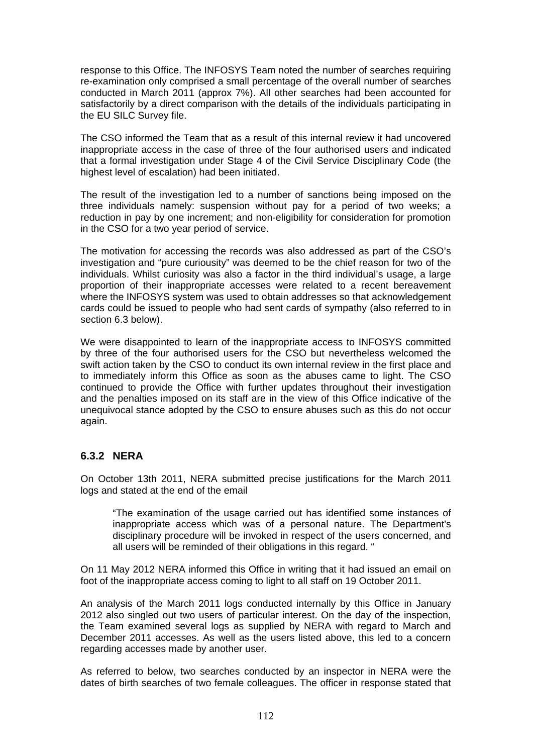response to this Office. The INFOSYS Team noted the number of searches requiring re-examination only comprised a small percentage of the overall number of searches conducted in March 2011 (approx 7%). All other searches had been accounted for satisfactorily by a direct comparison with the details of the individuals participating in the EU SILC Survey file.

The CSO informed the Team that as a result of this internal review it had uncovered inappropriate access in the case of three of the four authorised users and indicated that a formal investigation under Stage 4 of the Civil Service Disciplinary Code (the highest level of escalation) had been initiated.

The result of the investigation led to a number of sanctions being imposed on the three individuals namely: suspension without pay for a period of two weeks; a reduction in pay by one increment; and non-eligibility for consideration for promotion in the CSO for a two year period of service.

The motivation for accessing the records was also addressed as part of the CSO's investigation and "pure curiousity" was deemed to be the chief reason for two of the individuals. Whilst curiosity was also a factor in the third individual's usage, a large proportion of their inappropriate accesses were related to a recent bereavement where the INFOSYS system was used to obtain addresses so that acknowledgement cards could be issued to people who had sent cards of sympathy (also referred to in section 6.3 below).

We were disappointed to learn of the inappropriate access to INFOSYS committed by three of the four authorised users for the CSO but nevertheless welcomed the swift action taken by the CSO to conduct its own internal review in the first place and to immediately inform this Office as soon as the abuses came to light. The CSO continued to provide the Office with further updates throughout their investigation and the penalties imposed on its staff are in the view of this Office indicative of the unequivocal stance adopted by the CSO to ensure abuses such as this do not occur again.

### 6.3.2 NERA

On October 13th 2011, NERA submitted precise justifications for the March 2011 logs and stated at the end of the email

> "The examination of the usage carried out has identified some instances of inappropriate access which was of a personal nature. The Department's disciplinary procedure will be invoked in respect of the users concerned, and all users will be reminded of their obligations in this regard. "

On 11 May 2012 NERA informed this Office in writing that it had issued an email on foot of the inappropriate access coming to light to all staff on 19 October 2011.

An analysis of the March 2011 logs conducted internally by this Office in January 2012 also singled out two users of particular interest. On the day of the inspection, the Team examined several logs as supplied by NERA with regard to March and December 2011 accesses. As well as the users listed above, this led to a concern regarding accesses made by another user.

As referred to below, two searches conducted by an inspector in NERA were the dates of birth searches of two female colleagues. The officer in response stated that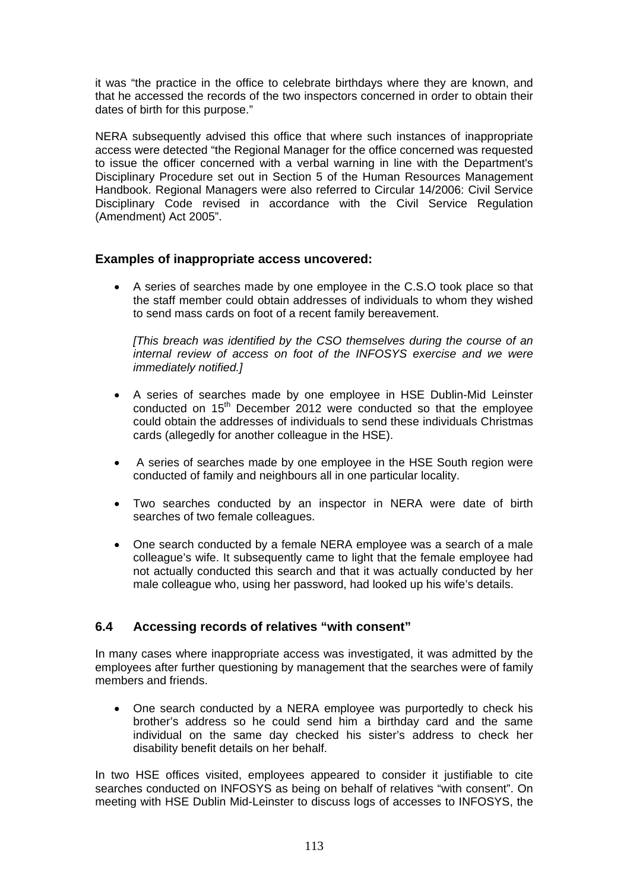it was "the practice in the office to celebrate birthdays where they are known, and that he accessed the records of the two inspectors concerned in order to obtain their dates of birth for this purpose."

NERA subsequently advised this office that where such instances of inappropriate access were detected "the Regional Manager for the office concerned was requested to issue the officer concerned with a verbal warning in line with the Department's Disciplinary Procedure set out in Section 5 of the Human Resources Management Handbook. Regional Managers were also referred to Circular 14/2006: Civil Service Disciplinary Code revised in accordance with the Civil Service Regulation (Amendment) Act 2005".

### Examples of inappropriate access uncovered:

- A series of searches made by one employee in the C.S.O took place so that the staff member could obtain addresses of individuals to whom they wished to send mass cards on foot of a recent family bereavement.

  *[This breach was identified by the CSO themselves during the course of an internal review of access on foot of the INFOSYS exercise and we were immediately notified.]*

- A series of searches made by one employee in HSE Dublin-Mid Leinster conducted on 15th December 2012 were conducted so that the employee could obtain the addresses of individuals to send these individuals Christmas cards (allegedly for another colleague in the HSE).

- A series of searches made by one employee in the HSE South region were conducted of family and neighbours all in one particular locality.

- Two searches conducted by an inspector in NERA were date of birth searches of two female colleagues.

- One search conducted by a female NERA employee was a search of a male colleague's wife. It subsequently came to light that the female employee had not actually conducted this search and that it was actually conducted by her male colleague who, using her password, had looked up his wife's details.

## 6.4 Accessing records of relatives "with consent"

In many cases where inappropriate access was investigated, it was admitted by the employees after further questioning by management that the searches were of family members and friends.

- One search conducted by a NERA employee was purportedly to check his brother's address so he could send him a birthday card and the same individual on the same day checked his sister's address to check her disability benefit details on her behalf.

In two HSE offices visited, employees appeared to consider it justifiable to cite searches conducted on INFOSYS as being on behalf of relatives "with consent". On meeting with HSE Dublin Mid-Leinster to discuss logs of accesses to INFOSYS, the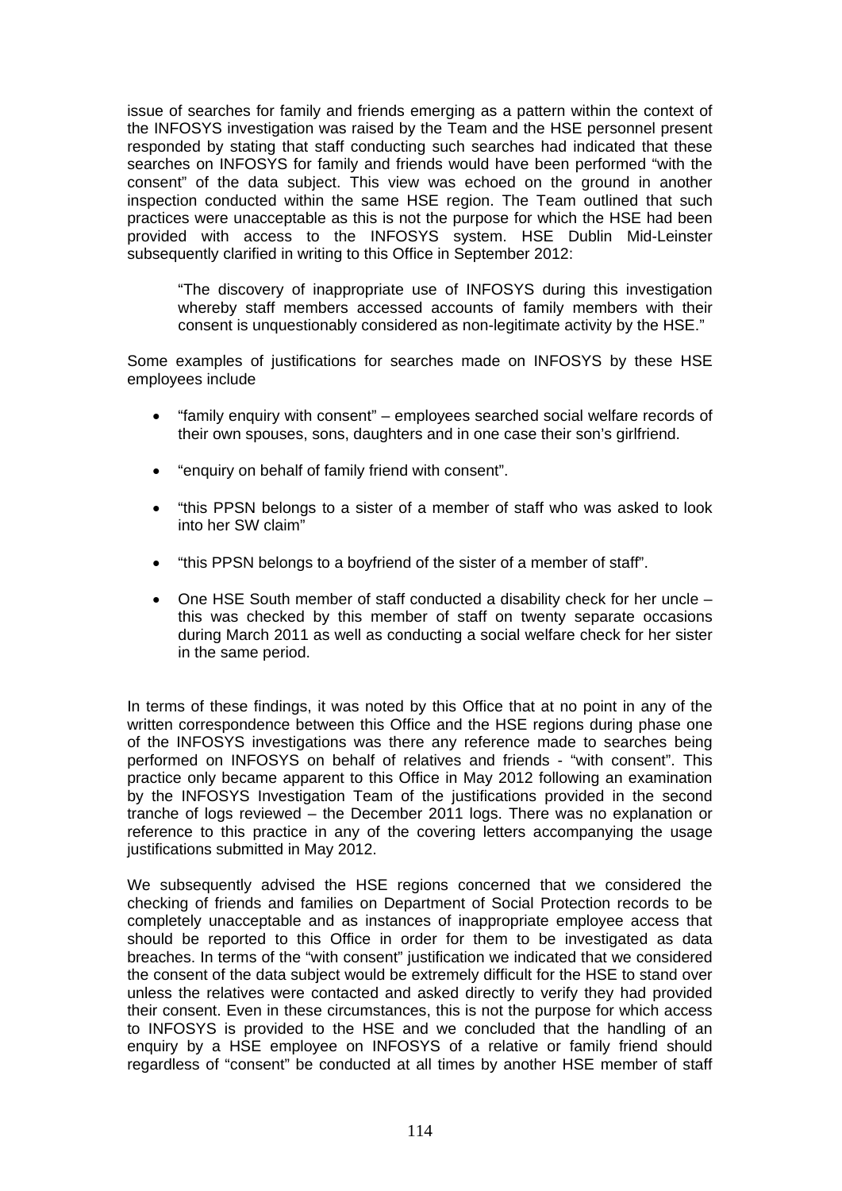issue of searches for family and friends emerging as a pattern within the context of the INFOSYS investigation was raised by the Team and the HSE personnel present responded by stating that staff conducting such searches had indicated that these searches on INFOSYS for family and friends would have been performed "with the consent" of the data subject. This view was echoed on the ground in another inspection conducted within the same HSE region. The Team outlined that such practices were unacceptable as this is not the purpose for which the HSE had been provided with access to the INFOSYS system. HSE Dublin Mid-Leinster subsequently clarified in writing to this Office in September 2012:

> "The discovery of inappropriate use of INFOSYS during this investigation whereby staff members accessed accounts of family members with their consent is unquestionably considered as non-legitimate activity by the HSE."

Some examples of justifications for searches made on INFOSYS by these HSE employees include

- "family enquiry with consent" – employees searched social welfare records of their own spouses, sons, daughters and in one case their son's girlfriend.
- "enquiry on behalf of family friend with consent".
- "this PPSN belongs to a sister of a member of staff who was asked to look into her SW claim"
- "this PPSN belongs to a boyfriend of the sister of a member of staff".
- One HSE South member of staff conducted a disability check for her uncle – this was checked by this member of staff on twenty separate occasions during March 2011 as well as conducting a social welfare check for her sister in the same period.

In terms of these findings, it was noted by this Office that at no point in any of the written correspondence between this Office and the HSE regions during phase one of the INFOSYS investigations was there any reference made to searches being performed on INFOSYS on behalf of relatives and friends - "with consent". This practice only became apparent to this Office in May 2012 following an examination by the INFOSYS Investigation Team of the justifications provided in the second tranche of logs reviewed – the December 2011 logs. There was no explanation or reference to this practice in any of the covering letters accompanying the usage justifications submitted in May 2012.

We subsequently advised the HSE regions concerned that we considered the checking of friends and families on Department of Social Protection records to be completely unacceptable and as instances of inappropriate employee access that should be reported to this Office in order for them to be investigated as data breaches. In terms of the "with consent" justification we indicated that we considered the consent of the data subject would be extremely difficult for the HSE to stand over unless the relatives were contacted and asked directly to verify they had provided their consent. Even in these circumstances, this is not the purpose for which access to INFOSYS is provided to the HSE and we concluded that the handling of an enquiry by a HSE employee on INFOSYS of a relative or family friend should regardless of "consent" be conducted at all times by another HSE member of staff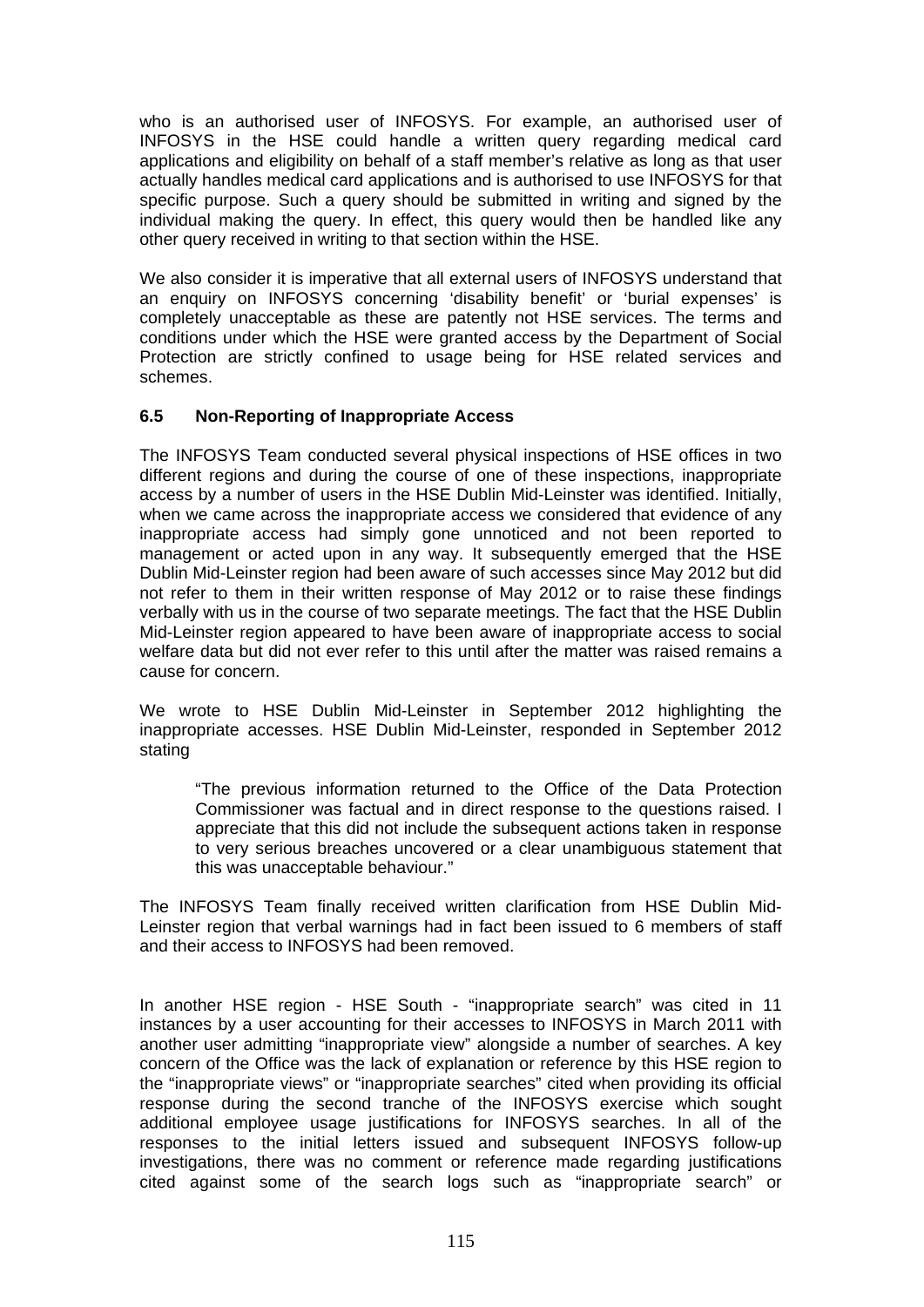who is an authorised user of INFOSYS. For example, an authorised user of INFOSYS in the HSE could handle a written query regarding medical card applications and eligibility on behalf of a staff member's relative as long as that user actually handles medical card applications and is authorised to use INFOSYS for that specific purpose. Such a query should be submitted in writing and signed by the individual making the query. In effect, this query would then be handled like any other query received in writing to that section within the HSE.

We also consider it is imperative that all external users of INFOSYS understand that an enquiry on INFOSYS concerning 'disability benefit' or 'burial expenses' is completely unacceptable as these are patently not HSE services. The terms and conditions under which the HSE were granted access by the Department of Social Protection are strictly confined to usage being for HSE related services and schemes.

### 6.5 Non-Reporting of Inappropriate Access

The INFOSYS Team conducted several physical inspections of HSE offices in two different regions and during the course of one of these inspections, inappropriate access by a number of users in the HSE Dublin Mid-Leinster was identified. Initially, when we came across the inappropriate access we considered that evidence of any inappropriate access had simply gone unnoticed and not been reported to management or acted upon in any way. It subsequently emerged that the HSE Dublin Mid-Leinster region had been aware of such accesses since May 2012 but did not refer to them in their written response of May 2012 or to raise these findings verbally with us in the course of two separate meetings. The fact that the HSE Dublin Mid-Leinster region appeared to have been aware of inappropriate access to social welfare data but did not ever refer to this until after the matter was raised remains a cause for concern.

We wrote to HSE Dublin Mid-Leinster in September 2012 highlighting the inappropriate accesses. HSE Dublin Mid-Leinster, responded in September 2012 stating

> "The previous information returned to the Office of the Data Protection Commissioner was factual and in direct response to the questions raised. I appreciate that this did not include the subsequent actions taken in response to very serious breaches uncovered or a clear unambiguous statement that this was unacceptable behaviour."

The INFOSYS Team finally received written clarification from HSE Dublin Mid-Leinster region that verbal warnings had in fact been issued to 6 members of staff and their access to INFOSYS had been removed.

In another HSE region - HSE South - "inappropriate search" was cited in 11 instances by a user accounting for their accesses to INFOSYS in March 2011 with another user admitting "inappropriate view" alongside a number of searches. A key concern of the Office was the lack of explanation or reference by this HSE region to the "inappropriate views" or "inappropriate searches" cited when providing its official response during the second tranche of the INFOSYS exercise which sought additional employee usage justifications for INFOSYS searches. In all of the responses to the initial letters issued and subsequent INFOSYS follow-up investigations, there was no comment or reference made regarding justifications cited against some of the search logs such as "inappropriate search" or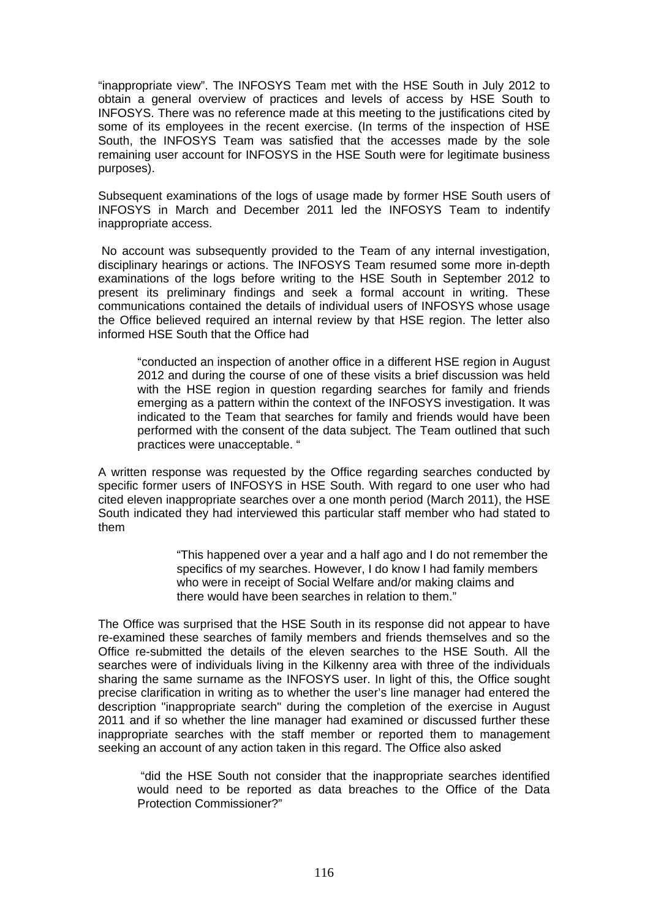"inappropriate view". The INFOSYS Team met with the HSE South in July 2012 to obtain a general overview of practices and levels of access by HSE South to INFOSYS. There was no reference made at this meeting to the justifications cited by some of its employees in the recent exercise. (In terms of the inspection of HSE South, the INFOSYS Team was satisfied that the accesses made by the sole remaining user account for INFOSYS in the HSE South were for legitimate business purposes).

Subsequent examinations of the logs of usage made by former HSE South users of INFOSYS in March and December 2011 led the INFOSYS Team to indentify inappropriate access.

No account was subsequently provided to the Team of any internal investigation, disciplinary hearings or actions. The INFOSYS Team resumed some more in-depth examinations of the logs before writing to the HSE South in September 2012 to present its preliminary findings and seek a formal account in writing. These communications contained the details of individual users of INFOSYS whose usage the Office believed required an internal review by that HSE region. The letter also informed HSE South that the Office had

> "conducted an inspection of another office in a different HSE region in August 2012 and during the course of one of these visits a brief discussion was held with the HSE region in question regarding searches for family and friends emerging as a pattern within the context of the INFOSYS investigation. It was indicated to the Team that searches for family and friends would have been performed with the consent of the data subject. The Team outlined that such practices were unacceptable. "

A written response was requested by the Office regarding searches conducted by specific former users of INFOSYS in HSE South. With regard to one user who had cited eleven inappropriate searches over a one month period (March 2011), the HSE South indicated they had interviewed this particular staff member who had stated to them

> "This happened over a year and a half ago and I do not remember the specifics of my searches. However, I do know I had family members who were in receipt of Social Welfare and/or making claims and there would have been searches in relation to them."

The Office was surprised that the HSE South in its response did not appear to have re-examined these searches of family members and friends themselves and so the Office re-submitted the details of the eleven searches to the HSE South. All the searches were of individuals living in the Kilkenny area with three of the individuals sharing the same surname as the INFOSYS user. In light of this, the Office sought precise clarification in writing as to whether the user's line manager had entered the description "inappropriate search" during the completion of the exercise in August 2011 and if so whether the line manager had examined or discussed further these inappropriate searches with the staff member or reported them to management seeking an account of any action taken in this regard. The Office also asked

> "did the HSE South not consider that the inappropriate searches identified would need to be reported as data breaches to the Office of the Data Protection Commissioner?"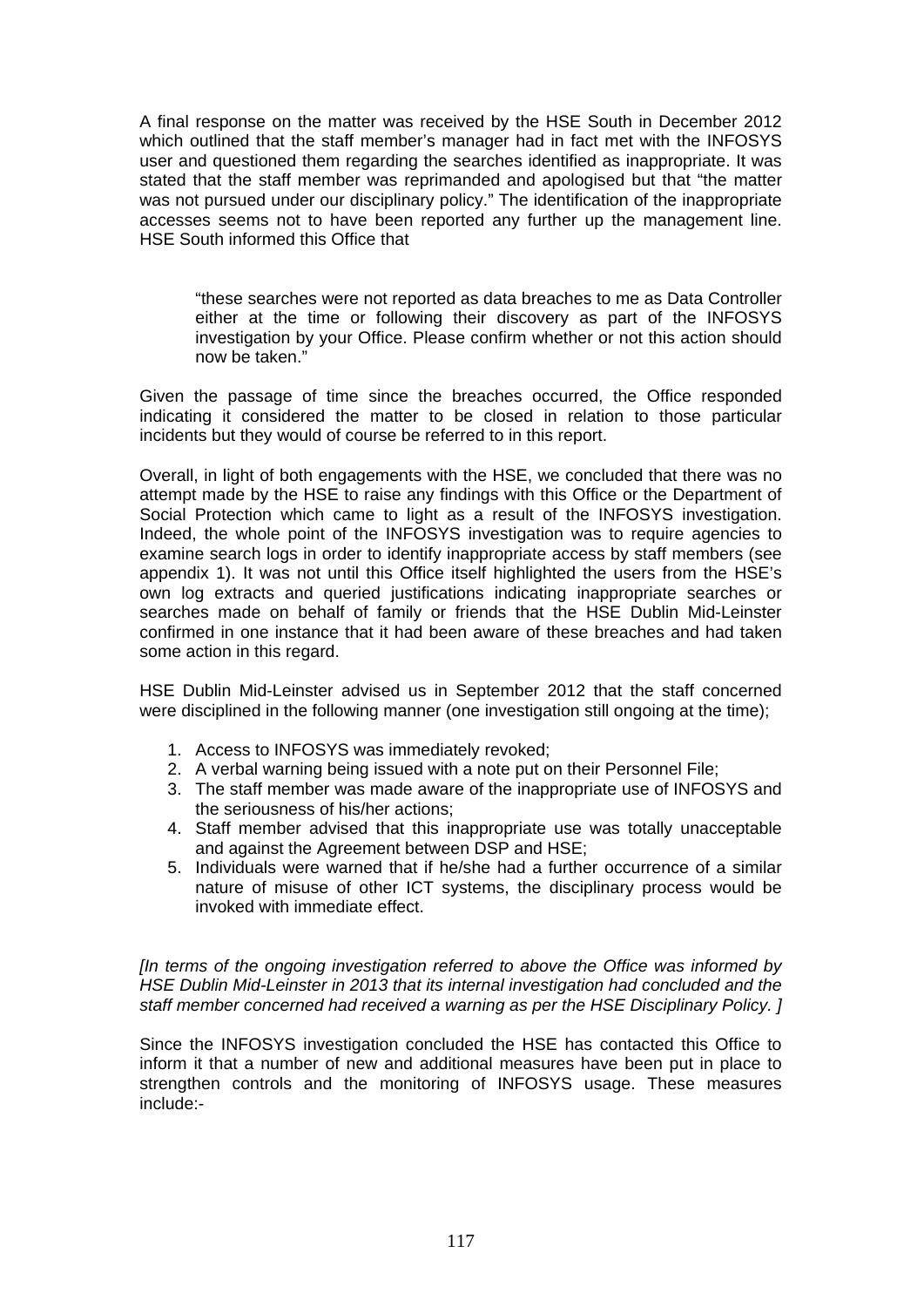A final response on the matter was received by the HSE South in December 2012 which outlined that the staff member's manager had in fact met with the INFOSYS user and questioned them regarding the searches identified as inappropriate. It was stated that the staff member was reprimanded and apologised but that "the matter was not pursued under our disciplinary policy." The identification of the inappropriate accesses seems not to have been reported any further up the management line. HSE South informed this Office that

> "these searches were not reported as data breaches to me as Data Controller either at the time or following their discovery as part of the INFOSYS investigation by your Office. Please confirm whether or not this action should now be taken."

Given the passage of time since the breaches occurred, the Office responded indicating it considered the matter to be closed in relation to those particular incidents but they would of course be referred to in this report.

Overall, in light of both engagements with the HSE, we concluded that there was no attempt made by the HSE to raise any findings with this Office or the Department of Social Protection which came to light as a result of the INFOSYS investigation. Indeed, the whole point of the INFOSYS investigation was to require agencies to examine search logs in order to identify inappropriate access by staff members (see appendix 1). It was not until this Office itself highlighted the users from the HSE's own log extracts and queried justifications indicating inappropriate searches or searches made on behalf of family or friends that the HSE Dublin Mid-Leinster confirmed in one instance that it had been aware of these breaches and had taken some action in this regard.

HSE Dublin Mid-Leinster advised us in September 2012 that the staff concerned were disciplined in the following manner (one investigation still ongoing at the time);

1. Access to INFOSYS was immediately revoked;
2. A verbal warning being issued with a note put on their Personnel File;
3. The staff member was made aware of the inappropriate use of INFOSYS and the seriousness of his/her actions;
4. Staff member advised that this inappropriate use was totally unacceptable and against the Agreement between DSP and HSE;
5. Individuals were warned that if he/she had a further occurrence of a similar nature of misuse of other ICT systems, the disciplinary process would be invoked with immediate effect.

*[In terms of the ongoing investigation referred to above the Office was informed by HSE Dublin Mid-Leinster in 2013 that its internal investigation had concluded and the staff member concerned had received a warning as per the HSE Disciplinary Policy. ]*

Since the INFOSYS investigation concluded the HSE has contacted this Office to inform it that a number of new and additional measures have been put in place to strengthen controls and the monitoring of INFOSYS usage. These measures include:-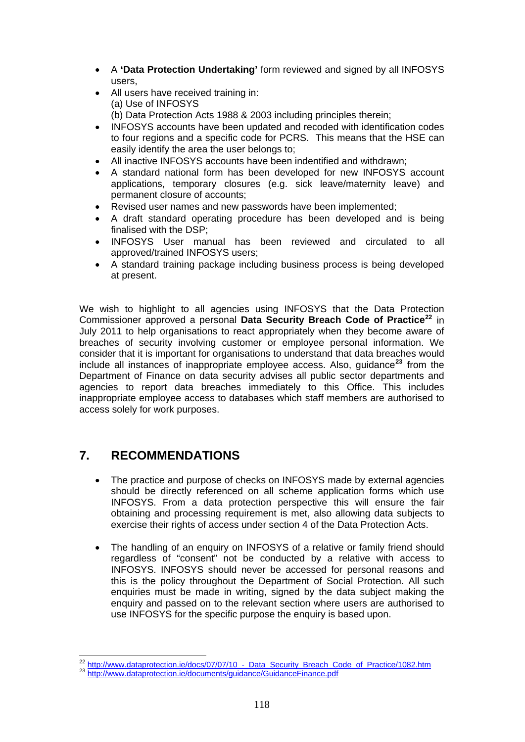- A **'Data Protection Undertaking'** form reviewed and signed by all INFOSYS users,
- All users have received training in:
  (a) Use of INFOSYS
  (b) Data Protection Acts 1988 & 2003 including principles therein;
- INFOSYS accounts have been updated and recoded with identification codes to four regions and a specific code for PCRS. This means that the HSE can easily identify the area the user belongs to;
- All inactive INFOSYS accounts have been indentified and withdrawn;
- A standard national form has been developed for new INFOSYS account applications, temporary closures (e.g. sick leave/maternity leave) and permanent closure of accounts;
- Revised user names and new passwords have been implemented;
- A draft standard operating procedure has been developed and is being finalised with the DSP;
- INFOSYS User manual has been reviewed and circulated to all approved/trained INFOSYS users;
- A standard training package including business process is being developed at present.

We wish to highlight to all agencies using INFOSYS that the Data Protection Commissioner approved a personal **Data Security Breach Code of Practice**[22] in July 2011 to help organisations to react appropriately when they become aware of breaches of security involving customer or employee personal information. We consider that it is important for organisations to understand that data breaches would include all instances of inappropriate employee access. Also, guidance[23] from the Department of Finance on data security advises all public sector departments and agencies to report data breaches immediately to this Office. This includes inappropriate employee access to databases which staff members are authorised to access solely for work purposes.

## 7. RECOMMENDATIONS

- The practice and purpose of checks on INFOSYS made by external agencies should be directly referenced on all scheme application forms which use INFOSYS. From a data protection perspective this will ensure the fair obtaining and processing requirement is met, also allowing data subjects to exercise their rights of access under section 4 of the Data Protection Acts.

- The handling of an enquiry on INFOSYS of a relative or family friend should regardless of "consent" not be conducted by a relative with access to INFOSYS. INFOSYS should never be accessed for personal reasons and this is the policy throughout the Department of Social Protection. All such enquiries must be made in writing, signed by the data subject making the enquiry and passed on to the relevant section where users are authorised to use INFOSYS for the specific purpose the enquiry is based upon.

---

[22] http://www.dataprotection.ie/docs/07/07/10_-_Data_Security_Breach_Code_of_Practice/1082.htm
[23] http://www.dataprotection.ie/documents/guidance/GuidanceFinance.pdf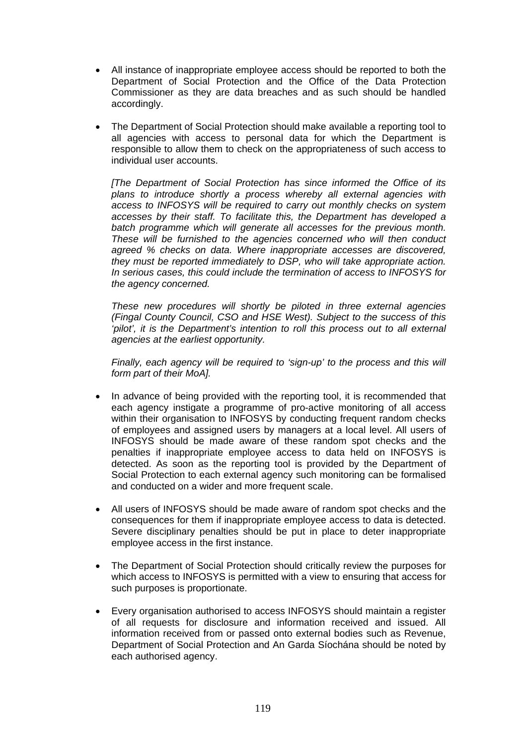- All instance of inappropriate employee access should be reported to both the Department of Social Protection and the Office of the Data Protection Commissioner as they are data breaches and as such should be handled accordingly.

- The Department of Social Protection should make available a reporting tool to all agencies with access to personal data for which the Department is responsible to allow them to check on the appropriateness of such access to individual user accounts.

  *[The Department of Social Protection has since informed the Office of its plans to introduce shortly a process whereby all external agencies with access to INFOSYS will be required to carry out monthly checks on system accesses by their staff. To facilitate this, the Department has developed a batch programme which will generate all accesses for the previous month. These will be furnished to the agencies concerned who will then conduct agreed % checks on data. Where inappropriate accesses are discovered, they must be reported immediately to DSP, who will take appropriate action. In serious cases, this could include the termination of access to INFOSYS for the agency concerned.*

  *These new procedures will shortly be piloted in three external agencies (Fingal County Council, CSO and HSE West). Subject to the success of this 'pilot', it is the Department's intention to roll this process out to all external agencies at the earliest opportunity.*

  *Finally, each agency will be required to 'sign-up' to the process and this will form part of their MoA].*

- In advance of being provided with the reporting tool, it is recommended that each agency instigate a programme of pro-active monitoring of all access within their organisation to INFOSYS by conducting frequent random checks of employees and assigned users by managers at a local level. All users of INFOSYS should be made aware of these random spot checks and the penalties if inappropriate employee access to data held on INFOSYS is detected. As soon as the reporting tool is provided by the Department of Social Protection to each external agency such monitoring can be formalised and conducted on a wider and more frequent scale.

- All users of INFOSYS should be made aware of random spot checks and the consequences for them if inappropriate employee access to data is detected. Severe disciplinary penalties should be put in place to deter inappropriate employee access in the first instance.

- The Department of Social Protection should critically review the purposes for which access to INFOSYS is permitted with a view to ensuring that access for such purposes is proportionate.

- Every organisation authorised to access INFOSYS should maintain a register of all requests for disclosure and information received and issued. All information received from or passed onto external bodies such as Revenue, Department of Social Protection and An Garda Síochána should be noted by each authorised agency.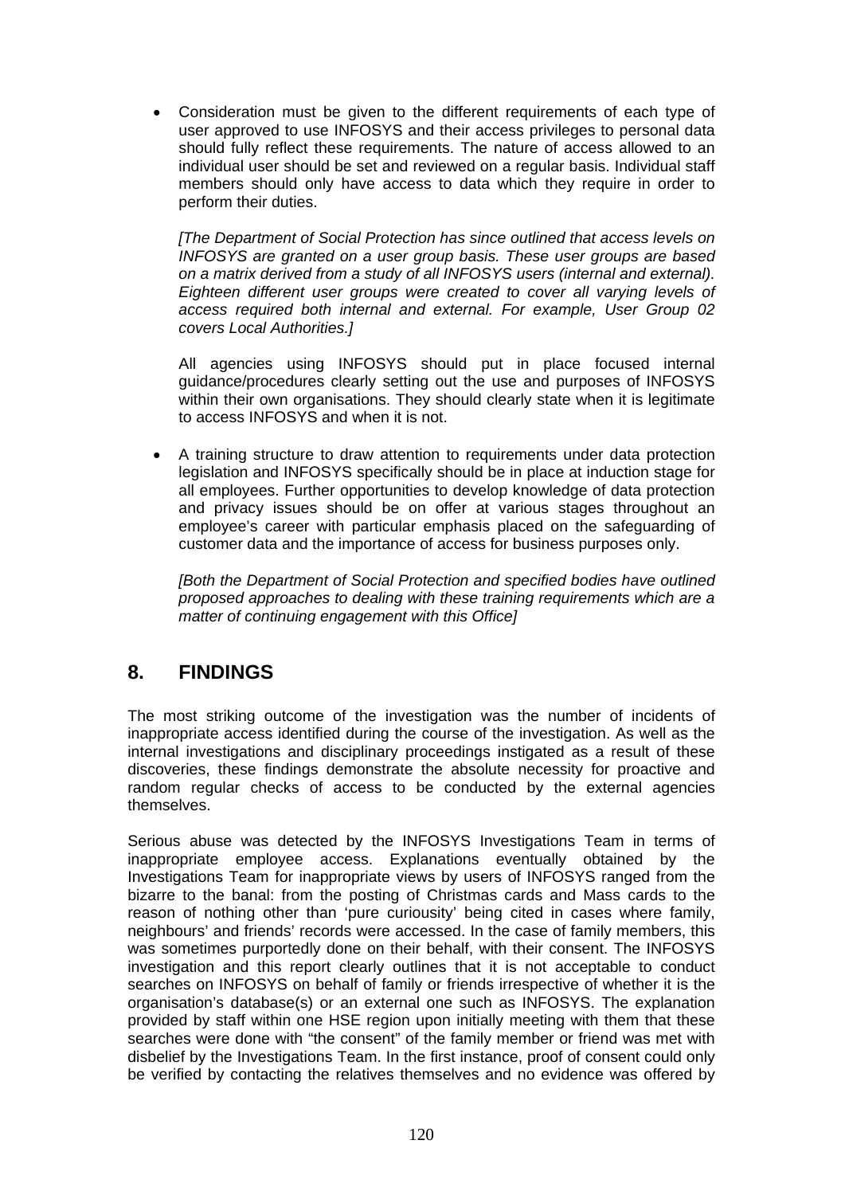- Consideration must be given to the different requirements of each type of user approved to use INFOSYS and their access privileges to personal data should fully reflect these requirements. The nature of access allowed to an individual user should be set and reviewed on a regular basis. Individual staff members should only have access to data which they require in order to perform their duties.

  *[The Department of Social Protection has since outlined that access levels on INFOSYS are granted on a user group basis. These user groups are based on a matrix derived from a study of all INFOSYS users (internal and external). Eighteen different user groups were created to cover all varying levels of access required both internal and external. For example, User Group 02 covers Local Authorities.]*

  All agencies using INFOSYS should put in place focused internal guidance/procedures clearly setting out the use and purposes of INFOSYS within their own organisations. They should clearly state when it is legitimate to access INFOSYS and when it is not.

- A training structure to draw attention to requirements under data protection legislation and INFOSYS specifically should be in place at induction stage for all employees. Further opportunities to develop knowledge of data protection and privacy issues should be on offer at various stages throughout an employee's career with particular emphasis placed on the safeguarding of customer data and the importance of access for business purposes only.

  *[Both the Department of Social Protection and specified bodies have outlined proposed approaches to dealing with these training requirements which are a matter of continuing engagement with this Office]*

## 8. FINDINGS

The most striking outcome of the investigation was the number of incidents of inappropriate access identified during the course of the investigation. As well as the internal investigations and disciplinary proceedings instigated as a result of these discoveries, these findings demonstrate the absolute necessity for proactive and random regular checks of access to be conducted by the external agencies themselves.

Serious abuse was detected by the INFOSYS Investigations Team in terms of inappropriate employee access. Explanations eventually obtained by the Investigations Team for inappropriate views by users of INFOSYS ranged from the bizarre to the banal: from the posting of Christmas cards and Mass cards to the reason of nothing other than 'pure curiousity' being cited in cases where family, neighbours' and friends' records were accessed. In the case of family members, this was sometimes purportedly done on their behalf, with their consent. The INFOSYS investigation and this report clearly outlines that it is not acceptable to conduct searches on INFOSYS on behalf of family or friends irrespective of whether it is the organisation's database(s) or an external one such as INFOSYS. The explanation provided by staff within one HSE region upon initially meeting with them that these searches were done with "the consent" of the family member or friend was met with disbelief by the Investigations Team. In the first instance, proof of consent could only be verified by contacting the relatives themselves and no evidence was offered by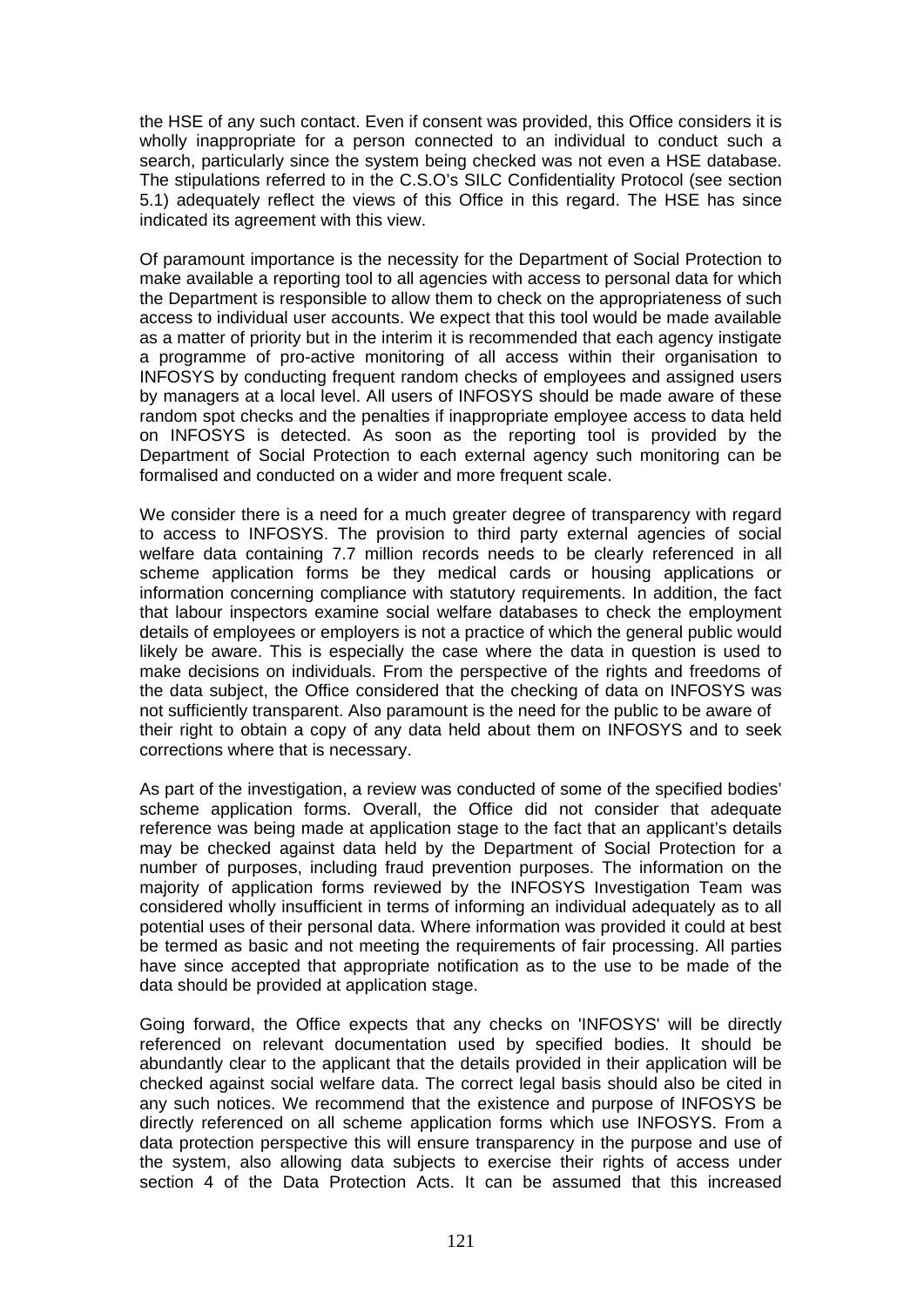the HSE of any such contact. Even if consent was provided, this Office considers it is wholly inappropriate for a person connected to an individual to conduct such a search, particularly since the system being checked was not even a HSE database. The stipulations referred to in the C.S.O's SILC Confidentiality Protocol (see section 5.1) adequately reflect the views of this Office in this regard. The HSE has since indicated its agreement with this view.

Of paramount importance is the necessity for the Department of Social Protection to make available a reporting tool to all agencies with access to personal data for which the Department is responsible to allow them to check on the appropriateness of such access to individual user accounts. We expect that this tool would be made available as a matter of priority but in the interim it is recommended that each agency instigate a programme of pro-active monitoring of all access within their organisation to INFOSYS by conducting frequent random checks of employees and assigned users by managers at a local level. All users of INFOSYS should be made aware of these random spot checks and the penalties if inappropriate employee access to data held on INFOSYS is detected. As soon as the reporting tool is provided by the Department of Social Protection to each external agency such monitoring can be formalised and conducted on a wider and more frequent scale.

We consider there is a need for a much greater degree of transparency with regard to access to INFOSYS. The provision to third party external agencies of social welfare data containing 7.7 million records needs to be clearly referenced in all scheme application forms be they medical cards or housing applications or information concerning compliance with statutory requirements. In addition, the fact that labour inspectors examine social welfare databases to check the employment details of employees or employers is not a practice of which the general public would likely be aware. This is especially the case where the data in question is used to make decisions on individuals. From the perspective of the rights and freedoms of the data subject, the Office considered that the checking of data on INFOSYS was not sufficiently transparent. Also paramount is the need for the public to be aware of their right to obtain a copy of any data held about them on INFOSYS and to seek corrections where that is necessary.

As part of the investigation, a review was conducted of some of the specified bodies' scheme application forms. Overall, the Office did not consider that adequate reference was being made at application stage to the fact that an applicant's details may be checked against data held by the Department of Social Protection for a number of purposes, including fraud prevention purposes. The information on the majority of application forms reviewed by the INFOSYS Investigation Team was considered wholly insufficient in terms of informing an individual adequately as to all potential uses of their personal data. Where information was provided it could at best be termed as basic and not meeting the requirements of fair processing. All parties have since accepted that appropriate notification as to the use to be made of the data should be provided at application stage.

Going forward, the Office expects that any checks on 'INFOSYS' will be directly referenced on relevant documentation used by specified bodies. It should be abundantly clear to the applicant that the details provided in their application will be checked against social welfare data. The correct legal basis should also be cited in any such notices. We recommend that the existence and purpose of INFOSYS be directly referenced on all scheme application forms which use INFOSYS. From a data protection perspective this will ensure transparency in the purpose and use of the system, also allowing data subjects to exercise their rights of access under section 4 of the Data Protection Acts. It can be assumed that this increased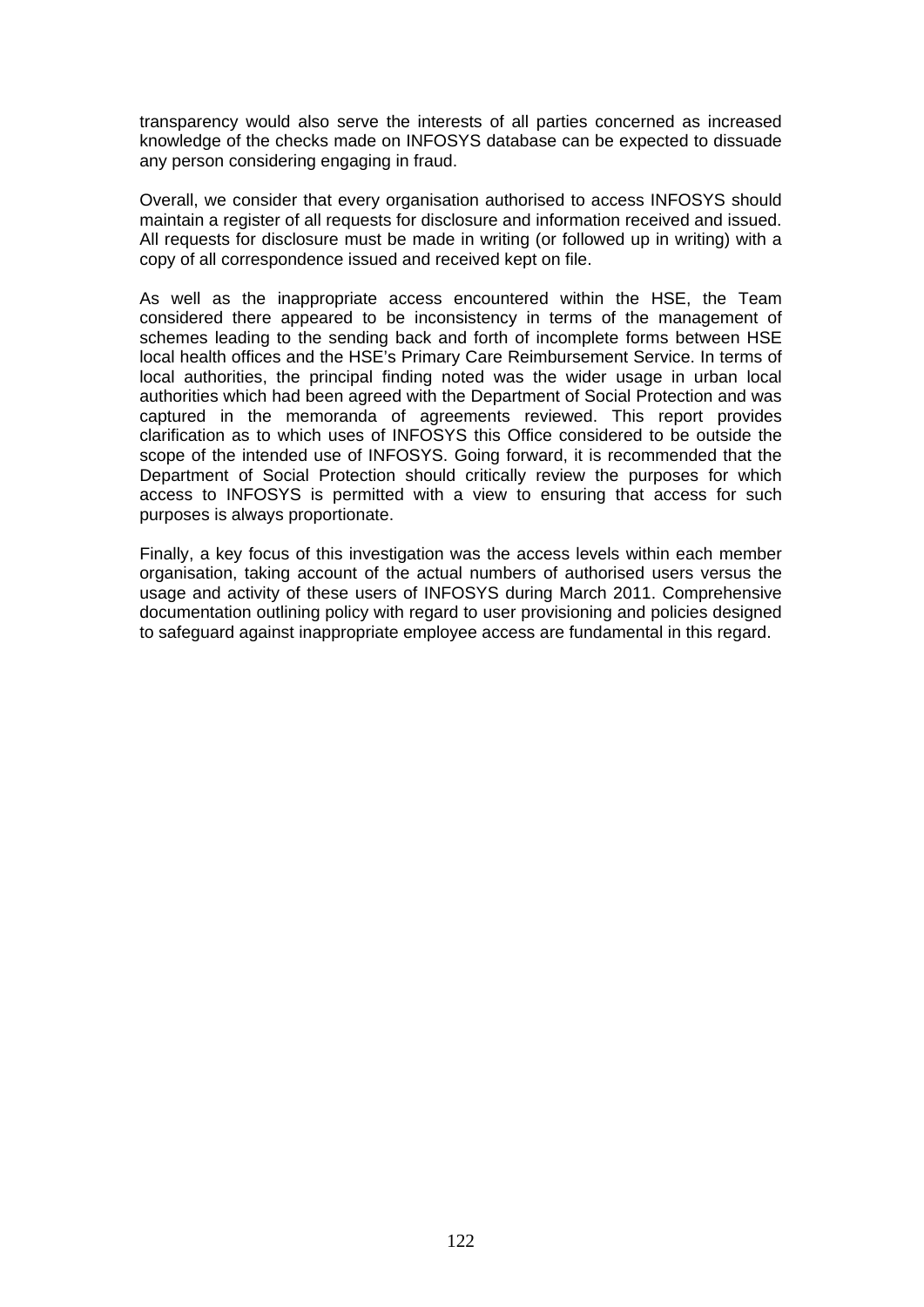transparency would also serve the interests of all parties concerned as increased knowledge of the checks made on INFOSYS database can be expected to dissuade any person considering engaging in fraud.

Overall, we consider that every organisation authorised to access INFOSYS should maintain a register of all requests for disclosure and information received and issued. All requests for disclosure must be made in writing (or followed up in writing) with a copy of all correspondence issued and received kept on file.

As well as the inappropriate access encountered within the HSE, the Team considered there appeared to be inconsistency in terms of the management of schemes leading to the sending back and forth of incomplete forms between HSE local health offices and the HSE's Primary Care Reimbursement Service. In terms of local authorities, the principal finding noted was the wider usage in urban local authorities which had been agreed with the Department of Social Protection and was captured in the memoranda of agreements reviewed. This report provides clarification as to which uses of INFOSYS this Office considered to be outside the scope of the intended use of INFOSYS. Going forward, it is recommended that the Department of Social Protection should critically review the purposes for which access to INFOSYS is permitted with a view to ensuring that access for such purposes is always proportionate.

Finally, a key focus of this investigation was the access levels within each member organisation, taking account of the actual numbers of authorised users versus the usage and activity of these users of INFOSYS during March 2011. Comprehensive documentation outlining policy with regard to user provisioning and policies designed to safeguard against inappropriate employee access are fundamental in this regard.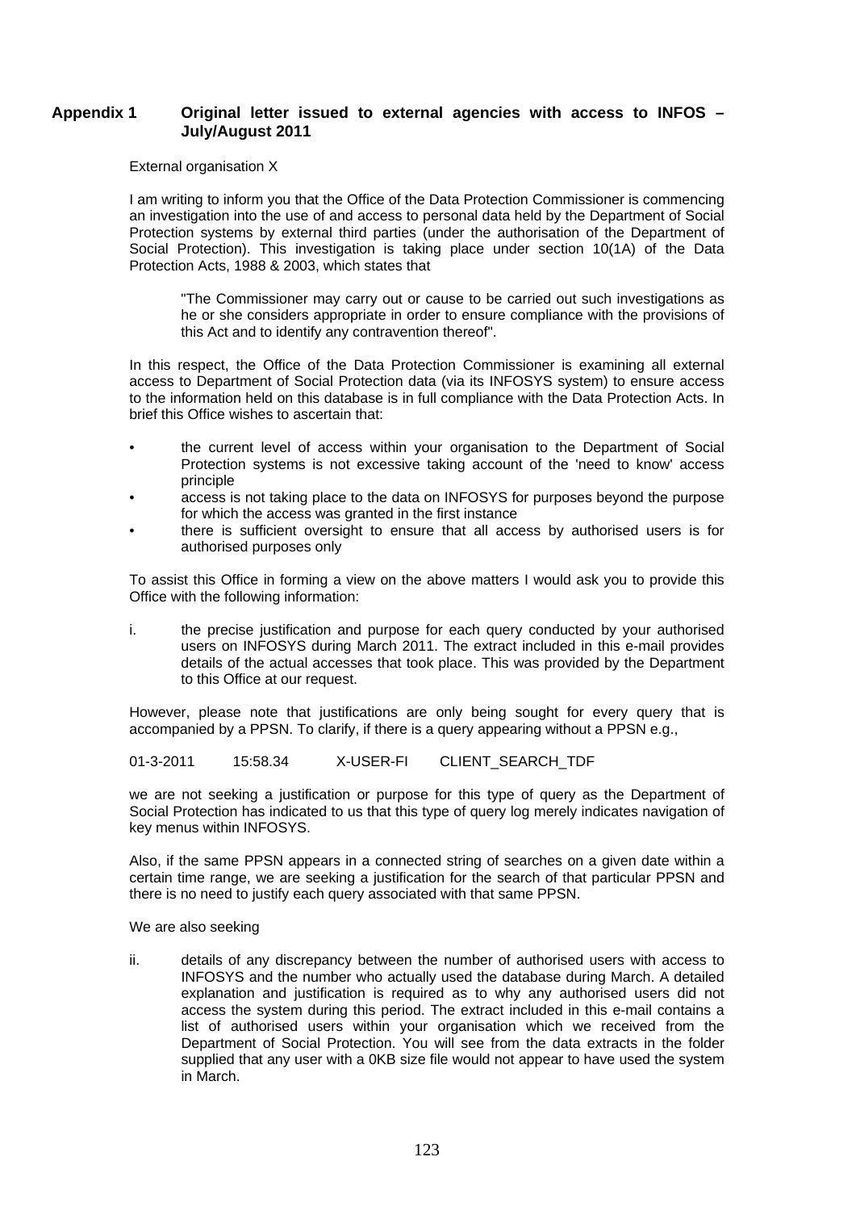## Appendix 1 Original letter issued to external agencies with access to INFOS – July/August 2011

External organisation X

I am writing to inform you that the Office of the Data Protection Commissioner is commencing an investigation into the use of and access to personal data held by the Department of Social Protection systems by external third parties (under the authorisation of the Department of Social Protection). This investigation is taking place under section 10(1A) of the Data Protection Acts, 1988 & 2003, which states that

> "The Commissioner may carry out or cause to be carried out such investigations as he or she considers appropriate in order to ensure compliance with the provisions of this Act and to identify any contravention thereof".

In this respect, the Office of the Data Protection Commissioner is examining all external access to Department of Social Protection data (via its INFOSYS system) to ensure access to the information held on this database is in full compliance with the Data Protection Acts. In brief this Office wishes to ascertain that:

- the current level of access within your organisation to the Department of Social Protection systems is not excessive taking account of the 'need to know' access principle
- access is not taking place to the data on INFOSYS for purposes beyond the purpose for which the access was granted in the first instance
- there is sufficient oversight to ensure that all access by authorised users is for authorised purposes only

To assist this Office in forming a view on the above matters I would ask you to provide this Office with the following information:

i. the precise justification and purpose for each query conducted by your authorised users on INFOSYS during March 2011. The extract included in this e-mail provides details of the actual accesses that took place. This was provided by the Department to this Office at our request.

However, please note that justifications are only being sought for every query that is accompanied by a PPSN. To clarify, if there is a query appearing without a PPSN e.g.,

01-3-2011 15:58.34 X-USER-FI CLIENT_SEARCH_TDF

we are not seeking a justification or purpose for this type of query as the Department of Social Protection has indicated to us that this type of query log merely indicates navigation of key menus within INFOSYS.

Also, if the same PPSN appears in a connected string of searches on a given date within a certain time range, we are seeking a justification for the search of that particular PPSN and there is no need to justify each query associated with that same PPSN.

We are also seeking

ii. details of any discrepancy between the number of authorised users with access to INFOSYS and the number who actually used the database during March. A detailed explanation and justification is required as to why any authorised users did not access the system during this period. The extract included in this e-mail contains a list of authorised users within your organisation which we received from the Department of Social Protection. You will see from the data extracts in the folder supplied that any user with a 0KB size file would not appear to have used the system in March.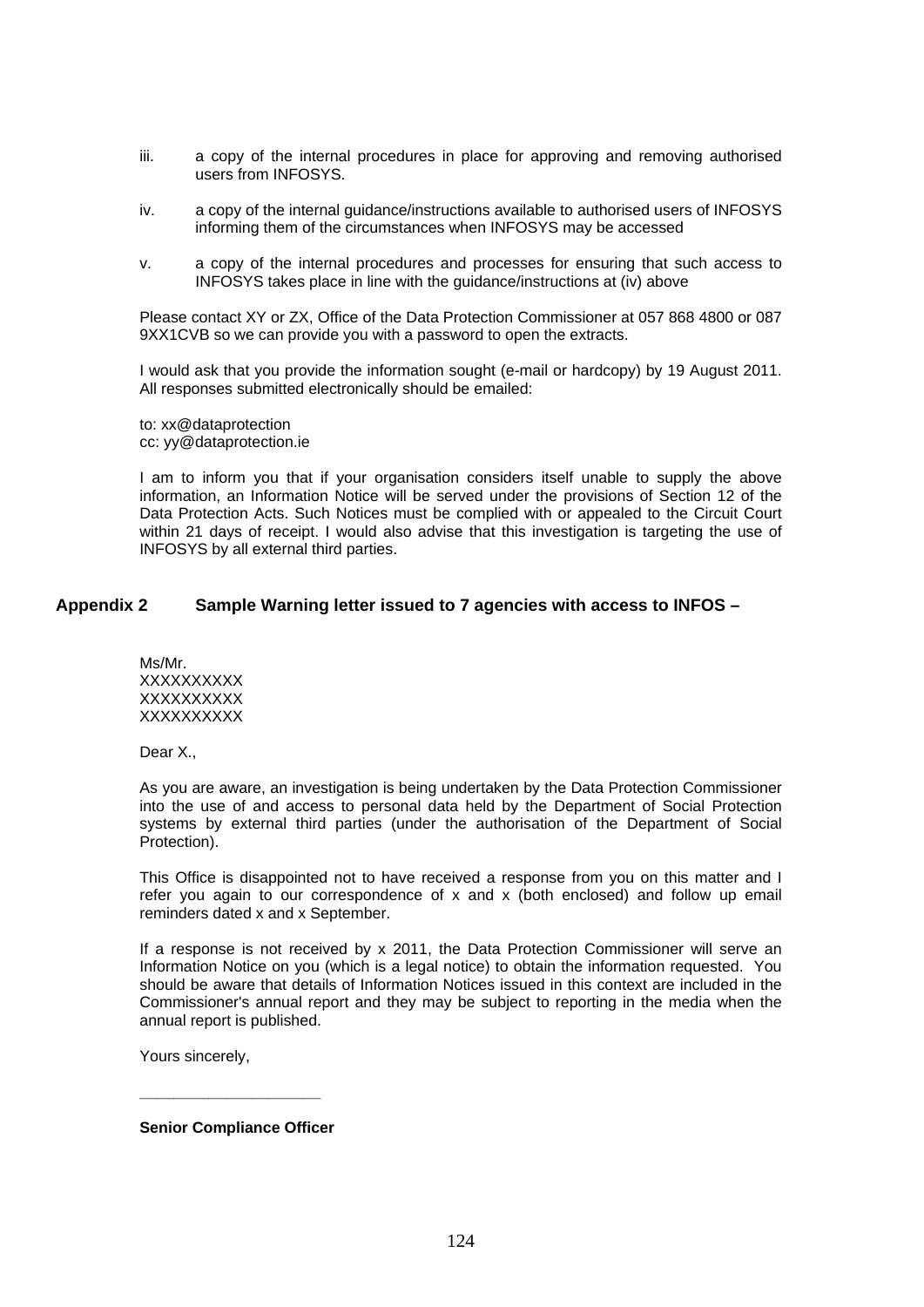iii. a copy of the internal procedures in place for approving and removing authorised users from INFOSYS.

iv. a copy of the internal guidance/instructions available to authorised users of INFOSYS informing them of the circumstances when INFOSYS may be accessed

v. a copy of the internal procedures and processes for ensuring that such access to INFOSYS takes place in line with the guidance/instructions at (iv) above

Please contact XY or ZX, Office of the Data Protection Commissioner at 057 868 4800 or 087 9XX1CVB so we can provide you with a password to open the extracts.

I would ask that you provide the information sought (e-mail or hardcopy) by 19 August 2011. All responses submitted electronically should be emailed:

to: xx@dataprotection
cc: yy@dataprotection.ie

I am to inform you that if your organisation considers itself unable to supply the above information, an Information Notice will be served under the provisions of Section 12 of the Data Protection Acts. Such Notices must be complied with or appealed to the Circuit Court within 21 days of receipt. I would also advise that this investigation is targeting the use of INFOSYS by all external third parties.

## Appendix 2 Sample Warning letter issued to 7 agencies with access to INFOS –

Ms/Mr.
XXXXXXXXXX
XXXXXXXXXX
XXXXXXXXXX

Dear X.,

As you are aware, an investigation is being undertaken by the Data Protection Commissioner into the use of and access to personal data held by the Department of Social Protection systems by external third parties (under the authorisation of the Department of Social Protection).

This Office is disappointed not to have received a response from you on this matter and I refer you again to our correspondence of x and x (both enclosed) and follow up email reminders dated x and x September.

If a response is not received by x 2011, the Data Protection Commissioner will serve an Information Notice on you (which is a legal notice) to obtain the information requested. You should be aware that details of Information Notices issued in this context are included in the Commissioner's annual report and they may be subject to reporting in the media when the annual report is published.

Yours sincerely,

\_\_\_\_\_\_\_\_\_\_\_\_\_\_\_\_\_\_\_\_\_\_

**Senior Compliance Officer**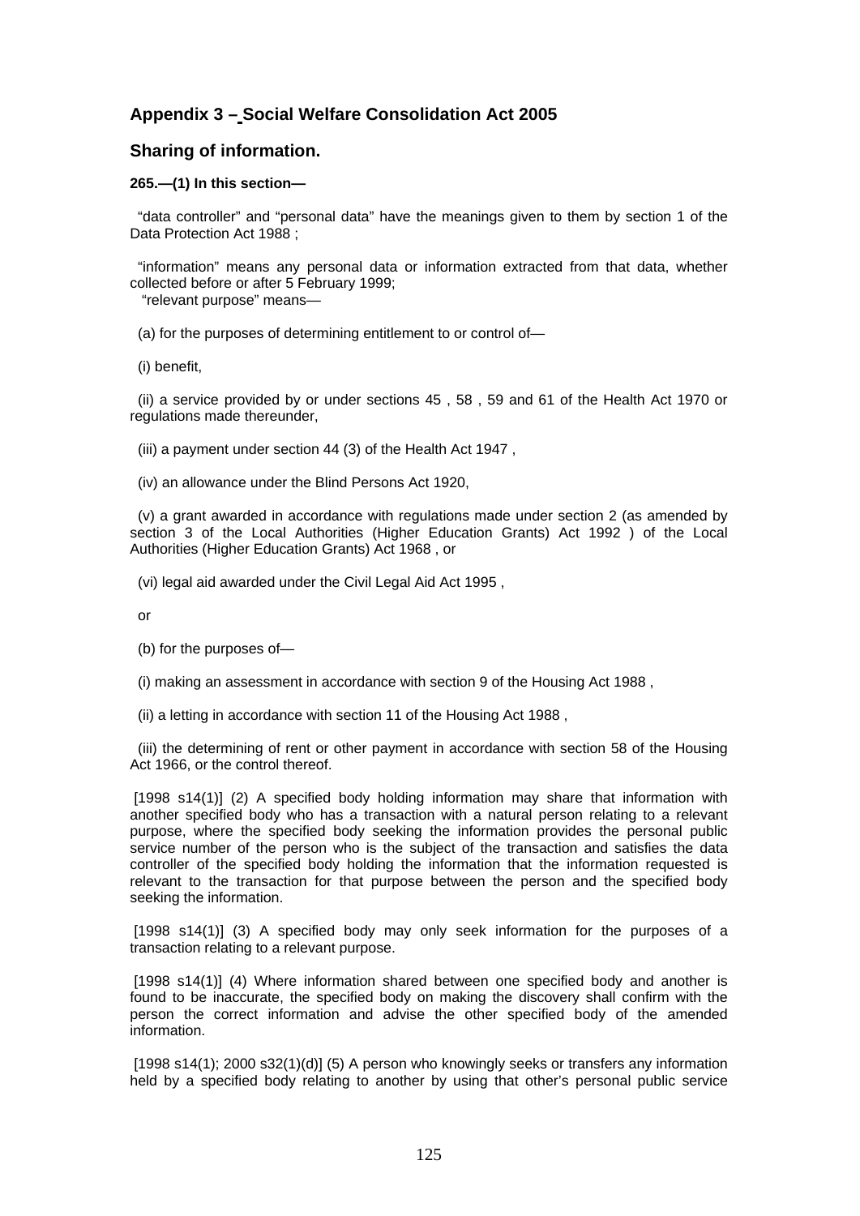## Appendix 3 – Social Welfare Consolidation Act 2005

## Sharing of information.

**265.—(1) In this section—**

"data controller" and "personal data" have the meanings given to them by section 1 of the Data Protection Act 1988 ;

"information" means any personal data or information extracted from that data, whether collected before or after 5 February 1999;

"relevant purpose" means—

(a) for the purposes of determining entitlement to or control of—

(i) benefit,

(ii) a service provided by or under sections 45 , 58 , 59 and 61 of the Health Act 1970 or regulations made thereunder,

(iii) a payment under section 44 (3) of the Health Act 1947 ,

(iv) an allowance under the Blind Persons Act 1920,

(v) a grant awarded in accordance with regulations made under section 2 (as amended by section 3 of the Local Authorities (Higher Education Grants) Act 1992 ) of the Local Authorities (Higher Education Grants) Act 1968 , or

(vi) legal aid awarded under the Civil Legal Aid Act 1995 ,

or

(b) for the purposes of—

(i) making an assessment in accordance with section 9 of the Housing Act 1988 ,

(ii) a letting in accordance with section 11 of the Housing Act 1988 ,

(iii) the determining of rent or other payment in accordance with section 58 of the Housing Act 1966, or the control thereof.

[1998 s14(1)] (2) A specified body holding information may share that information with another specified body who has a transaction with a natural person relating to a relevant purpose, where the specified body seeking the information provides the personal public service number of the person who is the subject of the transaction and satisfies the data controller of the specified body holding the information that the information requested is relevant to the transaction for that purpose between the person and the specified body seeking the information.

[1998 s14(1)] (3) A specified body may only seek information for the purposes of a transaction relating to a relevant purpose.

[1998 s14(1)] (4) Where information shared between one specified body and another is found to be inaccurate, the specified body on making the discovery shall confirm with the person the correct information and advise the other specified body of the amended information.

[1998 s14(1); 2000 s32(1)(d)] (5) A person who knowingly seeks or transfers any information held by a specified body relating to another by using that other's personal public service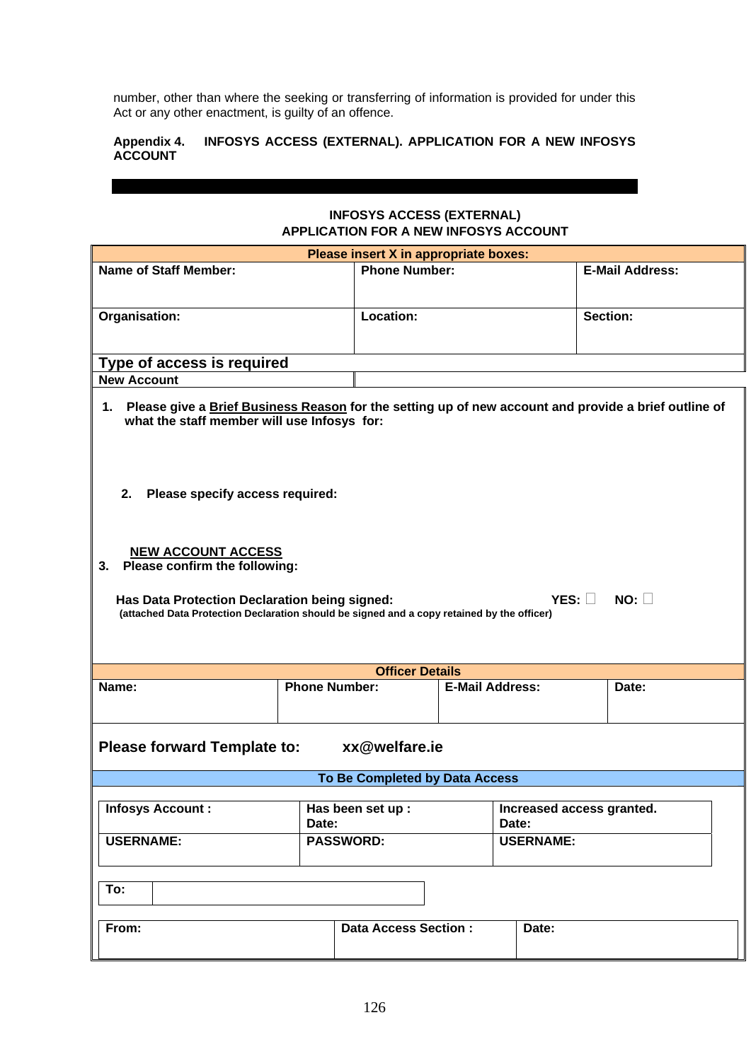number, other than where the seeking or transferring of information is provided for under this Act or any other enactment, is guilty of an offence.

**Appendix 4. INFOSYS ACCESS (EXTERNAL). APPLICATION FOR A NEW INFOSYS ACCOUNT**

**INFOSYS ACCESS (EXTERNAL)**
**APPLICATION FOR A NEW INFOSYS ACCOUNT**

| Please insert X in appropriate boxes: | | |
|---|---|---|
| **Name of Staff Member:** | **Phone Number:** | **E-Mail Address:** |
| **Organisation:** | **Location:** | **Section:** |

**Type of access is required**

**New Account**

1. Please give a **Brief Business Reason** for the setting up of new account and provide a brief outline of what the staff member will use Infosys for:

2. **Please specify access required:**

**NEW ACCOUNT ACCESS**

3. **Please confirm the following:**

**Has Data Protection Declaration being signed:** YES: ☐ NO: ☐
**(attached Data Protection Declaration should be signed and a copy retained by the officer)**

| Officer Details | | | |
|---|---|---|---|
| **Name:** | **Phone Number:** | **E-Mail Address:** | **Date:** |

**Please forward Template to: xx@welfare.ie**

**To Be Completed by Data Access**

| **Infosys Account :** | **Has been set up :** **Date:** | **Increased access granted.** **Date:** |
|---|---|---|
| **USERNAME:** | **PASSWORD:** | **USERNAME:** |

| **To:** | |
|---|---|

| **From:** | **Data Access Section :** | **Date:** |
|---|---|---|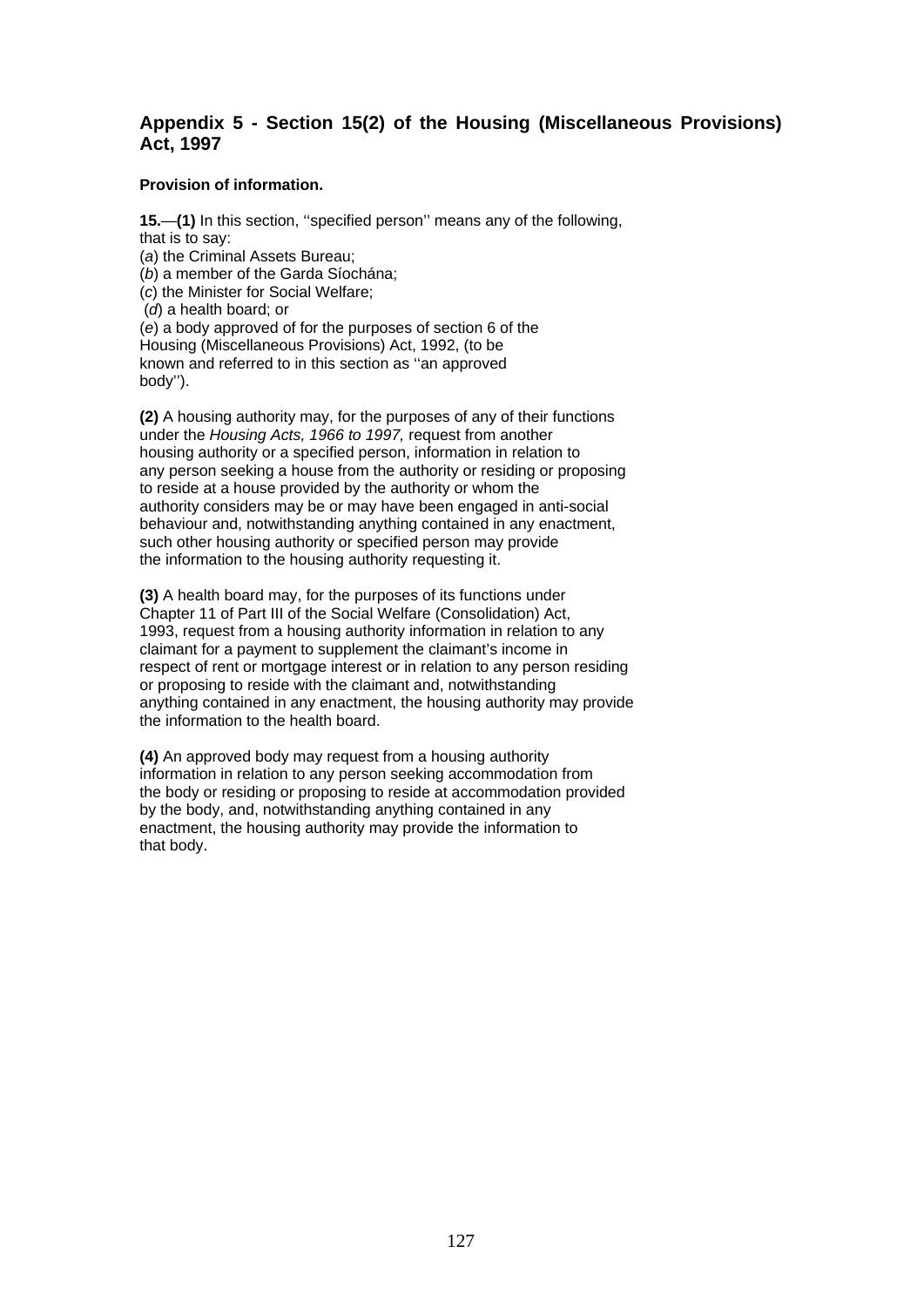## Appendix 5 - Section 15(2) of the Housing (Miscellaneous Provisions) Act, 1997

**Provision of information.**

**15.**—**(1)** In this section, ''specified person'' means any of the following, that is to say:

(*a*) the Criminal Assets Bureau;

(*b*) a member of the Garda Síochána;

(*c*) the Minister for Social Welfare;

(*d*) a health board; or

(*e*) a body approved of for the purposes of section 6 of the Housing (Miscellaneous Provisions) Act, 1992, (to be known and referred to in this section as ''an approved body'').

**(2)** A housing authority may, for the purposes of any of their functions under the *Housing Acts, 1966 to 1997,* request from another housing authority or a specified person, information in relation to any person seeking a house from the authority or residing or proposing to reside at a house provided by the authority or whom the authority considers may be or may have been engaged in anti-social behaviour and, notwithstanding anything contained in any enactment, such other housing authority or specified person may provide the information to the housing authority requesting it.

**(3)** A health board may, for the purposes of its functions under Chapter 11 of Part III of the Social Welfare (Consolidation) Act, 1993, request from a housing authority information in relation to any claimant for a payment to supplement the claimant's income in respect of rent or mortgage interest or in relation to any person residing or proposing to reside with the claimant and, notwithstanding anything contained in any enactment, the housing authority may provide the information to the health board.

**(4)** An approved body may request from a housing authority information in relation to any person seeking accommodation from the body or residing or proposing to reside at accommodation provided by the body, and, notwithstanding anything contained in any enactment, the housing authority may provide the information to that body.